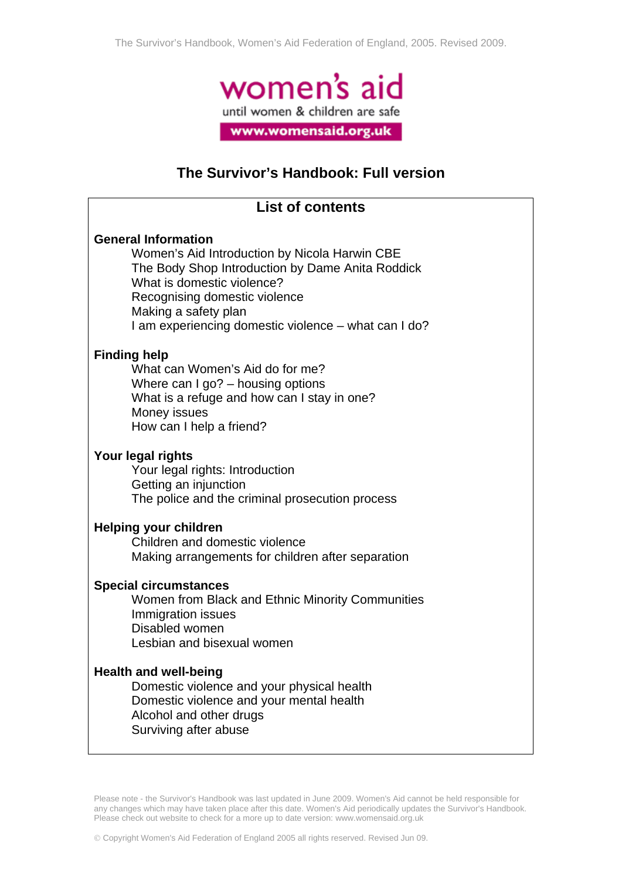women's aid

until women & children are safe

www.womensaid.org.uk

# The Survivor's Handbook: Full version

## List of contents

**General Information**

- Women's Aid Introduction by Nicola Harwin CBE
- The Body Shop Introduction by Dame Anita Roddick
- What is domestic violence?
- Recognising domestic violence
- Making a safety plan
- I am experiencing domestic violence – what can I do?

**Finding help**

- What can Women's Aid do for me?
- Where can I go? – housing options
- What is a refuge and how can I stay in one?
- Money issues
- How can I help a friend?

**Your legal rights**

- Your legal rights: Introduction
- Getting an injunction
- The police and the criminal prosecution process

**Helping your children**

- Children and domestic violence
- Making arrangements for children after separation

**Special circumstances**

- Women from Black and Ethnic Minority Communities
- Immigration issues
- Disabled women
- Lesbian and bisexual women

**Health and well-being**

- Domestic violence and your physical health
- Domestic violence and your mental health
- Alcohol and other drugs
- Surviving after abuse

Please note - the Survivor's Handbook was last updated in June 2009. Women's Aid cannot be held responsible for any changes which may have taken place after this date. Women's Aid periodically updates the Survivor's Handbook. Please check out website to check for a more up to date version: www.womensaid.org.uk

© Copyright Women's Aid Federation of England 2005 all rights reserved. Revised Jun 09.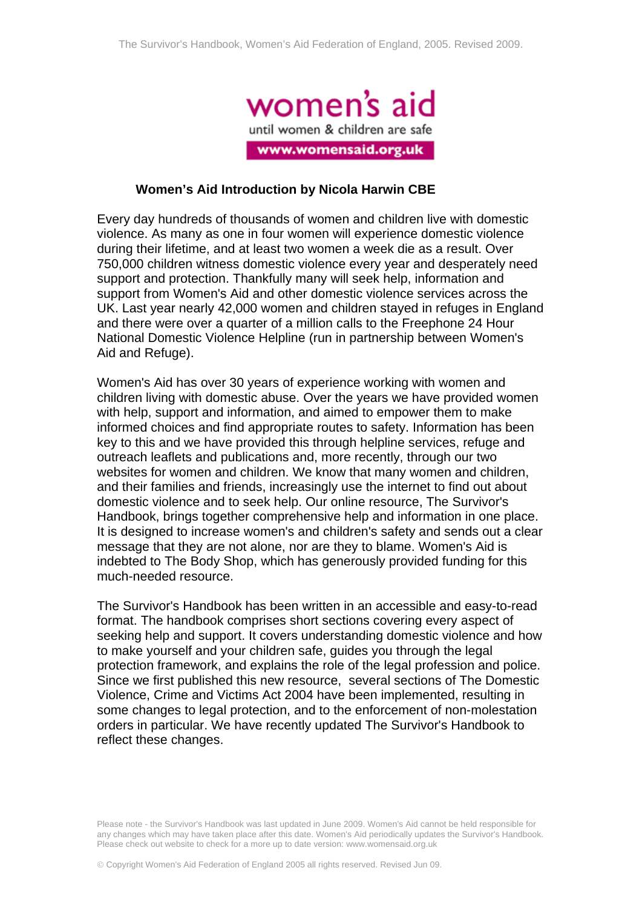women's aid

until women & children are safe

www.womensaid.org.uk

## Women's Aid Introduction by Nicola Harwin CBE

Every day hundreds of thousands of women and children live with domestic violence. As many as one in four women will experience domestic violence during their lifetime, and at least two women a week die as a result. Over 750,000 children witness domestic violence every year and desperately need support and protection. Thankfully many will seek help, information and support from Women's Aid and other domestic violence services across the UK. Last year nearly 42,000 women and children stayed in refuges in England and there were over a quarter of a million calls to the Freephone 24 Hour National Domestic Violence Helpline (run in partnership between Women's Aid and Refuge).

Women's Aid has over 30 years of experience working with women and children living with domestic abuse. Over the years we have provided women with help, support and information, and aimed to empower them to make informed choices and find appropriate routes to safety. Information has been key to this and we have provided this through helpline services, refuge and outreach leaflets and publications and, more recently, through our two websites for women and children. We know that many women and children, and their families and friends, increasingly use the internet to find out about domestic violence and to seek help. Our online resource, The Survivor's Handbook, brings together comprehensive help and information in one place. It is designed to increase women's and children's safety and sends out a clear message that they are not alone, nor are they to blame. Women's Aid is indebted to The Body Shop, which has generously provided funding for this much-needed resource.

The Survivor's Handbook has been written in an accessible and easy-to-read format. The handbook comprises short sections covering every aspect of seeking help and support. It covers understanding domestic violence and how to make yourself and your children safe, guides you through the legal protection framework, and explains the role of the legal profession and police. Since we first published this new resource, several sections of The Domestic Violence, Crime and Victims Act 2004 have been implemented, resulting in some changes to legal protection, and to the enforcement of non-molestation orders in particular. We have recently updated The Survivor's Handbook to reflect these changes.

Please note - the Survivor's Handbook was last updated in June 2009. Women's Aid cannot be held responsible for any changes which may have taken place after this date. Women's Aid periodically updates the Survivor's Handbook. Please check out website to check for a more up to date version: www.womensaid.org.uk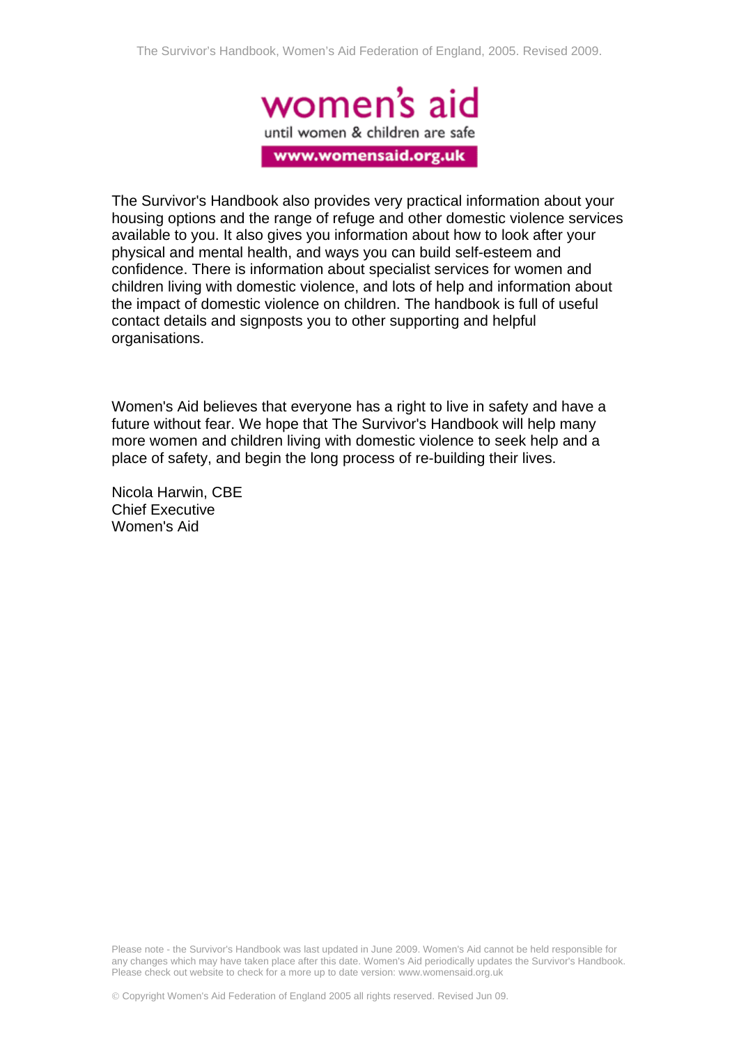The Survivor's Handbook also provides very practical information about your housing options and the range of refuge and other domestic violence services available to you. It also gives you information about how to look after your physical and mental health, and ways you can build self-esteem and confidence. There is information about specialist services for women and children living with domestic violence, and lots of help and information about the impact of domestic violence on children. The handbook is full of useful contact details and signposts you to other supporting and helpful organisations.

Women's Aid believes that everyone has a right to live in safety and have a future without fear. We hope that The Survivor's Handbook will help many more women and children living with domestic violence to seek help and a place of safety, and begin the long process of re-building their lives.

Nicola Harwin, CBE
Chief Executive
Women's Aid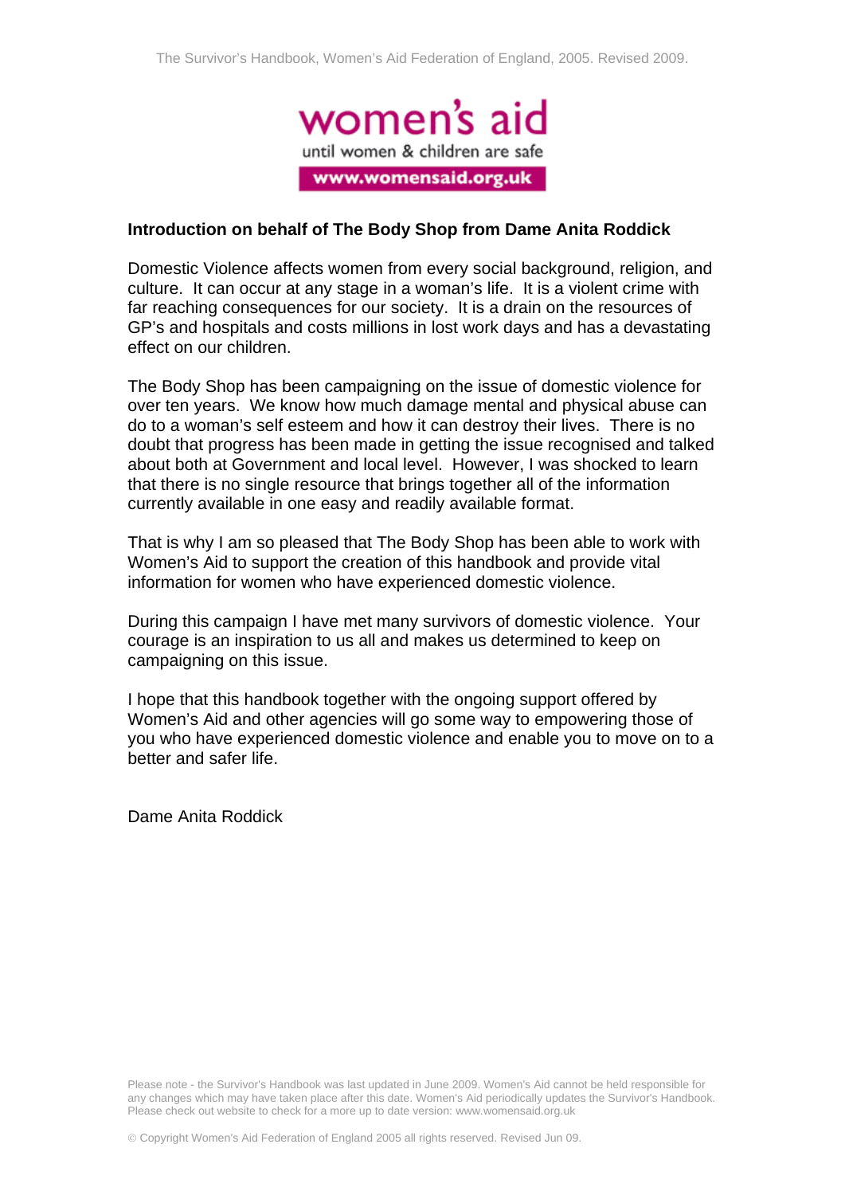women's aid

until women & children are safe

www.womensaid.org.uk

**Introduction on behalf of The Body Shop from Dame Anita Roddick**

Domestic Violence affects women from every social background, religion, and culture. It can occur at any stage in a woman's life. It is a violent crime with far reaching consequences for our society. It is a drain on the resources of GP's and hospitals and costs millions in lost work days and has a devastating effect on our children.

The Body Shop has been campaigning on the issue of domestic violence for over ten years. We know how much damage mental and physical abuse can do to a woman's self esteem and how it can destroy their lives. There is no doubt that progress has been made in getting the issue recognised and talked about both at Government and local level. However, I was shocked to learn that there is no single resource that brings together all of the information currently available in one easy and readily available format.

That is why I am so pleased that The Body Shop has been able to work with Women's Aid to support the creation of this handbook and provide vital information for women who have experienced domestic violence.

During this campaign I have met many survivors of domestic violence. Your courage is an inspiration to us all and makes us determined to keep on campaigning on this issue.

I hope that this handbook together with the ongoing support offered by Women's Aid and other agencies will go some way to empowering those of you who have experienced domestic violence and enable you to move on to a better and safer life.

Dame Anita Roddick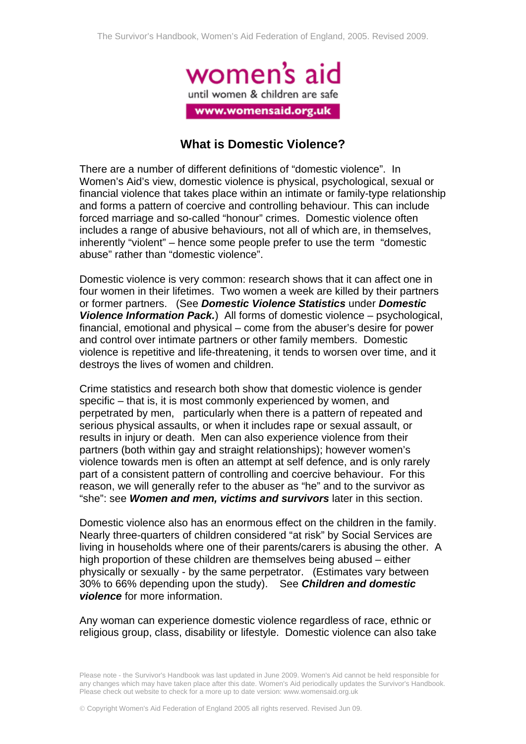# What is Domestic Violence?

There are a number of different definitions of "domestic violence". In Women's Aid's view, domestic violence is physical, psychological, sexual or financial violence that takes place within an intimate or family-type relationship and forms a pattern of coercive and controlling behaviour. This can include forced marriage and so-called "honour" crimes. Domestic violence often includes a range of abusive behaviours, not all of which are, in themselves, inherently "violent" – hence some people prefer to use the term "domestic abuse" rather than "domestic violence".

Domestic violence is very common: research shows that it can affect one in four women in their lifetimes. Two women a week are killed by their partners or former partners. (See ***Domestic Violence Statistics*** under ***Domestic Violence Information Pack.***) All forms of domestic violence – psychological, financial, emotional and physical – come from the abuser's desire for power and control over intimate partners or other family members. Domestic violence is repetitive and life-threatening, it tends to worsen over time, and it destroys the lives of women and children.

Crime statistics and research both show that domestic violence is gender specific – that is, it is most commonly experienced by women, and perpetrated by men, particularly when there is a pattern of repeated and serious physical assaults, or when it includes rape or sexual assault, or results in injury or death. Men can also experience violence from their partners (both within gay and straight relationships); however women's violence towards men is often an attempt at self defence, and is only rarely part of a consistent pattern of controlling and coercive behaviour. For this reason, we will generally refer to the abuser as "he" and to the survivor as "she": see ***Women and men, victims and survivors*** later in this section.

Domestic violence also has an enormous effect on the children in the family. Nearly three-quarters of children considered "at risk" by Social Services are living in households where one of their parents/carers is abusing the other. A high proportion of these children are themselves being abused – either physically or sexually - by the same perpetrator. (Estimates vary between 30% to 66% depending upon the study). See ***Children and domestic violence*** for more information.

Any woman can experience domestic violence regardless of race, ethnic or religious group, class, disability or lifestyle. Domestic violence can also take

Please note - the Survivor's Handbook was last updated in June 2009. Women's Aid cannot be held responsible for any changes which may have taken place after this date. Women's Aid periodically updates the Survivor's Handbook. Please check out website to check for a more up to date version: www.womensaid.org.uk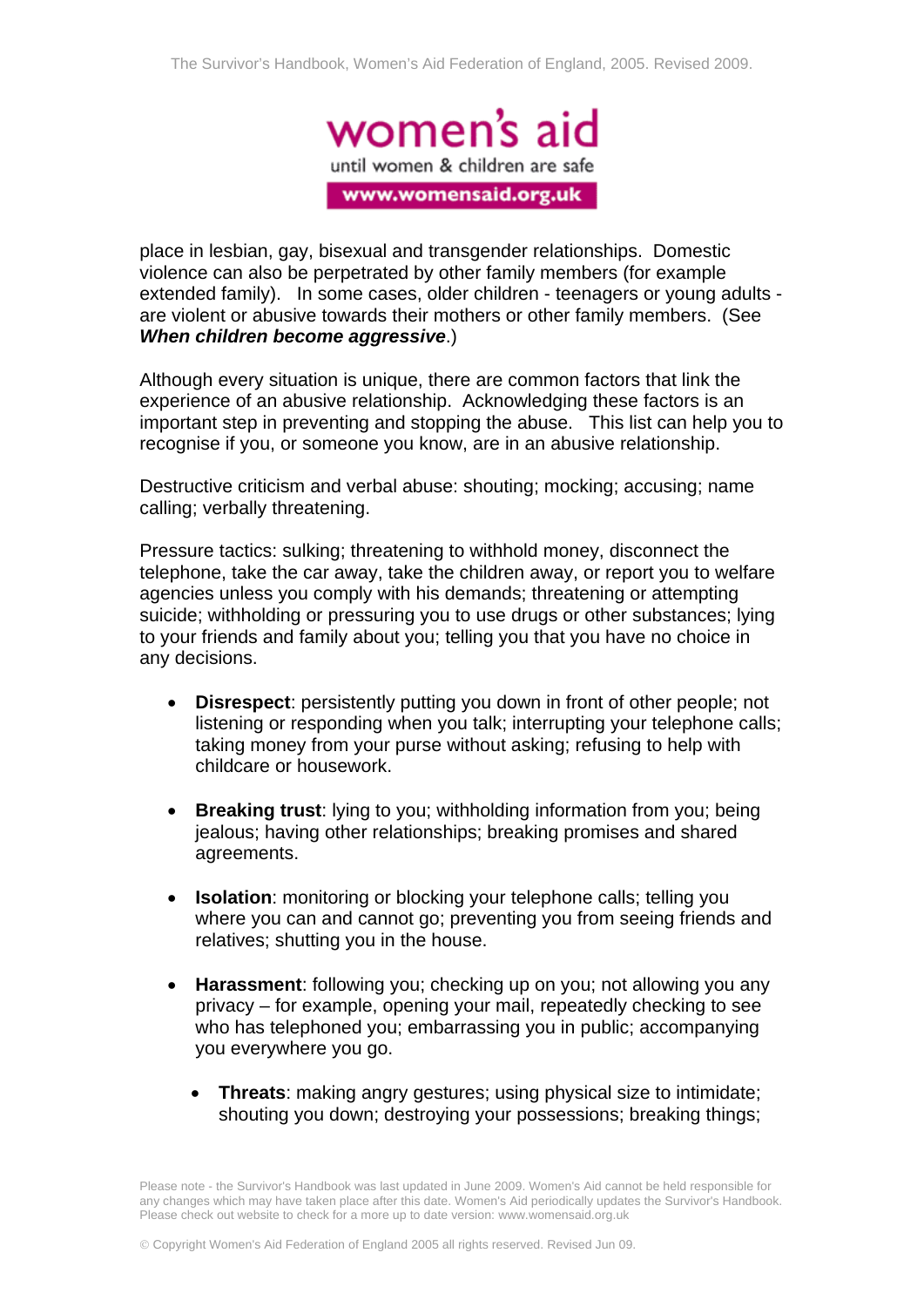place in lesbian, gay, bisexual and transgender relationships. Domestic violence can also be perpetrated by other family members (for example extended family). In some cases, older children - teenagers or young adults - are violent or abusive towards their mothers or other family members. (See ***When children become aggressive***.)

Although every situation is unique, there are common factors that link the experience of an abusive relationship. Acknowledging these factors is an important step in preventing and stopping the abuse. This list can help you to recognise if you, or someone you know, are in an abusive relationship.

Destructive criticism and verbal abuse: shouting; mocking; accusing; name calling; verbally threatening.

Pressure tactics: sulking; threatening to withhold money, disconnect the telephone, take the car away, take the children away, or report you to welfare agencies unless you comply with his demands; threatening or attempting suicide; withholding or pressuring you to use drugs or other substances; lying to your friends and family about you; telling you that you have no choice in any decisions.

- **Disrespect**: persistently putting you down in front of other people; not listening or responding when you talk; interrupting your telephone calls; taking money from your purse without asking; refusing to help with childcare or housework.

- **Breaking trust**: lying to you; withholding information from you; being jealous; having other relationships; breaking promises and shared agreements.

- **Isolation**: monitoring or blocking your telephone calls; telling you where you can and cannot go; preventing you from seeing friends and relatives; shutting you in the house.

- **Harassment**: following you; checking up on you; not allowing you any privacy – for example, opening your mail, repeatedly checking to see who has telephoned you; embarrassing you in public; accompanying you everywhere you go.

  - **Threats**: making angry gestures; using physical size to intimidate; shouting you down; destroying your possessions; breaking things;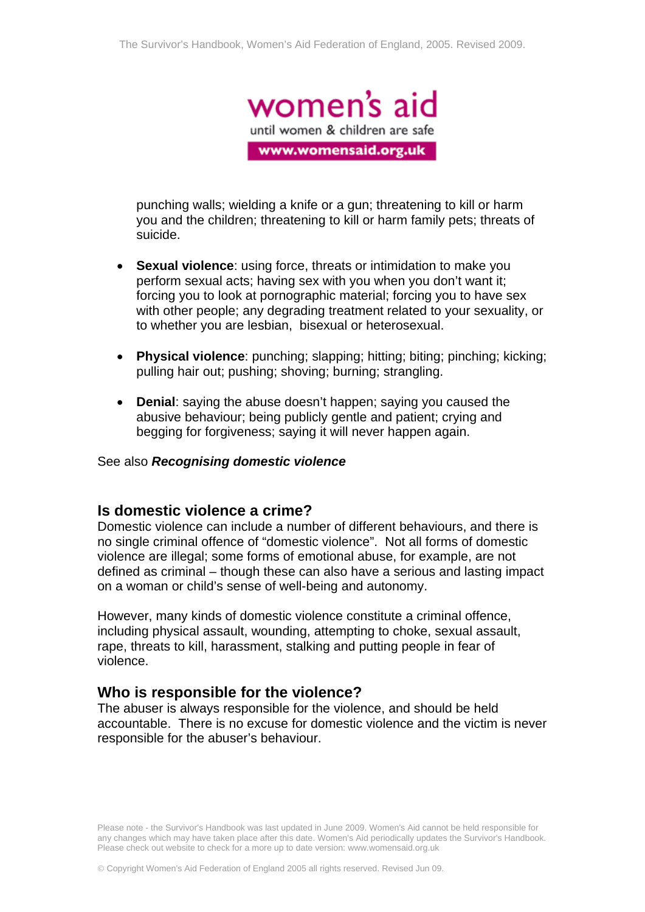punching walls; wielding a knife or a gun; threatening to kill or harm you and the children; threatening to kill or harm family pets; threats of suicide.

- **Sexual violence**: using force, threats or intimidation to make you perform sexual acts; having sex with you when you don't want it; forcing you to look at pornographic material; forcing you to have sex with other people; any degrading treatment related to your sexuality, or to whether you are lesbian, bisexual or heterosexual.
- **Physical violence**: punching; slapping; hitting; biting; pinching; kicking; pulling hair out; pushing; shoving; burning; strangling.
- **Denial**: saying the abuse doesn't happen; saying you caused the abusive behaviour; being publicly gentle and patient; crying and begging for forgiveness; saying it will never happen again.

See also ***Recognising domestic violence***

## Is domestic violence a crime?

Domestic violence can include a number of different behaviours, and there is no single criminal offence of "domestic violence". Not all forms of domestic violence are illegal; some forms of emotional abuse, for example, are not defined as criminal – though these can also have a serious and lasting impact on a woman or child's sense of well-being and autonomy.

However, many kinds of domestic violence constitute a criminal offence, including physical assault, wounding, attempting to choke, sexual assault, rape, threats to kill, harassment, stalking and putting people in fear of violence.

## Who is responsible for the violence?

The abuser is always responsible for the violence, and should be held accountable. There is no excuse for domestic violence and the victim is never responsible for the abuser's behaviour.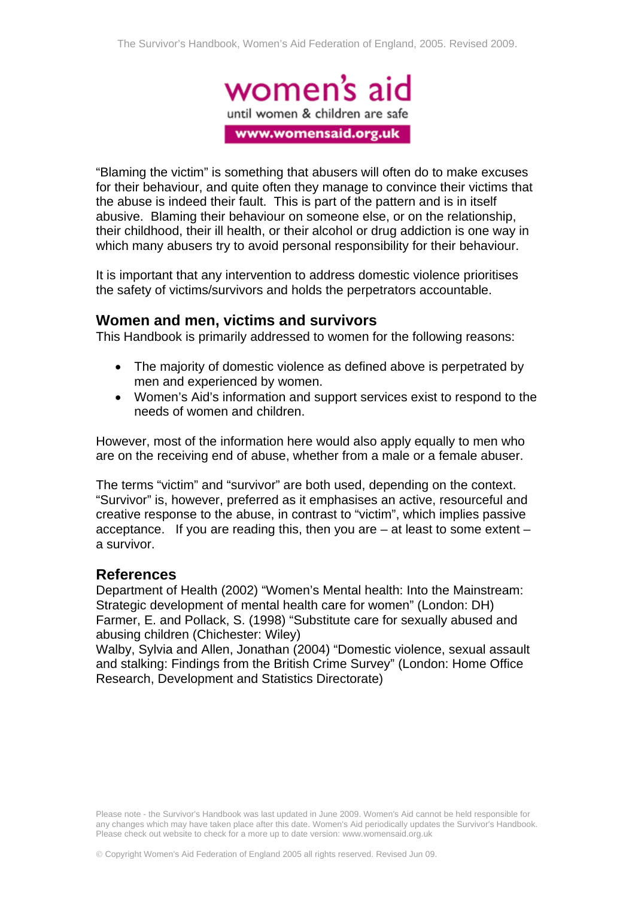"Blaming the victim" is something that abusers will often do to make excuses for their behaviour, and quite often they manage to convince their victims that the abuse is indeed their fault. This is part of the pattern and is in itself abusive. Blaming their behaviour on someone else, or on the relationship, their childhood, their ill health, or their alcohol or drug addiction is one way in which many abusers try to avoid personal responsibility for their behaviour.

It is important that any intervention to address domestic violence prioritises the safety of victims/survivors and holds the perpetrators accountable.

## Women and men, victims and survivors

This Handbook is primarily addressed to women for the following reasons:

- The majority of domestic violence as defined above is perpetrated by men and experienced by women.
- Women's Aid's information and support services exist to respond to the needs of women and children.

However, most of the information here would also apply equally to men who are on the receiving end of abuse, whether from a male or a female abuser.

The terms "victim" and "survivor" are both used, depending on the context. "Survivor" is, however, preferred as it emphasises an active, resourceful and creative response to the abuse, in contrast to "victim", which implies passive acceptance. If you are reading this, then you are – at least to some extent – a survivor.

## References

Department of Health (2002) "Women's Mental health: Into the Mainstream: Strategic development of mental health care for women" (London: DH)
Farmer, E. and Pollack, S. (1998) "Substitute care for sexually abused and abusing children (Chichester: Wiley)
Walby, Sylvia and Allen, Jonathan (2004) "Domestic violence, sexual assault and stalking: Findings from the British Crime Survey" (London: Home Office Research, Development and Statistics Directorate)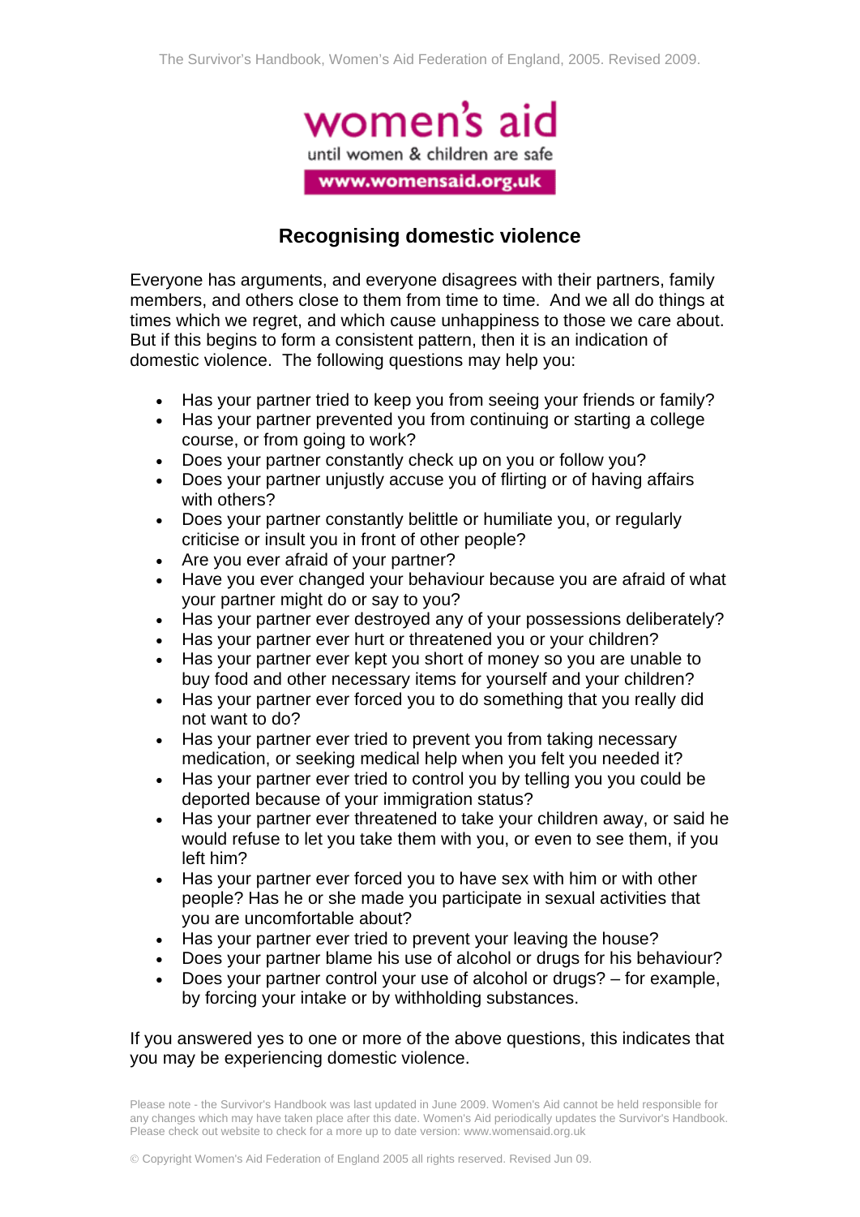women's aid

until women & children are safe

www.womensaid.org.uk

## Recognising domestic violence

Everyone has arguments, and everyone disagrees with their partners, family members, and others close to them from time to time. And we all do things at times which we regret, and which cause unhappiness to those we care about. But if this begins to form a consistent pattern, then it is an indication of domestic violence. The following questions may help you:

- Has your partner tried to keep you from seeing your friends or family?
- Has your partner prevented you from continuing or starting a college course, or from going to work?
- Does your partner constantly check up on you or follow you?
- Does your partner unjustly accuse you of flirting or of having affairs with others?
- Does your partner constantly belittle or humiliate you, or regularly criticise or insult you in front of other people?
- Are you ever afraid of your partner?
- Have you ever changed your behaviour because you are afraid of what your partner might do or say to you?
- Has your partner ever destroyed any of your possessions deliberately?
- Has your partner ever hurt or threatened you or your children?
- Has your partner ever kept you short of money so you are unable to buy food and other necessary items for yourself and your children?
- Has your partner ever forced you to do something that you really did not want to do?
- Has your partner ever tried to prevent you from taking necessary medication, or seeking medical help when you felt you needed it?
- Has your partner ever tried to control you by telling you you could be deported because of your immigration status?
- Has your partner ever threatened to take your children away, or said he would refuse to let you take them with you, or even to see them, if you left him?
- Has your partner ever forced you to have sex with him or with other people? Has he or she made you participate in sexual activities that you are uncomfortable about?
- Has your partner ever tried to prevent your leaving the house?
- Does your partner blame his use of alcohol or drugs for his behaviour?
- Does your partner control your use of alcohol or drugs? – for example, by forcing your intake or by withholding substances.

If you answered yes to one or more of the above questions, this indicates that you may be experiencing domestic violence.

Please note - the Survivor's Handbook was last updated in June 2009. Women's Aid cannot be held responsible for any changes which may have taken place after this date. Women's Aid periodically updates the Survivor's Handbook. Please check out website to check for a more up to date version: www.womensaid.org.uk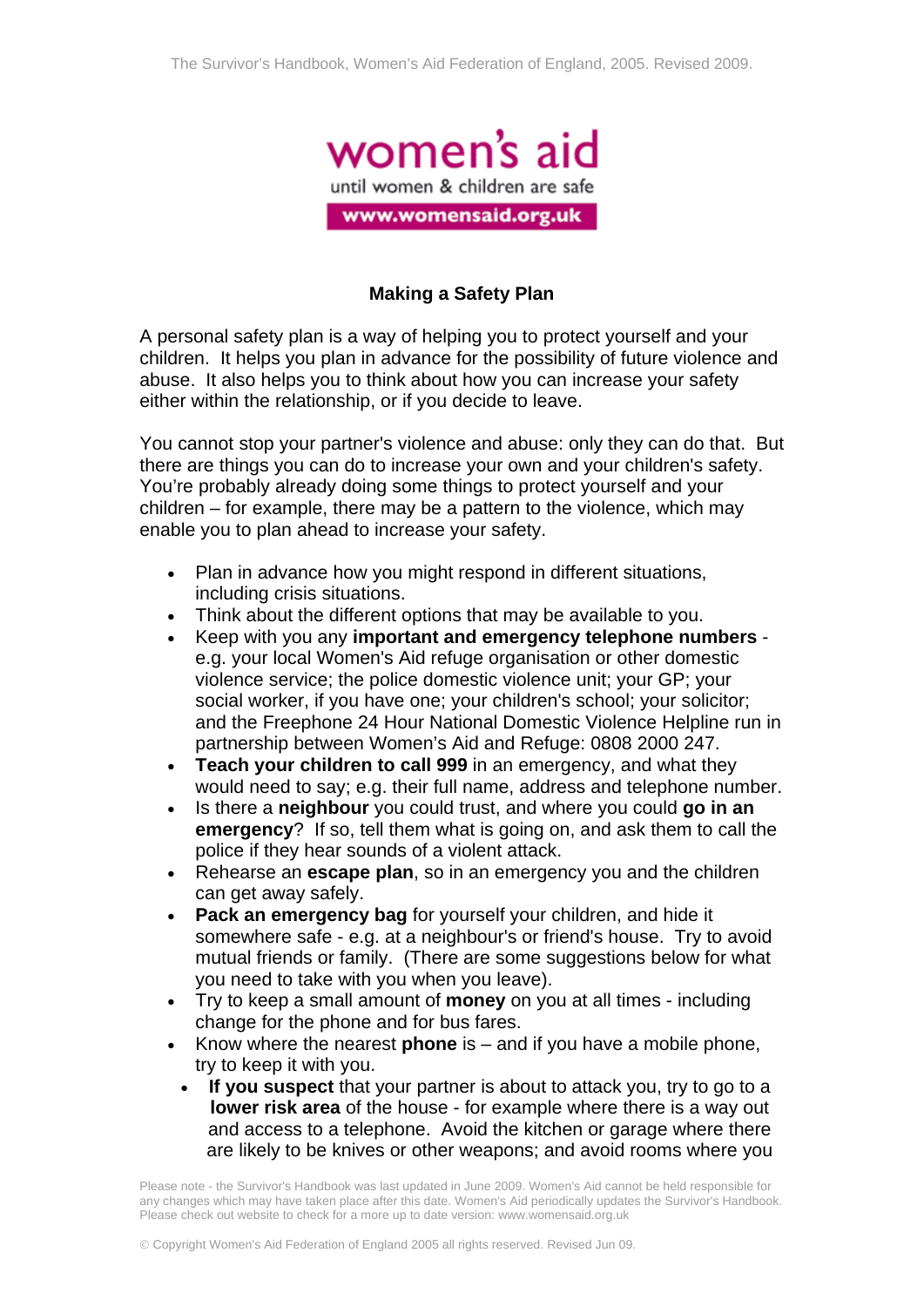## Making a Safety Plan

A personal safety plan is a way of helping you to protect yourself and your children. It helps you plan in advance for the possibility of future violence and abuse. It also helps you to think about how you can increase your safety either within the relationship, or if you decide to leave.

You cannot stop your partner's violence and abuse: only they can do that. But there are things you can do to increase your own and your children's safety. You're probably already doing some things to protect yourself and your children – for example, there may be a pattern to the violence, which may enable you to plan ahead to increase your safety.

- Plan in advance how you might respond in different situations, including crisis situations.
- Think about the different options that may be available to you.
- Keep with you any **important and emergency telephone numbers** - e.g. your local Women's Aid refuge organisation or other domestic violence service; the police domestic violence unit; your GP; your social worker, if you have one; your children's school; your solicitor; and the Freephone 24 Hour National Domestic Violence Helpline run in partnership between Women's Aid and Refuge: 0808 2000 247.
- **Teach your children to call 999** in an emergency, and what they would need to say; e.g. their full name, address and telephone number.
- Is there a **neighbour** you could trust, and where you could **go in an emergency**? If so, tell them what is going on, and ask them to call the police if they hear sounds of a violent attack.
- Rehearse an **escape plan**, so in an emergency you and the children can get away safely.
- **Pack an emergency bag** for yourself your children, and hide it somewhere safe - e.g. at a neighbour's or friend's house. Try to avoid mutual friends or family. (There are some suggestions below for what you need to take with you when you leave).
- Try to keep a small amount of **money** on you at all times - including change for the phone and for bus fares.
- Know where the nearest **phone** is – and if you have a mobile phone, try to keep it with you.
- **If you suspect** that your partner is about to attack you, try to go to a **lower risk area** of the house - for example where there is a way out and access to a telephone. Avoid the kitchen or garage where there are likely to be knives or other weapons; and avoid rooms where you

Please note - the Survivor's Handbook was last updated in June 2009. Women's Aid cannot be held responsible for any changes which may have taken place after this date. Women's Aid periodically updates the Survivor's Handbook. Please check out website to check for a more up to date version: www.womensaid.org.uk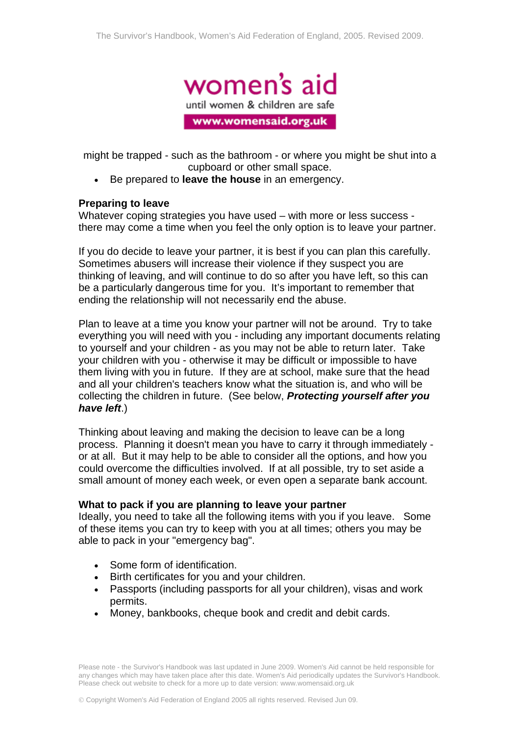might be trapped - such as the bathroom - or where you might be shut into a cupboard or other small space.

- Be prepared to **leave the house** in an emergency.

**Preparing to leave**

Whatever coping strategies you have used – with more or less success - there may come a time when you feel the only option is to leave your partner.

If you do decide to leave your partner, it is best if you can plan this carefully. Sometimes abusers will increase their violence if they suspect you are thinking of leaving, and will continue to do so after you have left, so this can be a particularly dangerous time for you. It's important to remember that ending the relationship will not necessarily end the abuse.

Plan to leave at a time you know your partner will not be around. Try to take everything you will need with you - including any important documents relating to yourself and your children - as you may not be able to return later. Take your children with you - otherwise it may be difficult or impossible to have them living with you in future. If they are at school, make sure that the head and all your children's teachers know what the situation is, and who will be collecting the children in future. (See below, ***Protecting yourself after you have left***.)

Thinking about leaving and making the decision to leave can be a long process. Planning it doesn't mean you have to carry it through immediately - or at all. But it may help to be able to consider all the options, and how you could overcome the difficulties involved. If at all possible, try to set aside a small amount of money each week, or even open a separate bank account.

**What to pack if you are planning to leave your partner**

Ideally, you need to take all the following items with you if you leave. Some of these items you can try to keep with you at all times; others you may be able to pack in your "emergency bag".

- Some form of identification.
- Birth certificates for you and your children.
- Passports (including passports for all your children), visas and work permits.
- Money, bankbooks, cheque book and credit and debit cards.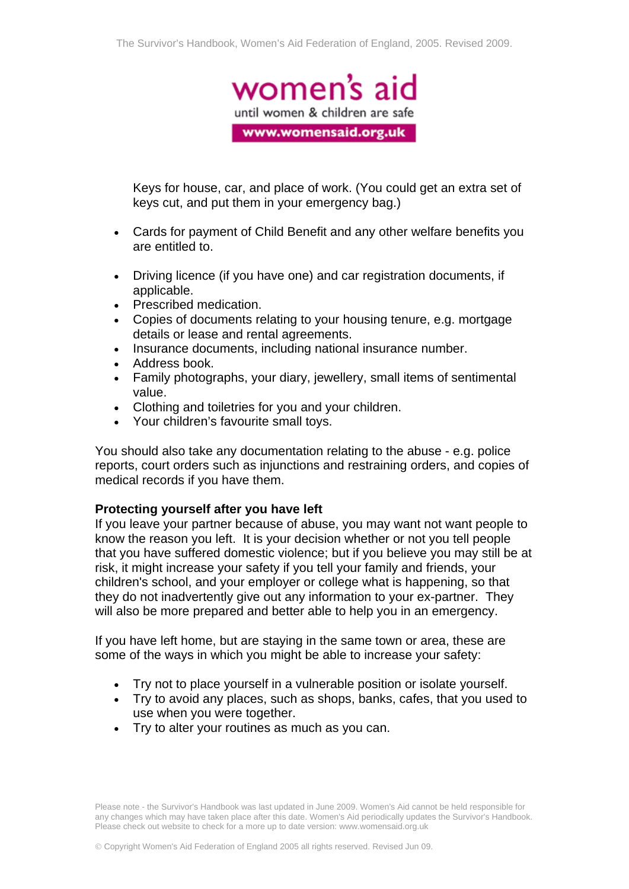Keys for house, car, and place of work. (You could get an extra set of keys cut, and put them in your emergency bag.)

- Cards for payment of Child Benefit and any other welfare benefits you are entitled to.
- Driving licence (if you have one) and car registration documents, if applicable.
- Prescribed medication.
- Copies of documents relating to your housing tenure, e.g. mortgage details or lease and rental agreements.
- Insurance documents, including national insurance number.
- Address book.
- Family photographs, your diary, jewellery, small items of sentimental value.
- Clothing and toiletries for you and your children.
- Your children's favourite small toys.

You should also take any documentation relating to the abuse - e.g. police reports, court orders such as injunctions and restraining orders, and copies of medical records if you have them.

**Protecting yourself after you have left**

If you leave your partner because of abuse, you may want not want people to know the reason you left. It is your decision whether or not you tell people that you have suffered domestic violence; but if you believe you may still be at risk, it might increase your safety if you tell your family and friends, your children's school, and your employer or college what is happening, so that they do not inadvertently give out any information to your ex-partner. They will also be more prepared and better able to help you in an emergency.

If you have left home, but are staying in the same town or area, these are some of the ways in which you might be able to increase your safety:

- Try not to place yourself in a vulnerable position or isolate yourself.
- Try to avoid any places, such as shops, banks, cafes, that you used to use when you were together.
- Try to alter your routines as much as you can.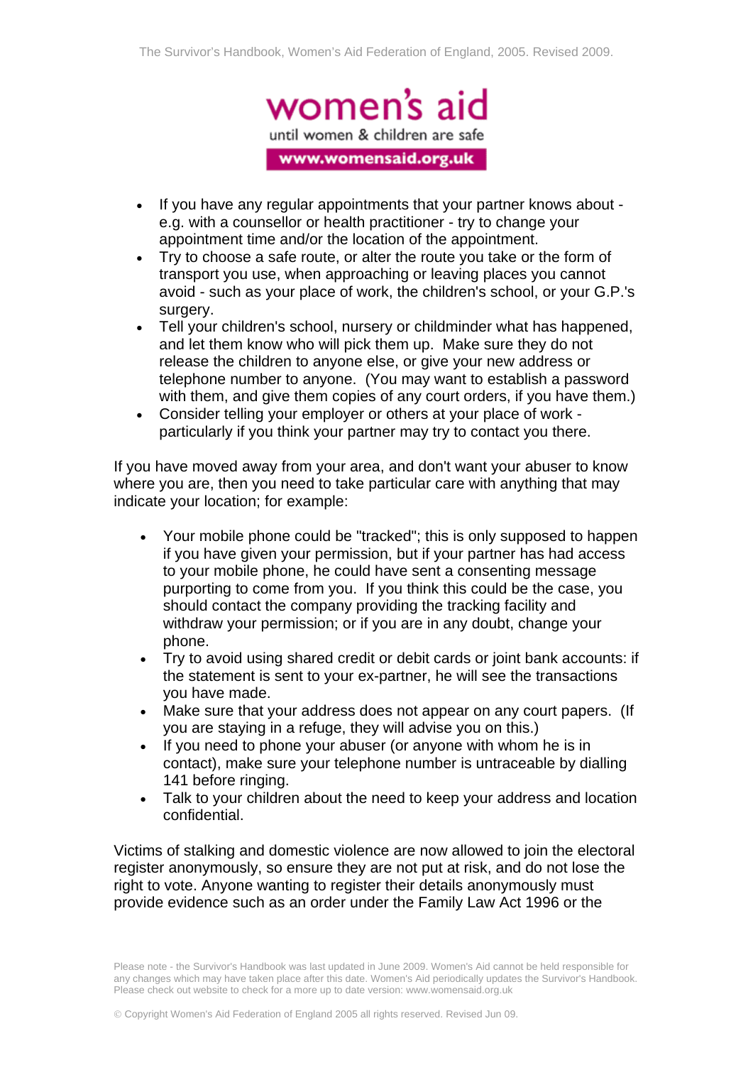- If you have any regular appointments that your partner knows about - e.g. with a counsellor or health practitioner - try to change your appointment time and/or the location of the appointment.
- Try to choose a safe route, or alter the route you take or the form of transport you use, when approaching or leaving places you cannot avoid - such as your place of work, the children's school, or your G.P.'s surgery.
- Tell your children's school, nursery or childminder what has happened, and let them know who will pick them up. Make sure they do not release the children to anyone else, or give your new address or telephone number to anyone. (You may want to establish a password with them, and give them copies of any court orders, if you have them.)
- Consider telling your employer or others at your place of work - particularly if you think your partner may try to contact you there.

If you have moved away from your area, and don't want your abuser to know where you are, then you need to take particular care with anything that may indicate your location; for example:

- Your mobile phone could be "tracked"; this is only supposed to happen if you have given your permission, but if your partner has had access to your mobile phone, he could have sent a consenting message purporting to come from you. If you think this could be the case, you should contact the company providing the tracking facility and withdraw your permission; or if you are in any doubt, change your phone.
- Try to avoid using shared credit or debit cards or joint bank accounts: if the statement is sent to your ex-partner, he will see the transactions you have made.
- Make sure that your address does not appear on any court papers. (If you are staying in a refuge, they will advise you on this.)
- If you need to phone your abuser (or anyone with whom he is in contact), make sure your telephone number is untraceable by dialling 141 before ringing.
- Talk to your children about the need to keep your address and location confidential.

Victims of stalking and domestic violence are now allowed to join the electoral register anonymously, so ensure they are not put at risk, and do not lose the right to vote. Anyone wanting to register their details anonymously must provide evidence such as an order under the Family Law Act 1996 or the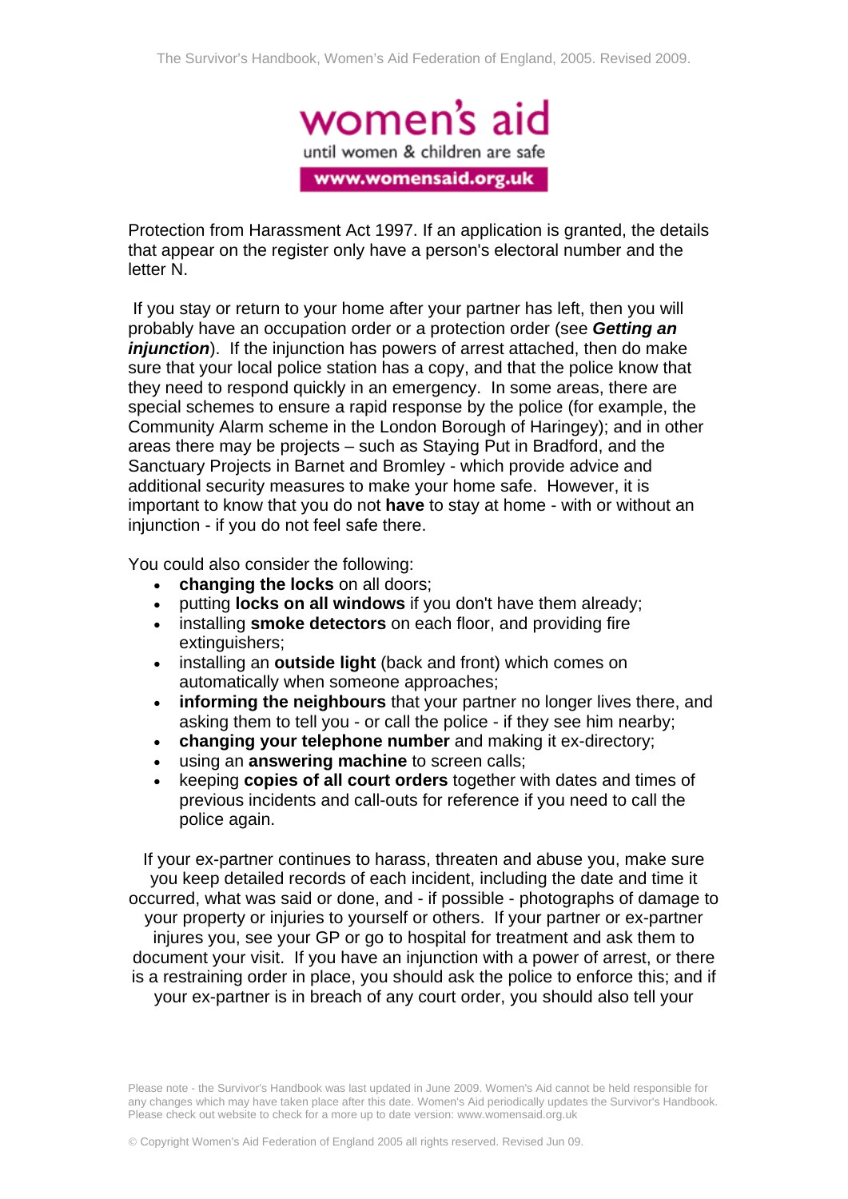Protection from Harassment Act 1997. If an application is granted, the details that appear on the register only have a person's electoral number and the letter N.

If you stay or return to your home after your partner has left, then you will probably have an occupation order or a protection order (see ***Getting an injunction***). If the injunction has powers of arrest attached, then do make sure that your local police station has a copy, and that the police know that they need to respond quickly in an emergency. In some areas, there are special schemes to ensure a rapid response by the police (for example, the Community Alarm scheme in the London Borough of Haringey); and in other areas there may be projects – such as Staying Put in Bradford, and the Sanctuary Projects in Barnet and Bromley - which provide advice and additional security measures to make your home safe. However, it is important to know that you do not **have** to stay at home - with or without an injunction - if you do not feel safe there.

You could also consider the following:

- **changing the locks** on all doors;
- putting **locks on all windows** if you don't have them already;
- installing **smoke detectors** on each floor, and providing fire extinguishers;
- installing an **outside light** (back and front) which comes on automatically when someone approaches;
- **informing the neighbours** that your partner no longer lives there, and asking them to tell you - or call the police - if they see him nearby;
- **changing your telephone number** and making it ex-directory;
- using an **answering machine** to screen calls;
- keeping **copies of all court orders** together with dates and times of previous incidents and call-outs for reference if you need to call the police again.

If your ex-partner continues to harass, threaten and abuse you, make sure you keep detailed records of each incident, including the date and time it occurred, what was said or done, and - if possible - photographs of damage to your property or injuries to yourself or others. If your partner or ex-partner injures you, see your GP or go to hospital for treatment and ask them to document your visit. If you have an injunction with a power of arrest, or there is a restraining order in place, you should ask the police to enforce this; and if your ex-partner is in breach of any court order, you should also tell your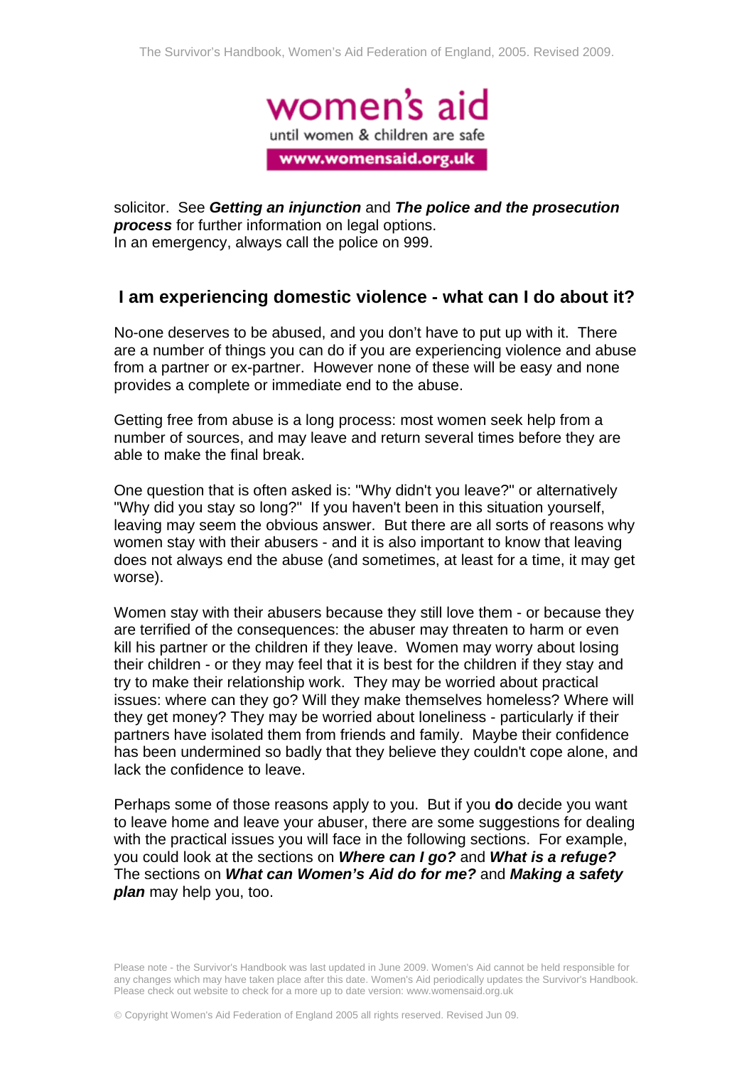solicitor. See ***Getting an injunction*** and ***The police and the prosecution process*** for further information on legal options.
In an emergency, always call the police on 999.

## I am experiencing domestic violence - what can I do about it?

No-one deserves to be abused, and you don't have to put up with it. There are a number of things you can do if you are experiencing violence and abuse from a partner or ex-partner. However none of these will be easy and none provides a complete or immediate end to the abuse.

Getting free from abuse is a long process: most women seek help from a number of sources, and may leave and return several times before they are able to make the final break.

One question that is often asked is: "Why didn't you leave?" or alternatively "Why did you stay so long?" If you haven't been in this situation yourself, leaving may seem the obvious answer. But there are all sorts of reasons why women stay with their abusers - and it is also important to know that leaving does not always end the abuse (and sometimes, at least for a time, it may get worse).

Women stay with their abusers because they still love them - or because they are terrified of the consequences: the abuser may threaten to harm or even kill his partner or the children if they leave. Women may worry about losing their children - or they may feel that it is best for the children if they stay and try to make their relationship work. They may be worried about practical issues: where can they go? Will they make themselves homeless? Where will they get money? They may be worried about loneliness - particularly if their partners have isolated them from friends and family. Maybe their confidence has been undermined so badly that they believe they couldn't cope alone, and lack the confidence to leave.

Perhaps some of those reasons apply to you. But if you **do** decide you want to leave home and leave your abuser, there are some suggestions for dealing with the practical issues you will face in the following sections. For example, you could look at the sections on ***Where can I go?*** and ***What is a refuge?*** The sections on ***What can Women's Aid do for me?*** and ***Making a safety plan*** may help you, too.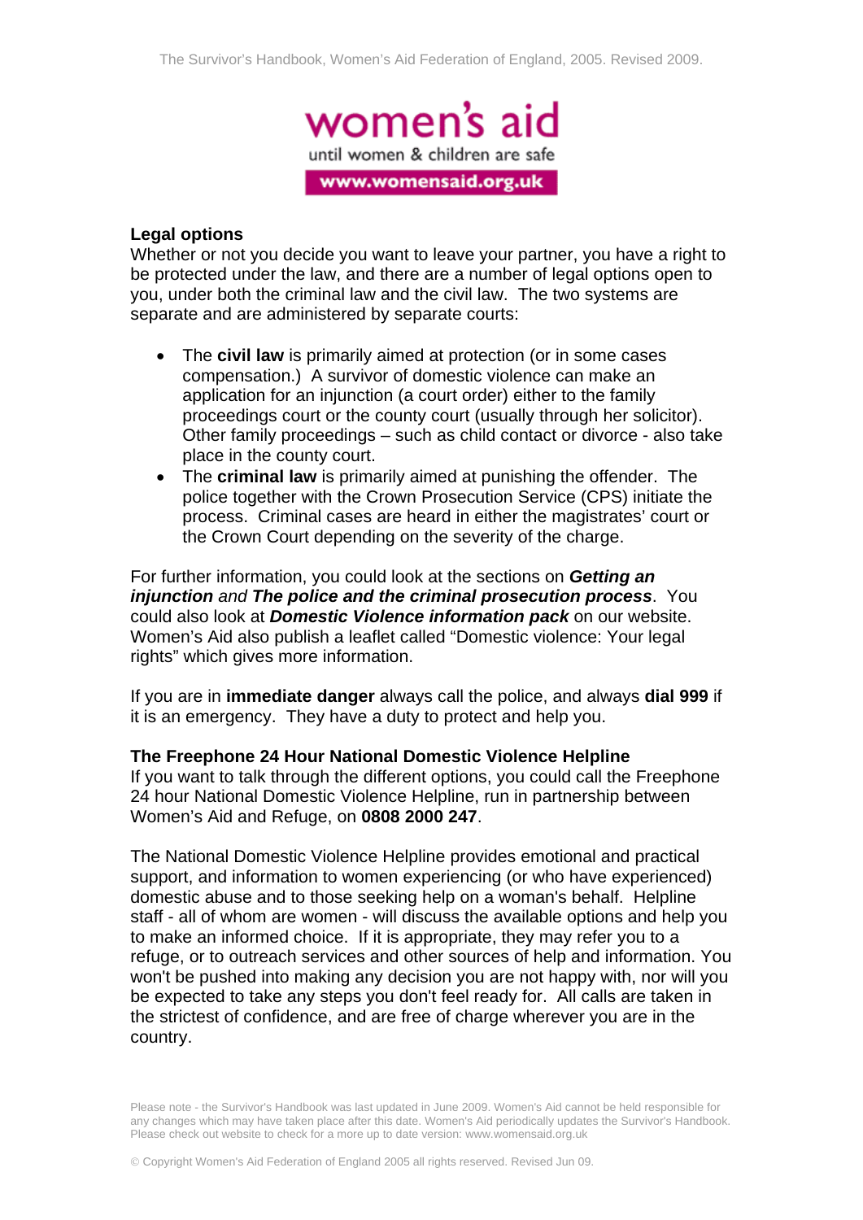**Legal options**

Whether or not you decide you want to leave your partner, you have a right to be protected under the law, and there are a number of legal options open to you, under both the criminal law and the civil law. The two systems are separate and are administered by separate courts:

- The **civil law** is primarily aimed at protection (or in some cases compensation.) A survivor of domestic violence can make an application for an injunction (a court order) either to the family proceedings court or the county court (usually through her solicitor). Other family proceedings – such as child contact or divorce - also take place in the county court.
- The **criminal law** is primarily aimed at punishing the offender. The police together with the Crown Prosecution Service (CPS) initiate the process. Criminal cases are heard in either the magistrates' court or the Crown Court depending on the severity of the charge.

For further information, you could look at the sections on ***Getting an injunction*** *and* ***The police and the criminal prosecution process***. You could also look at ***Domestic Violence information pack*** on our website. Women's Aid also publish a leaflet called "Domestic violence: Your legal rights" which gives more information.

If you are in **immediate danger** always call the police, and always **dial 999** if it is an emergency. They have a duty to protect and help you.

**The Freephone 24 Hour National Domestic Violence Helpline**

If you want to talk through the different options, you could call the Freephone 24 hour National Domestic Violence Helpline, run in partnership between Women's Aid and Refuge, on **0808 2000 247**.

The National Domestic Violence Helpline provides emotional and practical support, and information to women experiencing (or who have experienced) domestic abuse and to those seeking help on a woman's behalf. Helpline staff - all of whom are women - will discuss the available options and help you to make an informed choice. If it is appropriate, they may refer you to a refuge, or to outreach services and other sources of help and information. You won't be pushed into making any decision you are not happy with, nor will you be expected to take any steps you don't feel ready for. All calls are taken in the strictest of confidence, and are free of charge wherever you are in the country.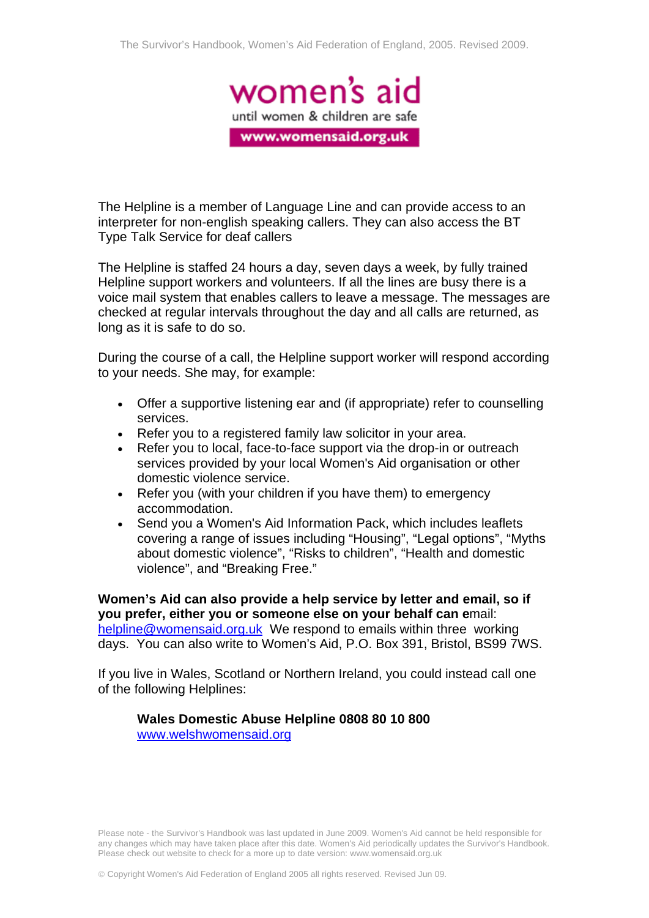The Helpline is a member of Language Line and can provide access to an interpreter for non-english speaking callers. They can also access the BT Type Talk Service for deaf callers

The Helpline is staffed 24 hours a day, seven days a week, by fully trained Helpline support workers and volunteers. If all the lines are busy there is a voice mail system that enables callers to leave a message. The messages are checked at regular intervals throughout the day and all calls are returned, as long as it is safe to do so.

During the course of a call, the Helpline support worker will respond according to your needs. She may, for example:

- Offer a supportive listening ear and (if appropriate) refer to counselling services.
- Refer you to a registered family law solicitor in your area.
- Refer you to local, face-to-face support via the drop-in or outreach services provided by your local Women's Aid organisation or other domestic violence service.
- Refer you (with your children if you have them) to emergency accommodation.
- Send you a Women's Aid Information Pack, which includes leaflets covering a range of issues including "Housing", "Legal options", "Myths about domestic violence", "Risks to children", "Health and domestic violence", and "Breaking Free."

**Women's Aid can also provide a help service by letter and email, so if you prefer, either you or someone else on your behalf can e**mail: helpline@womensaid.org.uk We respond to emails within three working days. You can also write to Women's Aid, P.O. Box 391, Bristol, BS99 7WS.

If you live in Wales, Scotland or Northern Ireland, you could instead call one of the following Helplines:

**Wales Domestic Abuse Helpline 0808 80 10 800**
www.welshwomensaid.org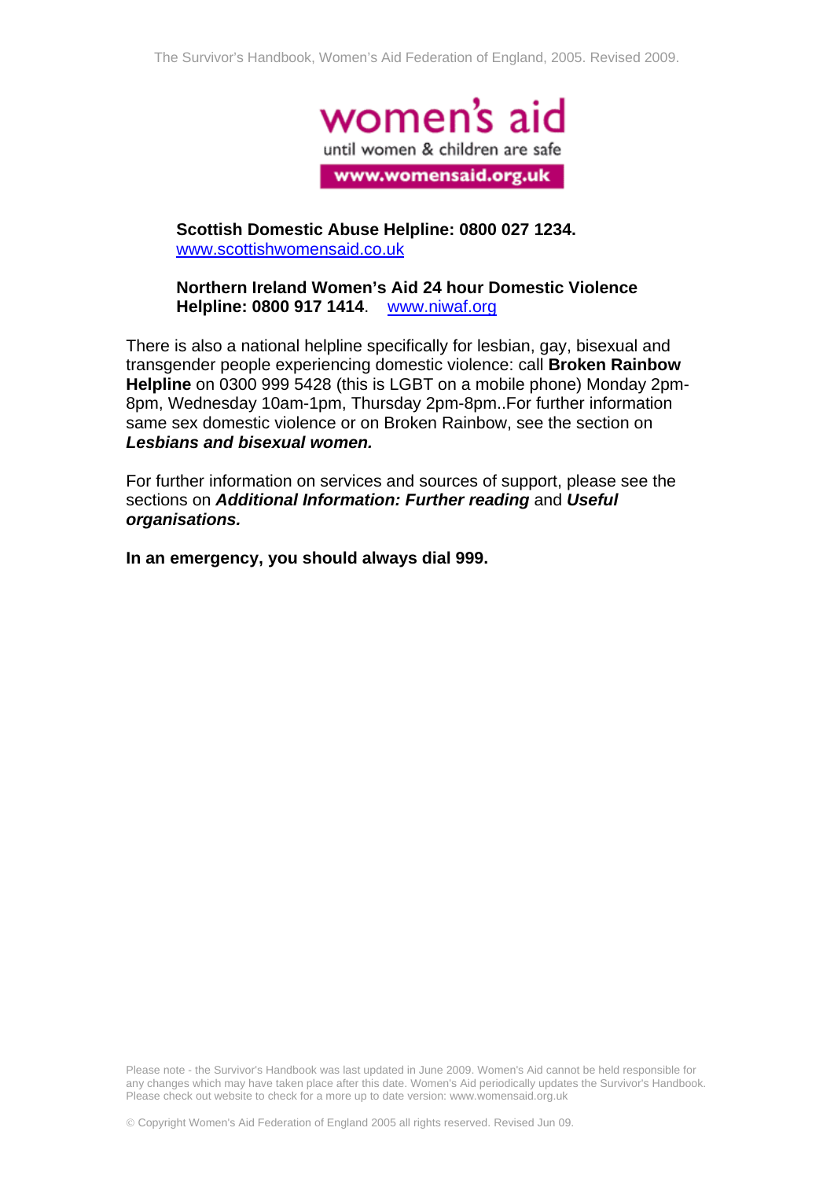**Scottish Domestic Abuse Helpline: 0800 027 1234.**
www.scottishwomensaid.co.uk

**Northern Ireland Women's Aid 24 hour Domestic Violence Helpline: 0800 917 1414**. www.niwaf.org

There is also a national helpline specifically for lesbian, gay, bisexual and transgender people experiencing domestic violence: call **Broken Rainbow Helpline** on 0300 999 5428 (this is LGBT on a mobile phone) Monday 2pm-8pm, Wednesday 10am-1pm, Thursday 2pm-8pm..For further information same sex domestic violence or on Broken Rainbow, see the section on ***Lesbians and bisexual women.***

For further information on services and sources of support, please see the sections on ***Additional Information: Further reading*** and ***Useful organisations.***

**In an emergency, you should always dial 999.**

Please note - the Survivor's Handbook was last updated in June 2009. Women's Aid cannot be held responsible for any changes which may have taken place after this date. Women's Aid periodically updates the Survivor's Handbook. Please check out website to check for a more up to date version: www.womensaid.org.uk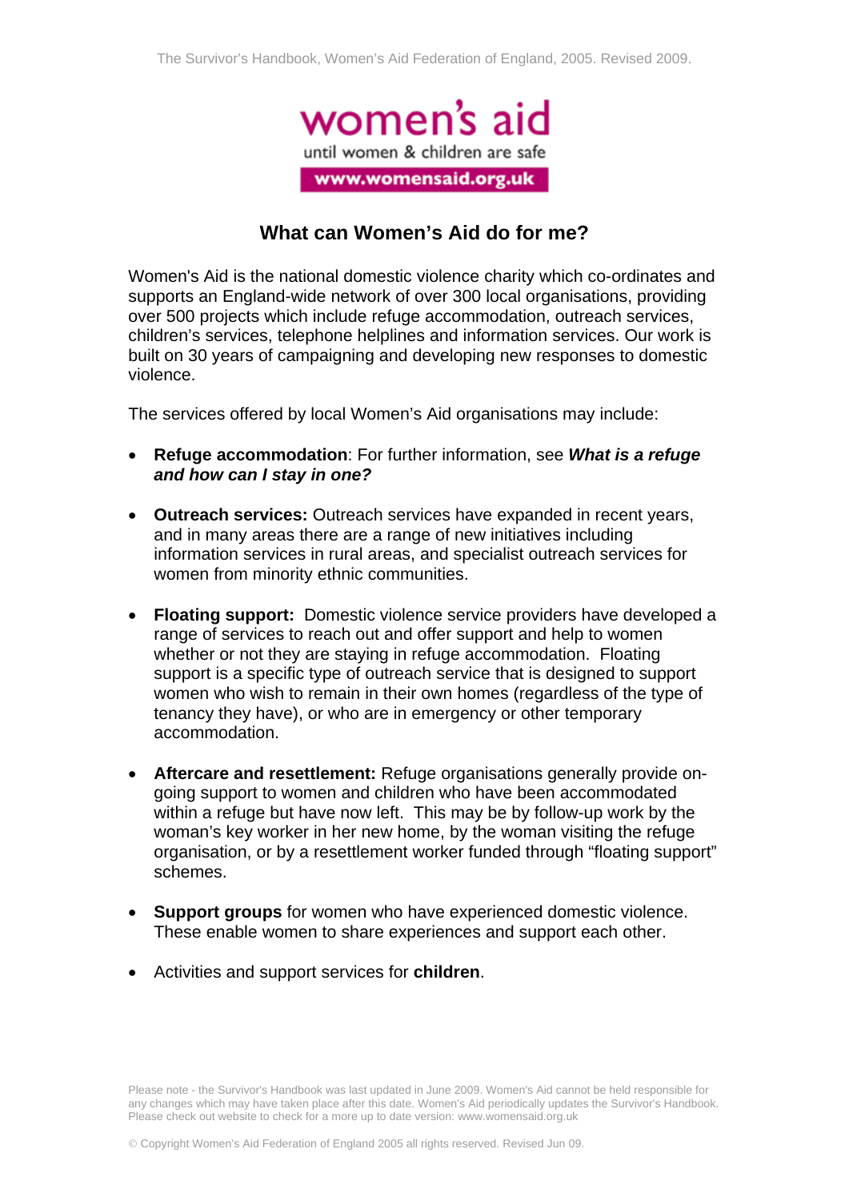# What can Women's Aid do for me?

Women's Aid is the national domestic violence charity which co-ordinates and supports an England-wide network of over 300 local organisations, providing over 500 projects which include refuge accommodation, outreach services, children's services, telephone helplines and information services. Our work is built on 30 years of campaigning and developing new responses to domestic violence.

The services offered by local Women's Aid organisations may include:

- **Refuge accommodation**: For further information, see ***What is a refuge and how can I stay in one?***
- **Outreach services:** Outreach services have expanded in recent years, and in many areas there are a range of new initiatives including information services in rural areas, and specialist outreach services for women from minority ethnic communities.
- **Floating support:** Domestic violence service providers have developed a range of services to reach out and offer support and help to women whether or not they are staying in refuge accommodation. Floating support is a specific type of outreach service that is designed to support women who wish to remain in their own homes (regardless of the type of tenancy they have), or who are in emergency or other temporary accommodation.
- **Aftercare and resettlement:** Refuge organisations generally provide on-going support to women and children who have been accommodated within a refuge but have now left. This may be by follow-up work by the woman's key worker in her new home, by the woman visiting the refuge organisation, or by a resettlement worker funded through "floating support" schemes.
- **Support groups** for women who have experienced domestic violence. These enable women to share experiences and support each other.
- Activities and support services for **children**.

Please note - the Survivor's Handbook was last updated in June 2009. Women's Aid cannot be held responsible for any changes which may have taken place after this date. Women's Aid periodically updates the Survivor's Handbook. Please check out website to check for a more up to date version: www.womensaid.org.uk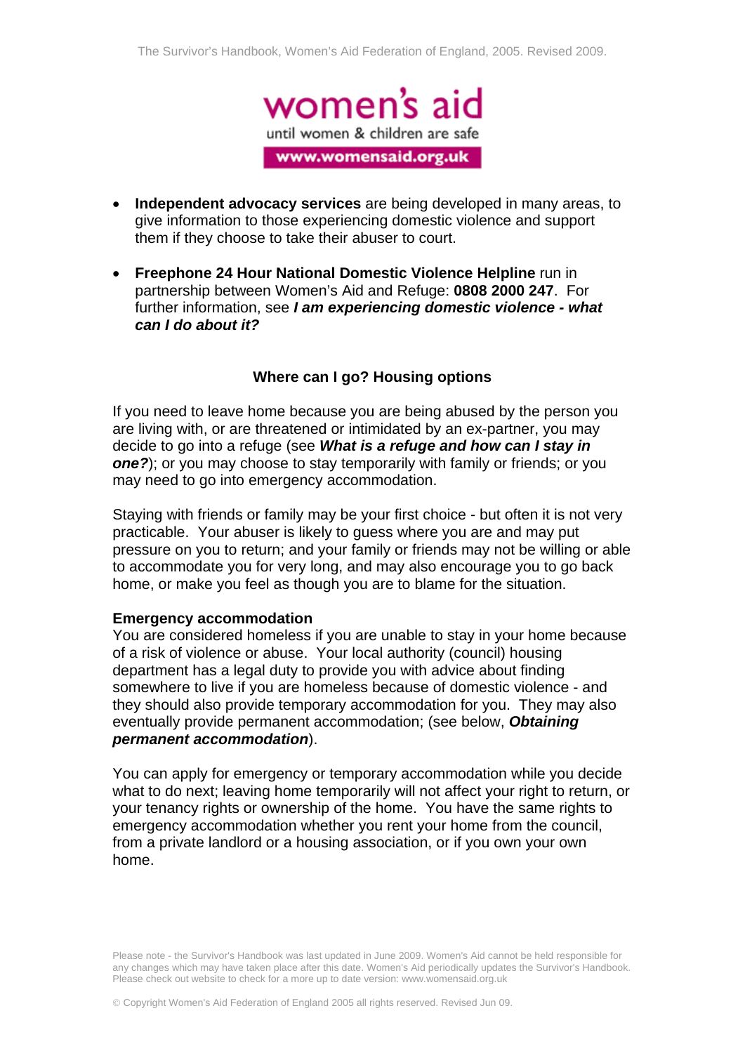- **Independent advocacy services** are being developed in many areas, to give information to those experiencing domestic violence and support them if they choose to take their abuser to court.

- **Freephone 24 Hour National Domestic Violence Helpline** run in partnership between Women's Aid and Refuge: **0808 2000 247**. For further information, see ***I am experiencing domestic violence - what can I do about it?***

## Where can I go? Housing options

If you need to leave home because you are being abused by the person you are living with, or are threatened or intimidated by an ex-partner, you may decide to go into a refuge (see ***What is a refuge and how can I stay in one?***); or you may choose to stay temporarily with family or friends; or you may need to go into emergency accommodation.

Staying with friends or family may be your first choice - but often it is not very practicable. Your abuser is likely to guess where you are and may put pressure on you to return; and your family or friends may not be willing or able to accommodate you for very long, and may also encourage you to go back home, or make you feel as though you are to blame for the situation.

### Emergency accommodation

You are considered homeless if you are unable to stay in your home because of a risk of violence or abuse. Your local authority (council) housing department has a legal duty to provide you with advice about finding somewhere to live if you are homeless because of domestic violence - and they should also provide temporary accommodation for you. They may also eventually provide permanent accommodation; (see below, ***Obtaining permanent accommodation***).

You can apply for emergency or temporary accommodation while you decide what to do next; leaving home temporarily will not affect your right to return, or your tenancy rights or ownership of the home. You have the same rights to emergency accommodation whether you rent your home from the council, from a private landlord or a housing association, or if you own your own home.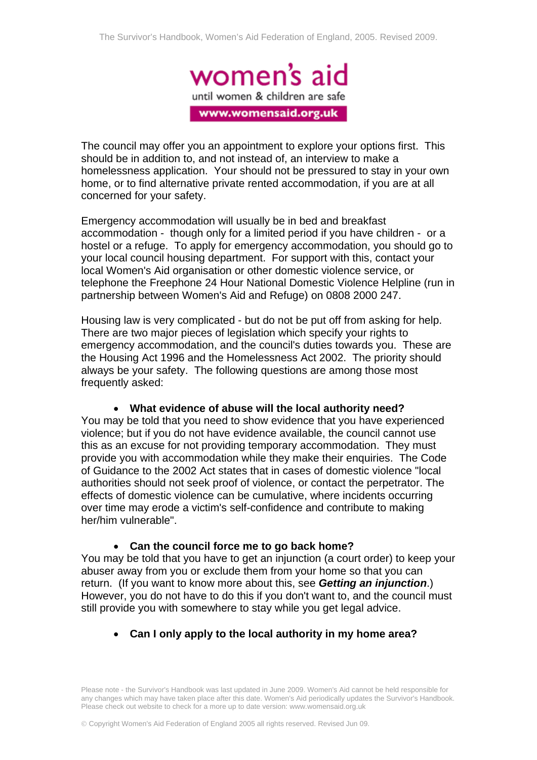The council may offer you an appointment to explore your options first. This should be in addition to, and not instead of, an interview to make a homelessness application. Your should not be pressured to stay in your own home, or to find alternative private rented accommodation, if you are at all concerned for your safety.

Emergency accommodation will usually be in bed and breakfast accommodation - though only for a limited period if you have children - or a hostel or a refuge. To apply for emergency accommodation, you should go to your local council housing department. For support with this, contact your local Women's Aid organisation or other domestic violence service, or telephone the Freephone 24 Hour National Domestic Violence Helpline (run in partnership between Women's Aid and Refuge) on 0808 2000 247.

Housing law is very complicated - but do not be put off from asking for help. There are two major pieces of legislation which specify your rights to emergency accommodation, and the council's duties towards you. These are the Housing Act 1996 and the Homelessness Act 2002. The priority should always be your safety. The following questions are among those most frequently asked:

- **What evidence of abuse will the local authority need?**

You may be told that you need to show evidence that you have experienced violence; but if you do not have evidence available, the council cannot use this as an excuse for not providing temporary accommodation. They must provide you with accommodation while they make their enquiries. The Code of Guidance to the 2002 Act states that in cases of domestic violence "local authorities should not seek proof of violence, or contact the perpetrator. The effects of domestic violence can be cumulative, where incidents occurring over time may erode a victim's self-confidence and contribute to making her/him vulnerable".

- **Can the council force me to go back home?**

You may be told that you have to get an injunction (a court order) to keep your abuser away from you or exclude them from your home so that you can return. (If you want to know more about this, see ***Getting an injunction***.) However, you do not have to do this if you don't want to, and the council must still provide you with somewhere to stay while you get legal advice.

- **Can I only apply to the local authority in my home area?**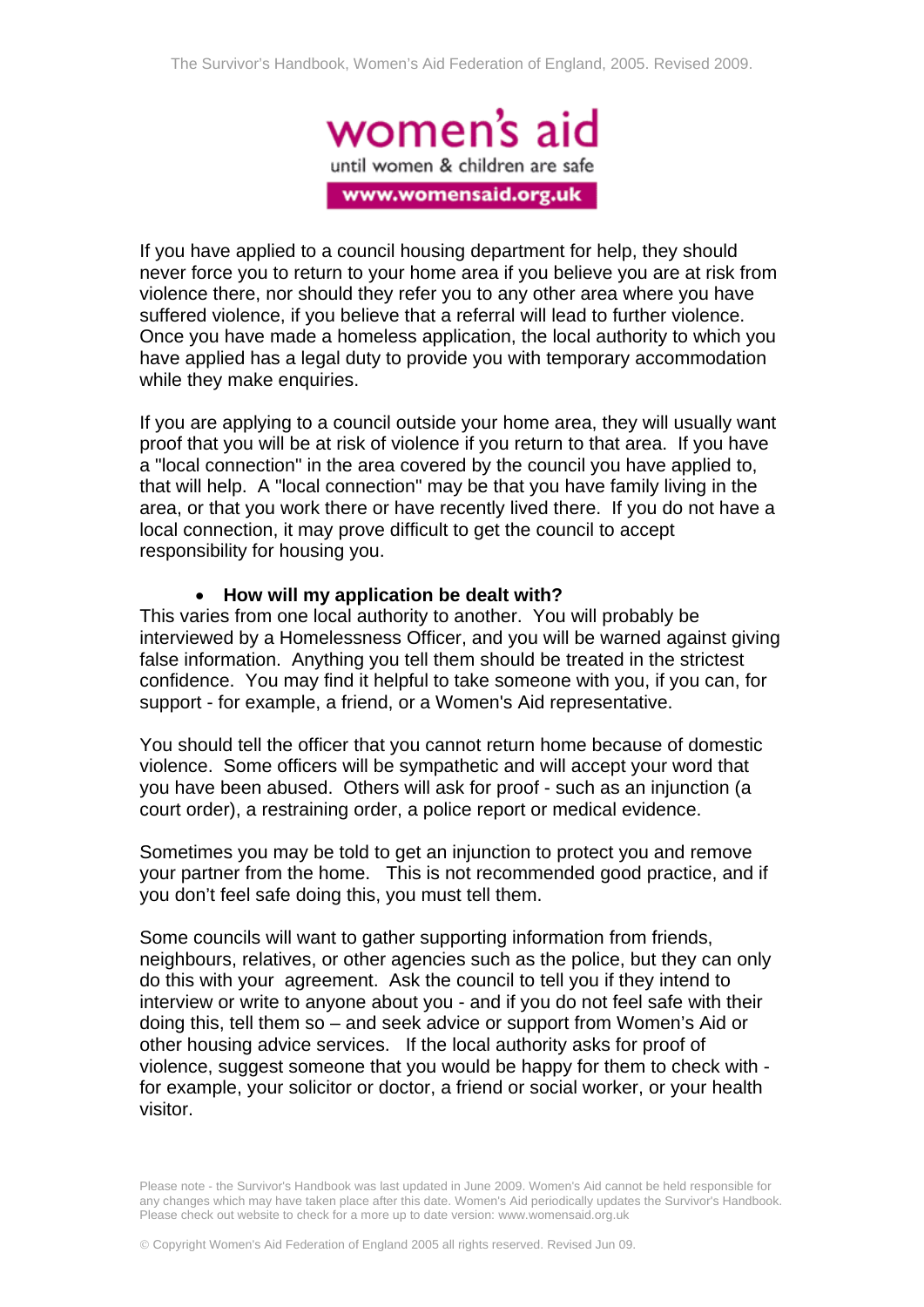If you have applied to a council housing department for help, they should never force you to return to your home area if you believe you are at risk from violence there, nor should they refer you to any other area where you have suffered violence, if you believe that a referral will lead to further violence. Once you have made a homeless application, the local authority to which you have applied has a legal duty to provide you with temporary accommodation while they make enquiries.

If you are applying to a council outside your home area, they will usually want proof that you will be at risk of violence if you return to that area. If you have a "local connection" in the area covered by the council you have applied to, that will help. A "local connection" may be that you have family living in the area, or that you work there or have recently lived there. If you do not have a local connection, it may prove difficult to get the council to accept responsibility for housing you.

- **How will my application be dealt with?**

This varies from one local authority to another. You will probably be interviewed by a Homelessness Officer, and you will be warned against giving false information. Anything you tell them should be treated in the strictest confidence. You may find it helpful to take someone with you, if you can, for support - for example, a friend, or a Women's Aid representative.

You should tell the officer that you cannot return home because of domestic violence. Some officers will be sympathetic and will accept your word that you have been abused. Others will ask for proof - such as an injunction (a court order), a restraining order, a police report or medical evidence.

Sometimes you may be told to get an injunction to protect you and remove your partner from the home. This is not recommended good practice, and if you don't feel safe doing this, you must tell them.

Some councils will want to gather supporting information from friends, neighbours, relatives, or other agencies such as the police, but they can only do this with your agreement. Ask the council to tell you if they intend to interview or write to anyone about you - and if you do not feel safe with their doing this, tell them so – and seek advice or support from Women's Aid or other housing advice services. If the local authority asks for proof of violence, suggest someone that you would be happy for them to check with - for example, your solicitor or doctor, a friend or social worker, or your health visitor.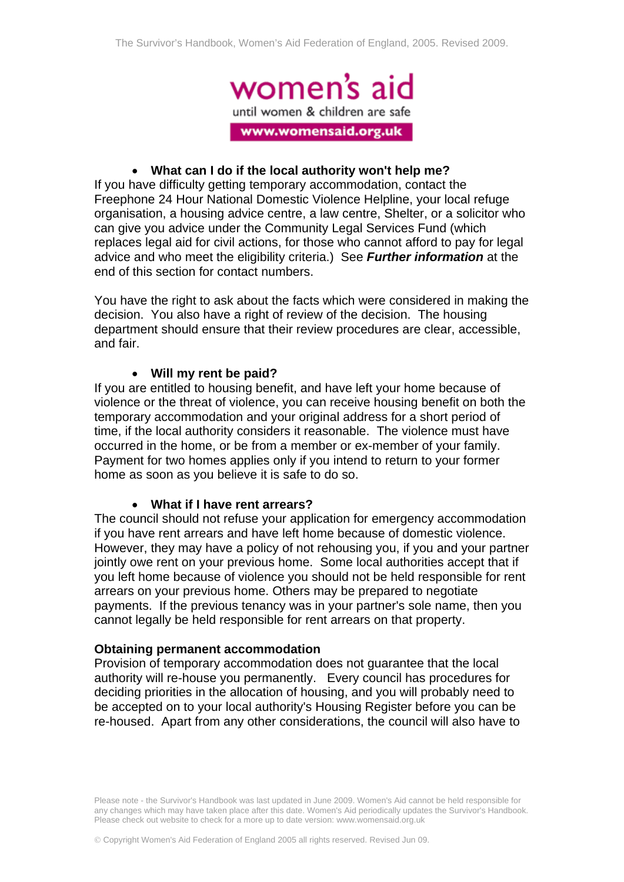- **What can I do if the local authority won't help me?**

If you have difficulty getting temporary accommodation, contact the Freephone 24 Hour National Domestic Violence Helpline, your local refuge organisation, a housing advice centre, a law centre, Shelter, or a solicitor who can give you advice under the Community Legal Services Fund (which replaces legal aid for civil actions, for those who cannot afford to pay for legal advice and who meet the eligibility criteria.) See ***Further information*** at the end of this section for contact numbers.

You have the right to ask about the facts which were considered in making the decision. You also have a right of review of the decision. The housing department should ensure that their review procedures are clear, accessible, and fair.

- **Will my rent be paid?**

If you are entitled to housing benefit, and have left your home because of violence or the threat of violence, you can receive housing benefit on both the temporary accommodation and your original address for a short period of time, if the local authority considers it reasonable. The violence must have occurred in the home, or be from a member or ex-member of your family. Payment for two homes applies only if you intend to return to your former home as soon as you believe it is safe to do so.

- **What if I have rent arrears?**

The council should not refuse your application for emergency accommodation if you have rent arrears and have left home because of domestic violence. However, they may have a policy of not rehousing you, if you and your partner jointly owe rent on your previous home. Some local authorities accept that if you left home because of violence you should not be held responsible for rent arrears on your previous home. Others may be prepared to negotiate payments. If the previous tenancy was in your partner's sole name, then you cannot legally be held responsible for rent arrears on that property.

**Obtaining permanent accommodation**

Provision of temporary accommodation does not guarantee that the local authority will re-house you permanently. Every council has procedures for deciding priorities in the allocation of housing, and you will probably need to be accepted on to your local authority's Housing Register before you can be re-housed. Apart from any other considerations, the council will also have to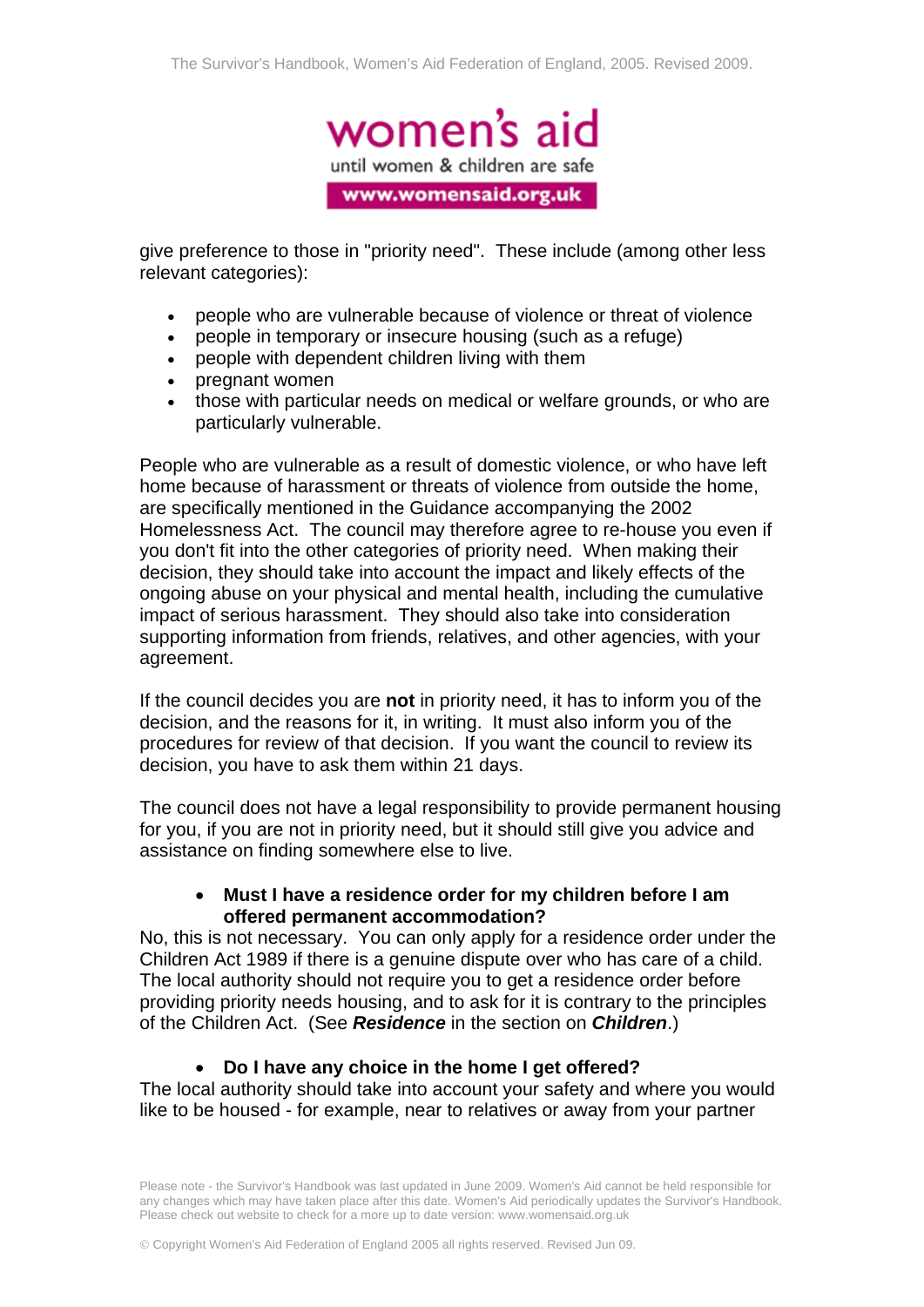give preference to those in "priority need". These include (among other less relevant categories):

- people who are vulnerable because of violence or threat of violence
- people in temporary or insecure housing (such as a refuge)
- people with dependent children living with them
- pregnant women
- those with particular needs on medical or welfare grounds, or who are particularly vulnerable.

People who are vulnerable as a result of domestic violence, or who have left home because of harassment or threats of violence from outside the home, are specifically mentioned in the Guidance accompanying the 2002 Homelessness Act. The council may therefore agree to re-house you even if you don't fit into the other categories of priority need. When making their decision, they should take into account the impact and likely effects of the ongoing abuse on your physical and mental health, including the cumulative impact of serious harassment. They should also take into consideration supporting information from friends, relatives, and other agencies, with your agreement.

If the council decides you are **not** in priority need, it has to inform you of the decision, and the reasons for it, in writing. It must also inform you of the procedures for review of that decision. If you want the council to review its decision, you have to ask them within 21 days.

The council does not have a legal responsibility to provide permanent housing for you, if you are not in priority need, but it should still give you advice and assistance on finding somewhere else to live.

- **Must I have a residence order for my children before I am offered permanent accommodation?**

No, this is not necessary. You can only apply for a residence order under the Children Act 1989 if there is a genuine dispute over who has care of a child. The local authority should not require you to get a residence order before providing priority needs housing, and to ask for it is contrary to the principles of the Children Act. (See ***Residence*** in the section on ***Children***.)

- **Do I have any choice in the home I get offered?**

The local authority should take into account your safety and where you would like to be housed - for example, near to relatives or away from your partner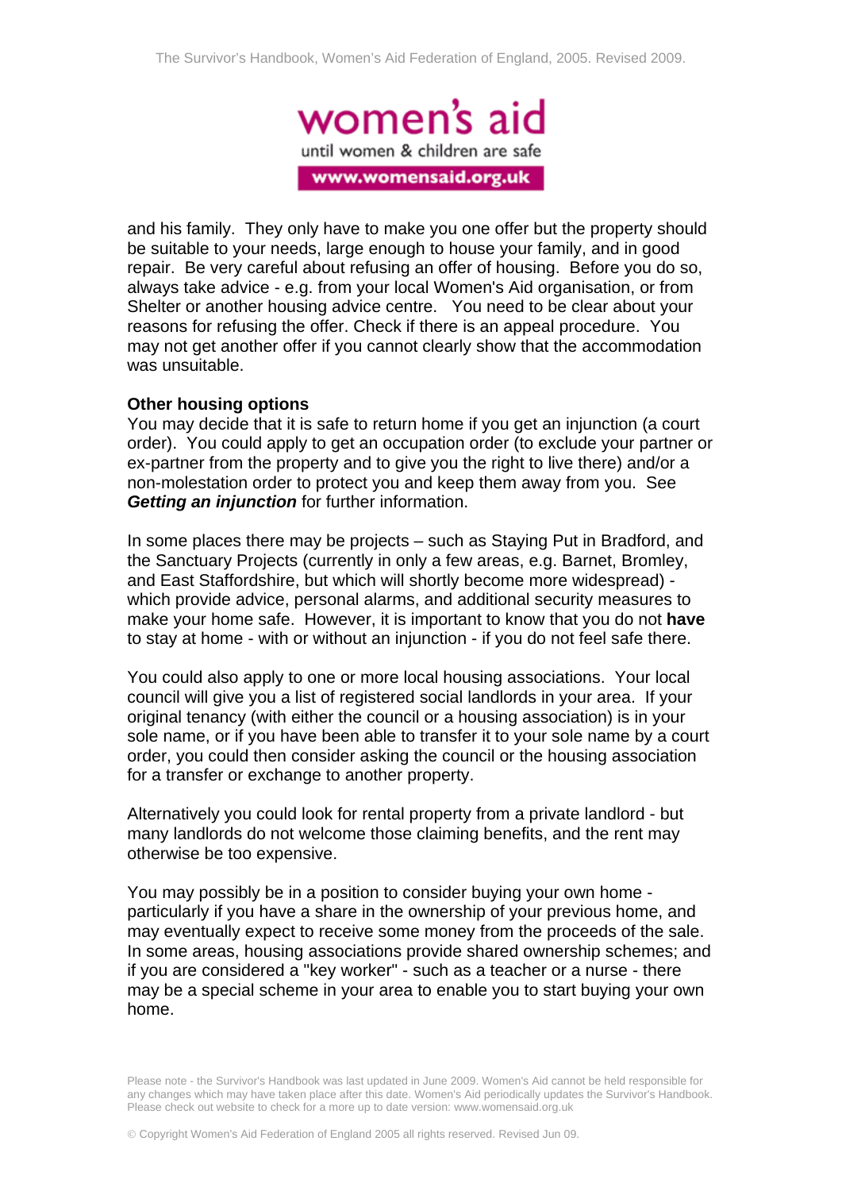and his family. They only have to make you one offer but the property should be suitable to your needs, large enough to house your family, and in good repair. Be very careful about refusing an offer of housing. Before you do so, always take advice - e.g. from your local Women's Aid organisation, or from Shelter or another housing advice centre. You need to be clear about your reasons for refusing the offer. Check if there is an appeal procedure. You may not get another offer if you cannot clearly show that the accommodation was unsuitable.

**Other housing options**

You may decide that it is safe to return home if you get an injunction (a court order). You could apply to get an occupation order (to exclude your partner or ex-partner from the property and to give you the right to live there) and/or a non-molestation order to protect you and keep them away from you. See ***Getting an injunction*** for further information.

In some places there may be projects – such as Staying Put in Bradford, and the Sanctuary Projects (currently in only a few areas, e.g. Barnet, Bromley, and East Staffordshire, but which will shortly become more widespread) - which provide advice, personal alarms, and additional security measures to make your home safe. However, it is important to know that you do not **have** to stay at home - with or without an injunction - if you do not feel safe there.

You could also apply to one or more local housing associations. Your local council will give you a list of registered social landlords in your area. If your original tenancy (with either the council or a housing association) is in your sole name, or if you have been able to transfer it to your sole name by a court order, you could then consider asking the council or the housing association for a transfer or exchange to another property.

Alternatively you could look for rental property from a private landlord - but many landlords do not welcome those claiming benefits, and the rent may otherwise be too expensive.

You may possibly be in a position to consider buying your own home - particularly if you have a share in the ownership of your previous home, and may eventually expect to receive some money from the proceeds of the sale. In some areas, housing associations provide shared ownership schemes; and if you are considered a "key worker" - such as a teacher or a nurse - there may be a special scheme in your area to enable you to start buying your own home.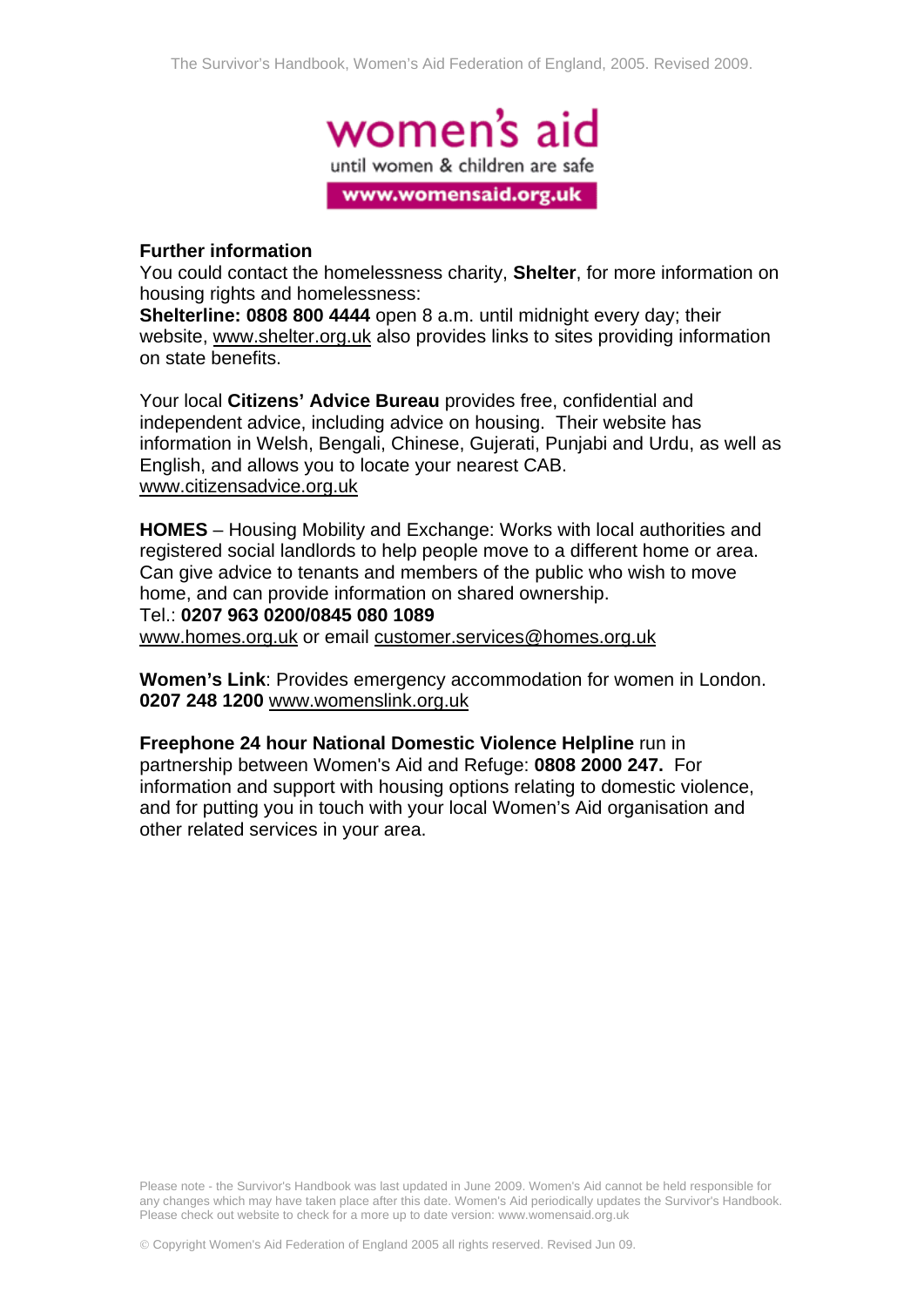## Further information

You could contact the homelessness charity, **Shelter**, for more information on housing rights and homelessness:

**Shelterline: 0808 800 4444** open 8 a.m. until midnight every day; their website, www.shelter.org.uk also provides links to sites providing information on state benefits.

Your local **Citizens' Advice Bureau** provides free, confidential and independent advice, including advice on housing. Their website has information in Welsh, Bengali, Chinese, Gujerati, Punjabi and Urdu, as well as English, and allows you to locate your nearest CAB.
www.citizensadvice.org.uk

**HOMES** – Housing Mobility and Exchange: Works with local authorities and registered social landlords to help people move to a different home or area. Can give advice to tenants and members of the public who wish to move home, and can provide information on shared ownership.
Tel.: **0207 963 0200/0845 080 1089**
www.homes.org.uk or email customer.services@homes.org.uk

**Women's Link**: Provides emergency accommodation for women in London. **0207 248 1200** www.womenslink.org.uk

**Freephone 24 hour National Domestic Violence Helpline** run in partnership between Women's Aid and Refuge: **0808 2000 247.** For information and support with housing options relating to domestic violence, and for putting you in touch with your local Women's Aid organisation and other related services in your area.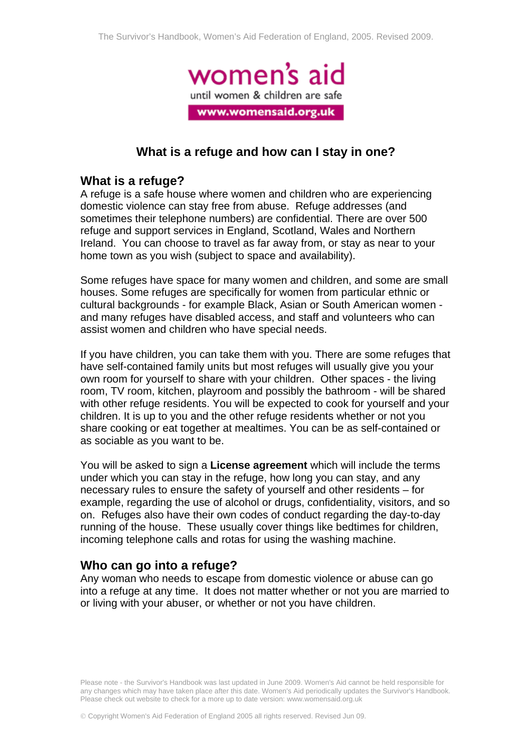women's aid

until women & children are safe

www.womensaid.org.uk

# What is a refuge and how can I stay in one?

## What is a refuge?

A refuge is a safe house where women and children who are experiencing domestic violence can stay free from abuse. Refuge addresses (and sometimes their telephone numbers) are confidential. There are over 500 refuge and support services in England, Scotland, Wales and Northern Ireland. You can choose to travel as far away from, or stay as near to your home town as you wish (subject to space and availability).

Some refuges have space for many women and children, and some are small houses. Some refuges are specifically for women from particular ethnic or cultural backgrounds - for example Black, Asian or South American women - and many refuges have disabled access, and staff and volunteers who can assist women and children who have special needs.

If you have children, you can take them with you. There are some refuges that have self-contained family units but most refuges will usually give you your own room for yourself to share with your children. Other spaces - the living room, TV room, kitchen, playroom and possibly the bathroom - will be shared with other refuge residents. You will be expected to cook for yourself and your children. It is up to you and the other refuge residents whether or not you share cooking or eat together at mealtimes. You can be as self-contained or as sociable as you want to be.

You will be asked to sign a **License agreement** which will include the terms under which you can stay in the refuge, how long you can stay, and any necessary rules to ensure the safety of yourself and other residents – for example, regarding the use of alcohol or drugs, confidentiality, visitors, and so on. Refuges also have their own codes of conduct regarding the day-to-day running of the house. These usually cover things like bedtimes for children, incoming telephone calls and rotas for using the washing machine.

## Who can go into a refuge?

Any woman who needs to escape from domestic violence or abuse can go into a refuge at any time. It does not matter whether or not you are married to or living with your abuser, or whether or not you have children.

Please note - the Survivor's Handbook was last updated in June 2009. Women's Aid cannot be held responsible for any changes which may have taken place after this date. Women's Aid periodically updates the Survivor's Handbook. Please check out website to check for a more up to date version: www.womensaid.org.uk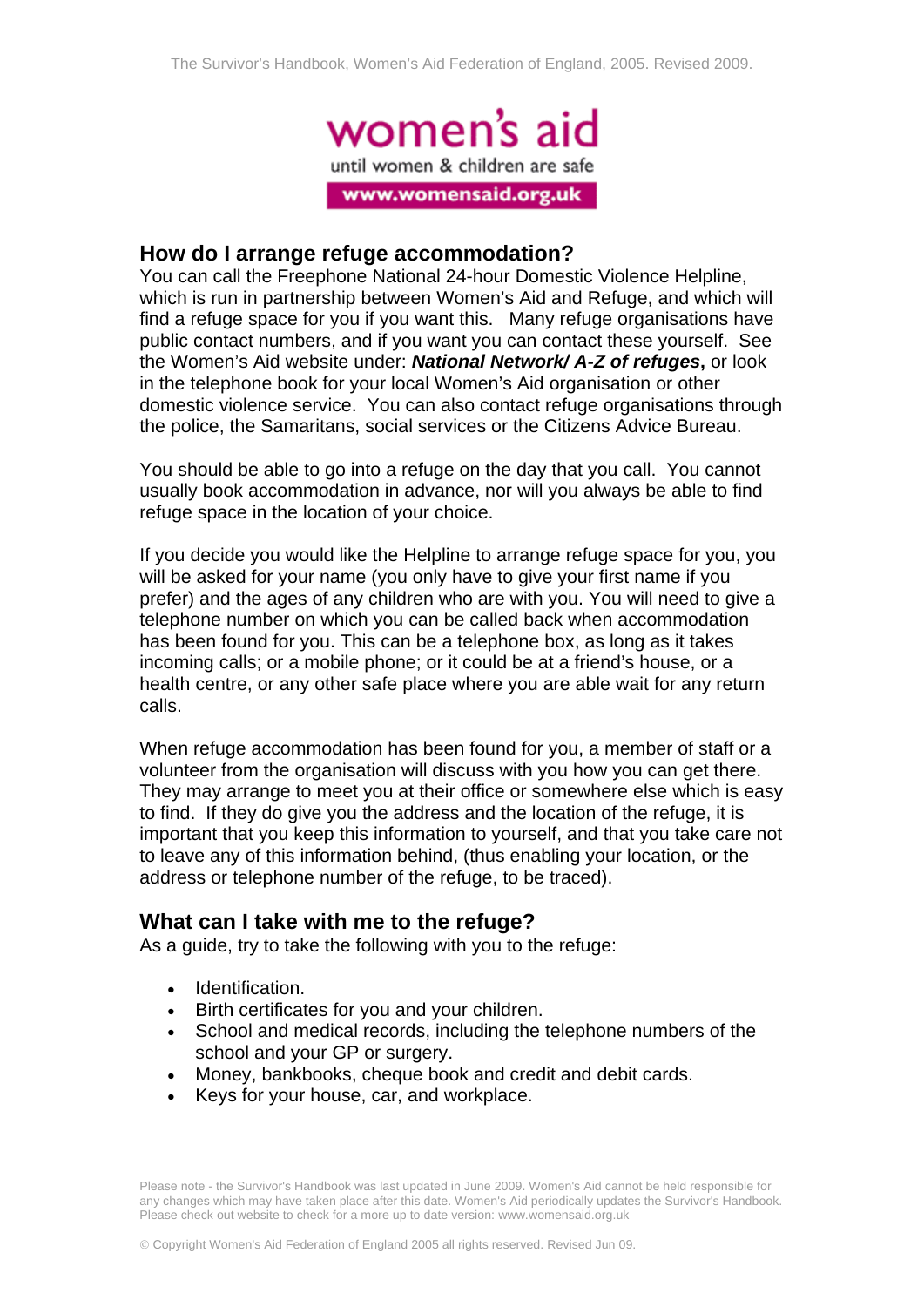## How do I arrange refuge accommodation?

You can call the Freephone National 24-hour Domestic Violence Helpline, which is run in partnership between Women's Aid and Refuge, and which will find a refuge space for you if you want this. Many refuge organisations have public contact numbers, and if you want you can contact these yourself. See the Women's Aid website under: ***National Network/ A-Z of refuges*****,** or look in the telephone book for your local Women's Aid organisation or other domestic violence service. You can also contact refuge organisations through the police, the Samaritans, social services or the Citizens Advice Bureau.

You should be able to go into a refuge on the day that you call. You cannot usually book accommodation in advance, nor will you always be able to find refuge space in the location of your choice.

If you decide you would like the Helpline to arrange refuge space for you, you will be asked for your name (you only have to give your first name if you prefer) and the ages of any children who are with you. You will need to give a telephone number on which you can be called back when accommodation has been found for you. This can be a telephone box, as long as it takes incoming calls; or a mobile phone; or it could be at a friend's house, or a health centre, or any other safe place where you are able wait for any return calls.

When refuge accommodation has been found for you, a member of staff or a volunteer from the organisation will discuss with you how you can get there. They may arrange to meet you at their office or somewhere else which is easy to find. If they do give you the address and the location of the refuge, it is important that you keep this information to yourself, and that you take care not to leave any of this information behind, (thus enabling your location, or the address or telephone number of the refuge, to be traced).

## What can I take with me to the refuge?

As a guide, try to take the following with you to the refuge:

- Identification.
- Birth certificates for you and your children.
- School and medical records, including the telephone numbers of the school and your GP or surgery.
- Money, bankbooks, cheque book and credit and debit cards.
- Keys for your house, car, and workplace.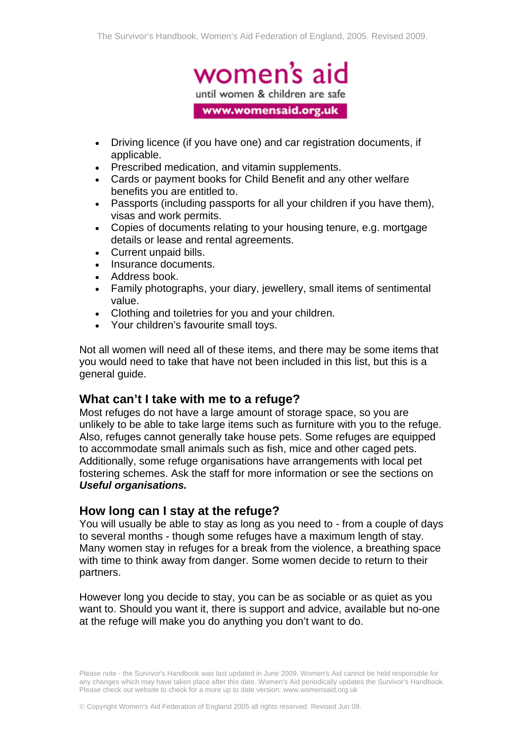- Driving licence (if you have one) and car registration documents, if applicable.
- Prescribed medication, and vitamin supplements.
- Cards or payment books for Child Benefit and any other welfare benefits you are entitled to.
- Passports (including passports for all your children if you have them), visas and work permits.
- Copies of documents relating to your housing tenure, e.g. mortgage details or lease and rental agreements.
- Current unpaid bills.
- Insurance documents.
- Address book.
- Family photographs, your diary, jewellery, small items of sentimental value.
- Clothing and toiletries for you and your children.
- Your children's favourite small toys.

Not all women will need all of these items, and there may be some items that you would need to take that have not been included in this list, but this is a general guide.

## What can't I take with me to a refuge?

Most refuges do not have a large amount of storage space, so you are unlikely to be able to take large items such as furniture with you to the refuge. Also, refuges cannot generally take house pets. Some refuges are equipped to accommodate small animals such as fish, mice and other caged pets. Additionally, some refuge organisations have arrangements with local pet fostering schemes. Ask the staff for more information or see the sections on ***Useful organisations.***

## How long can I stay at the refuge?

You will usually be able to stay as long as you need to - from a couple of days to several months - though some refuges have a maximum length of stay. Many women stay in refuges for a break from the violence, a breathing space with time to think away from danger. Some women decide to return to their partners.

However long you decide to stay, you can be as sociable or as quiet as you want to. Should you want it, there is support and advice, available but no-one at the refuge will make you do anything you don't want to do.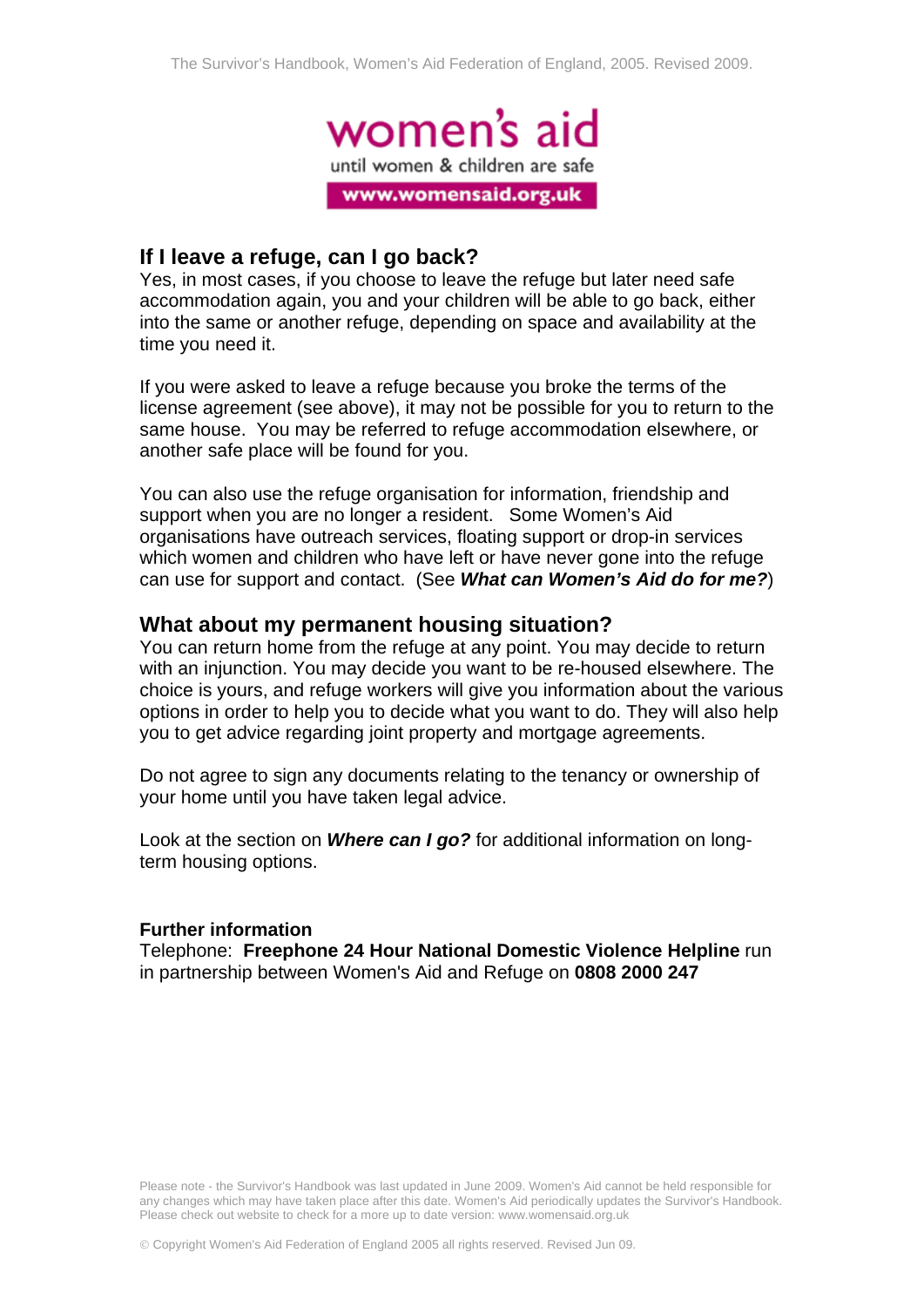## If I leave a refuge, can I go back?

Yes, in most cases, if you choose to leave the refuge but later need safe accommodation again, you and your children will be able to go back, either into the same or another refuge, depending on space and availability at the time you need it.

If you were asked to leave a refuge because you broke the terms of the license agreement (see above), it may not be possible for you to return to the same house. You may be referred to refuge accommodation elsewhere, or another safe place will be found for you.

You can also use the refuge organisation for information, friendship and support when you are no longer a resident. Some Women's Aid organisations have outreach services, floating support or drop-in services which women and children who have left or have never gone into the refuge can use for support and contact. (See ***What can Women's Aid do for me?***)

## What about my permanent housing situation?

You can return home from the refuge at any point. You may decide to return with an injunction. You may decide you want to be re-housed elsewhere. The choice is yours, and refuge workers will give you information about the various options in order to help you to decide what you want to do. They will also help you to get advice regarding joint property and mortgage agreements.

Do not agree to sign any documents relating to the tenancy or ownership of your home until you have taken legal advice.

Look at the section on ***Where can I go?*** for additional information on long-term housing options.

**Further information**

Telephone: **Freephone 24 Hour National Domestic Violence Helpline** run in partnership between Women's Aid and Refuge on **0808 2000 247**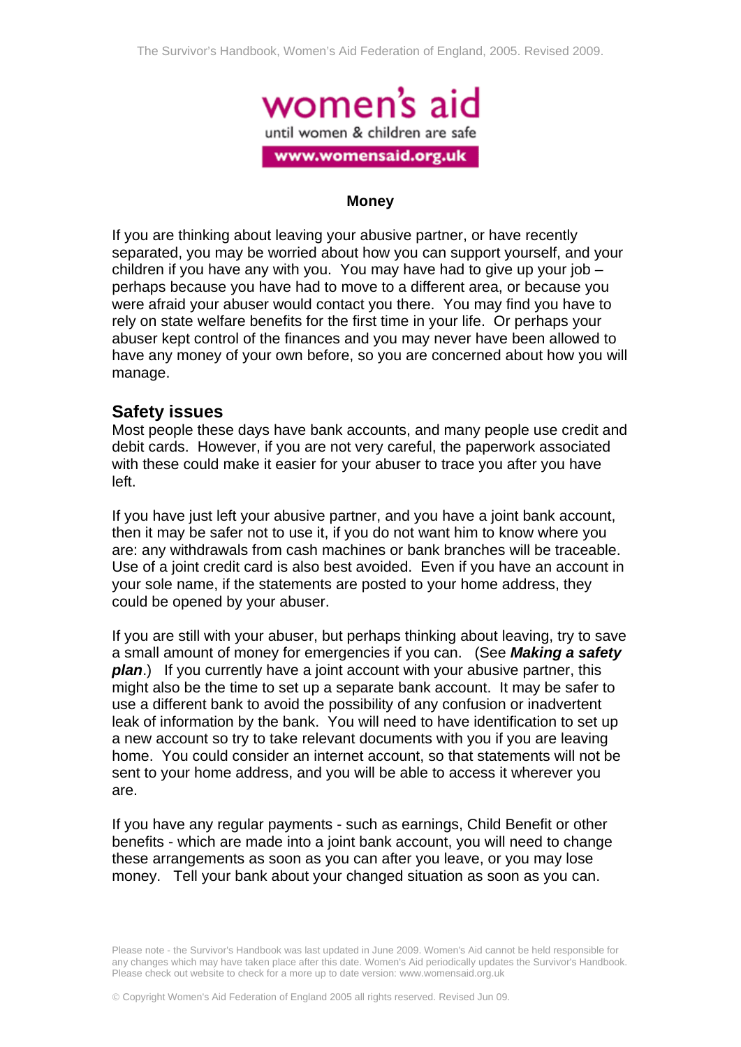## Money

If you are thinking about leaving your abusive partner, or have recently separated, you may be worried about how you can support yourself, and your children if you have any with you. You may have had to give up your job – perhaps because you have had to move to a different area, or because you were afraid your abuser would contact you there. You may find you have to rely on state welfare benefits for the first time in your life. Or perhaps your abuser kept control of the finances and you may never have been allowed to have any money of your own before, so you are concerned about how you will manage.

### Safety issues

Most people these days have bank accounts, and many people use credit and debit cards. However, if you are not very careful, the paperwork associated with these could make it easier for your abuser to trace you after you have left.

If you have just left your abusive partner, and you have a joint bank account, then it may be safer not to use it, if you do not want him to know where you are: any withdrawals from cash machines or bank branches will be traceable. Use of a joint credit card is also best avoided. Even if you have an account in your sole name, if the statements are posted to your home address, they could be opened by your abuser.

If you are still with your abuser, but perhaps thinking about leaving, try to save a small amount of money for emergencies if you can. (See ***Making a safety plan***.) If you currently have a joint account with your abusive partner, this might also be the time to set up a separate bank account. It may be safer to use a different bank to avoid the possibility of any confusion or inadvertent leak of information by the bank. You will need to have identification to set up a new account so try to take relevant documents with you if you are leaving home. You could consider an internet account, so that statements will not be sent to your home address, and you will be able to access it wherever you are.

If you have any regular payments - such as earnings, Child Benefit or other benefits - which are made into a joint bank account, you will need to change these arrangements as soon as you can after you leave, or you may lose money. Tell your bank about your changed situation as soon as you can.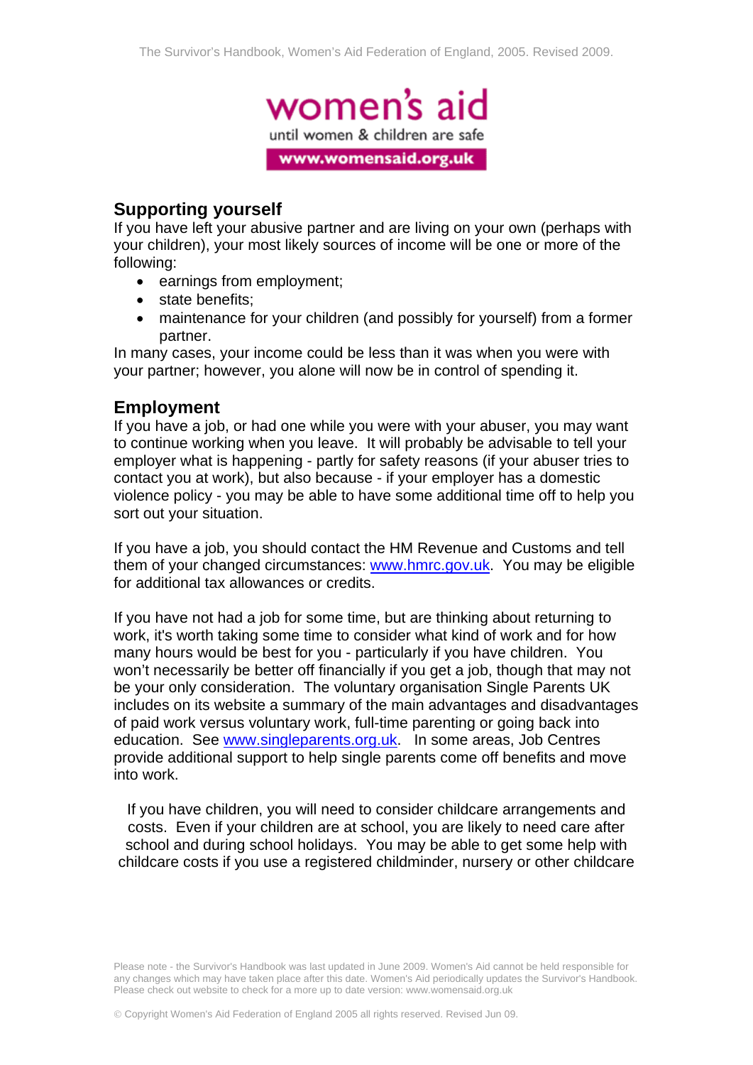## Supporting yourself

If you have left your abusive partner and are living on your own (perhaps with your children), your most likely sources of income will be one or more of the following:

- earnings from employment;
- state benefits;
- maintenance for your children (and possibly for yourself) from a former partner.

In many cases, your income could be less than it was when you were with your partner; however, you alone will now be in control of spending it.

## Employment

If you have a job, or had one while you were with your abuser, you may want to continue working when you leave. It will probably be advisable to tell your employer what is happening - partly for safety reasons (if your abuser tries to contact you at work), but also because - if your employer has a domestic violence policy - you may be able to have some additional time off to help you sort out your situation.

If you have a job, you should contact the HM Revenue and Customs and tell them of your changed circumstances: www.hmrc.gov.uk. You may be eligible for additional tax allowances or credits.

If you have not had a job for some time, but are thinking about returning to work, it's worth taking some time to consider what kind of work and for how many hours would be best for you - particularly if you have children. You won't necessarily be better off financially if you get a job, though that may not be your only consideration. The voluntary organisation Single Parents UK includes on its website a summary of the main advantages and disadvantages of paid work versus voluntary work, full-time parenting or going back into education. See www.singleparents.org.uk. In some areas, Job Centres provide additional support to help single parents come off benefits and move into work.

If you have children, you will need to consider childcare arrangements and costs. Even if your children are at school, you are likely to need care after school and during school holidays. You may be able to get some help with childcare costs if you use a registered childminder, nursery or other childcare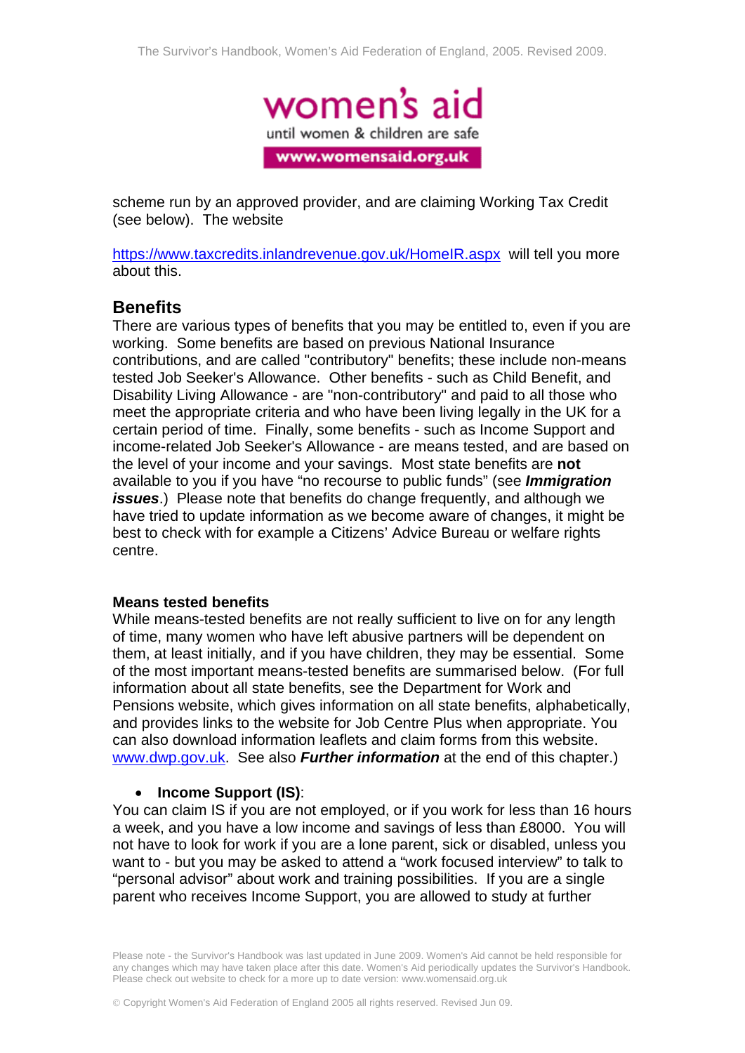scheme run by an approved provider, and are claiming Working Tax Credit (see below). The website

https://www.taxcredits.inlandrevenue.gov.uk/HomeIR.aspx will tell you more about this.

## Benefits

There are various types of benefits that you may be entitled to, even if you are working. Some benefits are based on previous National Insurance contributions, and are called "contributory" benefits; these include non-means tested Job Seeker's Allowance. Other benefits - such as Child Benefit, and Disability Living Allowance - are "non-contributory" and paid to all those who meet the appropriate criteria and who have been living legally in the UK for a certain period of time. Finally, some benefits - such as Income Support and income-related Job Seeker's Allowance - are means tested, and are based on the level of your income and your savings. Most state benefits are **not** available to you if you have "no recourse to public funds" (see ***Immigration issues***.) Please note that benefits do change frequently, and although we have tried to update information as we become aware of changes, it might be best to check with for example a Citizens' Advice Bureau or welfare rights centre.

### Means tested benefits

While means-tested benefits are not really sufficient to live on for any length of time, many women who have left abusive partners will be dependent on them, at least initially, and if you have children, they may be essential. Some of the most important means-tested benefits are summarised below. (For full information about all state benefits, see the Department for Work and Pensions website, which gives information on all state benefits, alphabetically, and provides links to the website for Job Centre Plus when appropriate. You can also download information leaflets and claim forms from this website. www.dwp.gov.uk. See also ***Further information*** at the end of this chapter.)

- **Income Support (IS)**:

You can claim IS if you are not employed, or if you work for less than 16 hours a week, and you have a low income and savings of less than £8000. You will not have to look for work if you are a lone parent, sick or disabled, unless you want to - but you may be asked to attend a "work focused interview" to talk to "personal advisor" about work and training possibilities. If you are a single parent who receives Income Support, you are allowed to study at further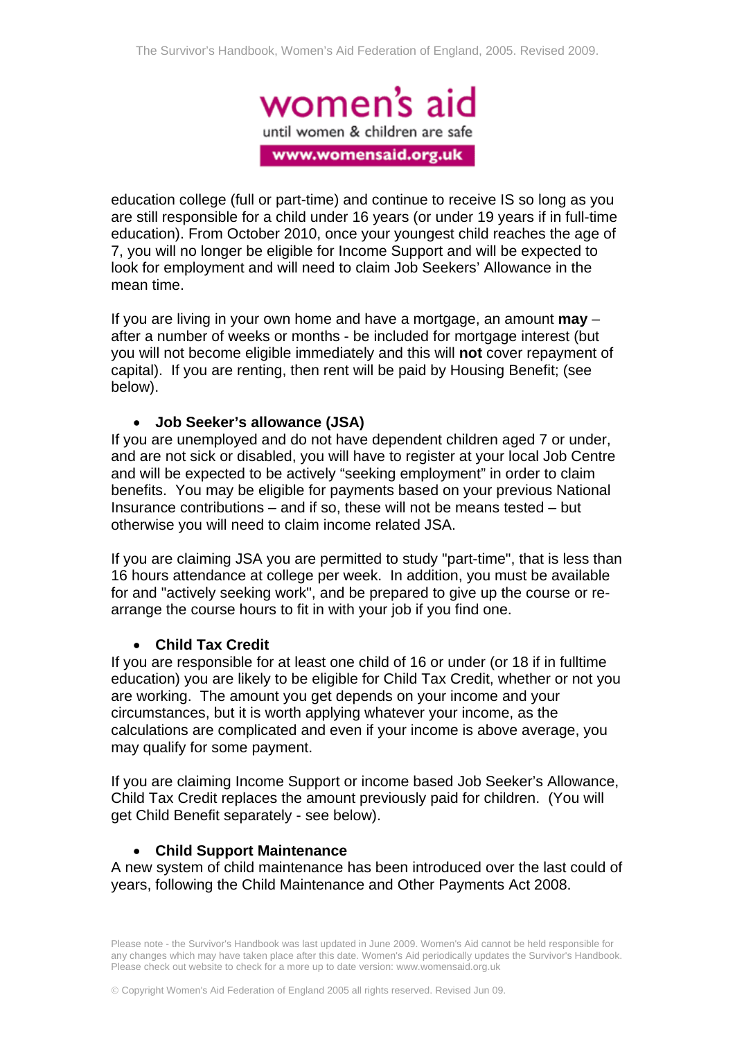education college (full or part-time) and continue to receive IS so long as you are still responsible for a child under 16 years (or under 19 years if in full-time education). From October 2010, once your youngest child reaches the age of 7, you will no longer be eligible for Income Support and will be expected to look for employment and will need to claim Job Seekers' Allowance in the mean time.

If you are living in your own home and have a mortgage, an amount **may** – after a number of weeks or months - be included for mortgage interest (but you will not become eligible immediately and this will **not** cover repayment of capital). If you are renting, then rent will be paid by Housing Benefit; (see below).

- **Job Seeker's allowance (JSA)**

If you are unemployed and do not have dependent children aged 7 or under, and are not sick or disabled, you will have to register at your local Job Centre and will be expected to be actively "seeking employment" in order to claim benefits. You may be eligible for payments based on your previous National Insurance contributions – and if so, these will not be means tested – but otherwise you will need to claim income related JSA.

If you are claiming JSA you are permitted to study "part-time", that is less than 16 hours attendance at college per week. In addition, you must be available for and "actively seeking work", and be prepared to give up the course or re-arrange the course hours to fit in with your job if you find one.

- **Child Tax Credit**

If you are responsible for at least one child of 16 or under (or 18 if in fulltime education) you are likely to be eligible for Child Tax Credit, whether or not you are working. The amount you get depends on your income and your circumstances, but it is worth applying whatever your income, as the calculations are complicated and even if your income is above average, you may qualify for some payment.

If you are claiming Income Support or income based Job Seeker's Allowance, Child Tax Credit replaces the amount previously paid for children. (You will get Child Benefit separately - see below).

- **Child Support Maintenance**

A new system of child maintenance has been introduced over the last could of years, following the Child Maintenance and Other Payments Act 2008.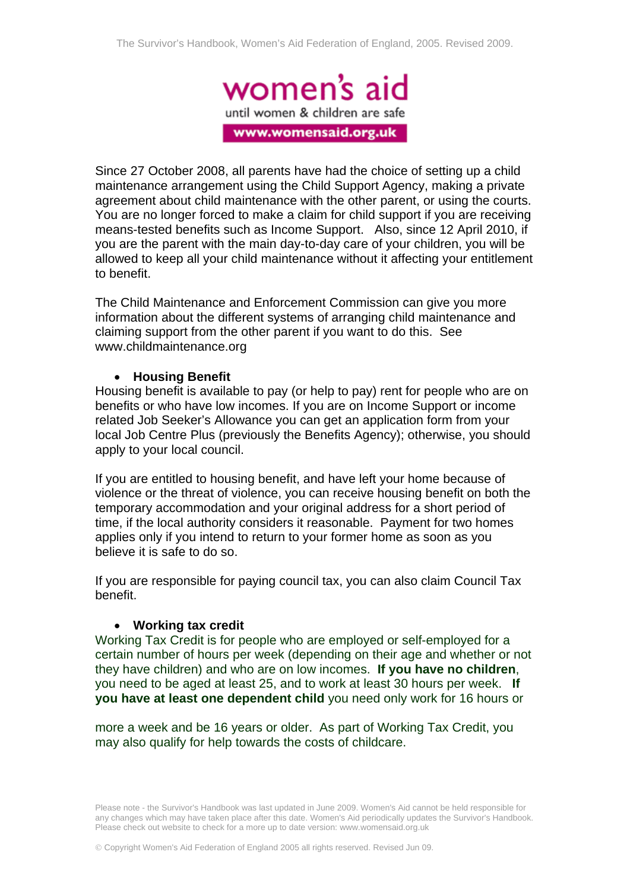Since 27 October 2008, all parents have had the choice of setting up a child maintenance arrangement using the Child Support Agency, making a private agreement about child maintenance with the other parent, or using the courts. You are no longer forced to make a claim for child support if you are receiving means-tested benefits such as Income Support. Also, since 12 April 2010, if you are the parent with the main day-to-day care of your children, you will be allowed to keep all your child maintenance without it affecting your entitlement to benefit.

The Child Maintenance and Enforcement Commission can give you more information about the different systems of arranging child maintenance and claiming support from the other parent if you want to do this. See www.childmaintenance.org

- **Housing Benefit**

Housing benefit is available to pay (or help to pay) rent for people who are on benefits or who have low incomes. If you are on Income Support or income related Job Seeker's Allowance you can get an application form from your local Job Centre Plus (previously the Benefits Agency); otherwise, you should apply to your local council.

If you are entitled to housing benefit, and have left your home because of violence or the threat of violence, you can receive housing benefit on both the temporary accommodation and your original address for a short period of time, if the local authority considers it reasonable. Payment for two homes applies only if you intend to return to your former home as soon as you believe it is safe to do so.

If you are responsible for paying council tax, you can also claim Council Tax benefit.

- **Working tax credit**

Working Tax Credit is for people who are employed or self-employed for a certain number of hours per week (depending on their age and whether or not they have children) and who are on low incomes. **If you have no children**, you need to be aged at least 25, and to work at least 30 hours per week. **If you have at least one dependent child** you need only work for 16 hours or more a week and be 16 years or older. As part of Working Tax Credit, you may also qualify for help towards the costs of childcare.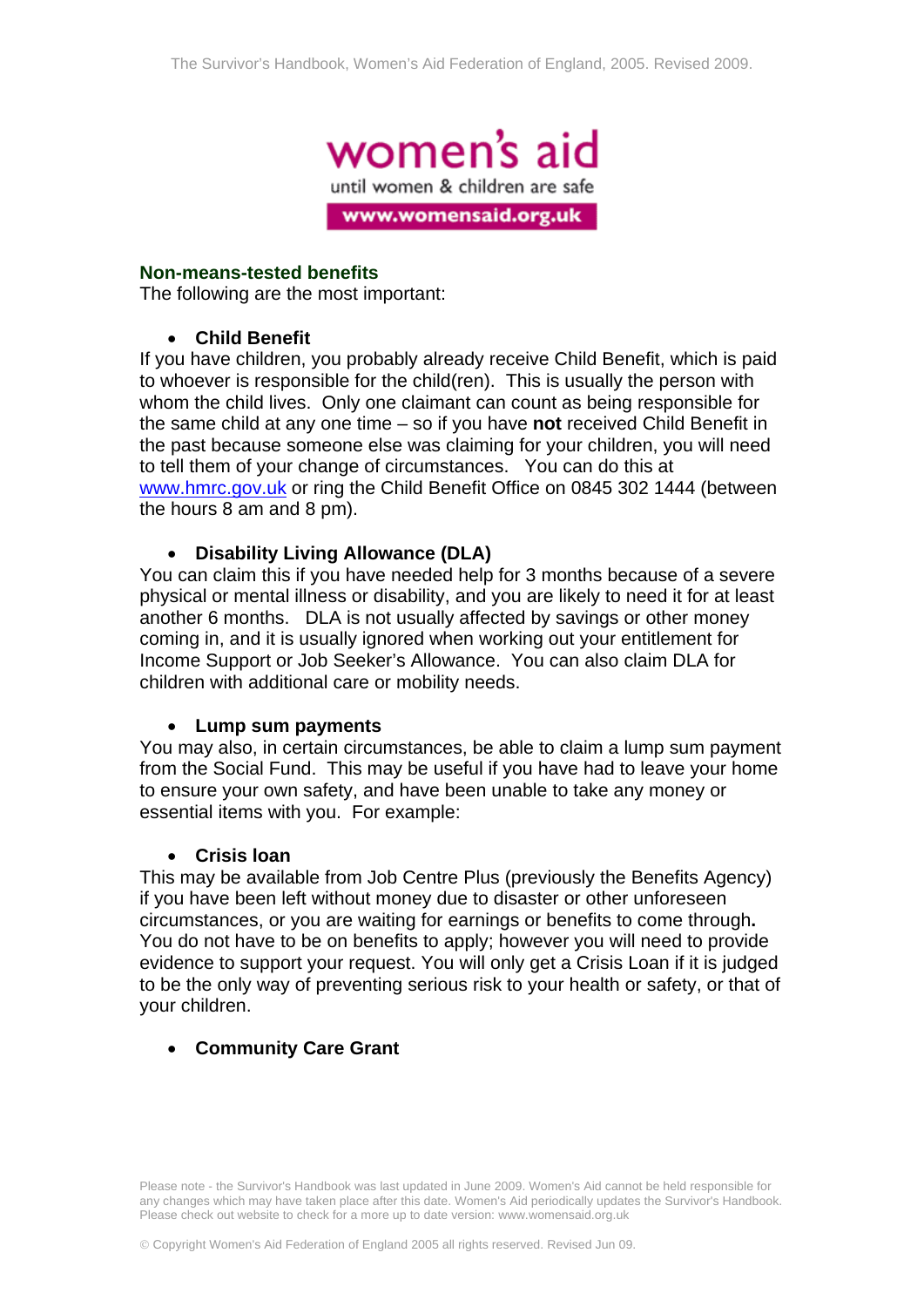### Non-means-tested benefits

The following are the most important:

- **Child Benefit**

If you have children, you probably already receive Child Benefit, which is paid to whoever is responsible for the child(ren). This is usually the person with whom the child lives. Only one claimant can count as being responsible for the same child at any one time – so if you have **not** received Child Benefit in the past because someone else was claiming for your children, you will need to tell them of your change of circumstances. You can do this at www.hmrc.gov.uk or ring the Child Benefit Office on 0845 302 1444 (between the hours 8 am and 8 pm).

- **Disability Living Allowance (DLA)**

You can claim this if you have needed help for 3 months because of a severe physical or mental illness or disability, and you are likely to need it for at least another 6 months. DLA is not usually affected by savings or other money coming in, and it is usually ignored when working out your entitlement for Income Support or Job Seeker's Allowance. You can also claim DLA for children with additional care or mobility needs.

- **Lump sum payments**

You may also, in certain circumstances, be able to claim a lump sum payment from the Social Fund. This may be useful if you have had to leave your home to ensure your own safety, and have been unable to take any money or essential items with you. For example:

- **Crisis loan**

This may be available from Job Centre Plus (previously the Benefits Agency) if you have been left without money due to disaster or other unforeseen circumstances, or you are waiting for earnings or benefits to come through**.** You do not have to be on benefits to apply; however you will need to provide evidence to support your request. You will only get a Crisis Loan if it is judged to be the only way of preventing serious risk to your health or safety, or that of your children.

- **Community Care Grant**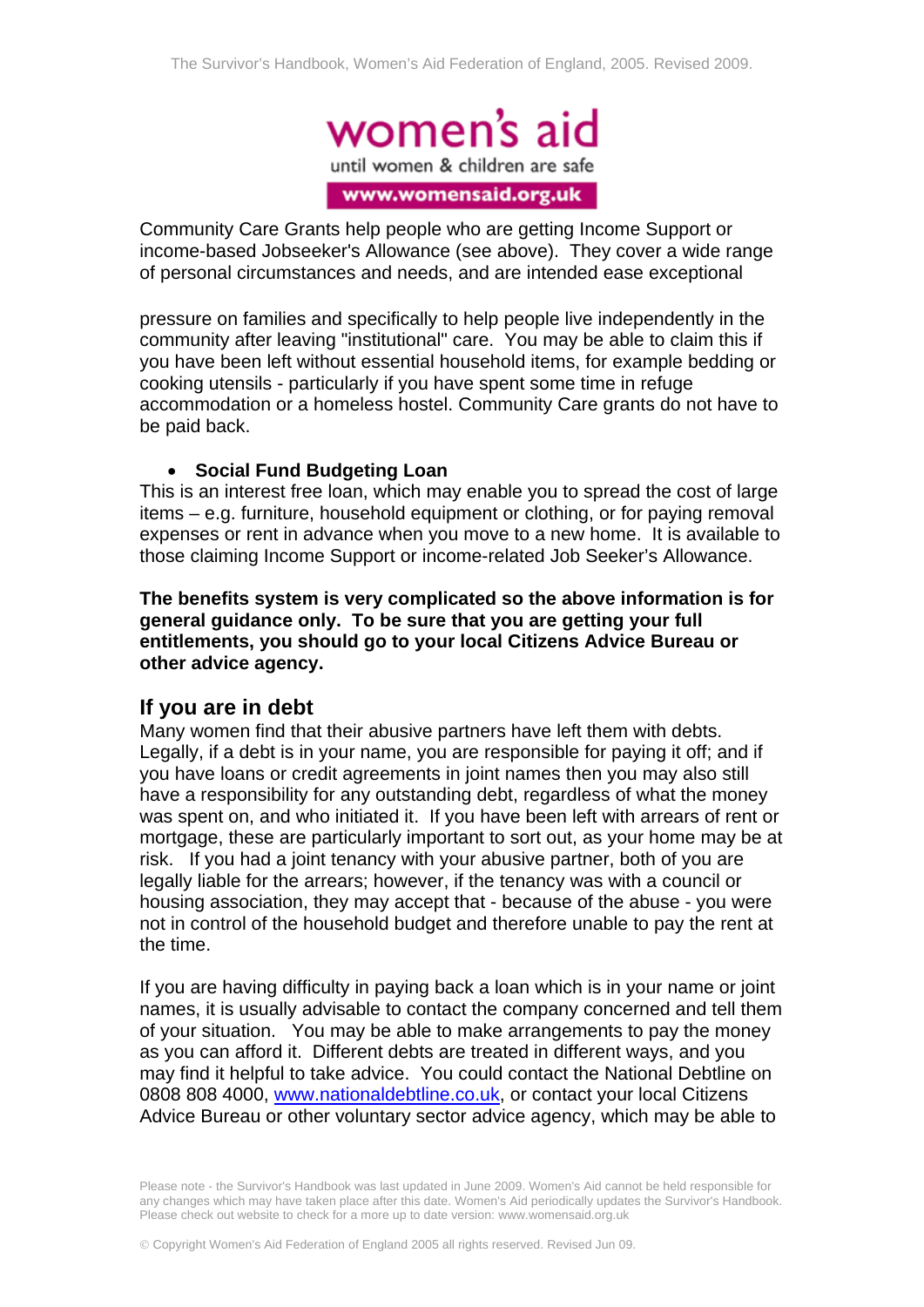Community Care Grants help people who are getting Income Support or income-based Jobseeker's Allowance (see above). They cover a wide range of personal circumstances and needs, and are intended ease exceptional

pressure on families and specifically to help people live independently in the community after leaving "institutional" care. You may be able to claim this if you have been left without essential household items, for example bedding or cooking utensils - particularly if you have spent some time in refuge accommodation or a homeless hostel. Community Care grants do not have to be paid back.

- **Social Fund Budgeting Loan**

This is an interest free loan, which may enable you to spread the cost of large items – e.g. furniture, household equipment or clothing, or for paying removal expenses or rent in advance when you move to a new home. It is available to those claiming Income Support or income-related Job Seeker's Allowance.

**The benefits system is very complicated so the above information is for general guidance only. To be sure that you are getting your full entitlements, you should go to your local Citizens Advice Bureau or other advice agency.**

## If you are in debt

Many women find that their abusive partners have left them with debts. Legally, if a debt is in your name, you are responsible for paying it off; and if you have loans or credit agreements in joint names then you may also still have a responsibility for any outstanding debt, regardless of what the money was spent on, and who initiated it. If you have been left with arrears of rent or mortgage, these are particularly important to sort out, as your home may be at risk. If you had a joint tenancy with your abusive partner, both of you are legally liable for the arrears; however, if the tenancy was with a council or housing association, they may accept that - because of the abuse - you were not in control of the household budget and therefore unable to pay the rent at the time.

If you are having difficulty in paying back a loan which is in your name or joint names, it is usually advisable to contact the company concerned and tell them of your situation. You may be able to make arrangements to pay the money as you can afford it. Different debts are treated in different ways, and you may find it helpful to take advice. You could contact the National Debtline on 0808 808 4000, www.nationaldebtline.co.uk, or contact your local Citizens Advice Bureau or other voluntary sector advice agency, which may be able to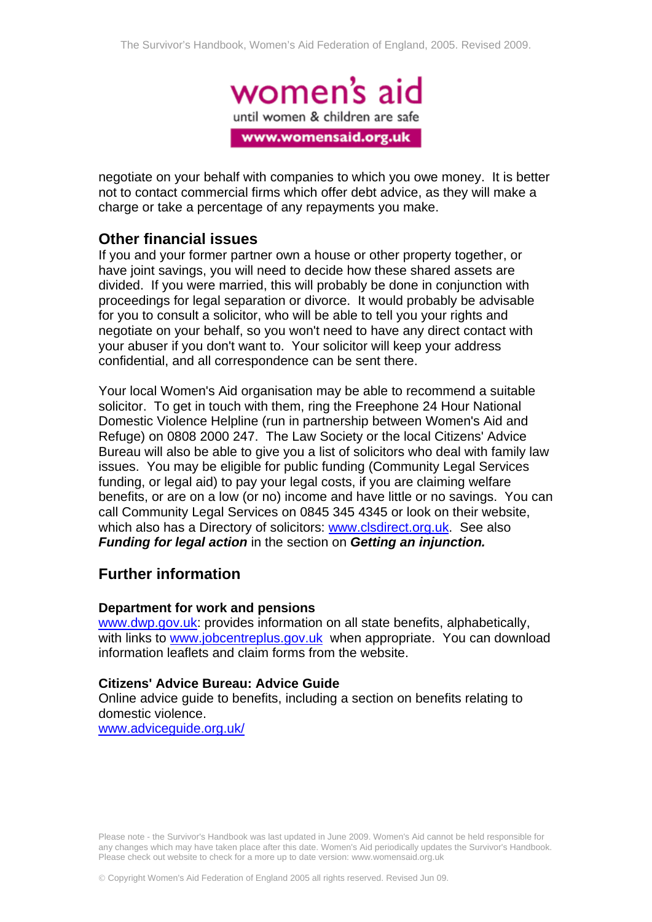negotiate on your behalf with companies to which you owe money. It is better not to contact commercial firms which offer debt advice, as they will make a charge or take a percentage of any repayments you make.

## Other financial issues

If you and your former partner own a house or other property together, or have joint savings, you will need to decide how these shared assets are divided. If you were married, this will probably be done in conjunction with proceedings for legal separation or divorce. It would probably be advisable for you to consult a solicitor, who will be able to tell you your rights and negotiate on your behalf, so you won't need to have any direct contact with your abuser if you don't want to. Your solicitor will keep your address confidential, and all correspondence can be sent there.

Your local Women's Aid organisation may be able to recommend a suitable solicitor. To get in touch with them, ring the Freephone 24 Hour National Domestic Violence Helpline (run in partnership between Women's Aid and Refuge) on 0808 2000 247. The Law Society or the local Citizens' Advice Bureau will also be able to give you a list of solicitors who deal with family law issues. You may be eligible for public funding (Community Legal Services funding, or legal aid) to pay your legal costs, if you are claiming welfare benefits, or are on a low (or no) income and have little or no savings. You can call Community Legal Services on 0845 345 4345 or look on their website, which also has a Directory of solicitors: www.clsdirect.org.uk. See also ***Funding for legal action*** in the section on ***Getting an injunction.***

## Further information

### Department for work and pensions

www.dwp.gov.uk: provides information on all state benefits, alphabetically, with links to www.jobcentreplus.gov.uk when appropriate. You can download information leaflets and claim forms from the website.

### Citizens' Advice Bureau: Advice Guide

Online advice guide to benefits, including a section on benefits relating to domestic violence.
www.adviceguide.org.uk/

Please note - the Survivor's Handbook was last updated in June 2009. Women's Aid cannot be held responsible for any changes which may have taken place after this date. Women's Aid periodically updates the Survivor's Handbook. Please check out website to check for a more up to date version: www.womensaid.org.uk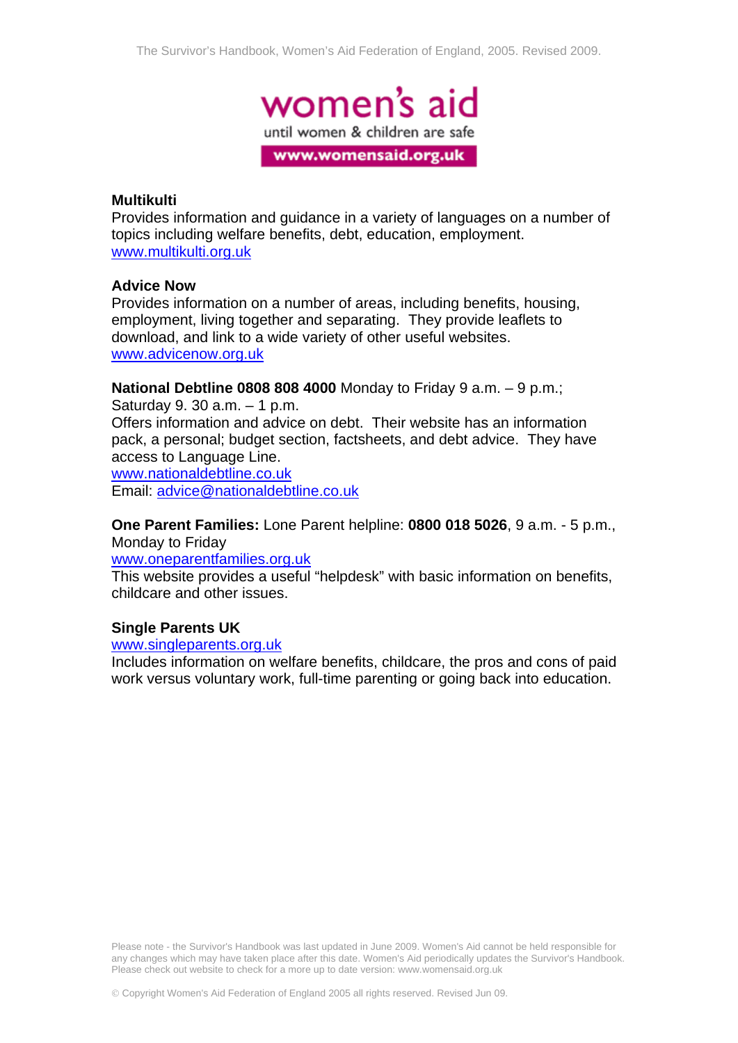**Multikulti**
Provides information and guidance in a variety of languages on a number of topics including welfare benefits, debt, education, employment.
www.multikulti.org.uk

**Advice Now**
Provides information on a number of areas, including benefits, housing, employment, living together and separating. They provide leaflets to download, and link to a wide variety of other useful websites.
www.advicenow.org.uk

**National Debtline 0808 808 4000** Monday to Friday 9 a.m. – 9 p.m.; Saturday 9. 30 a.m. – 1 p.m.
Offers information and advice on debt. Their website has an information pack, a personal; budget section, factsheets, and debt advice. They have access to Language Line.
www.nationaldebtline.co.uk
Email: advice@nationaldebtline.co.uk

**One Parent Families:** Lone Parent helpline: **0800 018 5026**, 9 a.m. - 5 p.m., Monday to Friday
www.oneparentfamilies.org.uk
This website provides a useful "helpdesk" with basic information on benefits, childcare and other issues.

**Single Parents UK**
www.singleparents.org.uk
Includes information on welfare benefits, childcare, the pros and cons of paid work versus voluntary work, full-time parenting or going back into education.

Please note - the Survivor's Handbook was last updated in June 2009. Women's Aid cannot be held responsible for any changes which may have taken place after this date. Women's Aid periodically updates the Survivor's Handbook. Please check out website to check for a more up to date version: www.womensaid.org.uk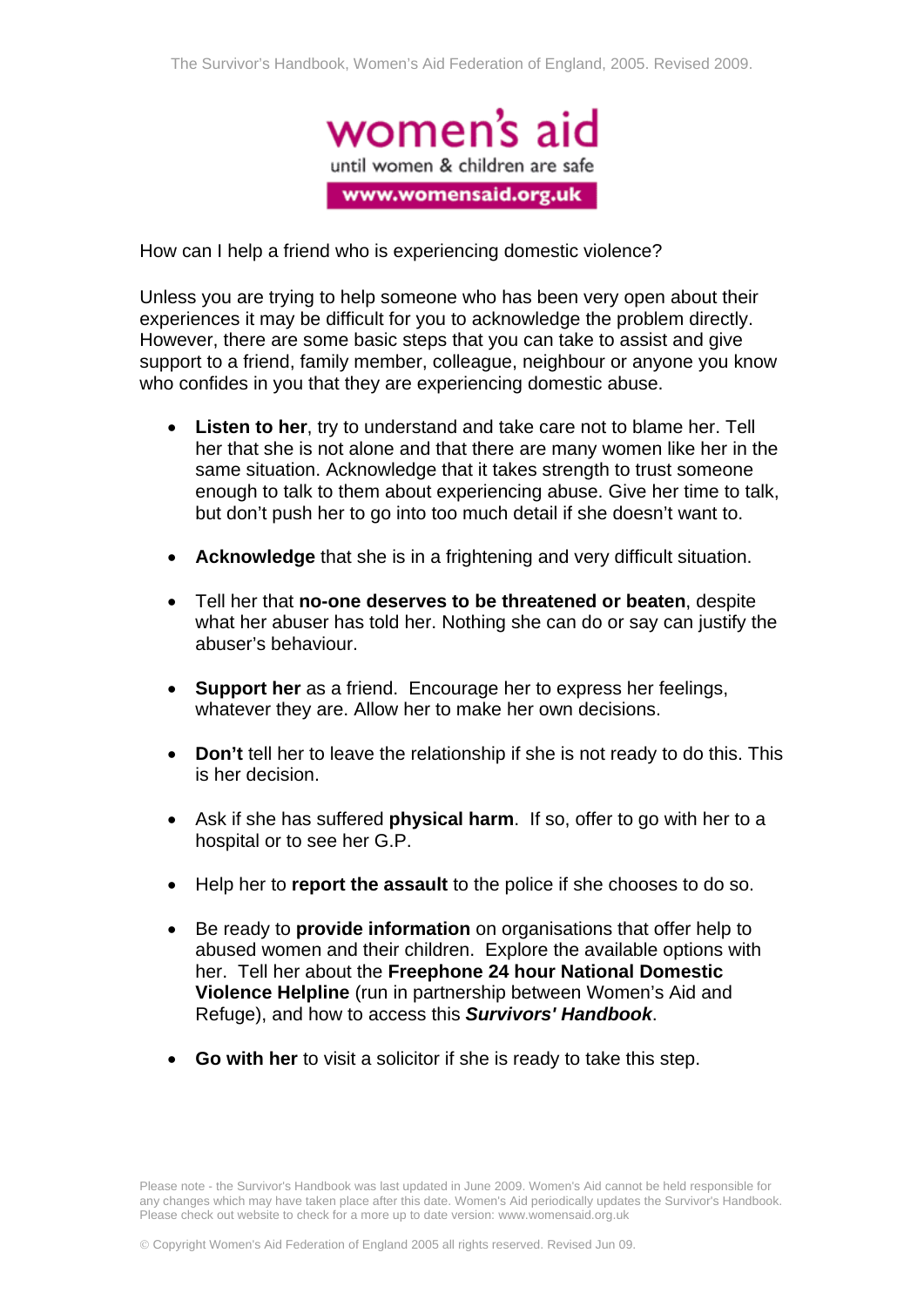How can I help a friend who is experiencing domestic violence?

Unless you are trying to help someone who has been very open about their experiences it may be difficult for you to acknowledge the problem directly. However, there are some basic steps that you can take to assist and give support to a friend, family member, colleague, neighbour or anyone you know who confides in you that they are experiencing domestic abuse.

- **Listen to her**, try to understand and take care not to blame her. Tell her that she is not alone and that there are many women like her in the same situation. Acknowledge that it takes strength to trust someone enough to talk to them about experiencing abuse. Give her time to talk, but don't push her to go into too much detail if she doesn't want to.
- **Acknowledge** that she is in a frightening and very difficult situation.
- Tell her that **no-one deserves to be threatened or beaten**, despite what her abuser has told her. Nothing she can do or say can justify the abuser's behaviour.
- **Support her** as a friend. Encourage her to express her feelings, whatever they are. Allow her to make her own decisions.
- **Don't** tell her to leave the relationship if she is not ready to do this. This is her decision.
- Ask if she has suffered **physical harm**. If so, offer to go with her to a hospital or to see her G.P.
- Help her to **report the assault** to the police if she chooses to do so.
- Be ready to **provide information** on organisations that offer help to abused women and their children. Explore the available options with her. Tell her about the **Freephone 24 hour National Domestic Violence Helpline** (run in partnership between Women's Aid and Refuge), and how to access this ***Survivors' Handbook***.
- **Go with her** to visit a solicitor if she is ready to take this step.

Please note - the Survivor's Handbook was last updated in June 2009. Women's Aid cannot be held responsible for any changes which may have taken place after this date. Women's Aid periodically updates the Survivor's Handbook. Please check out website to check for a more up to date version: www.womensaid.org.uk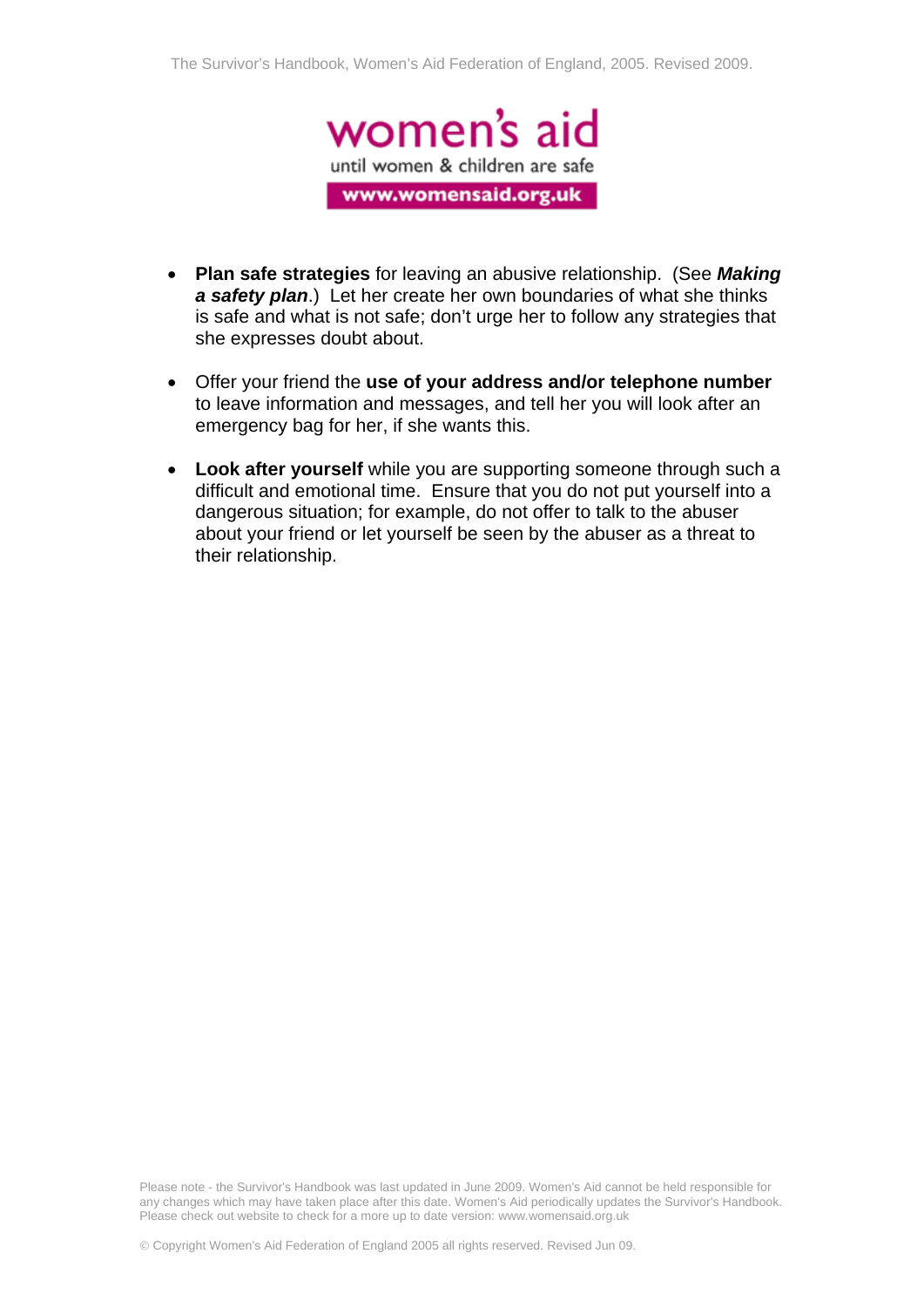- **Plan safe strategies** for leaving an abusive relationship. (See ***Making a safety plan***.) Let her create her own boundaries of what she thinks is safe and what is not safe; don't urge her to follow any strategies that she expresses doubt about.

- Offer your friend the **use of your address and/or telephone number** to leave information and messages, and tell her you will look after an emergency bag for her, if she wants this.

- **Look after yourself** while you are supporting someone through such a difficult and emotional time. Ensure that you do not put yourself into a dangerous situation; for example, do not offer to talk to the abuser about your friend or let yourself be seen by the abuser as a threat to their relationship.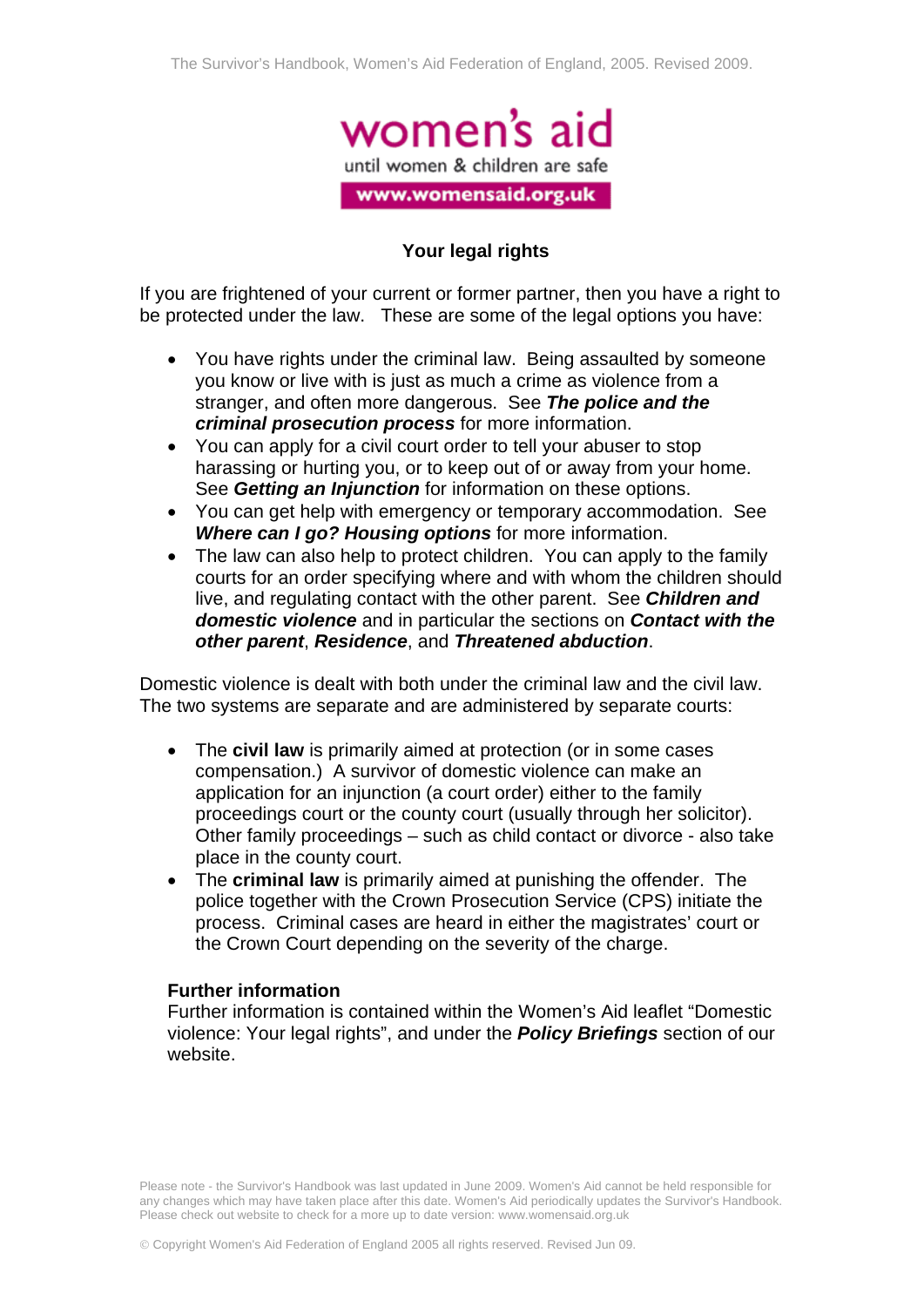## Your legal rights

If you are frightened of your current or former partner, then you have a right to be protected under the law. These are some of the legal options you have:

- You have rights under the criminal law. Being assaulted by someone you know or live with is just as much a crime as violence from a stranger, and often more dangerous. See ***The police and the criminal prosecution process*** for more information.
- You can apply for a civil court order to tell your abuser to stop harassing or hurting you, or to keep out of or away from your home. See ***Getting an Injunction*** for information on these options.
- You can get help with emergency or temporary accommodation. See ***Where can I go? Housing options*** for more information.
- The law can also help to protect children. You can apply to the family courts for an order specifying where and with whom the children should live, and regulating contact with the other parent. See ***Children and domestic violence*** and in particular the sections on ***Contact with the other parent***, ***Residence***, and ***Threatened abduction***.

Domestic violence is dealt with both under the criminal law and the civil law. The two systems are separate and are administered by separate courts:

- The **civil law** is primarily aimed at protection (or in some cases compensation.) A survivor of domestic violence can make an application for an injunction (a court order) either to the family proceedings court or the county court (usually through her solicitor). Other family proceedings – such as child contact or divorce - also take place in the county court.
- The **criminal law** is primarily aimed at punishing the offender. The police together with the Crown Prosecution Service (CPS) initiate the process. Criminal cases are heard in either the magistrates' court or the Crown Court depending on the severity of the charge.

### Further information

Further information is contained within the Women's Aid leaflet "Domestic violence: Your legal rights", and under the ***Policy Briefings*** section of our website.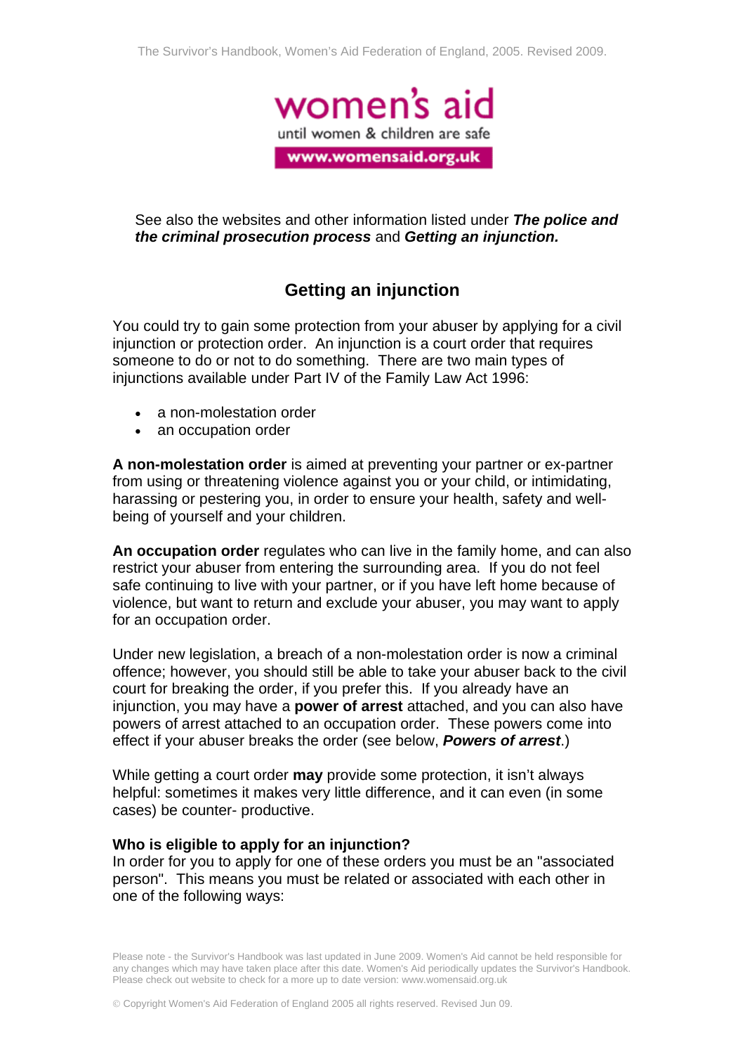See also the websites and other information listed under ***The police and the criminal prosecution process*** and ***Getting an injunction.***

## Getting an injunction

You could try to gain some protection from your abuser by applying for a civil injunction or protection order. An injunction is a court order that requires someone to do or not to do something. There are two main types of injunctions available under Part IV of the Family Law Act 1996:

- a non-molestation order
- an occupation order

**A non-molestation order** is aimed at preventing your partner or ex-partner from using or threatening violence against you or your child, or intimidating, harassing or pestering you, in order to ensure your health, safety and well-being of yourself and your children.

**An occupation order** regulates who can live in the family home, and can also restrict your abuser from entering the surrounding area. If you do not feel safe continuing to live with your partner, or if you have left home because of violence, but want to return and exclude your abuser, you may want to apply for an occupation order.

Under new legislation, a breach of a non-molestation order is now a criminal offence; however, you should still be able to take your abuser back to the civil court for breaking the order, if you prefer this. If you already have an injunction, you may have a **power of arrest** attached, and you can also have powers of arrest attached to an occupation order. These powers come into effect if your abuser breaks the order (see below, ***Powers of arrest***.)

While getting a court order **may** provide some protection, it isn't always helpful: sometimes it makes very little difference, and it can even (in some cases) be counter- productive.

**Who is eligible to apply for an injunction?**
In order for you to apply for one of these orders you must be an "associated person". This means you must be related or associated with each other in one of the following ways: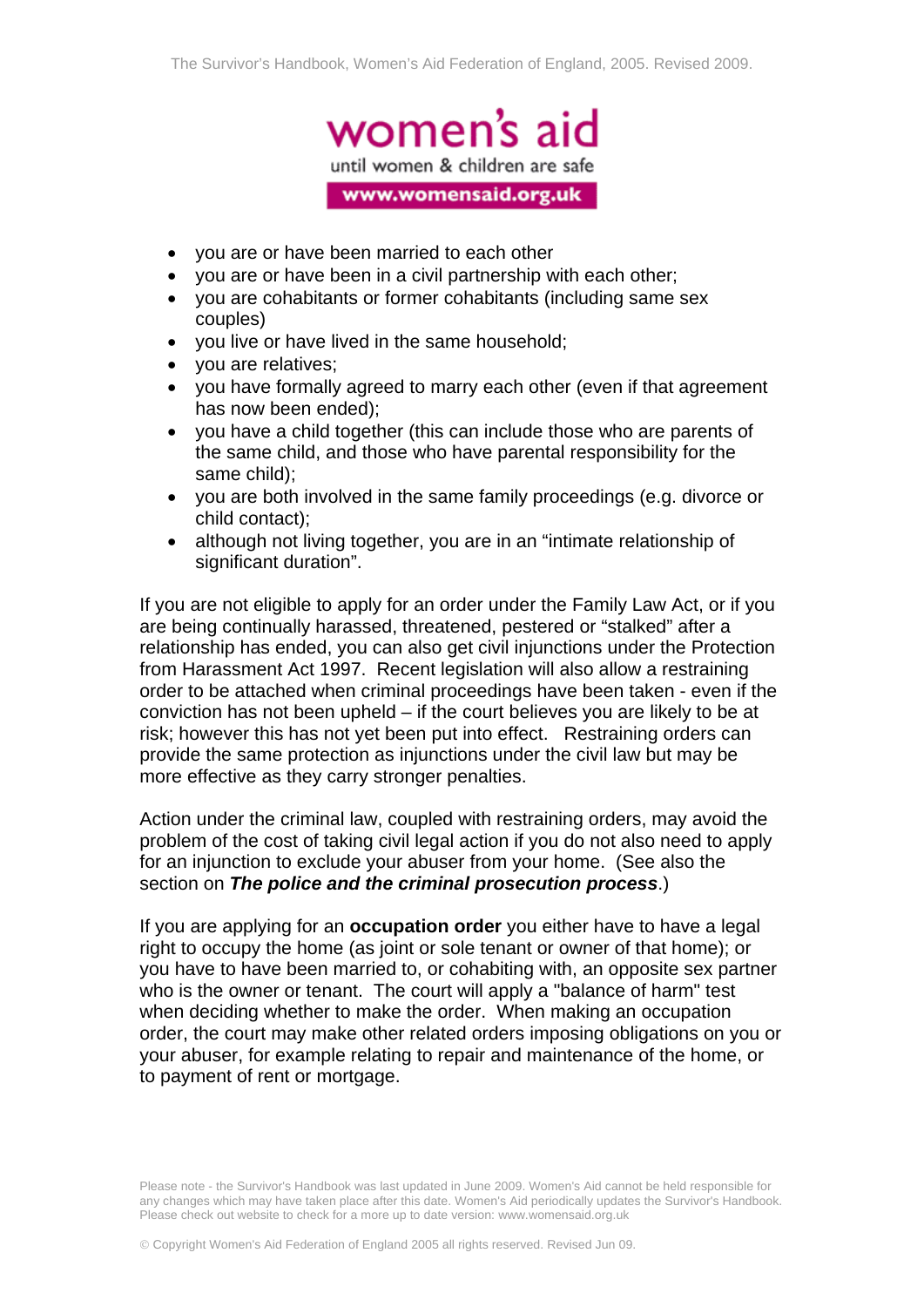- you are or have been married to each other
- you are or have been in a civil partnership with each other;
- you are cohabitants or former cohabitants (including same sex couples)
- you live or have lived in the same household;
- you are relatives;
- you have formally agreed to marry each other (even if that agreement has now been ended);
- you have a child together (this can include those who are parents of the same child, and those who have parental responsibility for the same child);
- you are both involved in the same family proceedings (e.g. divorce or child contact);
- although not living together, you are in an "intimate relationship of significant duration".

If you are not eligible to apply for an order under the Family Law Act, or if you are being continually harassed, threatened, pestered or "stalked" after a relationship has ended, you can also get civil injunctions under the Protection from Harassment Act 1997. Recent legislation will also allow a restraining order to be attached when criminal proceedings have been taken - even if the conviction has not been upheld – if the court believes you are likely to be at risk; however this has not yet been put into effect. Restraining orders can provide the same protection as injunctions under the civil law but may be more effective as they carry stronger penalties.

Action under the criminal law, coupled with restraining orders, may avoid the problem of the cost of taking civil legal action if you do not also need to apply for an injunction to exclude your abuser from your home. (See also the section on ***The police and the criminal prosecution process***.)

If you are applying for an **occupation order** you either have to have a legal right to occupy the home (as joint or sole tenant or owner of that home); or you have to have been married to, or cohabiting with, an opposite sex partner who is the owner or tenant. The court will apply a "balance of harm" test when deciding whether to make the order. When making an occupation order, the court may make other related orders imposing obligations on you or your abuser, for example relating to repair and maintenance of the home, or to payment of rent or mortgage.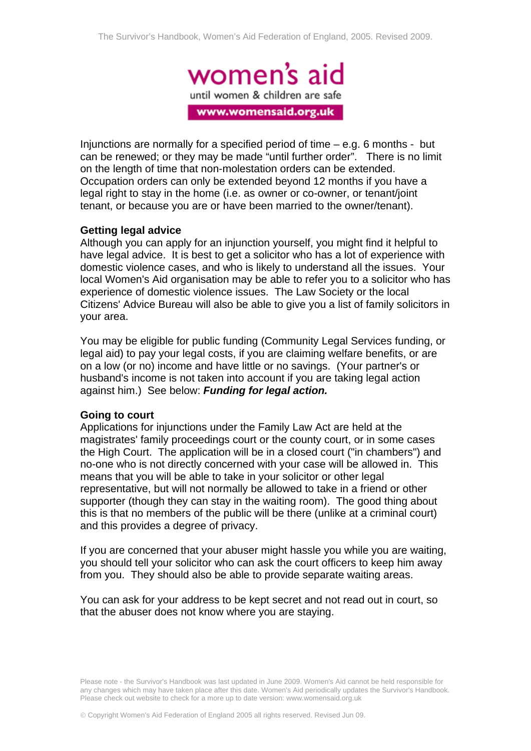Injunctions are normally for a specified period of time – e.g. 6 months - but can be renewed; or they may be made "until further order". There is no limit on the length of time that non-molestation orders can be extended. Occupation orders can only be extended beyond 12 months if you have a legal right to stay in the home (i.e. as owner or co-owner, or tenant/joint tenant, or because you are or have been married to the owner/tenant).

**Getting legal advice**

Although you can apply for an injunction yourself, you might find it helpful to have legal advice. It is best to get a solicitor who has a lot of experience with domestic violence cases, and who is likely to understand all the issues. Your local Women's Aid organisation may be able to refer you to a solicitor who has experience of domestic violence issues. The Law Society or the local Citizens' Advice Bureau will also be able to give you a list of family solicitors in your area.

You may be eligible for public funding (Community Legal Services funding, or legal aid) to pay your legal costs, if you are claiming welfare benefits, or are on a low (or no) income and have little or no savings. (Your partner's or husband's income is not taken into account if you are taking legal action against him.) See below: ***Funding for legal action.***

**Going to court**

Applications for injunctions under the Family Law Act are held at the magistrates' family proceedings court or the county court, or in some cases the High Court. The application will be in a closed court ("in chambers") and no-one who is not directly concerned with your case will be allowed in. This means that you will be able to take in your solicitor or other legal representative, but will not normally be allowed to take in a friend or other supporter (though they can stay in the waiting room). The good thing about this is that no members of the public will be there (unlike at a criminal court) and this provides a degree of privacy.

If you are concerned that your abuser might hassle you while you are waiting, you should tell your solicitor who can ask the court officers to keep him away from you. They should also be able to provide separate waiting areas.

You can ask for your address to be kept secret and not read out in court, so that the abuser does not know where you are staying.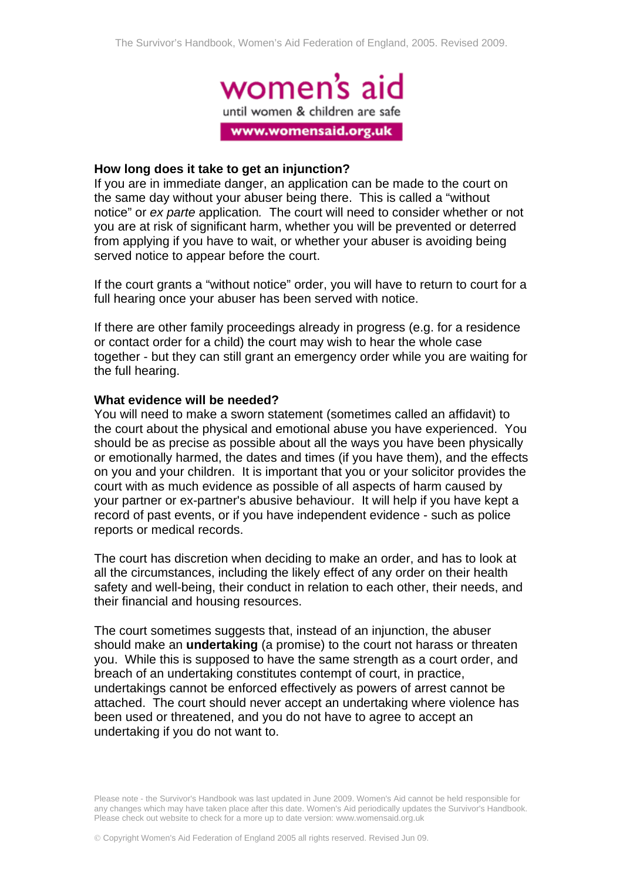### How long does it take to get an injunction?

If you are in immediate danger, an application can be made to the court on the same day without your abuser being there. This is called a "without notice" or *ex parte* application. The court will need to consider whether or not you are at risk of significant harm, whether you will be prevented or deterred from applying if you have to wait, or whether your abuser is avoiding being served notice to appear before the court.

If the court grants a "without notice" order, you will have to return to court for a full hearing once your abuser has been served with notice.

If there are other family proceedings already in progress (e.g. for a residence or contact order for a child) the court may wish to hear the whole case together - but they can still grant an emergency order while you are waiting for the full hearing.

### What evidence will be needed?

You will need to make a sworn statement (sometimes called an affidavit) to the court about the physical and emotional abuse you have experienced. You should be as precise as possible about all the ways you have been physically or emotionally harmed, the dates and times (if you have them), and the effects on you and your children. It is important that you or your solicitor provides the court with as much evidence as possible of all aspects of harm caused by your partner or ex-partner's abusive behaviour. It will help if you have kept a record of past events, or if you have independent evidence - such as police reports or medical records.

The court has discretion when deciding to make an order, and has to look at all the circumstances, including the likely effect of any order on their health safety and well-being, their conduct in relation to each other, their needs, and their financial and housing resources.

The court sometimes suggests that, instead of an injunction, the abuser should make an **undertaking** (a promise) to the court not harass or threaten you. While this is supposed to have the same strength as a court order, and breach of an undertaking constitutes contempt of court, in practice, undertakings cannot be enforced effectively as powers of arrest cannot be attached. The court should never accept an undertaking where violence has been used or threatened, and you do not have to agree to accept an undertaking if you do not want to.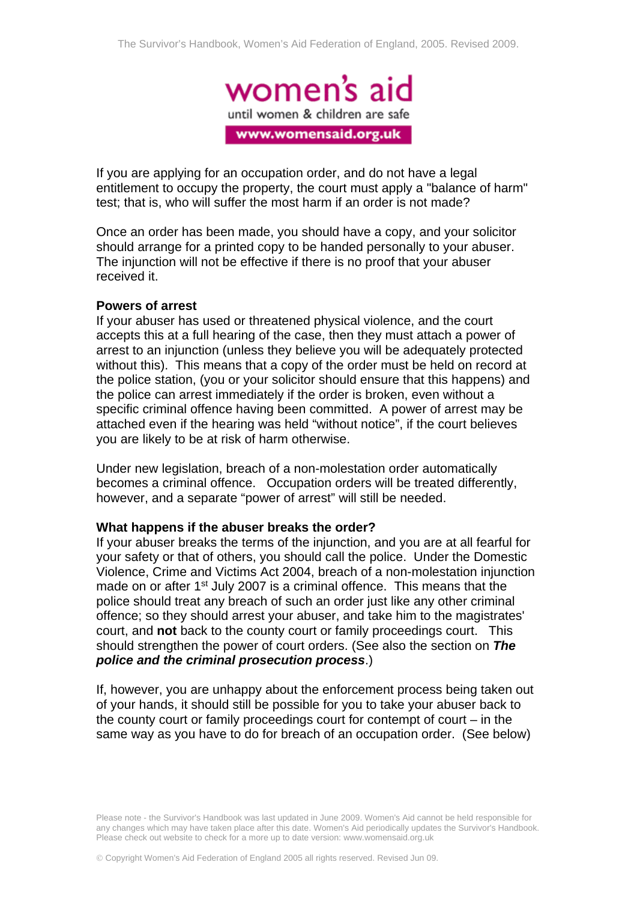If you are applying for an occupation order, and do not have a legal entitlement to occupy the property, the court must apply a "balance of harm" test; that is, who will suffer the most harm if an order is not made?

Once an order has been made, you should have a copy, and your solicitor should arrange for a printed copy to be handed personally to your abuser. The injunction will not be effective if there is no proof that your abuser received it.

**Powers of arrest**
If your abuser has used or threatened physical violence, and the court accepts this at a full hearing of the case, then they must attach a power of arrest to an injunction (unless they believe you will be adequately protected without this). This means that a copy of the order must be held on record at the police station, (you or your solicitor should ensure that this happens) and the police can arrest immediately if the order is broken, even without a specific criminal offence having been committed. A power of arrest may be attached even if the hearing was held "without notice", if the court believes you are likely to be at risk of harm otherwise.

Under new legislation, breach of a non-molestation order automatically becomes a criminal offence. Occupation orders will be treated differently, however, and a separate "power of arrest" will still be needed.

**What happens if the abuser breaks the order?**
If your abuser breaks the terms of the injunction, and you are at all fearful for your safety or that of others, you should call the police. Under the Domestic Violence, Crime and Victims Act 2004, breach of a non-molestation injunction made on or after 1st July 2007 is a criminal offence. This means that the police should treat any breach of such an order just like any other criminal offence; so they should arrest your abuser, and take him to the magistrates' court, and **not** back to the county court or family proceedings court. This should strengthen the power of court orders. (See also the section on ***The police and the criminal prosecution process***.)

If, however, you are unhappy about the enforcement process being taken out of your hands, it should still be possible for you to take your abuser back to the county court or family proceedings court for contempt of court – in the same way as you have to do for breach of an occupation order. (See below)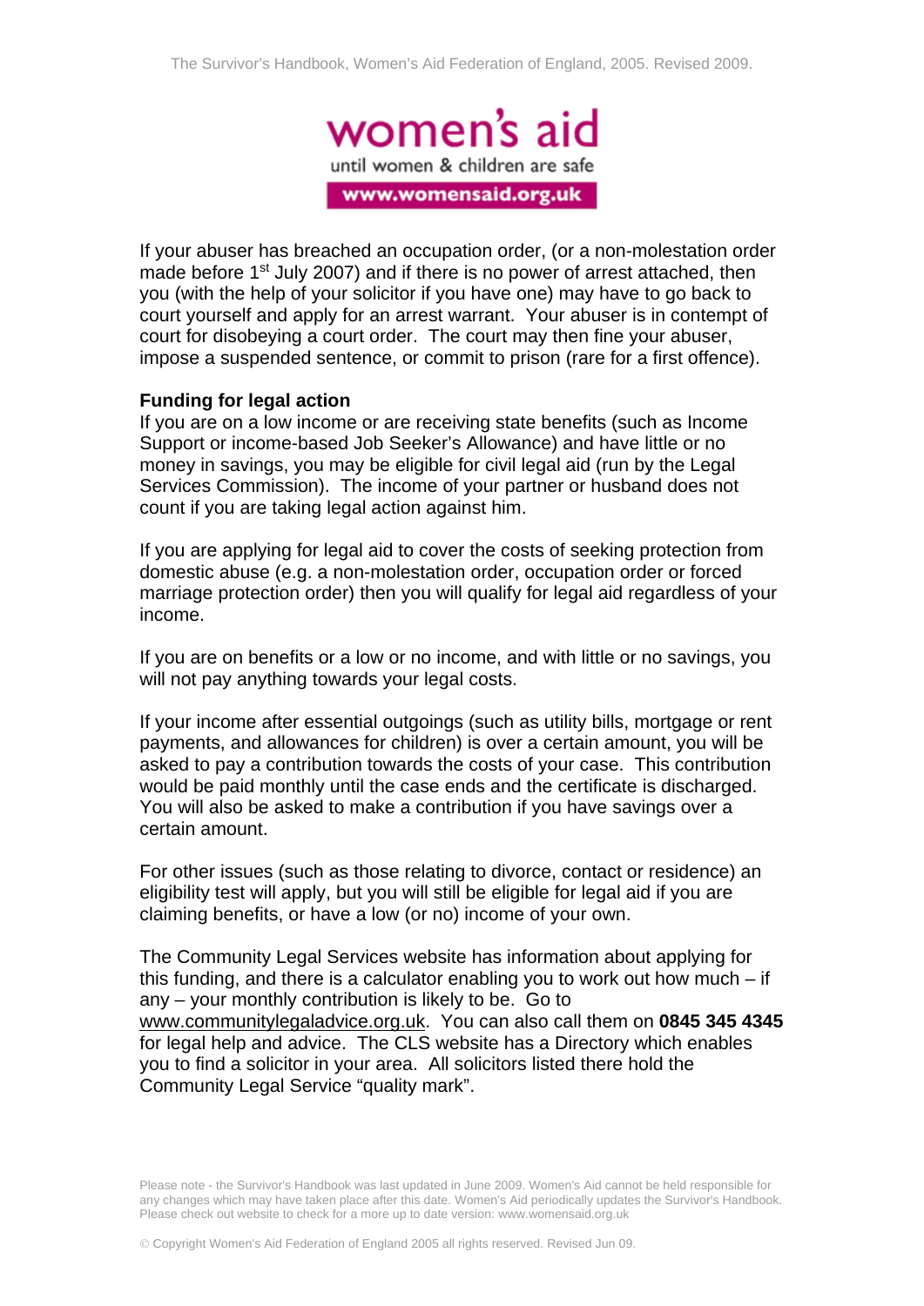If your abuser has breached an occupation order, (or a non-molestation order made before 1st July 2007) and if there is no power of arrest attached, then you (with the help of your solicitor if you have one) may have to go back to court yourself and apply for an arrest warrant. Your abuser is in contempt of court for disobeying a court order. The court may then fine your abuser, impose a suspended sentence, or commit to prison (rare for a first offence).

**Funding for legal action**

If you are on a low income or are receiving state benefits (such as Income Support or income-based Job Seeker's Allowance) and have little or no money in savings, you may be eligible for civil legal aid (run by the Legal Services Commission). The income of your partner or husband does not count if you are taking legal action against him.

If you are applying for legal aid to cover the costs of seeking protection from domestic abuse (e.g. a non-molestation order, occupation order or forced marriage protection order) then you will qualify for legal aid regardless of your income.

If you are on benefits or a low or no income, and with little or no savings, you will not pay anything towards your legal costs.

If your income after essential outgoings (such as utility bills, mortgage or rent payments, and allowances for children) is over a certain amount, you will be asked to pay a contribution towards the costs of your case. This contribution would be paid monthly until the case ends and the certificate is discharged. You will also be asked to make a contribution if you have savings over a certain amount.

For other issues (such as those relating to divorce, contact or residence) an eligibility test will apply, but you will still be eligible for legal aid if you are claiming benefits, or have a low (or no) income of your own.

The Community Legal Services website has information about applying for this funding, and there is a calculator enabling you to work out how much – if any – your monthly contribution is likely to be. Go to www.communitylegaladvice.org.uk. You can also call them on **0845 345 4345** for legal help and advice. The CLS website has a Directory which enables you to find a solicitor in your area. All solicitors listed there hold the Community Legal Service "quality mark".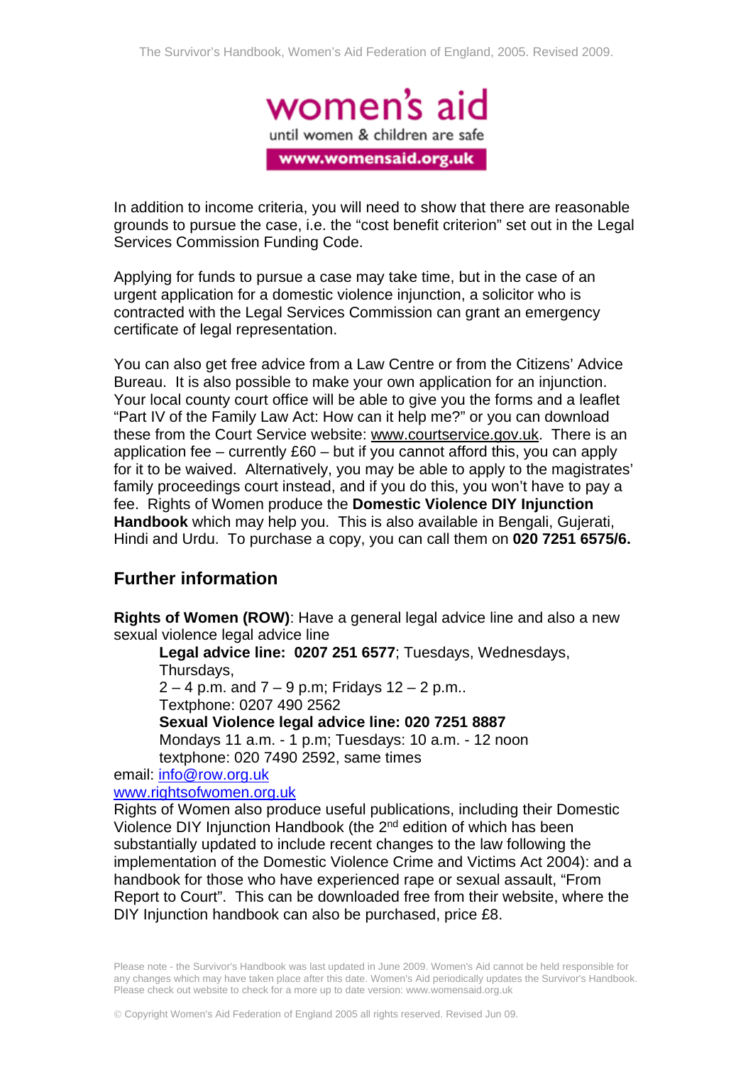In addition to income criteria, you will need to show that there are reasonable grounds to pursue the case, i.e. the "cost benefit criterion" set out in the Legal Services Commission Funding Code.

Applying for funds to pursue a case may take time, but in the case of an urgent application for a domestic violence injunction, a solicitor who is contracted with the Legal Services Commission can grant an emergency certificate of legal representation.

You can also get free advice from a Law Centre or from the Citizens' Advice Bureau. It is also possible to make your own application for an injunction. Your local county court office will be able to give you the forms and a leaflet "Part IV of the Family Law Act: How can it help me?" or you can download these from the Court Service website: www.courtservice.gov.uk. There is an application fee – currently £60 – but if you cannot afford this, you can apply for it to be waived. Alternatively, you may be able to apply to the magistrates' family proceedings court instead, and if you do this, you won't have to pay a fee. Rights of Women produce the **Domestic Violence DIY Injunction Handbook** which may help you. This is also available in Bengali, Gujerati, Hindi and Urdu. To purchase a copy, you can call them on **020 7251 6575/6.**

## Further information

**Rights of Women (ROW)**: Have a general legal advice line and also a new sexual violence legal advice line

> **Legal advice line: 0207 251 6577**; Tuesdays, Wednesdays, Thursdays,
> 2 – 4 p.m. and 7 – 9 p.m; Fridays 12 – 2 p.m..
> Textphone: 0207 490 2562
> **Sexual Violence legal advice line: 020 7251 8887**
> Mondays 11 a.m. - 1 p.m; Tuesdays: 10 a.m. - 12 noon
> textphone: 020 7490 2592, same times

email: info@row.org.uk
www.rightsofwomen.org.uk
Rights of Women also produce useful publications, including their Domestic Violence DIY Injunction Handbook (the 2nd edition of which has been substantially updated to include recent changes to the law following the implementation of the Domestic Violence Crime and Victims Act 2004): and a handbook for those who have experienced rape or sexual assault, "From Report to Court". This can be downloaded free from their website, where the DIY Injunction handbook can also be purchased, price £8.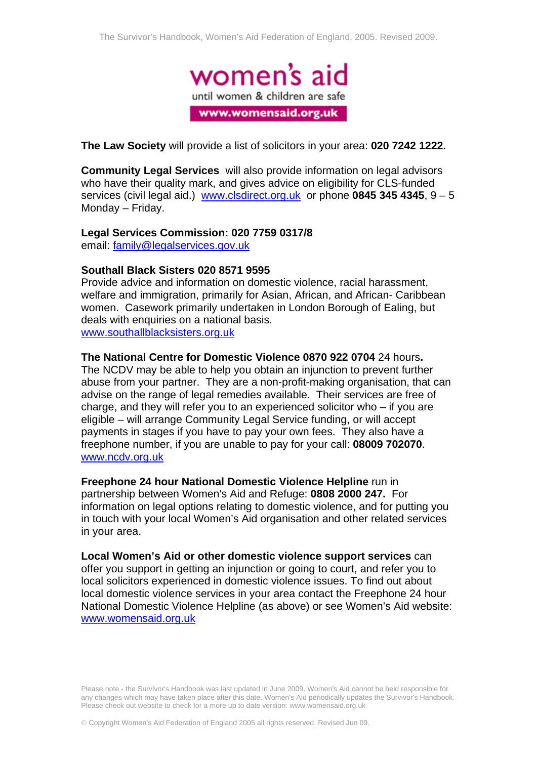**The Law Society** will provide a list of solicitors in your area: **020 7242 1222.**

**Community Legal Services** will also provide information on legal advisors who have their quality mark, and gives advice on eligibility for CLS-funded services (civil legal aid.) www.clsdirect.org.uk or phone **0845 345 4345**, 9 – 5 Monday – Friday.

**Legal Services Commission: 020 7759 0317/8**
email: family@legalservices.gov.uk

**Southall Black Sisters 020 8571 9595**
Provide advice and information on domestic violence, racial harassment, welfare and immigration, primarily for Asian, African, and African- Caribbean women. Casework primarily undertaken in London Borough of Ealing, but deals with enquiries on a national basis.
www.southallblacksisters.org.uk

**The National Centre for Domestic Violence 0870 922 0704** 24 hours**.**
The NCDV may be able to help you obtain an injunction to prevent further abuse from your partner. They are a non-profit-making organisation, that can advise on the range of legal remedies available. Their services are free of charge, and they will refer you to an experienced solicitor who – if you are eligible – will arrange Community Legal Service funding, or will accept payments in stages if you have to pay your own fees. They also have a freephone number, if you are unable to pay for your call: **08009 702070**.
www.ncdv.org.uk

**Freephone 24 hour National Domestic Violence Helpline** run in partnership between Women's Aid and Refuge: **0808 2000 247.** For information on legal options relating to domestic violence, and for putting you in touch with your local Women's Aid organisation and other related services in your area.

**Local Women's Aid or other domestic violence support services** can offer you support in getting an injunction or going to court, and refer you to local solicitors experienced in domestic violence issues. To find out about local domestic violence services in your area contact the Freephone 24 hour National Domestic Violence Helpline (as above) or see Women's Aid website: www.womensaid.org.uk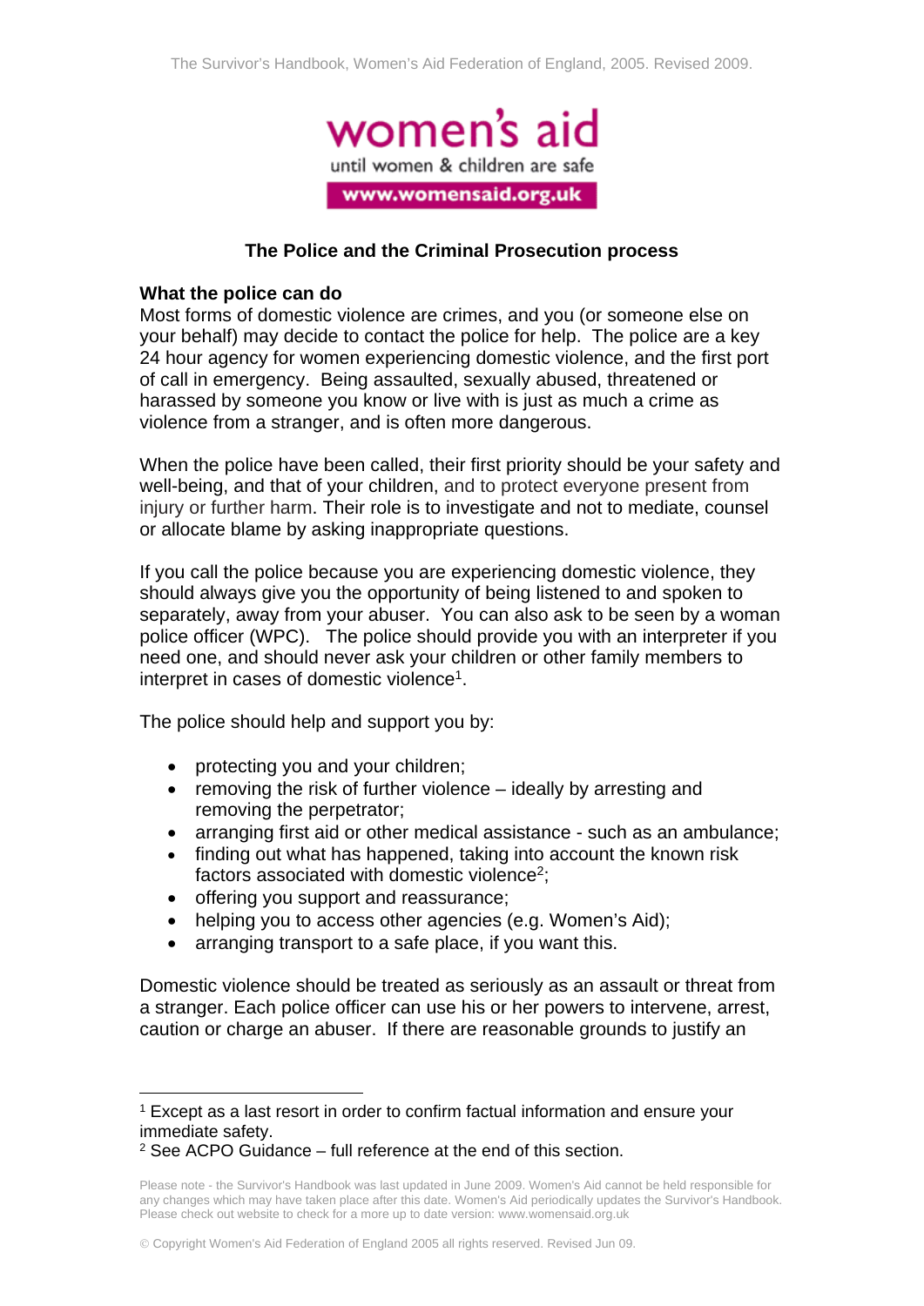## The Police and the Criminal Prosecution process

### What the police can do

Most forms of domestic violence are crimes, and you (or someone else on your behalf) may decide to contact the police for help. The police are a key 24 hour agency for women experiencing domestic violence, and the first port of call in emergency. Being assaulted, sexually abused, threatened or harassed by someone you know or live with is just as much a crime as violence from a stranger, and is often more dangerous.

When the police have been called, their first priority should be your safety and well-being, and that of your children, and to protect everyone present from injury or further harm. Their role is to investigate and not to mediate, counsel or allocate blame by asking inappropriate questions.

If you call the police because you are experiencing domestic violence, they should always give you the opportunity of being listened to and spoken to separately, away from your abuser. You can also ask to be seen by a woman police officer (WPC). The police should provide you with an interpreter if you need one, and should never ask your children or other family members to interpret in cases of domestic violence[1].

The police should help and support you by:

- protecting you and your children;
- removing the risk of further violence – ideally by arresting and removing the perpetrator;
- arranging first aid or other medical assistance - such as an ambulance;
- finding out what has happened, taking into account the known risk factors associated with domestic violence[2];
- offering you support and reassurance;
- helping you to access other agencies (e.g. Women's Aid);
- arranging transport to a safe place, if you want this.

Domestic violence should be treated as seriously as an assault or threat from a stranger. Each police officer can use his or her powers to intervene, arrest, caution or charge an abuser. If there are reasonable grounds to justify an

---

[1] Except as a last resort in order to confirm factual information and ensure your immediate safety.

[2] See ACPO Guidance – full reference at the end of this section.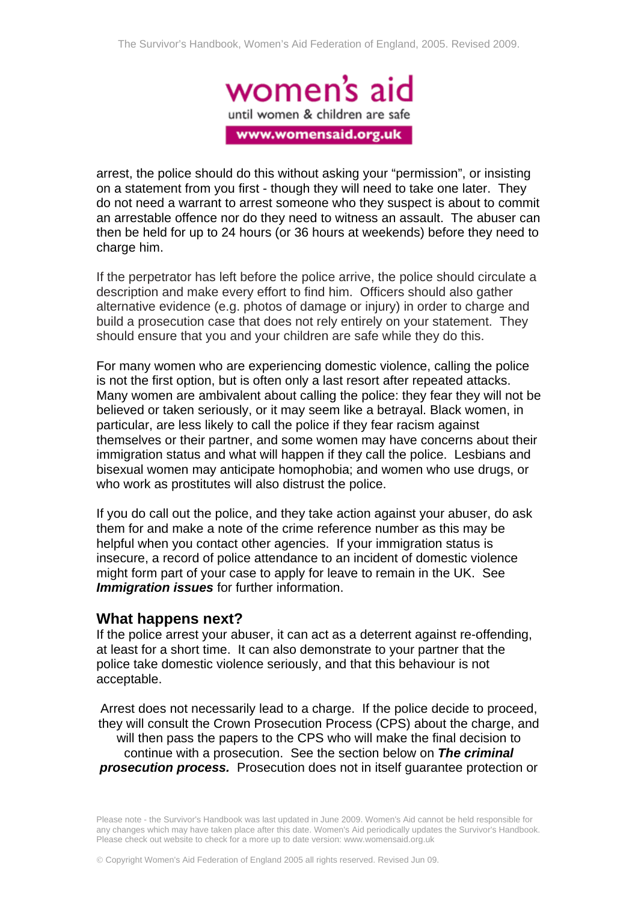arrest, the police should do this without asking your "permission", or insisting on a statement from you first - though they will need to take one later. They do not need a warrant to arrest someone who they suspect is about to commit an arrestable offence nor do they need to witness an assault. The abuser can then be held for up to 24 hours (or 36 hours at weekends) before they need to charge him.

If the perpetrator has left before the police arrive, the police should circulate a description and make every effort to find him. Officers should also gather alternative evidence (e.g. photos of damage or injury) in order to charge and build a prosecution case that does not rely entirely on your statement. They should ensure that you and your children are safe while they do this.

For many women who are experiencing domestic violence, calling the police is not the first option, but is often only a last resort after repeated attacks. Many women are ambivalent about calling the police: they fear they will not be believed or taken seriously, or it may seem like a betrayal. Black women, in particular, are less likely to call the police if they fear racism against themselves or their partner, and some women may have concerns about their immigration status and what will happen if they call the police. Lesbians and bisexual women may anticipate homophobia; and women who use drugs, or who work as prostitutes will also distrust the police.

If you do call out the police, and they take action against your abuser, do ask them for and make a note of the crime reference number as this may be helpful when you contact other agencies. If your immigration status is insecure, a record of police attendance to an incident of domestic violence might form part of your case to apply for leave to remain in the UK. See ***Immigration issues*** for further information.

### What happens next?

If the police arrest your abuser, it can act as a deterrent against re-offending, at least for a short time. It can also demonstrate to your partner that the police take domestic violence seriously, and that this behaviour is not acceptable.

Arrest does not necessarily lead to a charge. If the police decide to proceed, they will consult the Crown Prosecution Process (CPS) about the charge, and will then pass the papers to the CPS who will make the final decision to continue with a prosecution. See the section below on ***The criminal prosecution process.*** Prosecution does not in itself guarantee protection or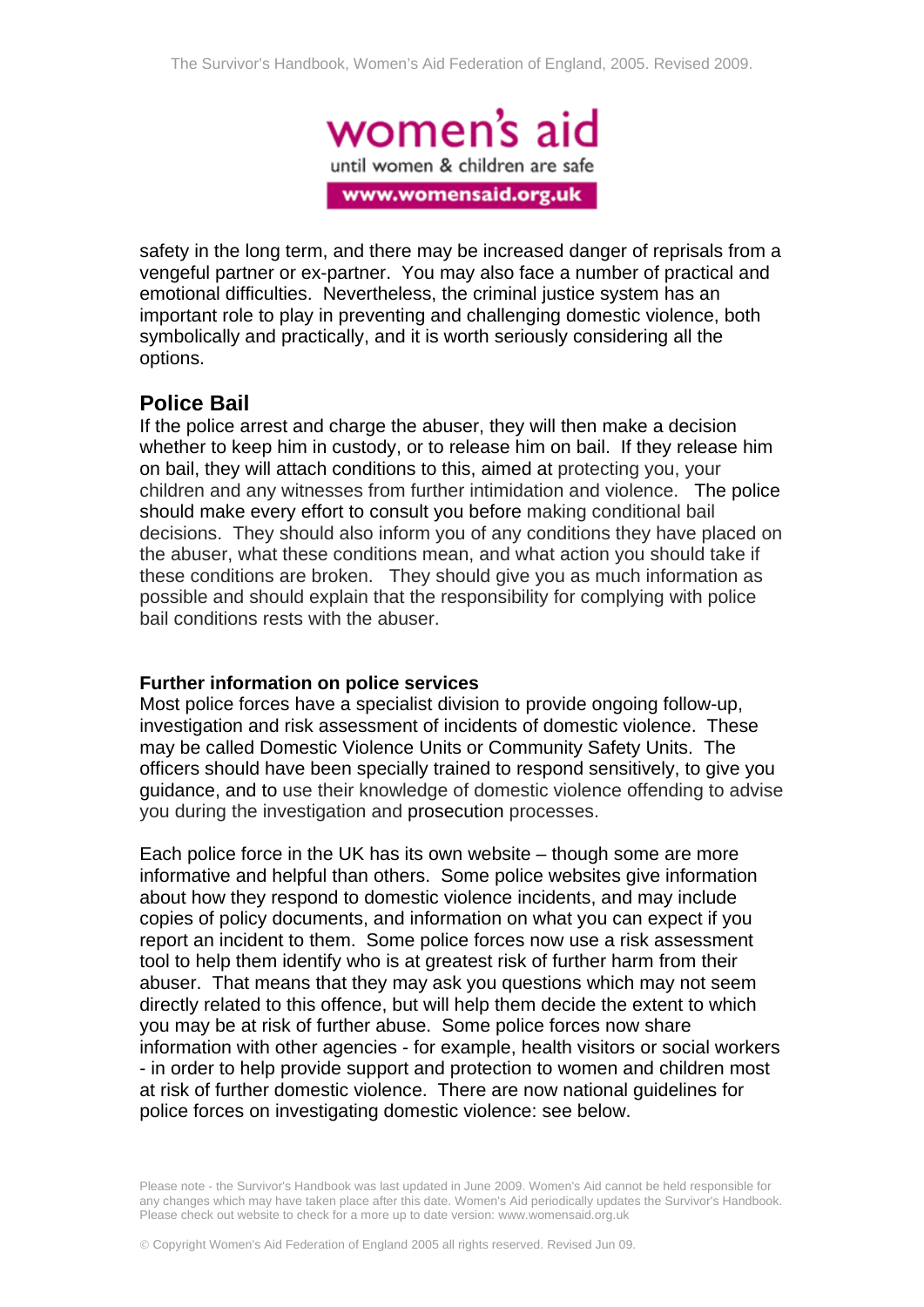safety in the long term, and there may be increased danger of reprisals from a vengeful partner or ex-partner. You may also face a number of practical and emotional difficulties. Nevertheless, the criminal justice system has an important role to play in preventing and challenging domestic violence, both symbolically and practically, and it is worth seriously considering all the options.

## Police Bail

If the police arrest and charge the abuser, they will then make a decision whether to keep him in custody, or to release him on bail. If they release him on bail, they will attach conditions to this, aimed at protecting you, your children and any witnesses from further intimidation and violence. The police should make every effort to consult you before making conditional bail decisions. They should also inform you of any conditions they have placed on the abuser, what these conditions mean, and what action you should take if these conditions are broken. They should give you as much information as possible and should explain that the responsibility for complying with police bail conditions rests with the abuser.

### Further information on police services

Most police forces have a specialist division to provide ongoing follow-up, investigation and risk assessment of incidents of domestic violence. These may be called Domestic Violence Units or Community Safety Units. The officers should have been specially trained to respond sensitively, to give you guidance, and to use their knowledge of domestic violence offending to advise you during the investigation and prosecution processes.

Each police force in the UK has its own website – though some are more informative and helpful than others. Some police websites give information about how they respond to domestic violence incidents, and may include copies of policy documents, and information on what you can expect if you report an incident to them. Some police forces now use a risk assessment tool to help them identify who is at greatest risk of further harm from their abuser. That means that they may ask you questions which may not seem directly related to this offence, but will help them decide the extent to which you may be at risk of further abuse. Some police forces now share information with other agencies - for example, health visitors or social workers - in order to help provide support and protection to women and children most at risk of further domestic violence. There are now national guidelines for police forces on investigating domestic violence: see below.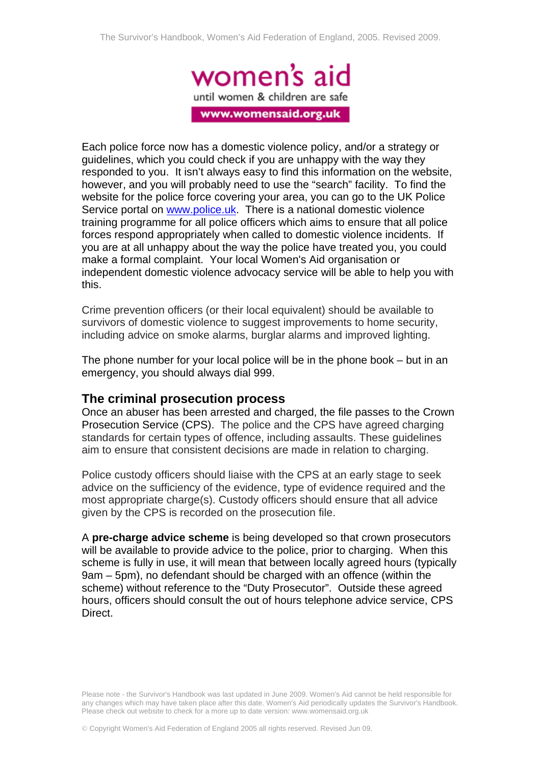Each police force now has a domestic violence policy, and/or a strategy or guidelines, which you could check if you are unhappy with the way they responded to you. It isn't always easy to find this information on the website, however, and you will probably need to use the "search" facility. To find the website for the police force covering your area, you can go to the UK Police Service portal on www.police.uk. There is a national domestic violence training programme for all police officers which aims to ensure that all police forces respond appropriately when called to domestic violence incidents. If you are at all unhappy about the way the police have treated you, you could make a formal complaint. Your local Women's Aid organisation or independent domestic violence advocacy service will be able to help you with this.

Crime prevention officers (or their local equivalent) should be available to survivors of domestic violence to suggest improvements to home security, including advice on smoke alarms, burglar alarms and improved lighting.

The phone number for your local police will be in the phone book – but in an emergency, you should always dial 999.

## The criminal prosecution process

Once an abuser has been arrested and charged, the file passes to the Crown Prosecution Service (CPS). The police and the CPS have agreed charging standards for certain types of offence, including assaults. These guidelines aim to ensure that consistent decisions are made in relation to charging.

Police custody officers should liaise with the CPS at an early stage to seek advice on the sufficiency of the evidence, type of evidence required and the most appropriate charge(s). Custody officers should ensure that all advice given by the CPS is recorded on the prosecution file.

A **pre-charge advice scheme** is being developed so that crown prosecutors will be available to provide advice to the police, prior to charging. When this scheme is fully in use, it will mean that between locally agreed hours (typically 9am – 5pm), no defendant should be charged with an offence (within the scheme) without reference to the "Duty Prosecutor". Outside these agreed hours, officers should consult the out of hours telephone advice service, CPS Direct.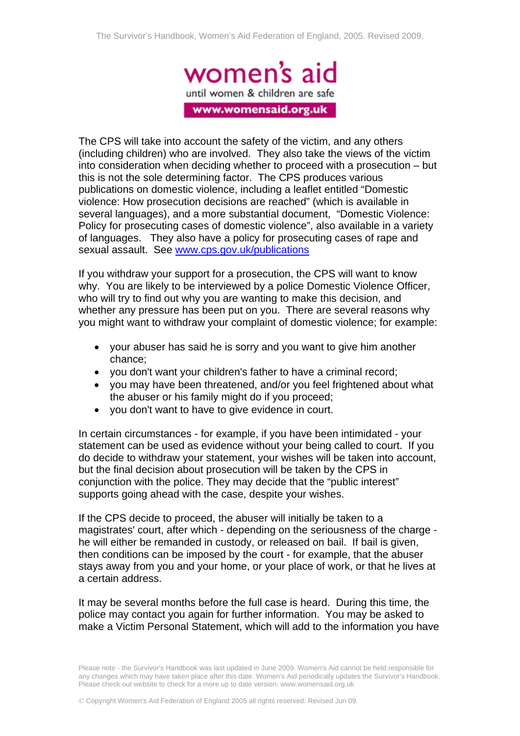The CPS will take into account the safety of the victim, and any others (including children) who are involved. They also take the views of the victim into consideration when deciding whether to proceed with a prosecution – but this is not the sole determining factor. The CPS produces various publications on domestic violence, including a leaflet entitled "Domestic violence: How prosecution decisions are reached" (which is available in several languages), and a more substantial document, "Domestic Violence: Policy for prosecuting cases of domestic violence", also available in a variety of languages. They also have a policy for prosecuting cases of rape and sexual assault. See www.cps.gov.uk/publications

If you withdraw your support for a prosecution, the CPS will want to know why. You are likely to be interviewed by a police Domestic Violence Officer, who will try to find out why you are wanting to make this decision, and whether any pressure has been put on you. There are several reasons why you might want to withdraw your complaint of domestic violence; for example:

- your abuser has said he is sorry and you want to give him another chance;
- you don't want your children's father to have a criminal record;
- you may have been threatened, and/or you feel frightened about what the abuser or his family might do if you proceed;
- you don't want to have to give evidence in court.

In certain circumstances - for example, if you have been intimidated - your statement can be used as evidence without your being called to court. If you do decide to withdraw your statement, your wishes will be taken into account, but the final decision about prosecution will be taken by the CPS in conjunction with the police. They may decide that the "public interest" supports going ahead with the case, despite your wishes.

If the CPS decide to proceed, the abuser will initially be taken to a magistrates' court, after which - depending on the seriousness of the charge - he will either be remanded in custody, or released on bail. If bail is given, then conditions can be imposed by the court - for example, that the abuser stays away from you and your home, or your place of work, or that he lives at a certain address.

It may be several months before the full case is heard. During this time, the police may contact you again for further information. You may be asked to make a Victim Personal Statement, which will add to the information you have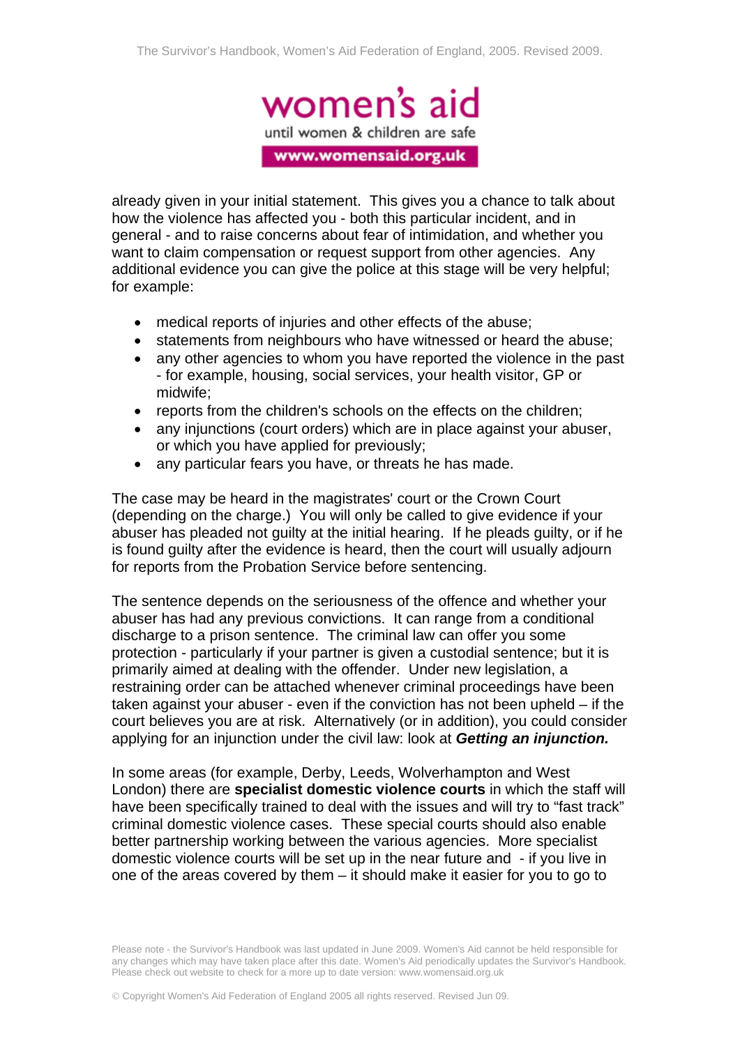already given in your initial statement. This gives you a chance to talk about how the violence has affected you - both this particular incident, and in general - and to raise concerns about fear of intimidation, and whether you want to claim compensation or request support from other agencies. Any additional evidence you can give the police at this stage will be very helpful; for example:

- medical reports of injuries and other effects of the abuse;
- statements from neighbours who have witnessed or heard the abuse;
- any other agencies to whom you have reported the violence in the past - for example, housing, social services, your health visitor, GP or midwife;
- reports from the children's schools on the effects on the children;
- any injunctions (court orders) which are in place against your abuser, or which you have applied for previously;
- any particular fears you have, or threats he has made.

The case may be heard in the magistrates' court or the Crown Court (depending on the charge.) You will only be called to give evidence if your abuser has pleaded not guilty at the initial hearing. If he pleads guilty, or if he is found guilty after the evidence is heard, then the court will usually adjourn for reports from the Probation Service before sentencing.

The sentence depends on the seriousness of the offence and whether your abuser has had any previous convictions. It can range from a conditional discharge to a prison sentence. The criminal law can offer you some protection - particularly if your partner is given a custodial sentence; but it is primarily aimed at dealing with the offender. Under new legislation, a restraining order can be attached whenever criminal proceedings have been taken against your abuser - even if the conviction has not been upheld – if the court believes you are at risk. Alternatively (or in addition), you could consider applying for an injunction under the civil law: look at ***Getting an injunction.***

In some areas (for example, Derby, Leeds, Wolverhampton and West London) there are **specialist domestic violence courts** in which the staff will have been specifically trained to deal with the issues and will try to "fast track" criminal domestic violence cases. These special courts should also enable better partnership working between the various agencies. More specialist domestic violence courts will be set up in the near future and - if you live in one of the areas covered by them – it should make it easier for you to go to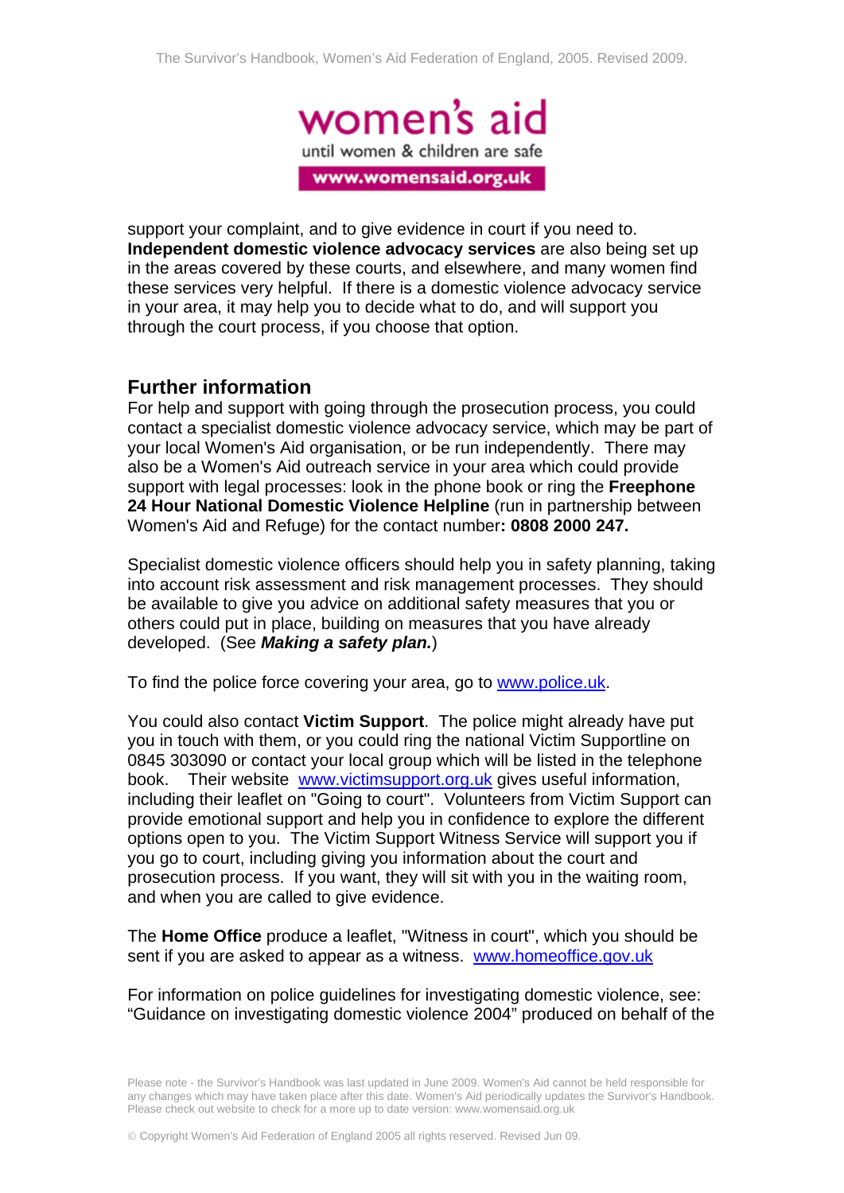support your complaint, and to give evidence in court if you need to. **Independent domestic violence advocacy services** are also being set up in the areas covered by these courts, and elsewhere, and many women find these services very helpful. If there is a domestic violence advocacy service in your area, it may help you to decide what to do, and will support you through the court process, if you choose that option.

## Further information

For help and support with going through the prosecution process, you could contact a specialist domestic violence advocacy service, which may be part of your local Women's Aid organisation, or be run independently. There may also be a Women's Aid outreach service in your area which could provide support with legal processes: look in the phone book or ring the **Freephone 24 Hour National Domestic Violence Helpline** (run in partnership between Women's Aid and Refuge) for the contact number**: 0808 2000 247.**

Specialist domestic violence officers should help you in safety planning, taking into account risk assessment and risk management processes. They should be available to give you advice on additional safety measures that you or others could put in place, building on measures that you have already developed. (See ***Making a safety plan.***)

To find the police force covering your area, go to [www.police.uk](http://www.police.uk).

You could also contact **Victim Support**. The police might already have put you in touch with them, or you could ring the national Victim Supportline on 0845 303090 or contact your local group which will be listed in the telephone book. Their website [www.victimsupport.org.uk](http://www.victimsupport.org.uk) gives useful information, including their leaflet on "Going to court". Volunteers from Victim Support can provide emotional support and help you in confidence to explore the different options open to you. The Victim Support Witness Service will support you if you go to court, including giving you information about the court and prosecution process. If you want, they will sit with you in the waiting room, and when you are called to give evidence.

The **Home Office** produce a leaflet, "Witness in court", which you should be sent if you are asked to appear as a witness. [www.homeoffice.gov.uk](http://www.homeoffice.gov.uk)

For information on police guidelines for investigating domestic violence, see: "Guidance on investigating domestic violence 2004" produced on behalf of the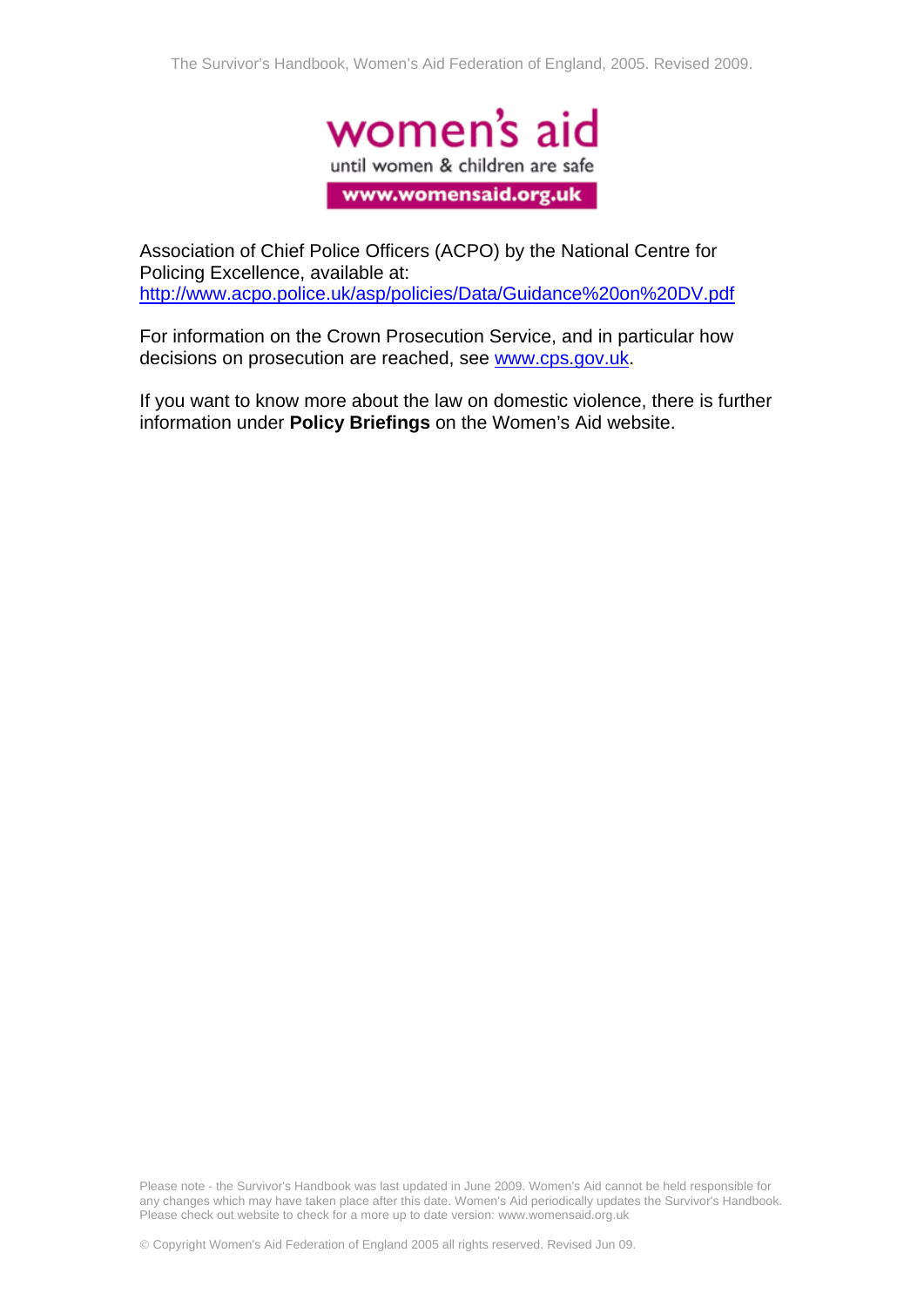Association of Chief Police Officers (ACPO) by the National Centre for Policing Excellence, available at: http://www.acpo.police.uk/asp/policies/Data/Guidance%20on%20DV.pdf

For information on the Crown Prosecution Service, and in particular how decisions on prosecution are reached, see www.cps.gov.uk.

If you want to know more about the law on domestic violence, there is further information under **Policy Briefings** on the Women's Aid website.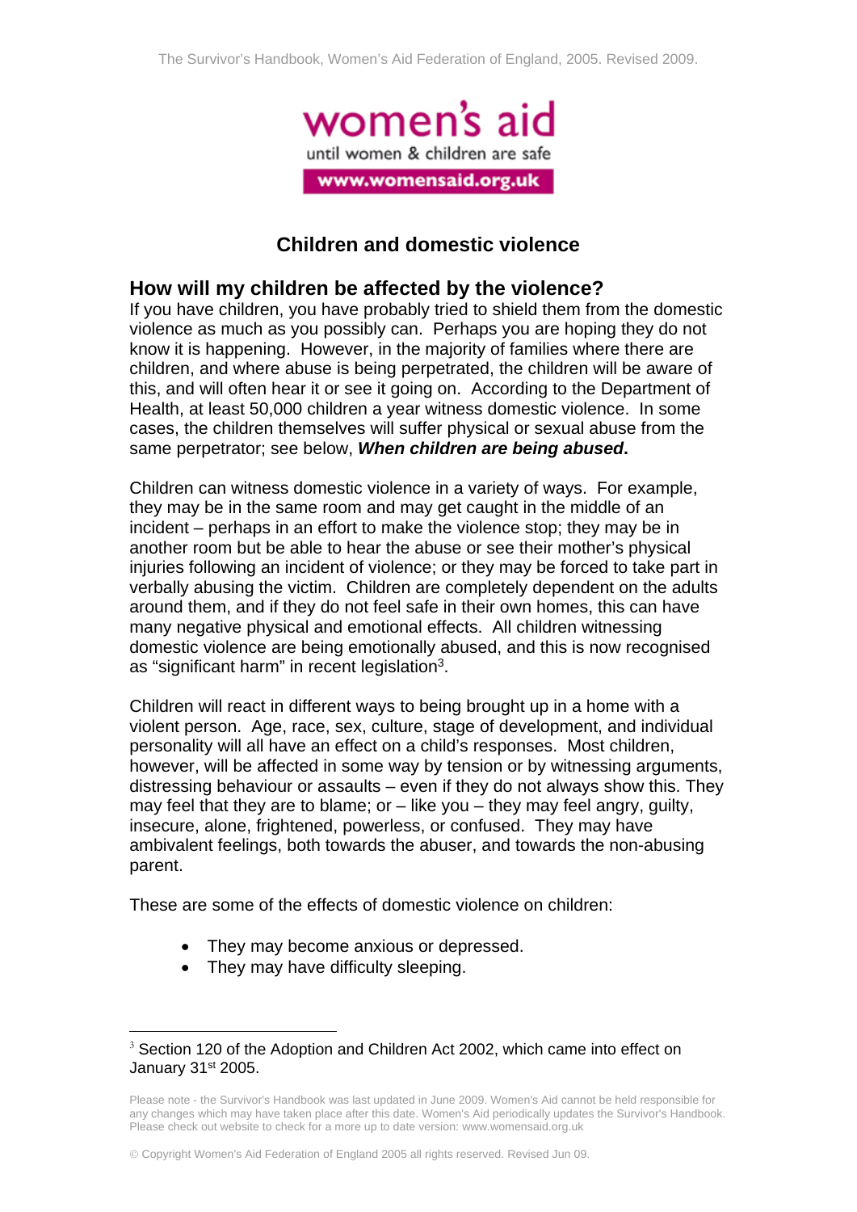# Children and domestic violence

## How will my children be affected by the violence?

If you have children, you have probably tried to shield them from the domestic violence as much as you possibly can. Perhaps you are hoping they do not know it is happening. However, in the majority of families where there are children, and where abuse is being perpetrated, the children will be aware of this, and will often hear it or see it going on. According to the Department of Health, at least 50,000 children a year witness domestic violence. In some cases, the children themselves will suffer physical or sexual abuse from the same perpetrator; see below, ***When children are being abused*.**

Children can witness domestic violence in a variety of ways. For example, they may be in the same room and may get caught in the middle of an incident – perhaps in an effort to make the violence stop; they may be in another room but be able to hear the abuse or see their mother's physical injuries following an incident of violence; or they may be forced to take part in verbally abusing the victim. Children are completely dependent on the adults around them, and if they do not feel safe in their own homes, this can have many negative physical and emotional effects. All children witnessing domestic violence are being emotionally abused, and this is now recognised as "significant harm" in recent legislation[3].

Children will react in different ways to being brought up in a home with a violent person. Age, race, sex, culture, stage of development, and individual personality will all have an effect on a child's responses. Most children, however, will be affected in some way by tension or by witnessing arguments, distressing behaviour or assaults – even if they do not always show this. They may feel that they are to blame; or – like you – they may feel angry, guilty, insecure, alone, frightened, powerless, or confused. They may have ambivalent feelings, both towards the abuser, and towards the non-abusing parent.

These are some of the effects of domestic violence on children:

- They may become anxious or depressed.
- They may have difficulty sleeping.

[3] Section 120 of the Adoption and Children Act 2002, which came into effect on January 31st 2005.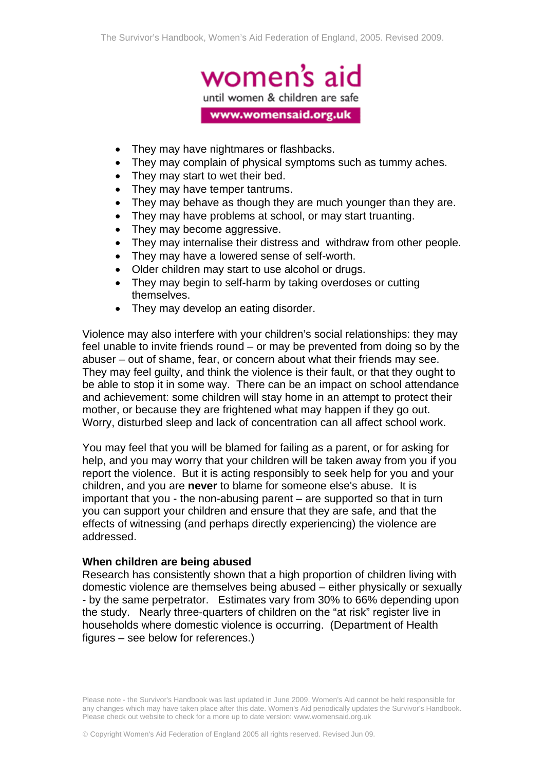- They may have nightmares or flashbacks.
- They may complain of physical symptoms such as tummy aches.
- They may start to wet their bed.
- They may have temper tantrums.
- They may behave as though they are much younger than they are.
- They may have problems at school, or may start truanting.
- They may become aggressive.
- They may internalise their distress and withdraw from other people.
- They may have a lowered sense of self-worth.
- Older children may start to use alcohol or drugs.
- They may begin to self-harm by taking overdoses or cutting themselves.
- They may develop an eating disorder.

Violence may also interfere with your children's social relationships: they may feel unable to invite friends round – or may be prevented from doing so by the abuser – out of shame, fear, or concern about what their friends may see. They may feel guilty, and think the violence is their fault, or that they ought to be able to stop it in some way. There can be an impact on school attendance and achievement: some children will stay home in an attempt to protect their mother, or because they are frightened what may happen if they go out. Worry, disturbed sleep and lack of concentration can all affect school work.

You may feel that you will be blamed for failing as a parent, or for asking for help, and you may worry that your children will be taken away from you if you report the violence. But it is acting responsibly to seek help for you and your children, and you are **never** to blame for someone else's abuse. It is important that you - the non-abusing parent – are supported so that in turn you can support your children and ensure that they are safe, and that the effects of witnessing (and perhaps directly experiencing) the violence are addressed.

**When children are being abused**

Research has consistently shown that a high proportion of children living with domestic violence are themselves being abused – either physically or sexually - by the same perpetrator. Estimates vary from 30% to 66% depending upon the study. Nearly three-quarters of children on the "at risk" register live in households where domestic violence is occurring. (Department of Health figures – see below for references.)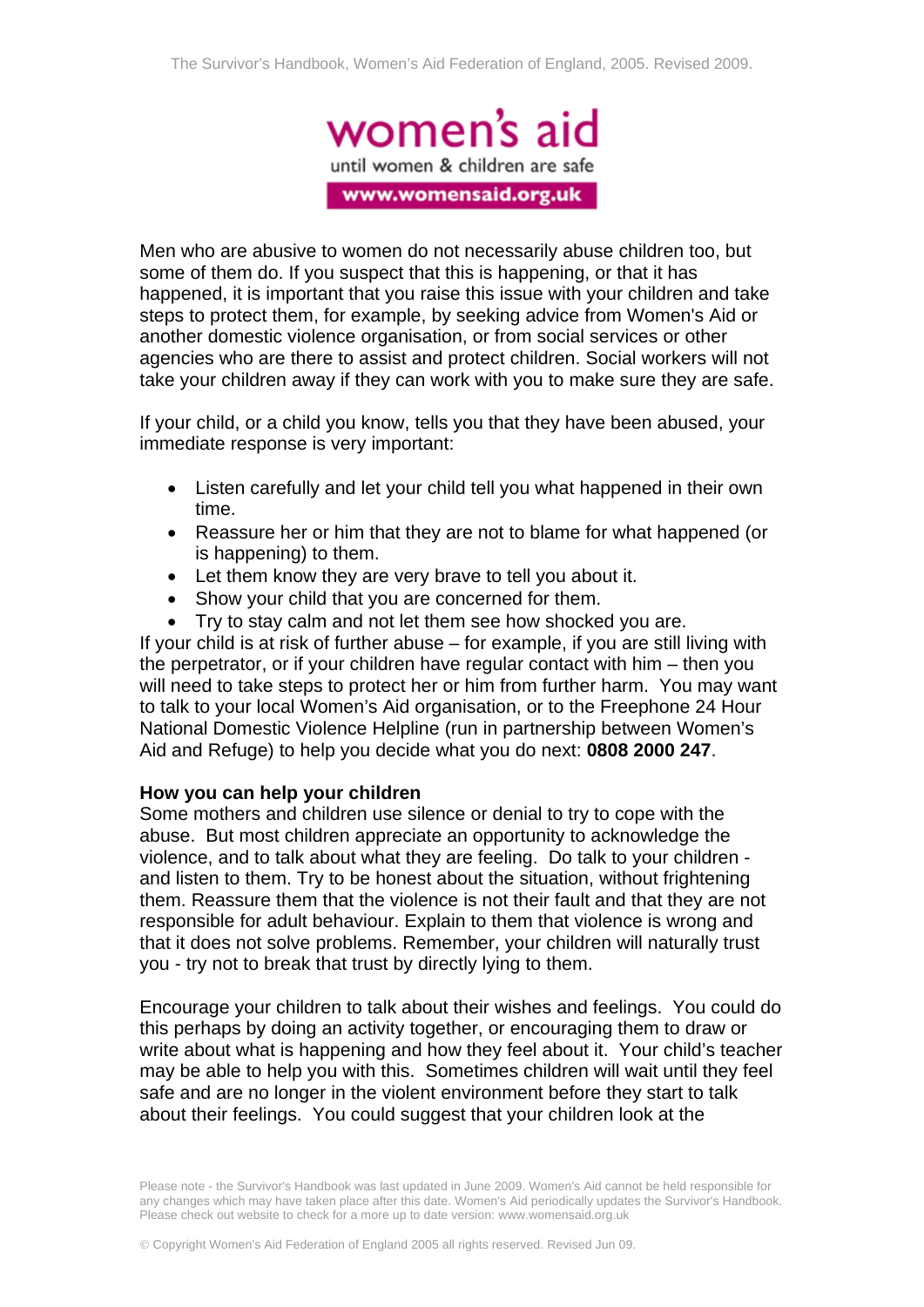Men who are abusive to women do not necessarily abuse children too, but some of them do. If you suspect that this is happening, or that it has happened, it is important that you raise this issue with your children and take steps to protect them, for example, by seeking advice from Women's Aid or another domestic violence organisation, or from social services or other agencies who are there to assist and protect children. Social workers will not take your children away if they can work with you to make sure they are safe.

If your child, or a child you know, tells you that they have been abused, your immediate response is very important:

- Listen carefully and let your child tell you what happened in their own time.
- Reassure her or him that they are not to blame for what happened (or is happening) to them.
- Let them know they are very brave to tell you about it.
- Show your child that you are concerned for them.
- Try to stay calm and not let them see how shocked you are.

If your child is at risk of further abuse – for example, if you are still living with the perpetrator, or if your children have regular contact with him – then you will need to take steps to protect her or him from further harm. You may want to talk to your local Women's Aid organisation, or to the Freephone 24 Hour National Domestic Violence Helpline (run in partnership between Women's Aid and Refuge) to help you decide what you do next: **0808 2000 247**.

**How you can help your children**

Some mothers and children use silence or denial to try to cope with the abuse. But most children appreciate an opportunity to acknowledge the violence, and to talk about what they are feeling. Do talk to your children - and listen to them. Try to be honest about the situation, without frightening them. Reassure them that the violence is not their fault and that they are not responsible for adult behaviour. Explain to them that violence is wrong and that it does not solve problems. Remember, your children will naturally trust you - try not to break that trust by directly lying to them.

Encourage your children to talk about their wishes and feelings. You could do this perhaps by doing an activity together, or encouraging them to draw or write about what is happening and how they feel about it. Your child's teacher may be able to help you with this. Sometimes children will wait until they feel safe and are no longer in the violent environment before they start to talk about their feelings. You could suggest that your children look at the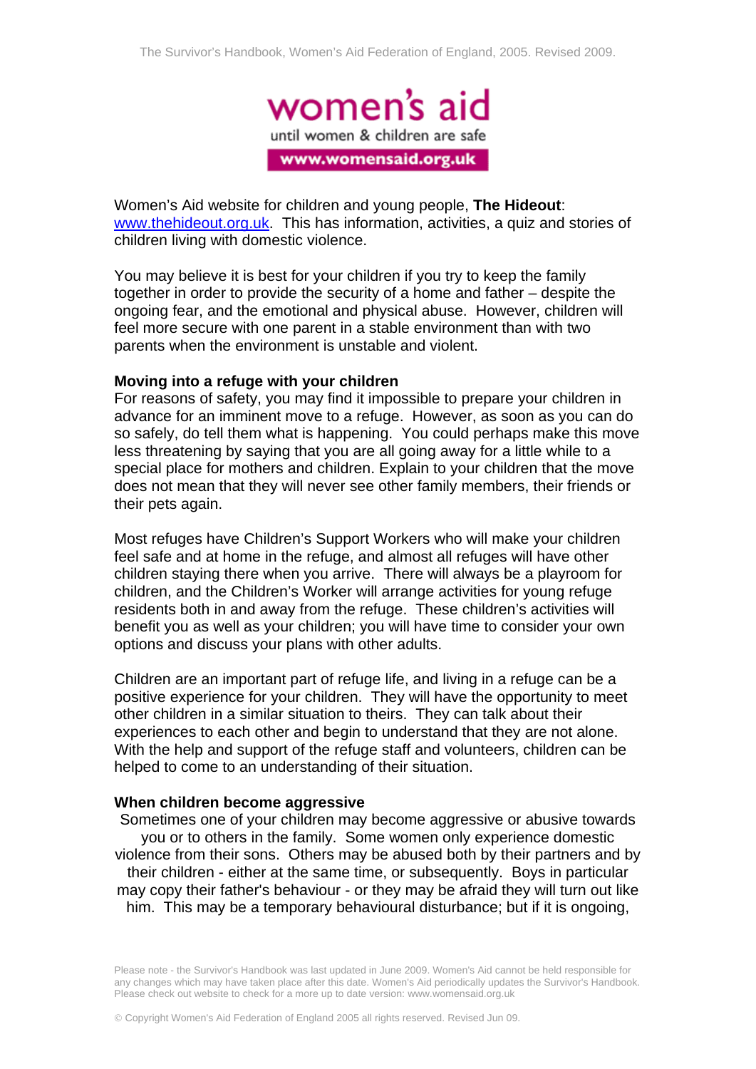Women's Aid website for children and young people, **The Hideout**: www.thehideout.org.uk. This has information, activities, a quiz and stories of children living with domestic violence.

You may believe it is best for your children if you try to keep the family together in order to provide the security of a home and father – despite the ongoing fear, and the emotional and physical abuse. However, children will feel more secure with one parent in a stable environment than with two parents when the environment is unstable and violent.

**Moving into a refuge with your children**

For reasons of safety, you may find it impossible to prepare your children in advance for an imminent move to a refuge. However, as soon as you can do so safely, do tell them what is happening. You could perhaps make this move less threatening by saying that you are all going away for a little while to a special place for mothers and children. Explain to your children that the move does not mean that they will never see other family members, their friends or their pets again.

Most refuges have Children's Support Workers who will make your children feel safe and at home in the refuge, and almost all refuges will have other children staying there when you arrive. There will always be a playroom for children, and the Children's Worker will arrange activities for young refuge residents both in and away from the refuge. These children's activities will benefit you as well as your children; you will have time to consider your own options and discuss your plans with other adults.

Children are an important part of refuge life, and living in a refuge can be a positive experience for your children. They will have the opportunity to meet other children in a similar situation to theirs. They can talk about their experiences to each other and begin to understand that they are not alone. With the help and support of the refuge staff and volunteers, children can be helped to come to an understanding of their situation.

**When children become aggressive**

Sometimes one of your children may become aggressive or abusive towards you or to others in the family. Some women only experience domestic violence from their sons. Others may be abused both by their partners and by their children - either at the same time, or subsequently. Boys in particular may copy their father's behaviour - or they may be afraid they will turn out like him. This may be a temporary behavioural disturbance; but if it is ongoing,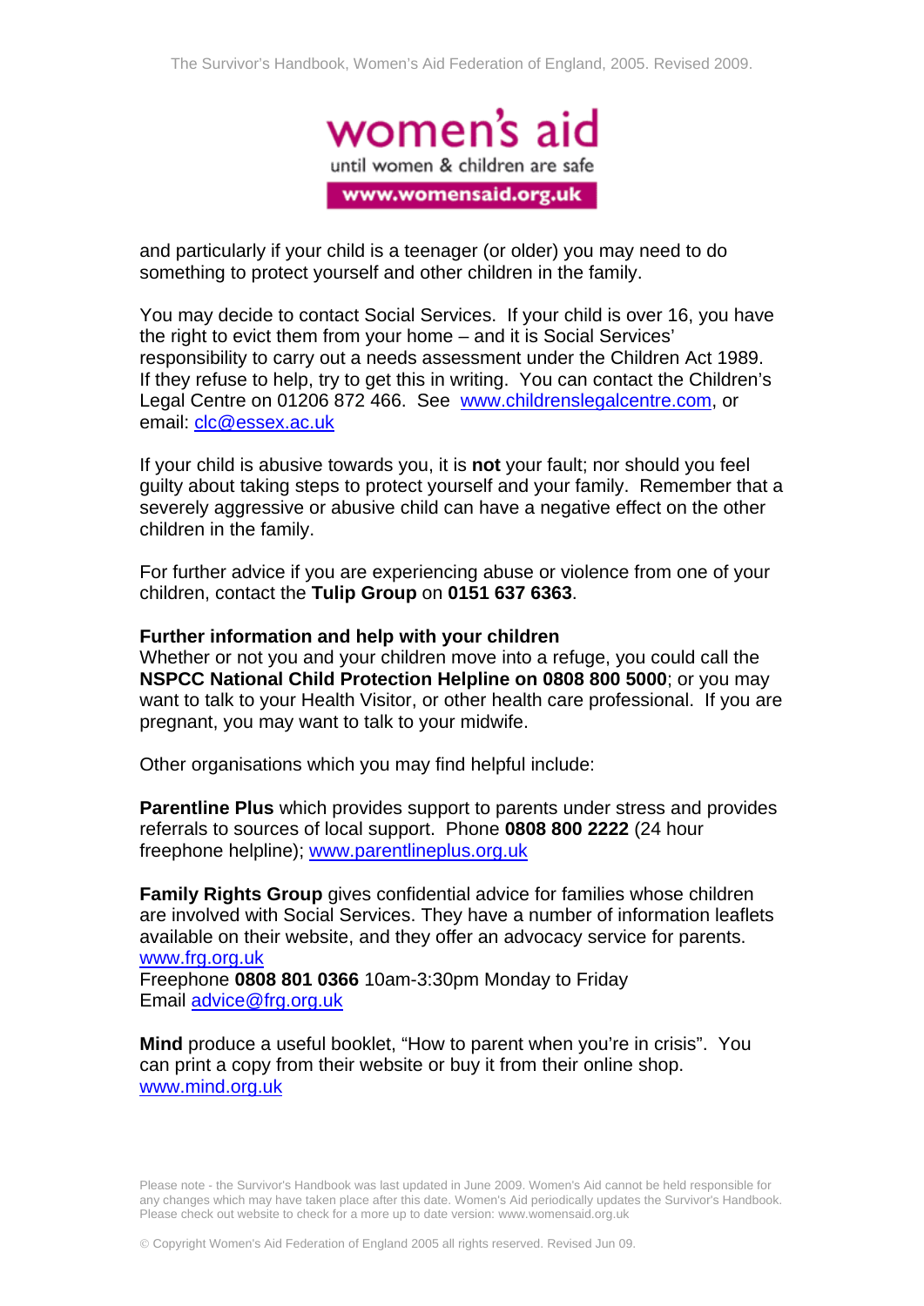and particularly if your child is a teenager (or older) you may need to do something to protect yourself and other children in the family.

You may decide to contact Social Services. If your child is over 16, you have the right to evict them from your home – and it is Social Services' responsibility to carry out a needs assessment under the Children Act 1989. If they refuse to help, try to get this in writing. You can contact the Children's Legal Centre on 01206 872 466. See www.childrenslegalcentre.com, or email: clc@essex.ac.uk

If your child is abusive towards you, it is **not** your fault; nor should you feel guilty about taking steps to protect yourself and your family. Remember that a severely aggressive or abusive child can have a negative effect on the other children in the family.

For further advice if you are experiencing abuse or violence from one of your children, contact the **Tulip Group** on **0151 637 6363**.

**Further information and help with your children**

Whether or not you and your children move into a refuge, you could call the **NSPCC National Child Protection Helpline on 0808 800 5000**; or you may want to talk to your Health Visitor, or other health care professional. If you are pregnant, you may want to talk to your midwife.

Other organisations which you may find helpful include:

**Parentline Plus** which provides support to parents under stress and provides referrals to sources of local support. Phone **0808 800 2222** (24 hour freephone helpline); www.parentlineplus.org.uk

**Family Rights Group** gives confidential advice for families whose children are involved with Social Services. They have a number of information leaflets available on their website, and they offer an advocacy service for parents. www.frg.org.uk
Freephone **0808 801 0366** 10am-3:30pm Monday to Friday
Email advice@frg.org.uk

**Mind** produce a useful booklet, "How to parent when you're in crisis". You can print a copy from their website or buy it from their online shop. www.mind.org.uk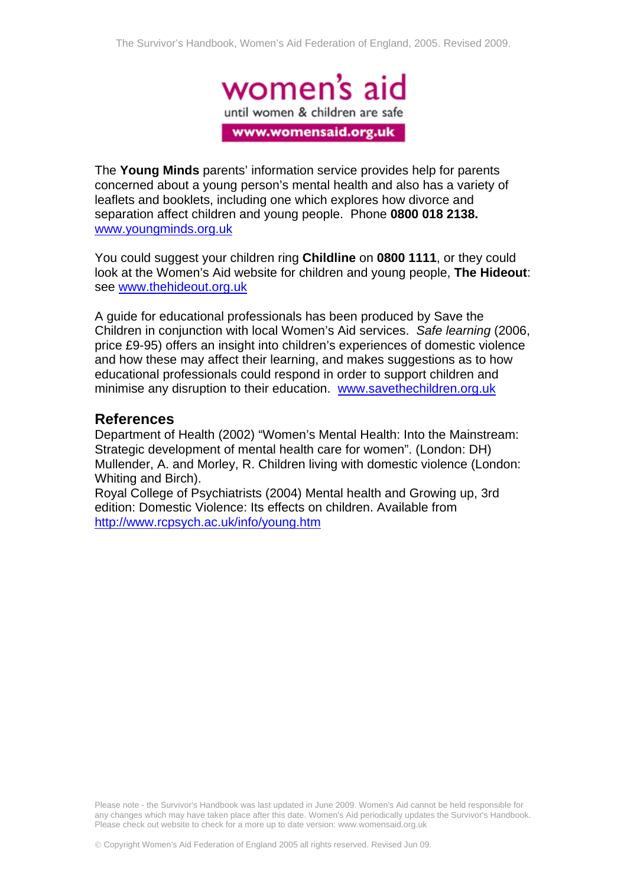The **Young Minds** parents' information service provides help for parents concerned about a young person's mental health and also has a variety of leaflets and booklets, including one which explores how divorce and separation affect children and young people. Phone **0800 018 2138.** [www.youngminds.org.uk](http://www.youngminds.org.uk)

You could suggest your children ring **Childline** on **0800 1111**, or they could look at the Women's Aid website for children and young people, **The Hideout**: see [www.thehideout.org.uk](http://www.thehideout.org.uk)

A guide for educational professionals has been produced by Save the Children in conjunction with local Women's Aid services. *Safe learning* (2006, price £9-95) offers an insight into children's experiences of domestic violence and how these may affect their learning, and makes suggestions as to how educational professionals could respond in order to support children and minimise any disruption to their education. [www.savethechildren.org.uk](http://www.savethechildren.org.uk)

## References

Department of Health (2002) "Women's Mental Health: Into the Mainstream: Strategic development of mental health care for women". (London: DH)
Mullender, A. and Morley, R. Children living with domestic violence (London: Whiting and Birch).
Royal College of Psychiatrists (2004) Mental health and Growing up, 3rd edition: Domestic Violence: Its effects on children. Available from [http://www.rcpsych.ac.uk/info/young.htm](http://www.rcpsych.ac.uk/info/young.htm)

Please note - the Survivor's Handbook was last updated in June 2009. Women's Aid cannot be held responsible for any changes which may have taken place after this date. Women's Aid periodically updates the Survivor's Handbook. Please check out website to check for a more up to date version: www.womensaid.org.uk

© Copyright Women's Aid Federation of England 2005 all rights reserved. Revised Jun 09.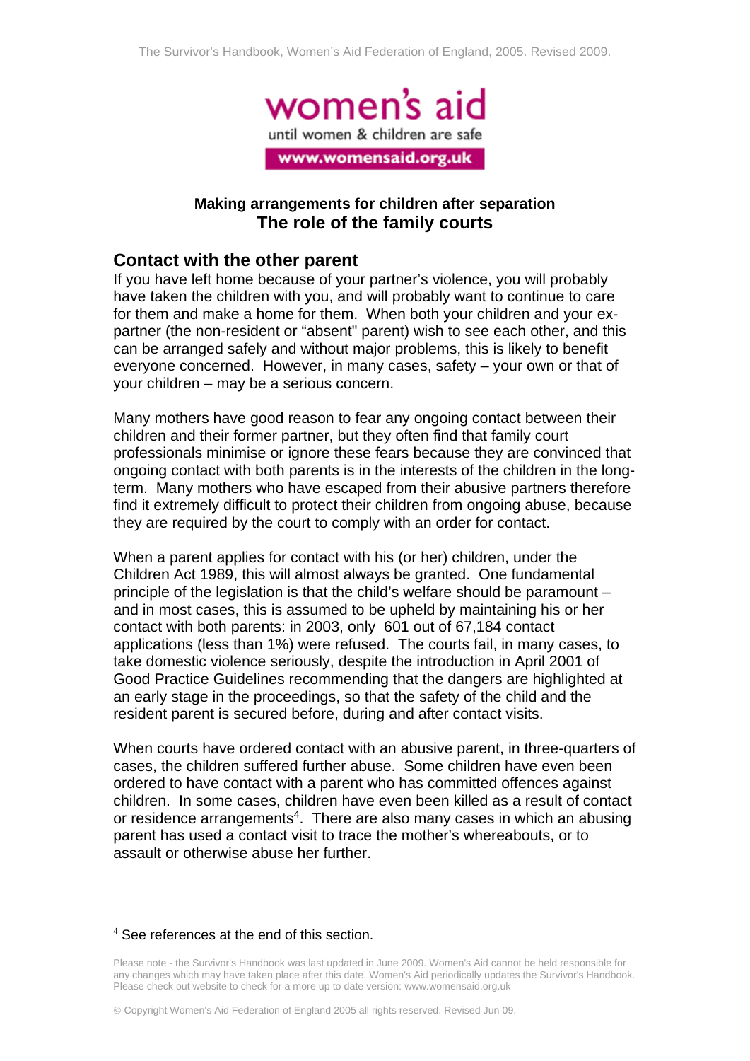## Making arrangements for children after separation
## The role of the family courts

### Contact with the other parent

If you have left home because of your partner's violence, you will probably have taken the children with you, and will probably want to continue to care for them and make a home for them. When both your children and your ex-partner (the non-resident or "absent" parent) wish to see each other, and this can be arranged safely and without major problems, this is likely to benefit everyone concerned. However, in many cases, safety – your own or that of your children – may be a serious concern.

Many mothers have good reason to fear any ongoing contact between their children and their former partner, but they often find that family court professionals minimise or ignore these fears because they are convinced that ongoing contact with both parents is in the interests of the children in the long-term. Many mothers who have escaped from their abusive partners therefore find it extremely difficult to protect their children from ongoing abuse, because they are required by the court to comply with an order for contact.

When a parent applies for contact with his (or her) children, under the Children Act 1989, this will almost always be granted. One fundamental principle of the legislation is that the child's welfare should be paramount – and in most cases, this is assumed to be upheld by maintaining his or her contact with both parents: in 2003, only 601 out of 67,184 contact applications (less than 1%) were refused. The courts fail, in many cases, to take domestic violence seriously, despite the introduction in April 2001 of Good Practice Guidelines recommending that the dangers are highlighted at an early stage in the proceedings, so that the safety of the child and the resident parent is secured before, during and after contact visits.

When courts have ordered contact with an abusive parent, in three-quarters of cases, the children suffered further abuse. Some children have even been ordered to have contact with a parent who has committed offences against children. In some cases, children have even been killed as a result of contact or residence arrangements[4]. There are also many cases in which an abusing parent has used a contact visit to trace the mother's whereabouts, or to assault or otherwise abuse her further.

[4] See references at the end of this section.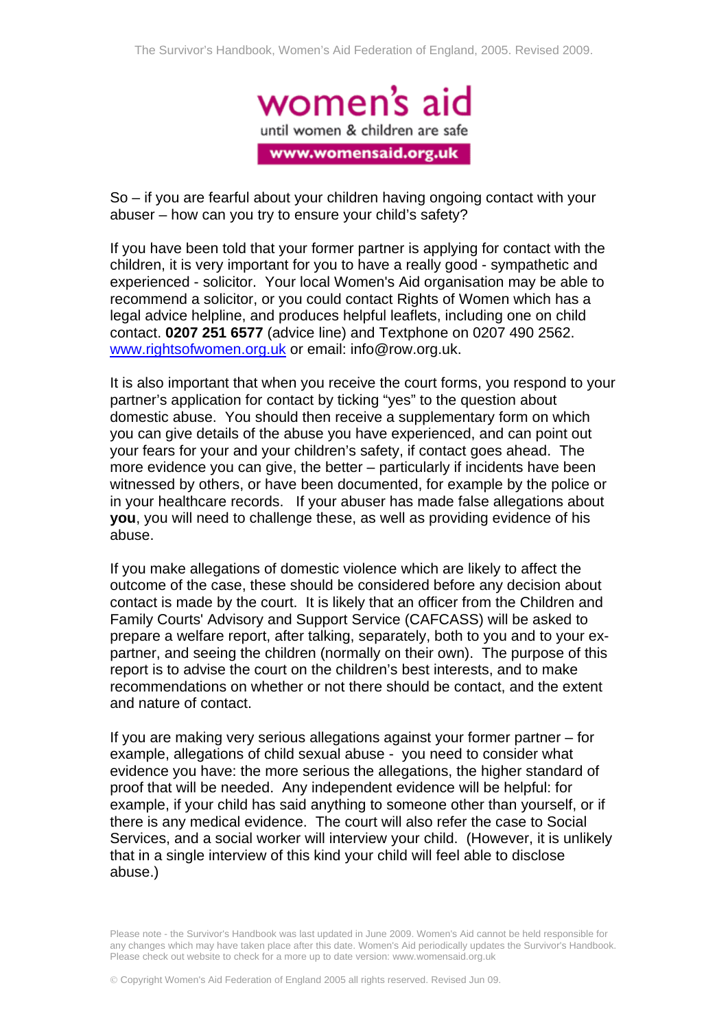So – if you are fearful about your children having ongoing contact with your abuser – how can you try to ensure your child's safety?

If you have been told that your former partner is applying for contact with the children, it is very important for you to have a really good - sympathetic and experienced - solicitor. Your local Women's Aid organisation may be able to recommend a solicitor, or you could contact Rights of Women which has a legal advice helpline, and produces helpful leaflets, including one on child contact. **0207 251 6577** (advice line) and Textphone on 0207 490 2562. [www.rightsofwomen.org.uk](http://www.rightsofwomen.org.uk) or email: info@row.org.uk.

It is also important that when you receive the court forms, you respond to your partner's application for contact by ticking "yes" to the question about domestic abuse. You should then receive a supplementary form on which you can give details of the abuse you have experienced, and can point out your fears for your and your children's safety, if contact goes ahead. The more evidence you can give, the better – particularly if incidents have been witnessed by others, or have been documented, for example by the police or in your healthcare records. If your abuser has made false allegations about **you**, you will need to challenge these, as well as providing evidence of his abuse.

If you make allegations of domestic violence which are likely to affect the outcome of the case, these should be considered before any decision about contact is made by the court. It is likely that an officer from the Children and Family Courts' Advisory and Support Service (CAFCASS) will be asked to prepare a welfare report, after talking, separately, both to you and to your ex-partner, and seeing the children (normally on their own). The purpose of this report is to advise the court on the children's best interests, and to make recommendations on whether or not there should be contact, and the extent and nature of contact.

If you are making very serious allegations against your former partner – for example, allegations of child sexual abuse - you need to consider what evidence you have: the more serious the allegations, the higher standard of proof that will be needed. Any independent evidence will be helpful: for example, if your child has said anything to someone other than yourself, or if there is any medical evidence. The court will also refer the case to Social Services, and a social worker will interview your child. (However, it is unlikely that in a single interview of this kind your child will feel able to disclose abuse.)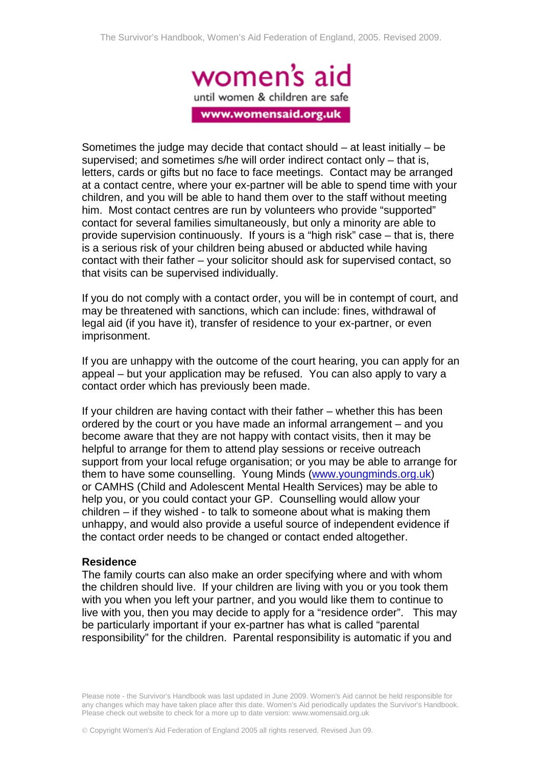Sometimes the judge may decide that contact should – at least initially – be supervised; and sometimes s/he will order indirect contact only – that is, letters, cards or gifts but no face to face meetings. Contact may be arranged at a contact centre, where your ex-partner will be able to spend time with your children, and you will be able to hand them over to the staff without meeting him. Most contact centres are run by volunteers who provide "supported" contact for several families simultaneously, but only a minority are able to provide supervision continuously. If yours is a "high risk" case – that is, there is a serious risk of your children being abused or abducted while having contact with their father – your solicitor should ask for supervised contact, so that visits can be supervised individually.

If you do not comply with a contact order, you will be in contempt of court, and may be threatened with sanctions, which can include: fines, withdrawal of legal aid (if you have it), transfer of residence to your ex-partner, or even imprisonment.

If you are unhappy with the outcome of the court hearing, you can apply for an appeal – but your application may be refused. You can also apply to vary a contact order which has previously been made.

If your children are having contact with their father – whether this has been ordered by the court or you have made an informal arrangement – and you become aware that they are not happy with contact visits, then it may be helpful to arrange for them to attend play sessions or receive outreach support from your local refuge organisation; or you may be able to arrange for them to have some counselling. Young Minds (www.youngminds.org.uk) or CAMHS (Child and Adolescent Mental Health Services) may be able to help you, or you could contact your GP. Counselling would allow your children – if they wished - to talk to someone about what is making them unhappy, and would also provide a useful source of independent evidence if the contact order needs to be changed or contact ended altogether.

**Residence**

The family courts can also make an order specifying where and with whom the children should live. If your children are living with you or you took them with you when you left your partner, and you would like them to continue to live with you, then you may decide to apply for a "residence order". This may be particularly important if your ex-partner has what is called "parental responsibility" for the children. Parental responsibility is automatic if you and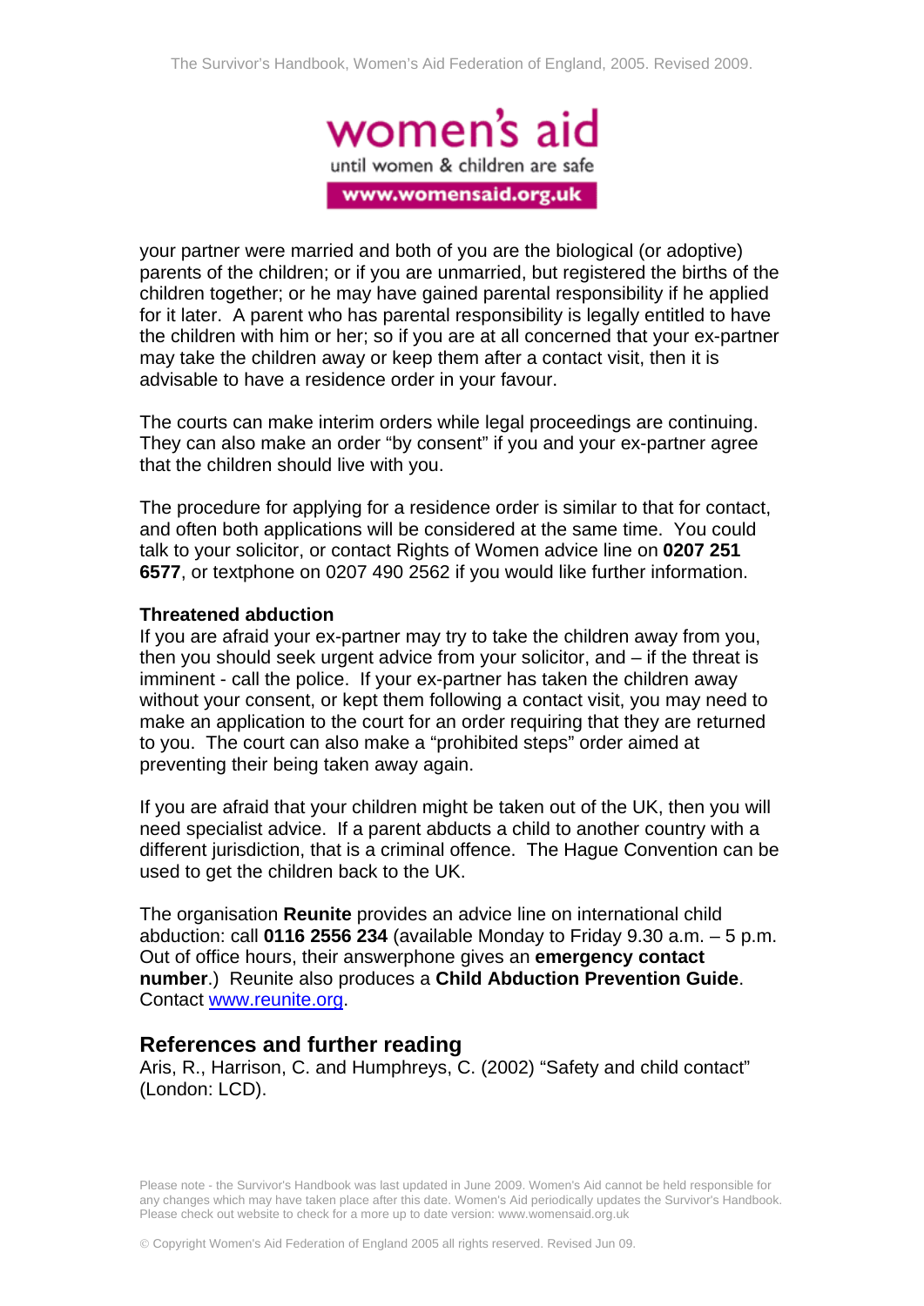your partner were married and both of you are the biological (or adoptive) parents of the children; or if you are unmarried, but registered the births of the children together; or he may have gained parental responsibility if he applied for it later. A parent who has parental responsibility is legally entitled to have the children with him or her; so if you are at all concerned that your ex-partner may take the children away or keep them after a contact visit, then it is advisable to have a residence order in your favour.

The courts can make interim orders while legal proceedings are continuing. They can also make an order "by consent" if you and your ex-partner agree that the children should live with you.

The procedure for applying for a residence order is similar to that for contact, and often both applications will be considered at the same time. You could talk to your solicitor, or contact Rights of Women advice line on **0207 251 6577**, or textphone on 0207 490 2562 if you would like further information.

**Threatened abduction**

If you are afraid your ex-partner may try to take the children away from you, then you should seek urgent advice from your solicitor, and – if the threat is imminent - call the police. If your ex-partner has taken the children away without your consent, or kept them following a contact visit, you may need to make an application to the court for an order requiring that they are returned to you. The court can also make a "prohibited steps" order aimed at preventing their being taken away again.

If you are afraid that your children might be taken out of the UK, then you will need specialist advice. If a parent abducts a child to another country with a different jurisdiction, that is a criminal offence. The Hague Convention can be used to get the children back to the UK.

The organisation **Reunite** provides an advice line on international child abduction: call **0116 2556 234** (available Monday to Friday 9.30 a.m. – 5 p.m. Out of office hours, their answerphone gives an **emergency contact number**.) Reunite also produces a **Child Abduction Prevention Guide**. Contact www.reunite.org.

## References and further reading

Aris, R., Harrison, C. and Humphreys, C. (2002) "Safety and child contact" (London: LCD).

Please note - the Survivor's Handbook was last updated in June 2009. Women's Aid cannot be held responsible for any changes which may have taken place after this date. Women's Aid periodically updates the Survivor's Handbook. Please check out website to check for a more up to date version: www.womensaid.org.uk

© Copyright Women's Aid Federation of England 2005 all rights reserved. Revised Jun 09.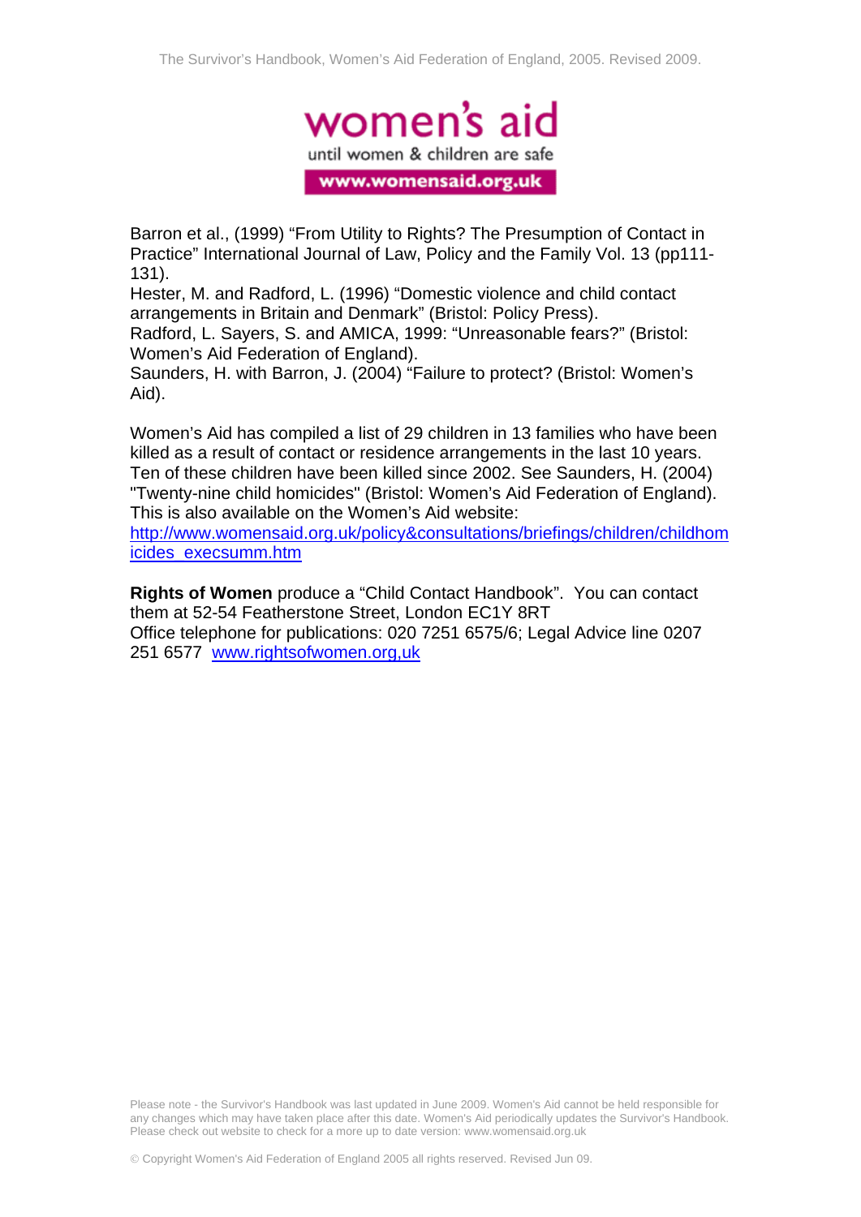Barron et al., (1999) "From Utility to Rights? The Presumption of Contact in Practice" International Journal of Law, Policy and the Family Vol. 13 (pp111-131).
Hester, M. and Radford, L. (1996) "Domestic violence and child contact arrangements in Britain and Denmark" (Bristol: Policy Press).
Radford, L. Sayers, S. and AMICA, 1999: "Unreasonable fears?" (Bristol: Women's Aid Federation of England).
Saunders, H. with Barron, J. (2004) "Failure to protect? (Bristol: Women's Aid).

Women's Aid has compiled a list of 29 children in 13 families who have been killed as a result of contact or residence arrangements in the last 10 years. Ten of these children have been killed since 2002. See Saunders, H. (2004) "Twenty-nine child homicides" (Bristol: Women's Aid Federation of England). This is also available on the Women's Aid website:
http://www.womensaid.org.uk/policy&consultations/briefings/children/childhomicides_execsumm.htm

**Rights of Women** produce a "Child Contact Handbook". You can contact them at 52-54 Featherstone Street, London EC1Y 8RT
Office telephone for publications: 020 7251 6575/6; Legal Advice line 0207 251 6577 www.rightsofwomen.org,uk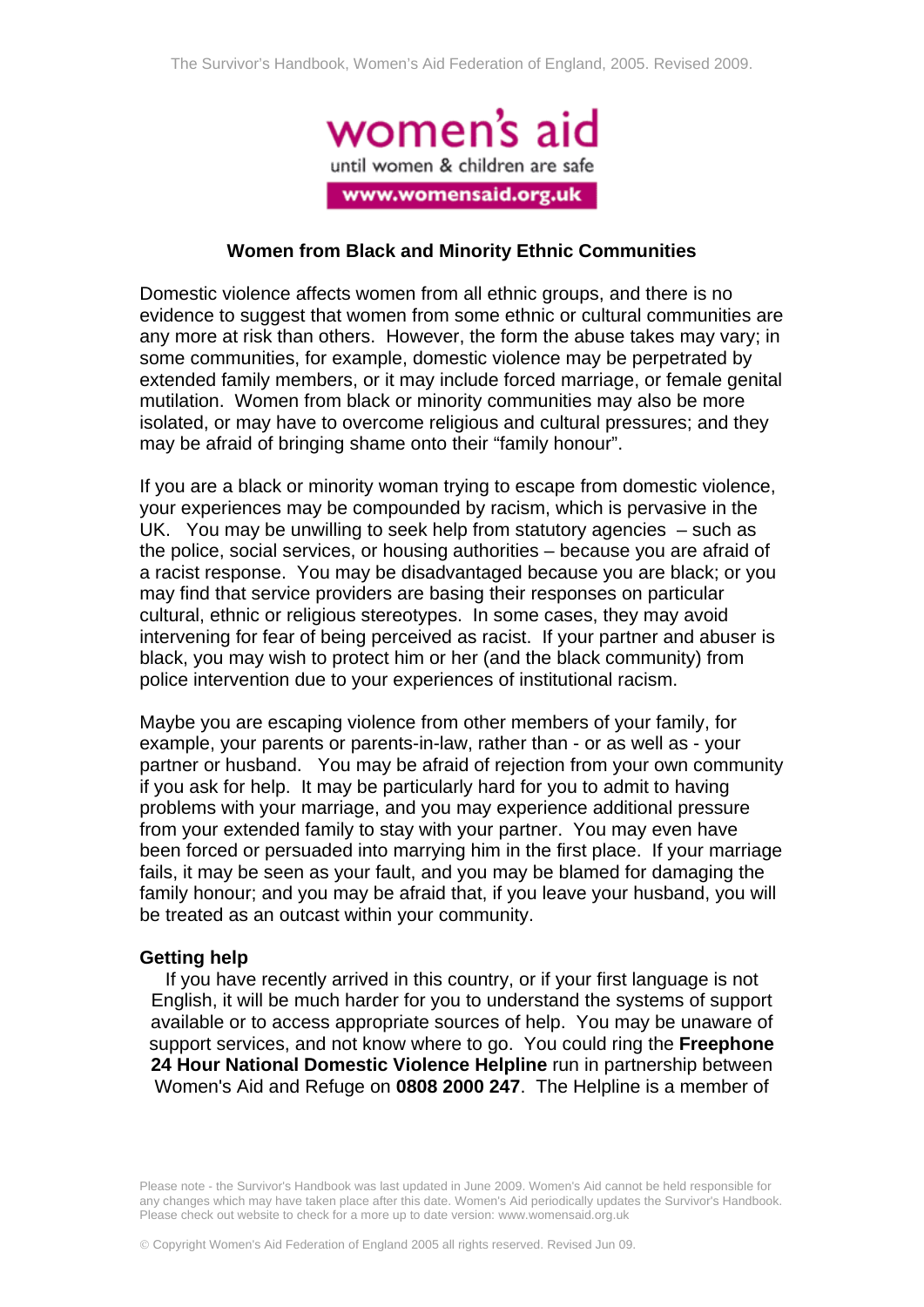## Women from Black and Minority Ethnic Communities

Domestic violence affects women from all ethnic groups, and there is no evidence to suggest that women from some ethnic or cultural communities are any more at risk than others. However, the form the abuse takes may vary; in some communities, for example, domestic violence may be perpetrated by extended family members, or it may include forced marriage, or female genital mutilation. Women from black or minority communities may also be more isolated, or may have to overcome religious and cultural pressures; and they may be afraid of bringing shame onto their "family honour".

If you are a black or minority woman trying to escape from domestic violence, your experiences may be compounded by racism, which is pervasive in the UK. You may be unwilling to seek help from statutory agencies – such as the police, social services, or housing authorities – because you are afraid of a racist response. You may be disadvantaged because you are black; or you may find that service providers are basing their responses on particular cultural, ethnic or religious stereotypes. In some cases, they may avoid intervening for fear of being perceived as racist. If your partner and abuser is black, you may wish to protect him or her (and the black community) from police intervention due to your experiences of institutional racism.

Maybe you are escaping violence from other members of your family, for example, your parents or parents-in-law, rather than - or as well as - your partner or husband. You may be afraid of rejection from your own community if you ask for help. It may be particularly hard for you to admit to having problems with your marriage, and you may experience additional pressure from your extended family to stay with your partner. You may even have been forced or persuaded into marrying him in the first place. If your marriage fails, it may be seen as your fault, and you may be blamed for damaging the family honour; and you may be afraid that, if you leave your husband, you will be treated as an outcast within your community.

### Getting help

If you have recently arrived in this country, or if your first language is not English, it will be much harder for you to understand the systems of support available or to access appropriate sources of help. You may be unaware of support services, and not know where to go. You could ring the **Freephone 24 Hour National Domestic Violence Helpline** run in partnership between Women's Aid and Refuge on **0808 2000 247**. The Helpline is a member of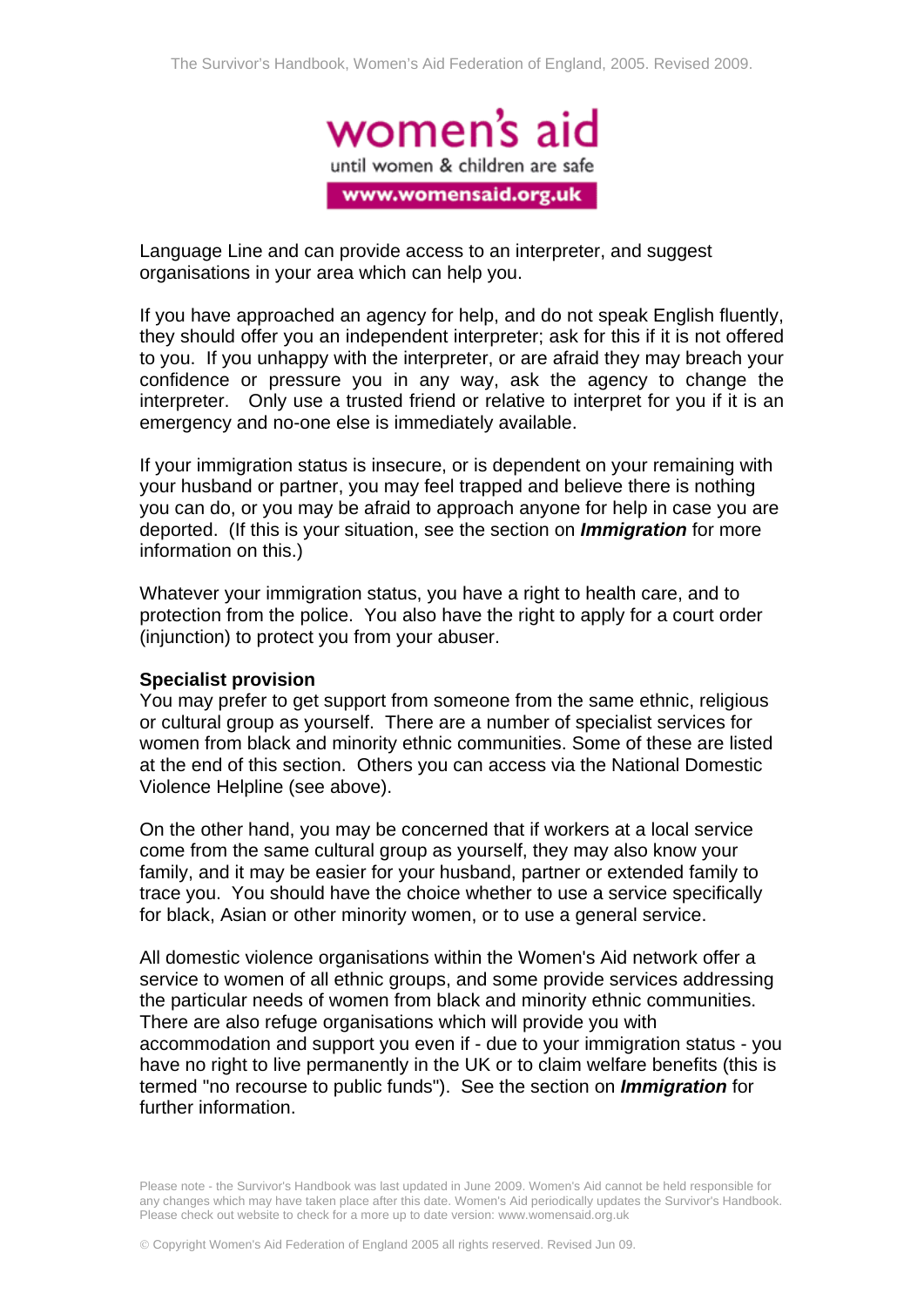Language Line and can provide access to an interpreter, and suggest organisations in your area which can help you.

If you have approached an agency for help, and do not speak English fluently, they should offer you an independent interpreter; ask for this if it is not offered to you. If you unhappy with the interpreter, or are afraid they may breach your confidence or pressure you in any way, ask the agency to change the interpreter. Only use a trusted friend or relative to interpret for you if it is an emergency and no-one else is immediately available.

If your immigration status is insecure, or is dependent on your remaining with your husband or partner, you may feel trapped and believe there is nothing you can do, or you may be afraid to approach anyone for help in case you are deported. (If this is your situation, see the section on ***Immigration*** for more information on this.)

Whatever your immigration status, you have a right to health care, and to protection from the police. You also have the right to apply for a court order (injunction) to protect you from your abuser.

**Specialist provision**

You may prefer to get support from someone from the same ethnic, religious or cultural group as yourself. There are a number of specialist services for women from black and minority ethnic communities. Some of these are listed at the end of this section. Others you can access via the National Domestic Violence Helpline (see above).

On the other hand, you may be concerned that if workers at a local service come from the same cultural group as yourself, they may also know your family, and it may be easier for your husband, partner or extended family to trace you. You should have the choice whether to use a service specifically for black, Asian or other minority women, or to use a general service.

All domestic violence organisations within the Women's Aid network offer a service to women of all ethnic groups, and some provide services addressing the particular needs of women from black and minority ethnic communities. There are also refuge organisations which will provide you with accommodation and support you even if - due to your immigration status - you have no right to live permanently in the UK or to claim welfare benefits (this is termed "no recourse to public funds"). See the section on ***Immigration*** for further information.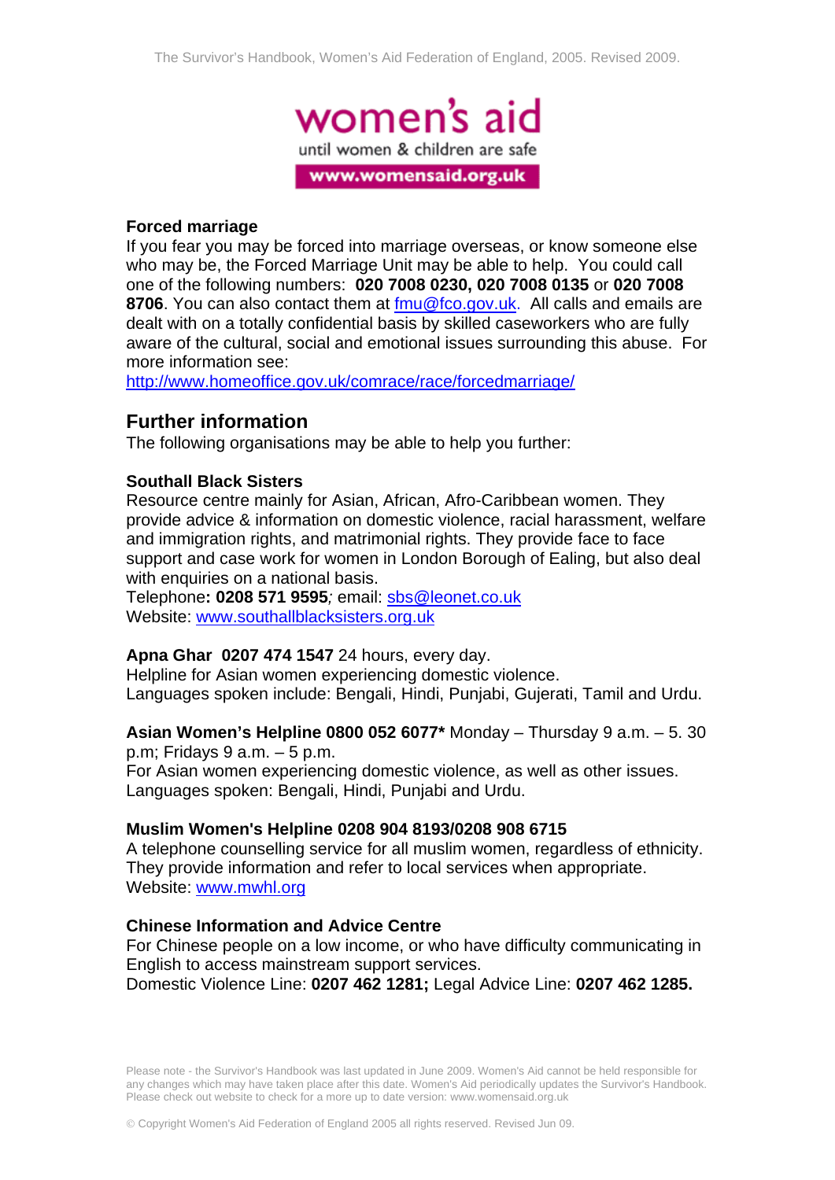**Forced marriage**

If you fear you may be forced into marriage overseas, or know someone else who may be, the Forced Marriage Unit may be able to help. You could call one of the following numbers: **020 7008 0230, 020 7008 0135** or **020 7008 8706**. You can also contact them at fmu@fco.gov.uk. All calls and emails are dealt with on a totally confidential basis by skilled caseworkers who are fully aware of the cultural, social and emotional issues surrounding this abuse. For more information see: http://www.homeoffice.gov.uk/comrace/race/forcedmarriage/

## Further information

The following organisations may be able to help you further:

**Southall Black Sisters**

Resource centre mainly for Asian, African, Afro-Caribbean women. They provide advice & information on domestic violence, racial harassment, welfare and immigration rights, and matrimonial rights. They provide face to face support and case work for women in London Borough of Ealing, but also deal with enquiries on a national basis.
Telephone**: 0208 571 9595***;* email: sbs@leonet.co.uk
Website: www.southallblacksisters.org.uk

**Apna Ghar 0207 474 1547** 24 hours, every day.
Helpline for Asian women experiencing domestic violence.
Languages spoken include: Bengali, Hindi, Punjabi, Gujerati, Tamil and Urdu.

**Asian Women's Helpline 0800 052 6077*** Monday – Thursday 9 a.m. – 5. 30 p.m; Fridays 9 a.m. – 5 p.m.
For Asian women experiencing domestic violence, as well as other issues.
Languages spoken: Bengali, Hindi, Punjabi and Urdu.

**Muslim Women's Helpline 0208 904 8193/0208 908 6715**
A telephone counselling service for all muslim women, regardless of ethnicity. They provide information and refer to local services when appropriate.
Website: www.mwhl.org

**Chinese Information and Advice Centre**
For Chinese people on a low income, or who have difficulty communicating in English to access mainstream support services.
Domestic Violence Line: **0207 462 1281;** Legal Advice Line: **0207 462 1285.**

Please note - the Survivor's Handbook was last updated in June 2009. Women's Aid cannot be held responsible for any changes which may have taken place after this date. Women's Aid periodically updates the Survivor's Handbook. Please check out website to check for a more up to date version: www.womensaid.org.uk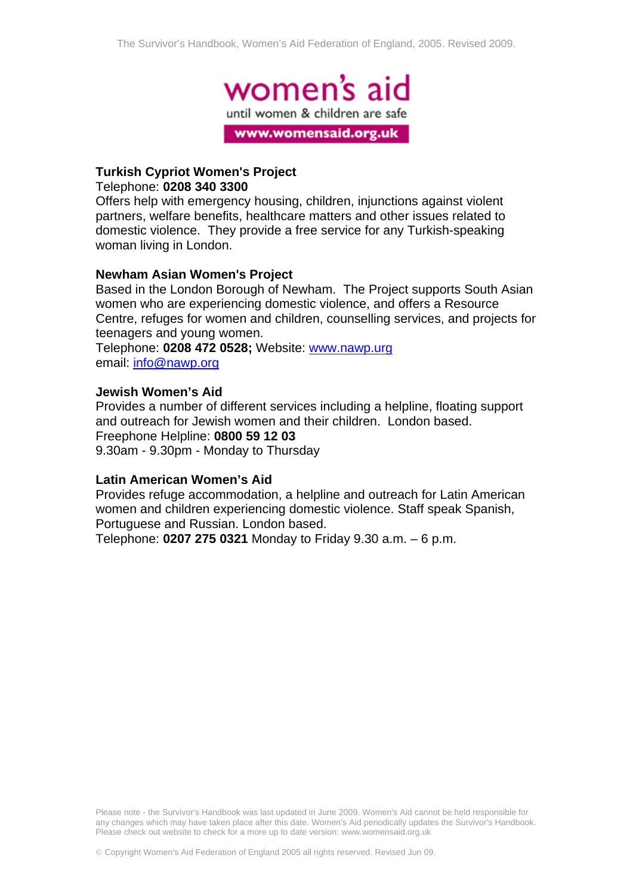**Turkish Cypriot Women's Project**
Telephone: **0208 340 3300**
Offers help with emergency housing, children, injunctions against violent partners, welfare benefits, healthcare matters and other issues related to domestic violence. They provide a free service for any Turkish-speaking woman living in London.

**Newham Asian Women's Project**
Based in the London Borough of Newham. The Project supports South Asian women who are experiencing domestic violence, and offers a Resource Centre, refuges for women and children, counselling services, and projects for teenagers and young women.
Telephone: **0208 472 0528;** Website: www.nawp.urg
email: info@nawp.org

**Jewish Women's Aid**
Provides a number of different services including a helpline, floating support and outreach for Jewish women and their children. London based.
Freephone Helpline: **0800 59 12 03**
9.30am - 9.30pm - Monday to Thursday

**Latin American Women's Aid**
Provides refuge accommodation, a helpline and outreach for Latin American women and children experiencing domestic violence. Staff speak Spanish, Portuguese and Russian. London based.
Telephone: **0207 275 0321** Monday to Friday 9.30 a.m. – 6 p.m.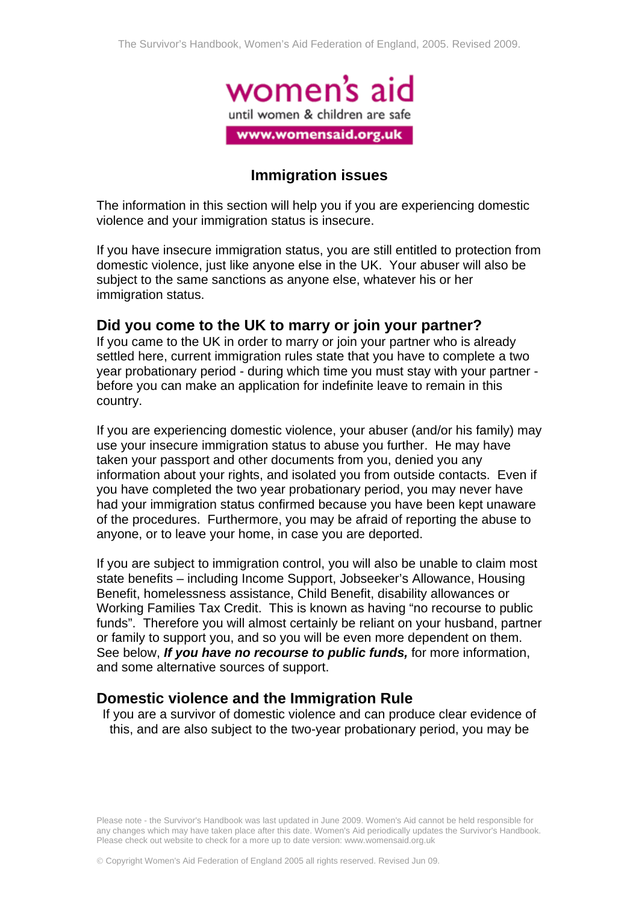## Immigration issues

The information in this section will help you if you are experiencing domestic violence and your immigration status is insecure.

If you have insecure immigration status, you are still entitled to protection from domestic violence, just like anyone else in the UK. Your abuser will also be subject to the same sanctions as anyone else, whatever his or her immigration status.

### Did you come to the UK to marry or join your partner?

If you came to the UK in order to marry or join your partner who is already settled here, current immigration rules state that you have to complete a two year probationary period - during which time you must stay with your partner - before you can make an application for indefinite leave to remain in this country.

If you are experiencing domestic violence, your abuser (and/or his family) may use your insecure immigration status to abuse you further. He may have taken your passport and other documents from you, denied you any information about your rights, and isolated you from outside contacts. Even if you have completed the two year probationary period, you may never have had your immigration status confirmed because you have been kept unaware of the procedures. Furthermore, you may be afraid of reporting the abuse to anyone, or to leave your home, in case you are deported.

If you are subject to immigration control, you will also be unable to claim most state benefits – including Income Support, Jobseeker's Allowance, Housing Benefit, homelessness assistance, Child Benefit, disability allowances or Working Families Tax Credit. This is known as having "no recourse to public funds". Therefore you will almost certainly be reliant on your husband, partner or family to support you, and so you will be even more dependent on them. See below, ***If you have no recourse to public funds,*** for more information, and some alternative sources of support.

### Domestic violence and the Immigration Rule

If you are a survivor of domestic violence and can produce clear evidence of this, and are also subject to the two-year probationary period, you may be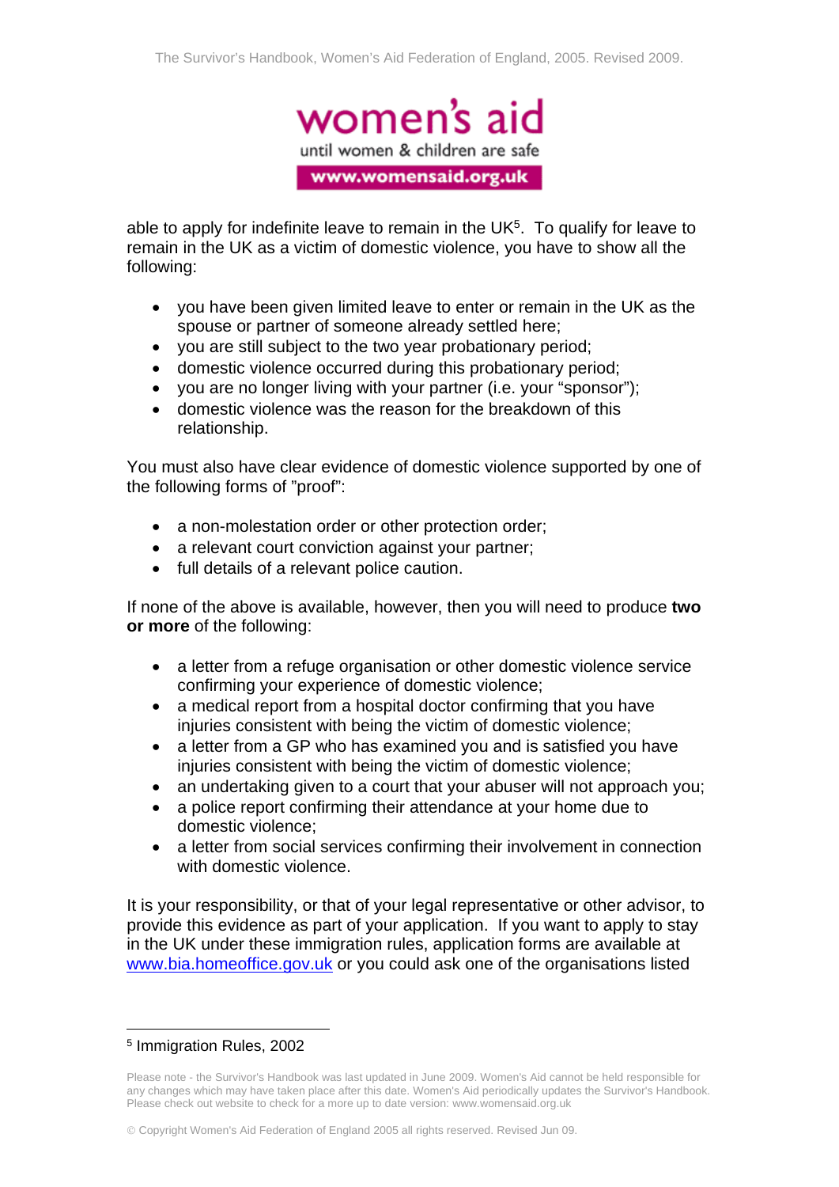able to apply for indefinite leave to remain in the UK[5]. To qualify for leave to remain in the UK as a victim of domestic violence, you have to show all the following:

- you have been given limited leave to enter or remain in the UK as the spouse or partner of someone already settled here;
- you are still subject to the two year probationary period;
- domestic violence occurred during this probationary period;
- you are no longer living with your partner (i.e. your "sponsor");
- domestic violence was the reason for the breakdown of this relationship.

You must also have clear evidence of domestic violence supported by one of the following forms of "proof":

- a non-molestation order or other protection order;
- a relevant court conviction against your partner;
- full details of a relevant police caution.

If none of the above is available, however, then you will need to produce **two or more** of the following:

- a letter from a refuge organisation or other domestic violence service confirming your experience of domestic violence;
- a medical report from a hospital doctor confirming that you have injuries consistent with being the victim of domestic violence;
- a letter from a GP who has examined you and is satisfied you have injuries consistent with being the victim of domestic violence;
- an undertaking given to a court that your abuser will not approach you;
- a police report confirming their attendance at your home due to domestic violence;
- a letter from social services confirming their involvement in connection with domestic violence.

It is your responsibility, or that of your legal representative or other advisor, to provide this evidence as part of your application. If you want to apply to stay in the UK under these immigration rules, application forms are available at www.bia.homeoffice.gov.uk or you could ask one of the organisations listed

[5] Immigration Rules, 2002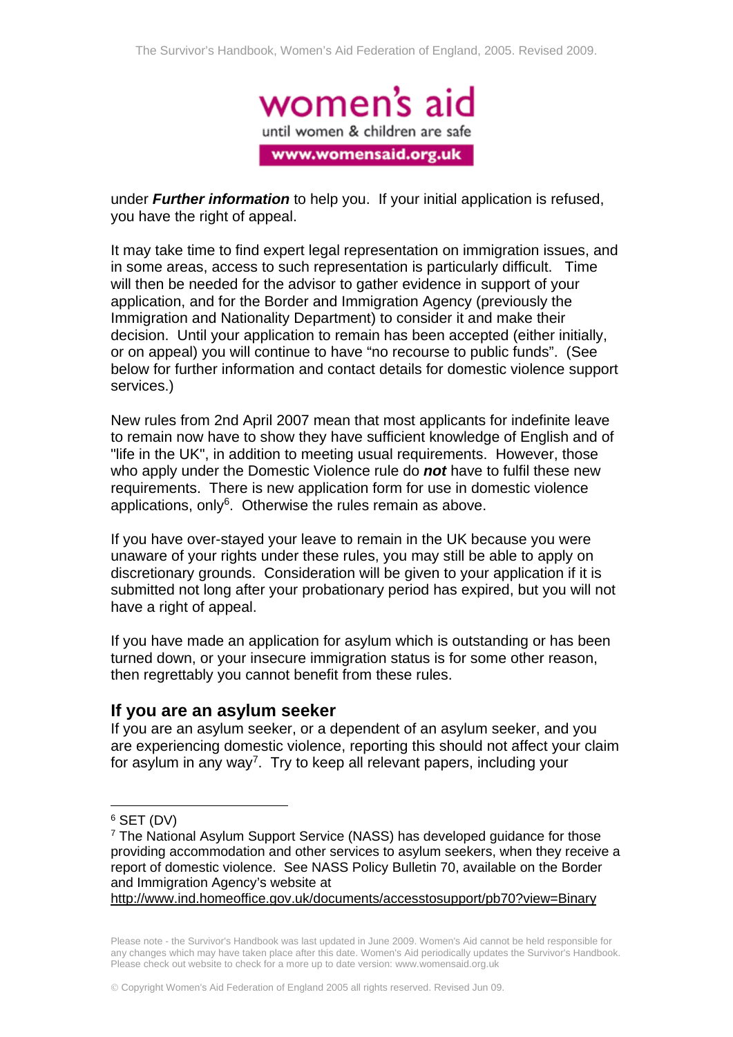under ***Further information*** to help you. If your initial application is refused, you have the right of appeal.

It may take time to find expert legal representation on immigration issues, and in some areas, access to such representation is particularly difficult. Time will then be needed for the advisor to gather evidence in support of your application, and for the Border and Immigration Agency (previously the Immigration and Nationality Department) to consider it and make their decision. Until your application to remain has been accepted (either initially, or on appeal) you will continue to have "no recourse to public funds". (See below for further information and contact details for domestic violence support services.)

New rules from 2nd April 2007 mean that most applicants for indefinite leave to remain now have to show they have sufficient knowledge of English and of "life in the UK", in addition to meeting usual requirements. However, those who apply under the Domestic Violence rule do ***not*** have to fulfil these new requirements. There is new application form for use in domestic violence applications, only[6]. Otherwise the rules remain as above.

If you have over-stayed your leave to remain in the UK because you were unaware of your rights under these rules, you may still be able to apply on discretionary grounds. Consideration will be given to your application if it is submitted not long after your probationary period has expired, but you will not have a right of appeal.

If you have made an application for asylum which is outstanding or has been turned down, or your insecure immigration status is for some other reason, then regrettably you cannot benefit from these rules.

## If you are an asylum seeker

If you are an asylum seeker, or a dependent of an asylum seeker, and you are experiencing domestic violence, reporting this should not affect your claim for asylum in any way[7]. Try to keep all relevant papers, including your

---

[6] SET (DV)

[7] The National Asylum Support Service (NASS) has developed guidance for those providing accommodation and other services to asylum seekers, when they receive a report of domestic violence. See NASS Policy Bulletin 70, available on the Border and Immigration Agency's website at http://www.ind.homeoffice.gov.uk/documents/accesstosupport/pb70?view=Binary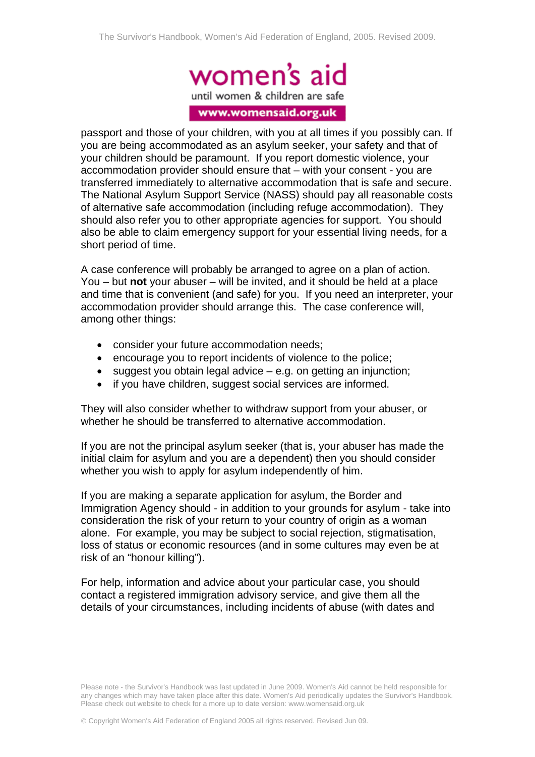passport and those of your children, with you at all times if you possibly can. If you are being accommodated as an asylum seeker, your safety and that of your children should be paramount. If you report domestic violence, your accommodation provider should ensure that – with your consent - you are transferred immediately to alternative accommodation that is safe and secure. The National Asylum Support Service (NASS) should pay all reasonable costs of alternative safe accommodation (including refuge accommodation). They should also refer you to other appropriate agencies for support. You should also be able to claim emergency support for your essential living needs, for a short period of time.

A case conference will probably be arranged to agree on a plan of action. You – but **not** your abuser – will be invited, and it should be held at a place and time that is convenient (and safe) for you. If you need an interpreter, your accommodation provider should arrange this. The case conference will, among other things:

- consider your future accommodation needs;
- encourage you to report incidents of violence to the police;
- suggest you obtain legal advice – e.g. on getting an injunction;
- if you have children, suggest social services are informed.

They will also consider whether to withdraw support from your abuser, or whether he should be transferred to alternative accommodation.

If you are not the principal asylum seeker (that is, your abuser has made the initial claim for asylum and you are a dependent) then you should consider whether you wish to apply for asylum independently of him.

If you are making a separate application for asylum, the Border and Immigration Agency should - in addition to your grounds for asylum - take into consideration the risk of your return to your country of origin as a woman alone. For example, you may be subject to social rejection, stigmatisation, loss of status or economic resources (and in some cultures may even be at risk of an "honour killing").

For help, information and advice about your particular case, you should contact a registered immigration advisory service, and give them all the details of your circumstances, including incidents of abuse (with dates and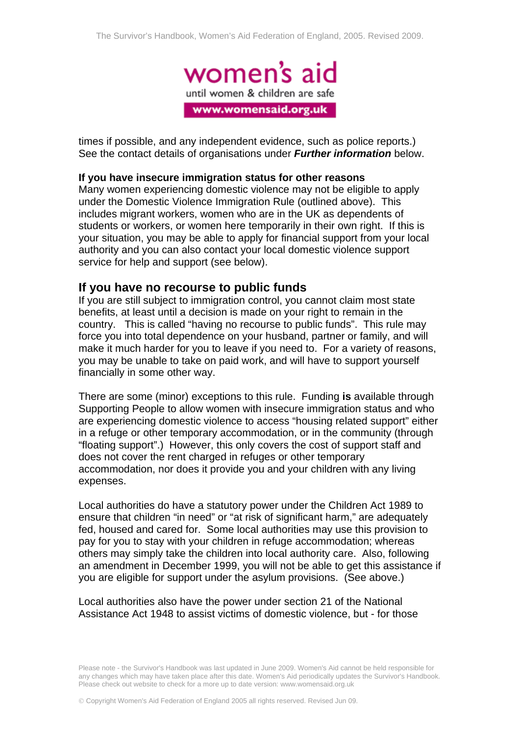times if possible, and any independent evidence, such as police reports.) See the contact details of organisations under ***Further information*** below.

**If you have insecure immigration status for other reasons**

Many women experiencing domestic violence may not be eligible to apply under the Domestic Violence Immigration Rule (outlined above). This includes migrant workers, women who are in the UK as dependents of students or workers, or women here temporarily in their own right. If this is your situation, you may be able to apply for financial support from your local authority and you can also contact your local domestic violence support service for help and support (see below).

## If you have no recourse to public funds

If you are still subject to immigration control, you cannot claim most state benefits, at least until a decision is made on your right to remain in the country. This is called "having no recourse to public funds". This rule may force you into total dependence on your husband, partner or family, and will make it much harder for you to leave if you need to. For a variety of reasons, you may be unable to take on paid work, and will have to support yourself financially in some other way.

There are some (minor) exceptions to this rule. Funding **is** available through Supporting People to allow women with insecure immigration status and who are experiencing domestic violence to access "housing related support" either in a refuge or other temporary accommodation, or in the community (through "floating support".) However, this only covers the cost of support staff and does not cover the rent charged in refuges or other temporary accommodation, nor does it provide you and your children with any living expenses.

Local authorities do have a statutory power under the Children Act 1989 to ensure that children "in need" or "at risk of significant harm," are adequately fed, housed and cared for. Some local authorities may use this provision to pay for you to stay with your children in refuge accommodation; whereas others may simply take the children into local authority care. Also, following an amendment in December 1999, you will not be able to get this assistance if you are eligible for support under the asylum provisions. (See above.)

Local authorities also have the power under section 21 of the National Assistance Act 1948 to assist victims of domestic violence, but - for those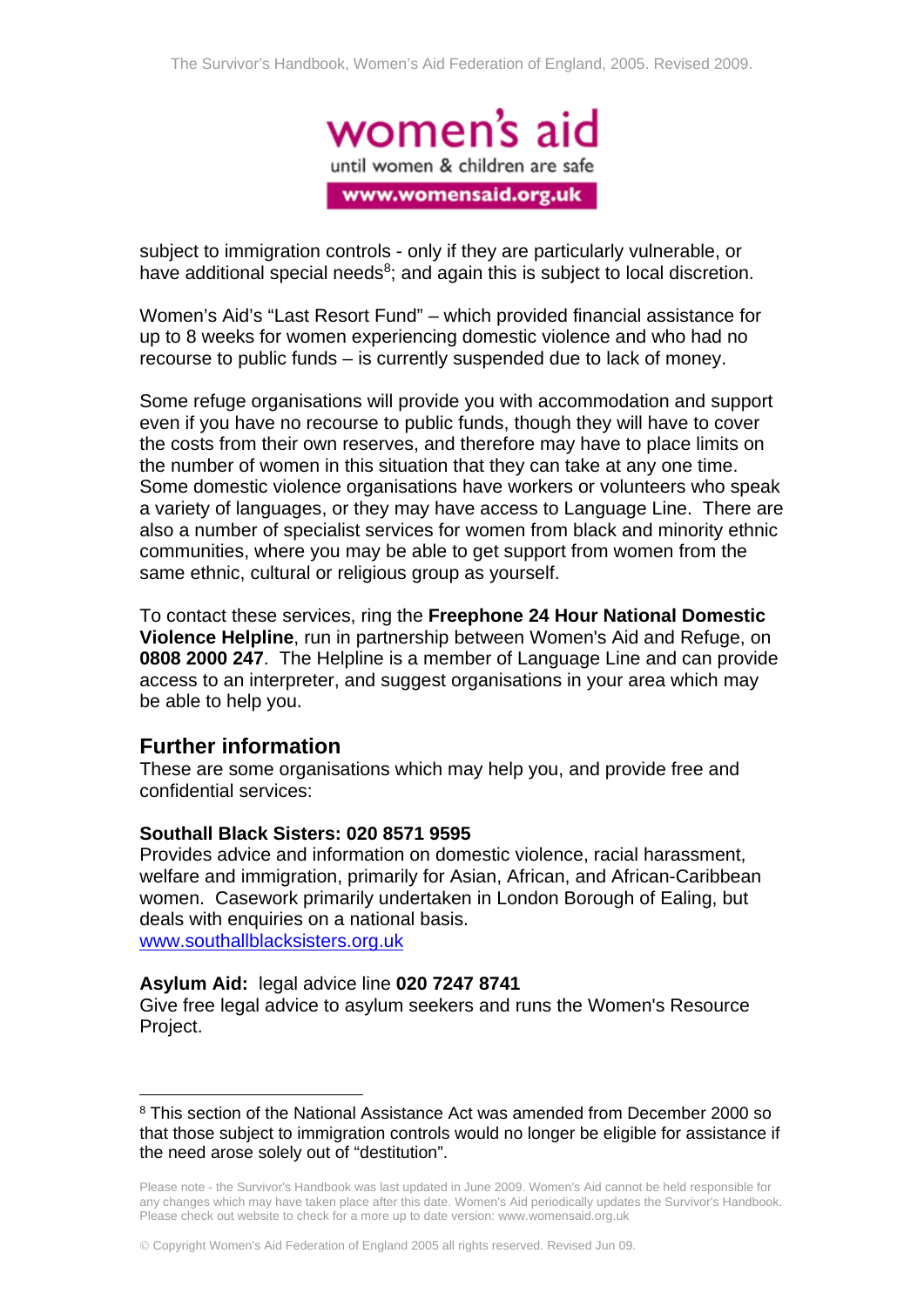subject to immigration controls - only if they are particularly vulnerable, or have additional special needs[8]; and again this is subject to local discretion.

Women's Aid's "Last Resort Fund" – which provided financial assistance for up to 8 weeks for women experiencing domestic violence and who had no recourse to public funds – is currently suspended due to lack of money.

Some refuge organisations will provide you with accommodation and support even if you have no recourse to public funds, though they will have to cover the costs from their own reserves, and therefore may have to place limits on the number of women in this situation that they can take at any one time. Some domestic violence organisations have workers or volunteers who speak a variety of languages, or they may have access to Language Line. There are also a number of specialist services for women from black and minority ethnic communities, where you may be able to get support from women from the same ethnic, cultural or religious group as yourself.

To contact these services, ring the **Freephone 24 Hour National Domestic Violence Helpline**, run in partnership between Women's Aid and Refuge, on **0808 2000 247**. The Helpline is a member of Language Line and can provide access to an interpreter, and suggest organisations in your area which may be able to help you.

## Further information

These are some organisations which may help you, and provide free and confidential services:

**Southall Black Sisters: 020 8571 9595**
Provides advice and information on domestic violence, racial harassment, welfare and immigration, primarily for Asian, African, and African-Caribbean women. Casework primarily undertaken in London Borough of Ealing, but deals with enquiries on a national basis.
www.southallblacksisters.org.uk

**Asylum Aid:** legal advice line **020 7247 8741**
Give free legal advice to asylum seekers and runs the Women's Resource Project.

---

[8] This section of the National Assistance Act was amended from December 2000 so that those subject to immigration controls would no longer be eligible for assistance if the need arose solely out of "destitution".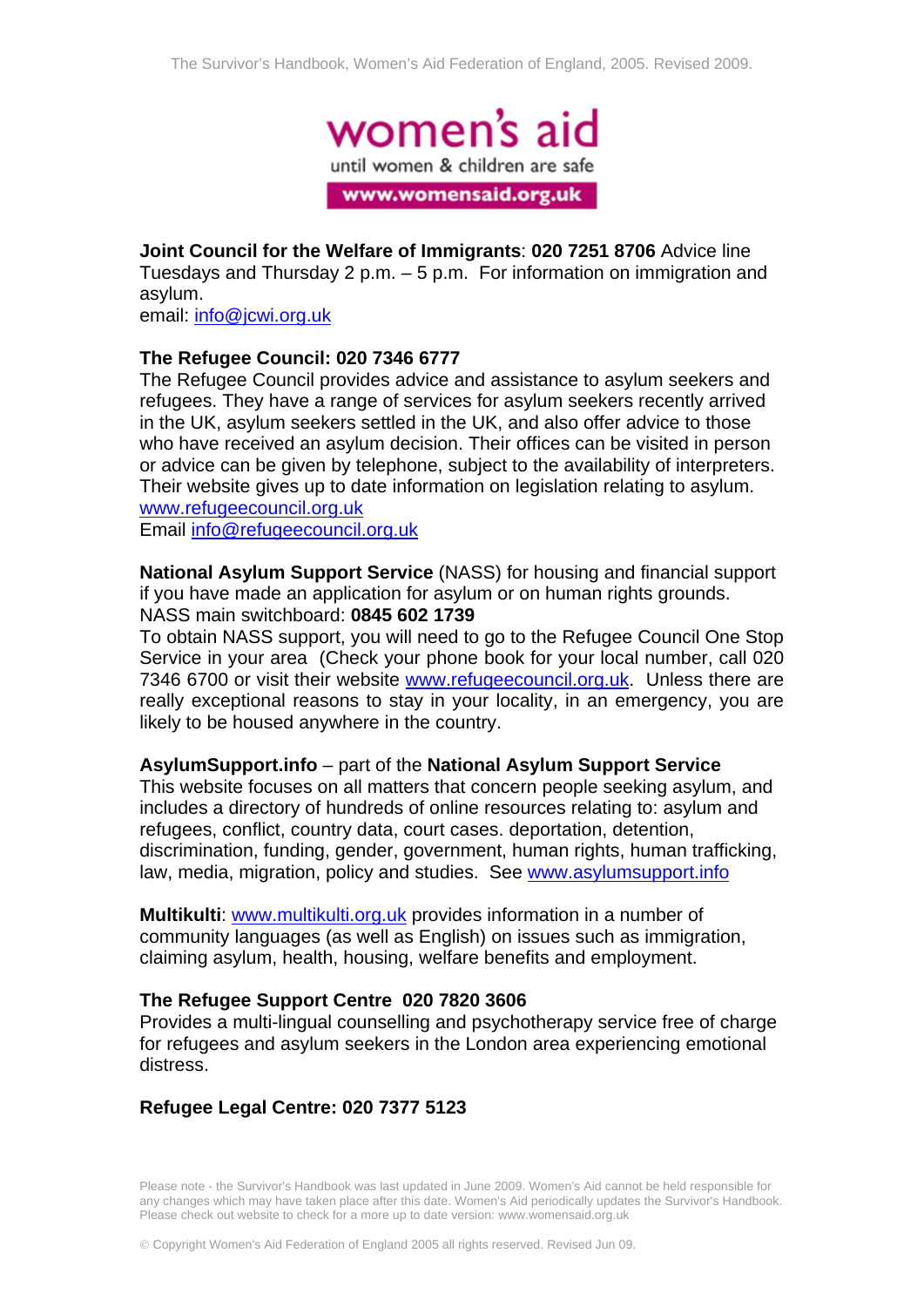**Joint Council for the Welfare of Immigrants**: **020 7251 8706** Advice line Tuesdays and Thursday 2 p.m. – 5 p.m. For information on immigration and asylum.
email: info@jcwi.org.uk

**The Refugee Council: 020 7346 6777**
The Refugee Council provides advice and assistance to asylum seekers and refugees. They have a range of services for asylum seekers recently arrived in the UK, asylum seekers settled in the UK, and also offer advice to those who have received an asylum decision. Their offices can be visited in person or advice can be given by telephone, subject to the availability of interpreters. Their website gives up to date information on legislation relating to asylum.
www.refugeecouncil.org.uk
Email info@refugeecouncil.org.uk

**National Asylum Support Service** (NASS) for housing and financial support if you have made an application for asylum or on human rights grounds.
NASS main switchboard: **0845 602 1739**
To obtain NASS support, you will need to go to the Refugee Council One Stop Service in your area (Check your phone book for your local number, call 020 7346 6700 or visit their website www.refugeecouncil.org.uk. Unless there are really exceptional reasons to stay in your locality, in an emergency, you are likely to be housed anywhere in the country.

**AsylumSupport.info** – part of the **National Asylum Support Service**
This website focuses on all matters that concern people seeking asylum, and includes a directory of hundreds of online resources relating to: asylum and refugees, conflict, country data, court cases. deportation, detention, discrimination, funding, gender, government, human rights, human trafficking, law, media, migration, policy and studies. See www.asylumsupport.info

**Multikulti**: www.multikulti.org.uk provides information in a number of community languages (as well as English) on issues such as immigration, claiming asylum, health, housing, welfare benefits and employment.

**The Refugee Support Centre 020 7820 3606**
Provides a multi-lingual counselling and psychotherapy service free of charge for refugees and asylum seekers in the London area experiencing emotional distress.

**Refugee Legal Centre: 020 7377 5123**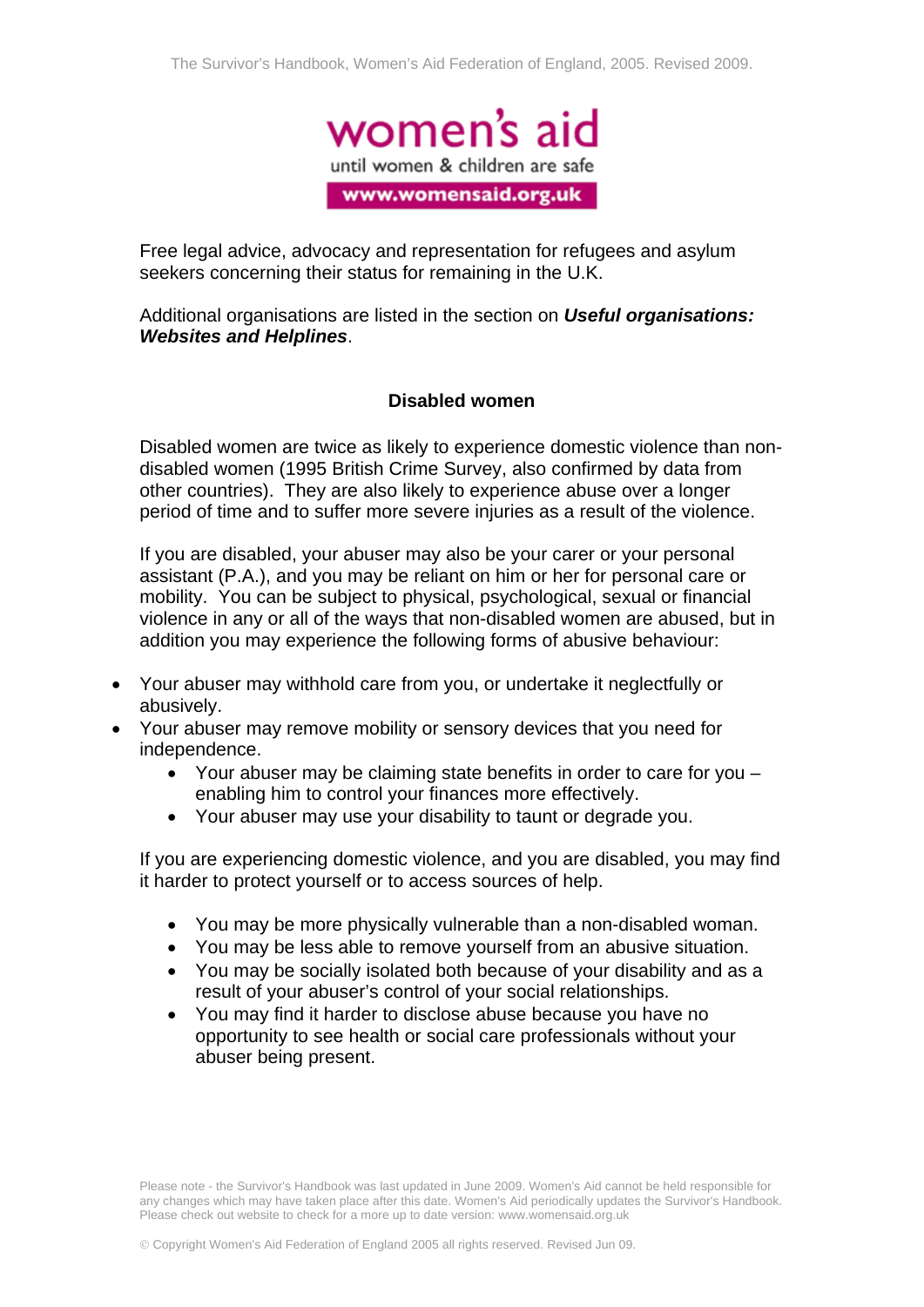Free legal advice, advocacy and representation for refugees and asylum seekers concerning their status for remaining in the U.K.

Additional organisations are listed in the section on ***Useful organisations: Websites and Helplines***.

### Disabled women

Disabled women are twice as likely to experience domestic violence than non-disabled women (1995 British Crime Survey, also confirmed by data from other countries). They are also likely to experience abuse over a longer period of time and to suffer more severe injuries as a result of the violence.

If you are disabled, your abuser may also be your carer or your personal assistant (P.A.), and you may be reliant on him or her for personal care or mobility. You can be subject to physical, psychological, sexual or financial violence in any or all of the ways that non-disabled women are abused, but in addition you may experience the following forms of abusive behaviour:

- Your abuser may withhold care from you, or undertake it neglectfully or abusively.
- Your abuser may remove mobility or sensory devices that you need for independence.
  - Your abuser may be claiming state benefits in order to care for you – enabling him to control your finances more effectively.
  - Your abuser may use your disability to taunt or degrade you.

If you are experiencing domestic violence, and you are disabled, you may find it harder to protect yourself or to access sources of help.

- You may be more physically vulnerable than a non-disabled woman.
- You may be less able to remove yourself from an abusive situation.
- You may be socially isolated both because of your disability and as a result of your abuser's control of your social relationships.
- You may find it harder to disclose abuse because you have no opportunity to see health or social care professionals without your abuser being present.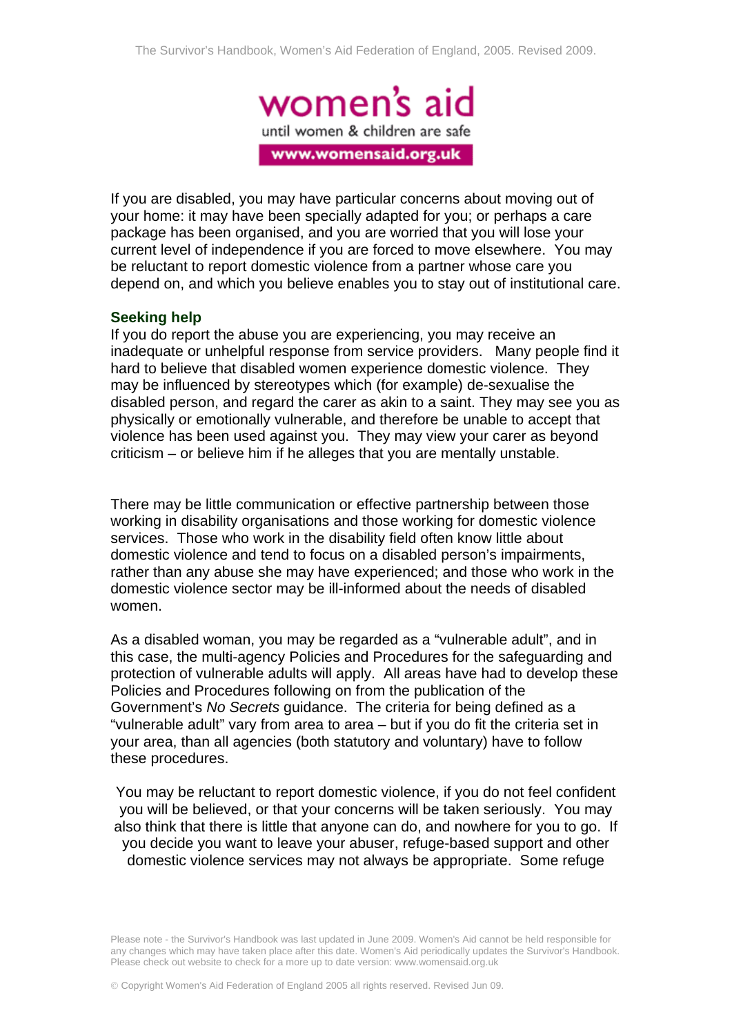If you are disabled, you may have particular concerns about moving out of your home: it may have been specially adapted for you; or perhaps a care package has been organised, and you are worried that you will lose your current level of independence if you are forced to move elsewhere. You may be reluctant to report domestic violence from a partner whose care you depend on, and which you believe enables you to stay out of institutional care.

### Seeking help

If you do report the abuse you are experiencing, you may receive an inadequate or unhelpful response from service providers. Many people find it hard to believe that disabled women experience domestic violence. They may be influenced by stereotypes which (for example) de-sexualise the disabled person, and regard the carer as akin to a saint. They may see you as physically or emotionally vulnerable, and therefore be unable to accept that violence has been used against you. They may view your carer as beyond criticism – or believe him if he alleges that you are mentally unstable.

There may be little communication or effective partnership between those working in disability organisations and those working for domestic violence services. Those who work in the disability field often know little about domestic violence and tend to focus on a disabled person's impairments, rather than any abuse she may have experienced; and those who work in the domestic violence sector may be ill-informed about the needs of disabled women.

As a disabled woman, you may be regarded as a "vulnerable adult", and in this case, the multi-agency Policies and Procedures for the safeguarding and protection of vulnerable adults will apply. All areas have had to develop these Policies and Procedures following on from the publication of the Government's *No Secrets* guidance. The criteria for being defined as a "vulnerable adult" vary from area to area – but if you do fit the criteria set in your area, than all agencies (both statutory and voluntary) have to follow these procedures.

You may be reluctant to report domestic violence, if you do not feel confident you will be believed, or that your concerns will be taken seriously. You may also think that there is little that anyone can do, and nowhere for you to go. If you decide you want to leave your abuser, refuge-based support and other domestic violence services may not always be appropriate. Some refuge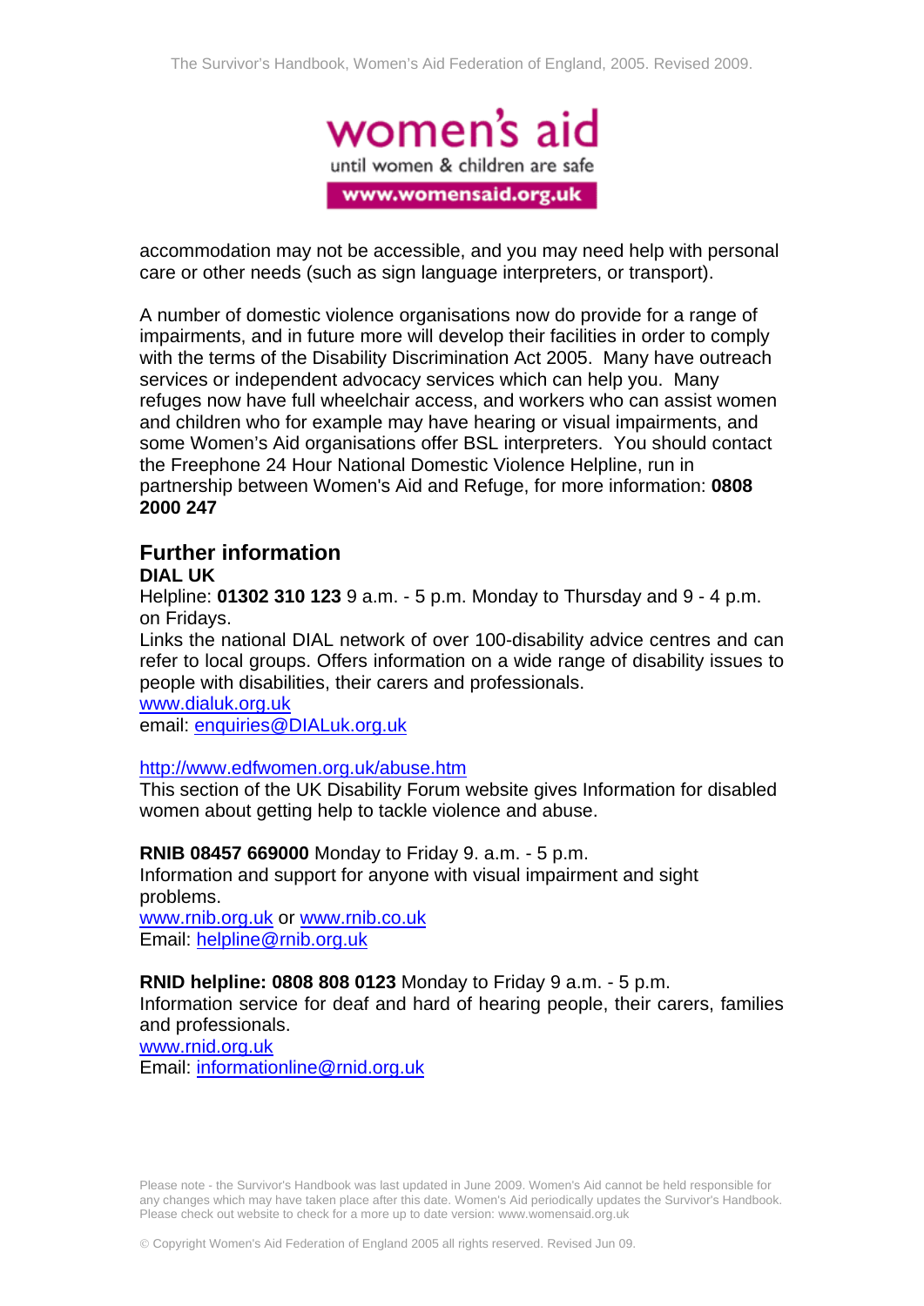accommodation may not be accessible, and you may need help with personal care or other needs (such as sign language interpreters, or transport).

A number of domestic violence organisations now do provide for a range of impairments, and in future more will develop their facilities in order to comply with the terms of the Disability Discrimination Act 2005. Many have outreach services or independent advocacy services which can help you. Many refuges now have full wheelchair access, and workers who can assist women and children who for example may have hearing or visual impairments, and some Women's Aid organisations offer BSL interpreters. You should contact the Freephone 24 Hour National Domestic Violence Helpline, run in partnership between Women's Aid and Refuge, for more information: **0808 2000 247**

## Further information

**DIAL UK**
Helpline: **01302 310 123** 9 a.m. - 5 p.m. Monday to Thursday and 9 - 4 p.m. on Fridays.
Links the national DIAL network of over 100-disability advice centres and can refer to local groups. Offers information on a wide range of disability issues to people with disabilities, their carers and professionals.
www.dialuk.org.uk
email: enquiries@DIALuk.org.uk

http://www.edfwomen.org.uk/abuse.htm
This section of the UK Disability Forum website gives Information for disabled women about getting help to tackle violence and abuse.

**RNIB 08457 669000** Monday to Friday 9. a.m. - 5 p.m.
Information and support for anyone with visual impairment and sight problems.
www.rnib.org.uk or www.rnib.co.uk
Email: helpline@rnib.org.uk

**RNID helpline: 0808 808 0123** Monday to Friday 9 a.m. - 5 p.m.
Information service for deaf and hard of hearing people, their carers, families and professionals.
www.rnid.org.uk
Email: informationline@rnid.org.uk

Please note - the Survivor's Handbook was last updated in June 2009. Women's Aid cannot be held responsible for any changes which may have taken place after this date. Women's Aid periodically updates the Survivor's Handbook. Please check out website to check for a more up to date version: www.womensaid.org.uk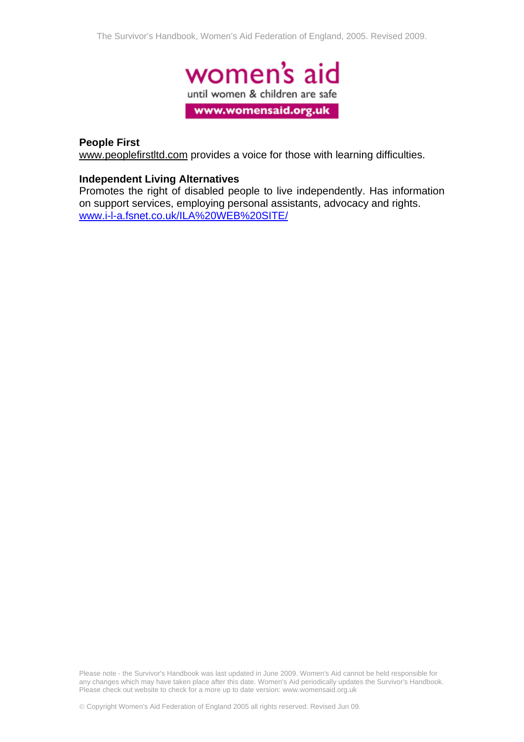**People First**
www.peoplefirstltd.com provides a voice for those with learning difficulties.

**Independent Living Alternatives**
Promotes the right of disabled people to live independently. Has information on support services, employing personal assistants, advocacy and rights.
www.i-l-a.fsnet.co.uk/ILA%20WEB%20SITE/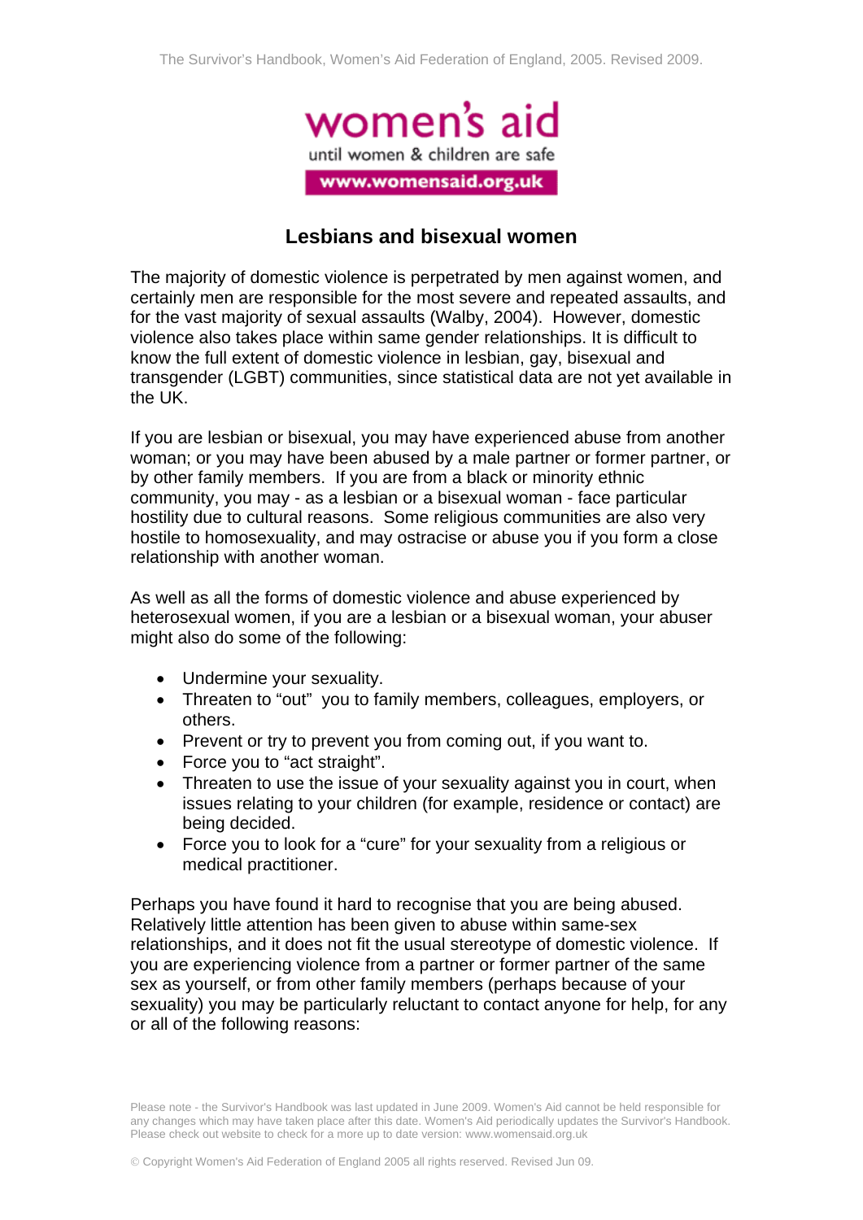## Lesbians and bisexual women

The majority of domestic violence is perpetrated by men against women, and certainly men are responsible for the most severe and repeated assaults, and for the vast majority of sexual assaults (Walby, 2004). However, domestic violence also takes place within same gender relationships. It is difficult to know the full extent of domestic violence in lesbian, gay, bisexual and transgender (LGBT) communities, since statistical data are not yet available in the UK.

If you are lesbian or bisexual, you may have experienced abuse from another woman; or you may have been abused by a male partner or former partner, or by other family members. If you are from a black or minority ethnic community, you may - as a lesbian or a bisexual woman - face particular hostility due to cultural reasons. Some religious communities are also very hostile to homosexuality, and may ostracise or abuse you if you form a close relationship with another woman.

As well as all the forms of domestic violence and abuse experienced by heterosexual women, if you are a lesbian or a bisexual woman, your abuser might also do some of the following:

- Undermine your sexuality.
- Threaten to "out" you to family members, colleagues, employers, or others.
- Prevent or try to prevent you from coming out, if you want to.
- Force you to "act straight".
- Threaten to use the issue of your sexuality against you in court, when issues relating to your children (for example, residence or contact) are being decided.
- Force you to look for a "cure" for your sexuality from a religious or medical practitioner.

Perhaps you have found it hard to recognise that you are being abused. Relatively little attention has been given to abuse within same-sex relationships, and it does not fit the usual stereotype of domestic violence. If you are experiencing violence from a partner or former partner of the same sex as yourself, or from other family members (perhaps because of your sexuality) you may be particularly reluctant to contact anyone for help, for any or all of the following reasons: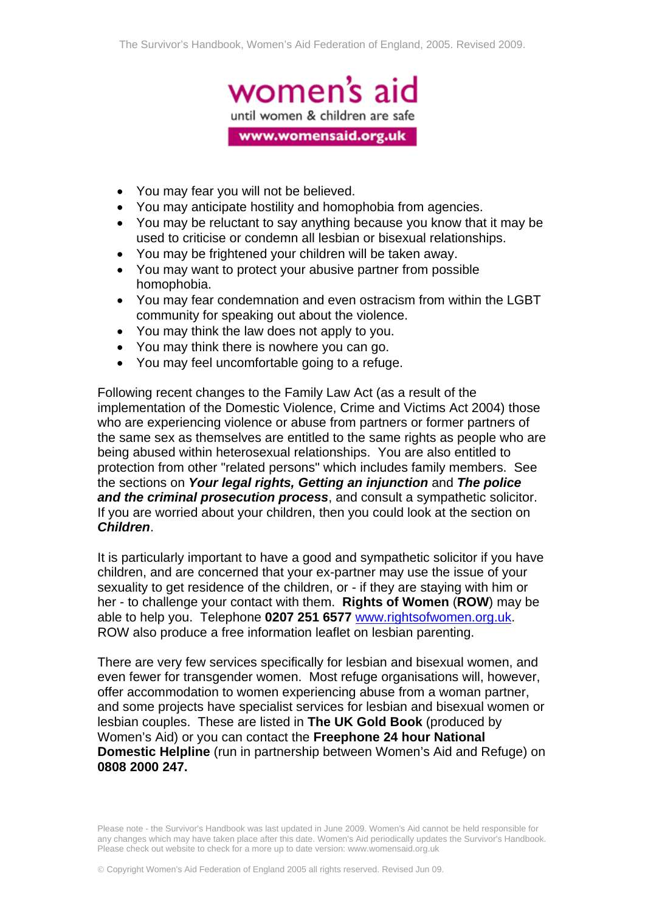- You may fear you will not be believed.
- You may anticipate hostility and homophobia from agencies.
- You may be reluctant to say anything because you know that it may be used to criticise or condemn all lesbian or bisexual relationships.
- You may be frightened your children will be taken away.
- You may want to protect your abusive partner from possible homophobia.
- You may fear condemnation and even ostracism from within the LGBT community for speaking out about the violence.
- You may think the law does not apply to you.
- You may think there is nowhere you can go.
- You may feel uncomfortable going to a refuge.

Following recent changes to the Family Law Act (as a result of the implementation of the Domestic Violence, Crime and Victims Act 2004) those who are experiencing violence or abuse from partners or former partners of the same sex as themselves are entitled to the same rights as people who are being abused within heterosexual relationships. You are also entitled to protection from other "related persons" which includes family members. See the sections on ***Your legal rights, Getting an injunction*** and ***The police and the criminal prosecution process***, and consult a sympathetic solicitor. If you are worried about your children, then you could look at the section on ***Children***.

It is particularly important to have a good and sympathetic solicitor if you have children, and are concerned that your ex-partner may use the issue of your sexuality to get residence of the children, or - if they are staying with him or her - to challenge your contact with them. **Rights of Women** (**ROW**) may be able to help you. Telephone **0207 251 6577** [www.rightsofwomen.org.uk](http://www.rightsofwomen.org.uk). ROW also produce a free information leaflet on lesbian parenting.

There are very few services specifically for lesbian and bisexual women, and even fewer for transgender women. Most refuge organisations will, however, offer accommodation to women experiencing abuse from a woman partner, and some projects have specialist services for lesbian and bisexual women or lesbian couples. These are listed in **The UK Gold Book** (produced by Women's Aid) or you can contact the **Freephone 24 hour National Domestic Helpline** (run in partnership between Women's Aid and Refuge) on **0808 2000 247.**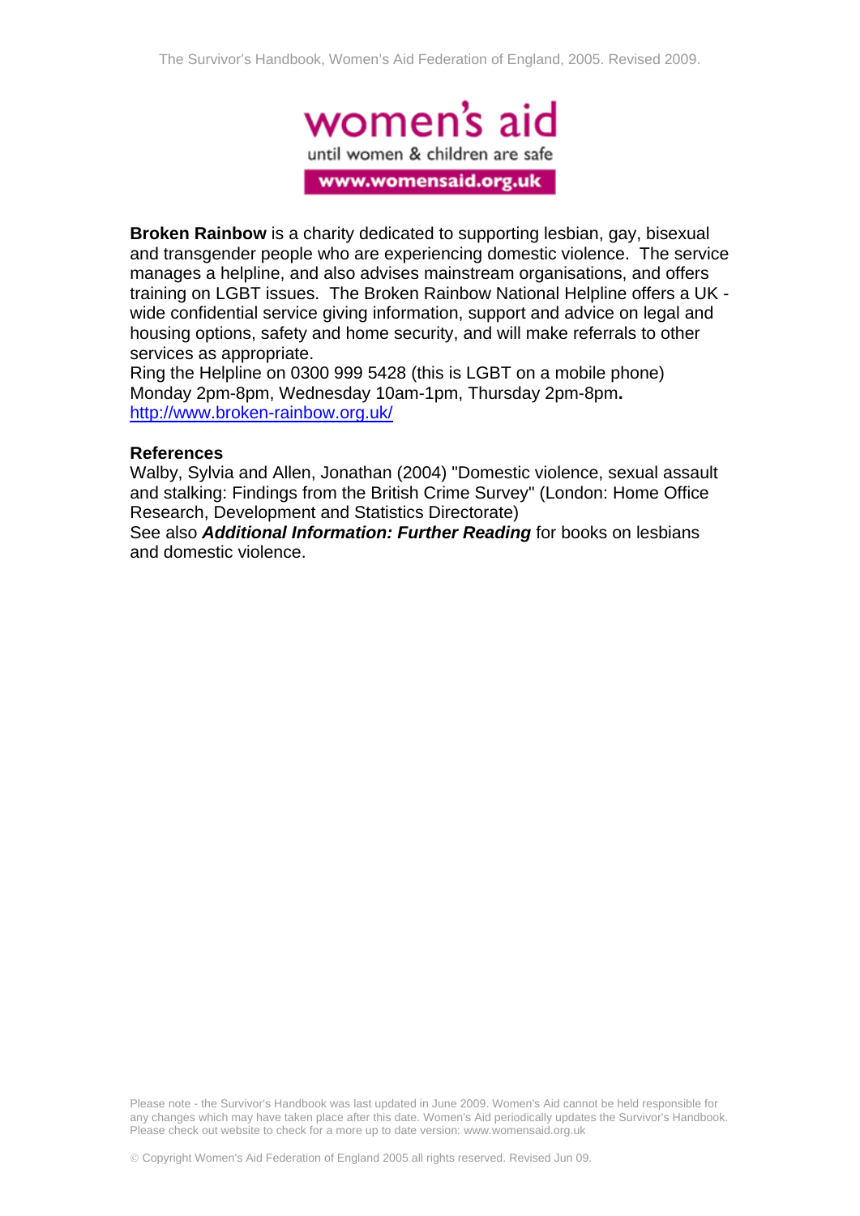**Broken Rainbow** is a charity dedicated to supporting lesbian, gay, bisexual and transgender people who are experiencing domestic violence. The service manages a helpline, and also advises mainstream organisations, and offers training on LGBT issues. The Broken Rainbow National Helpline offers a UK - wide confidential service giving information, support and advice on legal and housing options, safety and home security, and will make referrals to other services as appropriate.
Ring the Helpline on 0300 999 5428 (this is LGBT on a mobile phone) Monday 2pm-8pm, Wednesday 10am-1pm, Thursday 2pm-8pm**.**
http://www.broken-rainbow.org.uk/

**References**
Walby, Sylvia and Allen, Jonathan (2004) "Domestic violence, sexual assault and stalking: Findings from the British Crime Survey" (London: Home Office Research, Development and Statistics Directorate)
See also ***Additional Information: Further Reading*** for books on lesbians and domestic violence.

Please note - the Survivor's Handbook was last updated in June 2009. Women's Aid cannot be held responsible for any changes which may have taken place after this date. Women's Aid periodically updates the Survivor's Handbook. Please check out website to check for a more up to date version: www.womensaid.org.uk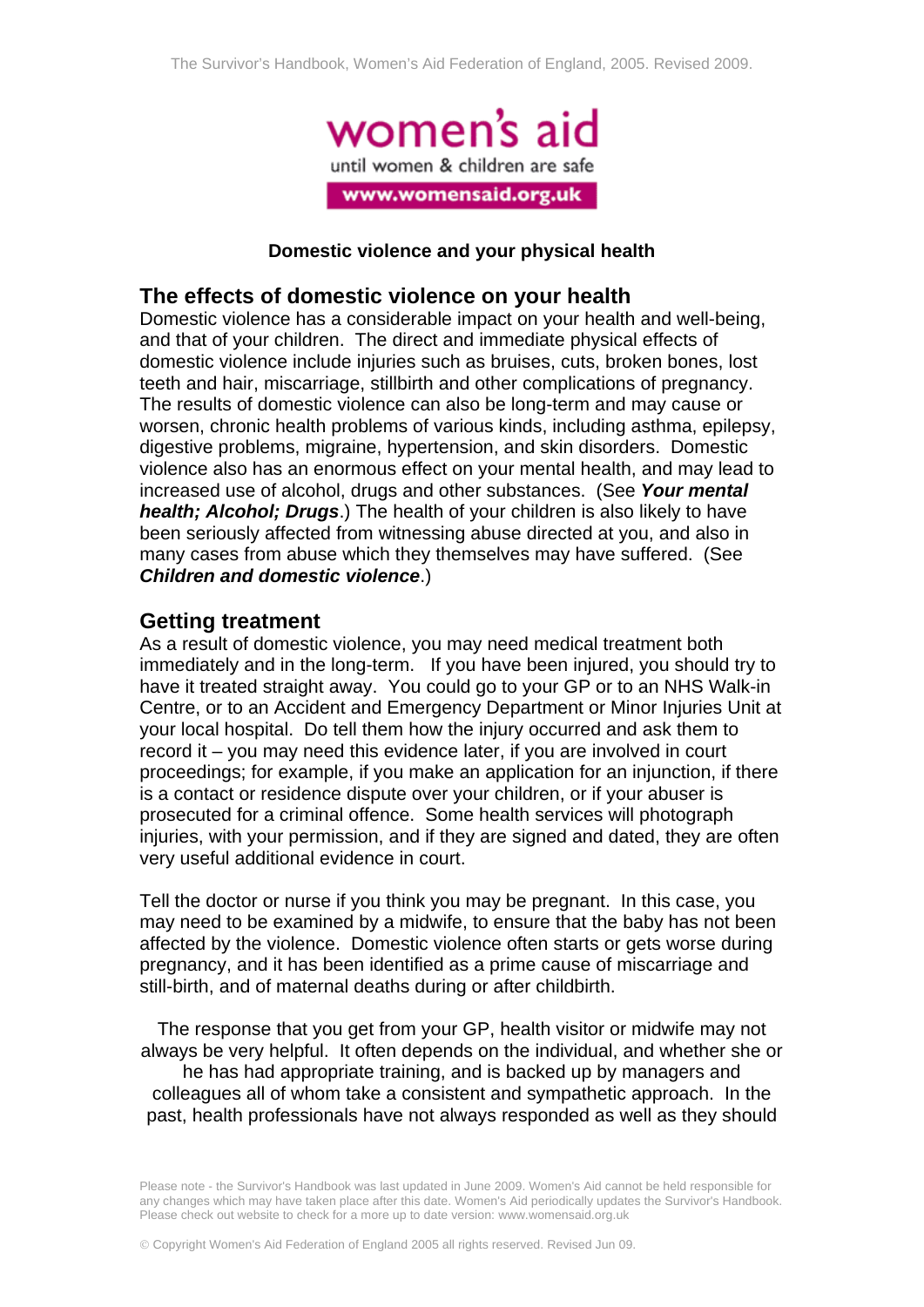**Domestic violence and your physical health**

## The effects of domestic violence on your health

Domestic violence has a considerable impact on your health and well-being, and that of your children. The direct and immediate physical effects of domestic violence include injuries such as bruises, cuts, broken bones, lost teeth and hair, miscarriage, stillbirth and other complications of pregnancy. The results of domestic violence can also be long-term and may cause or worsen, chronic health problems of various kinds, including asthma, epilepsy, digestive problems, migraine, hypertension, and skin disorders. Domestic violence also has an enormous effect on your mental health, and may lead to increased use of alcohol, drugs and other substances. (See ***Your mental health; Alcohol; Drugs***.) The health of your children is also likely to have been seriously affected from witnessing abuse directed at you, and also in many cases from abuse which they themselves may have suffered. (See ***Children and domestic violence***.)

## Getting treatment

As a result of domestic violence, you may need medical treatment both immediately and in the long-term. If you have been injured, you should try to have it treated straight away. You could go to your GP or to an NHS Walk-in Centre, or to an Accident and Emergency Department or Minor Injuries Unit at your local hospital. Do tell them how the injury occurred and ask them to record it – you may need this evidence later, if you are involved in court proceedings; for example, if you make an application for an injunction, if there is a contact or residence dispute over your children, or if your abuser is prosecuted for a criminal offence. Some health services will photograph injuries, with your permission, and if they are signed and dated, they are often very useful additional evidence in court.

Tell the doctor or nurse if you think you may be pregnant. In this case, you may need to be examined by a midwife, to ensure that the baby has not been affected by the violence. Domestic violence often starts or gets worse during pregnancy, and it has been identified as a prime cause of miscarriage and still-birth, and of maternal deaths during or after childbirth.

The response that you get from your GP, health visitor or midwife may not always be very helpful. It often depends on the individual, and whether she or he has had appropriate training, and is backed up by managers and colleagues all of whom take a consistent and sympathetic approach. In the past, health professionals have not always responded as well as they should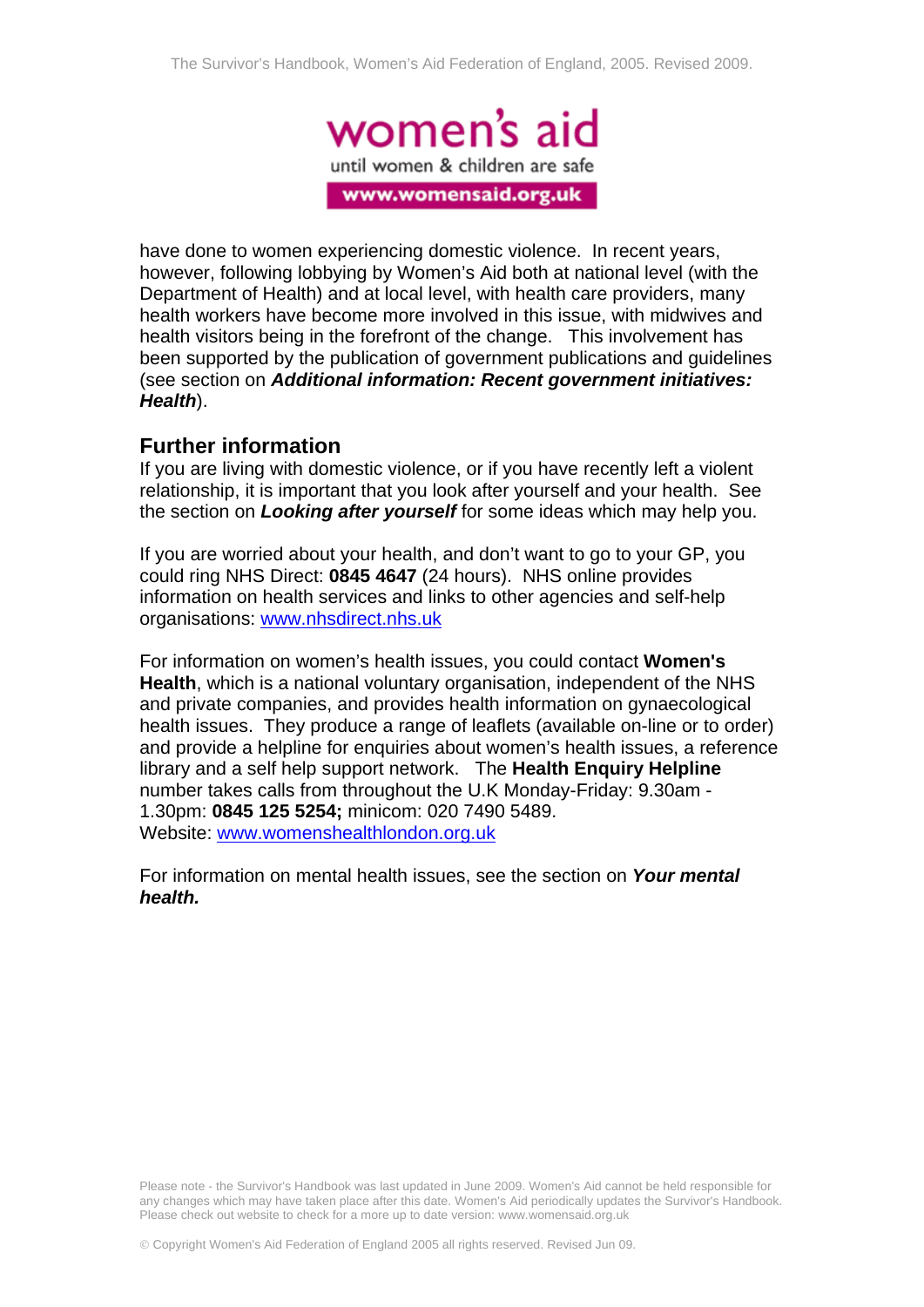have done to women experiencing domestic violence. In recent years, however, following lobbying by Women's Aid both at national level (with the Department of Health) and at local level, with health care providers, many health workers have become more involved in this issue, with midwives and health visitors being in the forefront of the change. This involvement has been supported by the publication of government publications and guidelines (see section on ***Additional information: Recent government initiatives: Health***).

## Further information

If you are living with domestic violence, or if you have recently left a violent relationship, it is important that you look after yourself and your health. See the section on ***Looking after yourself*** for some ideas which may help you.

If you are worried about your health, and don't want to go to your GP, you could ring NHS Direct: **0845 4647** (24 hours). NHS online provides information on health services and links to other agencies and self-help organisations: www.nhsdirect.nhs.uk

For information on women's health issues, you could contact **Women's Health**, which is a national voluntary organisation, independent of the NHS and private companies, and provides health information on gynaecological health issues. They produce a range of leaflets (available on-line or to order) and provide a helpline for enquiries about women's health issues, a reference library and a self help support network. The **Health Enquiry Helpline** number takes calls from throughout the U.K Monday-Friday: 9.30am - 1.30pm: **0845 125 5254;** minicom: 020 7490 5489.
Website: www.womenshealthlondon.org.uk

For information on mental health issues, see the section on ***Your mental health.***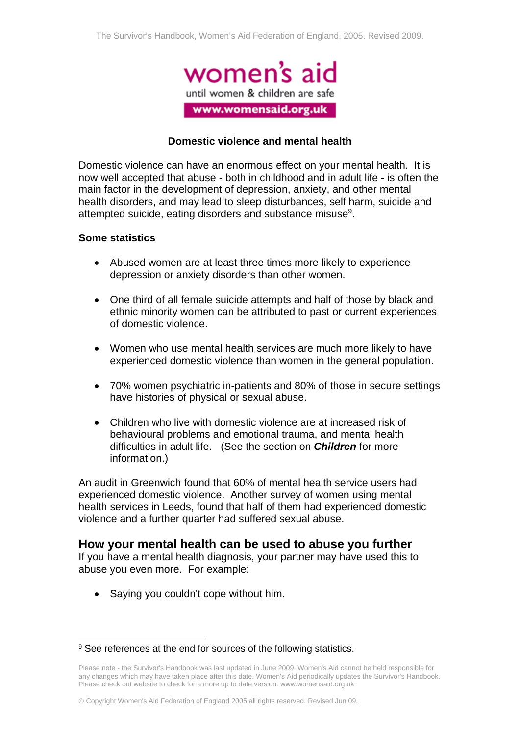### Domestic violence and mental health

Domestic violence can have an enormous effect on your mental health. It is now well accepted that abuse - both in childhood and in adult life - is often the main factor in the development of depression, anxiety, and other mental health disorders, and may lead to sleep disturbances, self harm, suicide and attempted suicide, eating disorders and substance misuse[9].

**Some statistics**

- Abused women are at least three times more likely to experience depression or anxiety disorders than other women.
- One third of all female suicide attempts and half of those by black and ethnic minority women can be attributed to past or current experiences of domestic violence.
- Women who use mental health services are much more likely to have experienced domestic violence than women in the general population.
- 70% women psychiatric in-patients and 80% of those in secure settings have histories of physical or sexual abuse.
- Children who live with domestic violence are at increased risk of behavioural problems and emotional trauma, and mental health difficulties in adult life. (See the section on ***Children*** for more information.)

An audit in Greenwich found that 60% of mental health service users had experienced domestic violence. Another survey of women using mental health services in Leeds, found that half of them had experienced domestic violence and a further quarter had suffered sexual abuse.

## How your mental health can be used to abuse you further

If you have a mental health diagnosis, your partner may have used this to abuse you even more. For example:

- Saying you couldn't cope without him.

[9] See references at the end for sources of the following statistics.

Please note - the Survivor's Handbook was last updated in June 2009. Women's Aid cannot be held responsible for any changes which may have taken place after this date. Women's Aid periodically updates the Survivor's Handbook. Please check out website to check for a more up to date version: www.womensaid.org.uk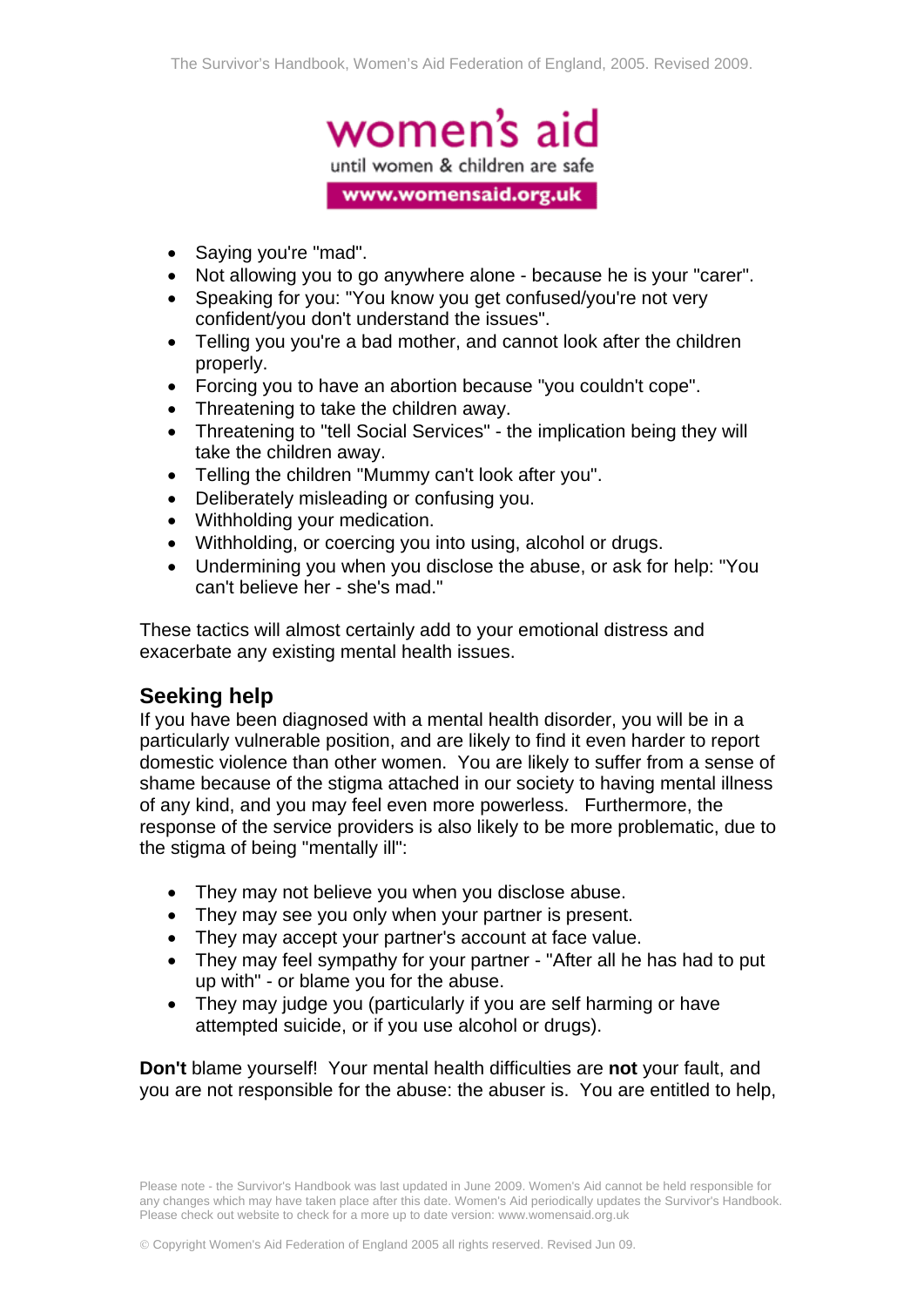- Saying you're "mad".
- Not allowing you to go anywhere alone - because he is your "carer".
- Speaking for you: "You know you get confused/you're not very confident/you don't understand the issues".
- Telling you you're a bad mother, and cannot look after the children properly.
- Forcing you to have an abortion because "you couldn't cope".
- Threatening to take the children away.
- Threatening to "tell Social Services" - the implication being they will take the children away.
- Telling the children "Mummy can't look after you".
- Deliberately misleading or confusing you.
- Withholding your medication.
- Withholding, or coercing you into using, alcohol or drugs.
- Undermining you when you disclose the abuse, or ask for help: "You can't believe her - she's mad."

These tactics will almost certainly add to your emotional distress and exacerbate any existing mental health issues.

## Seeking help

If you have been diagnosed with a mental health disorder, you will be in a particularly vulnerable position, and are likely to find it even harder to report domestic violence than other women. You are likely to suffer from a sense of shame because of the stigma attached in our society to having mental illness of any kind, and you may feel even more powerless. Furthermore, the response of the service providers is also likely to be more problematic, due to the stigma of being "mentally ill":

- They may not believe you when you disclose abuse.
- They may see you only when your partner is present.
- They may accept your partner's account at face value.
- They may feel sympathy for your partner - "After all he has had to put up with" - or blame you for the abuse.
- They may judge you (particularly if you are self harming or have attempted suicide, or if you use alcohol or drugs).

**Don't** blame yourself! Your mental health difficulties are **not** your fault, and you are not responsible for the abuse: the abuser is. You are entitled to help,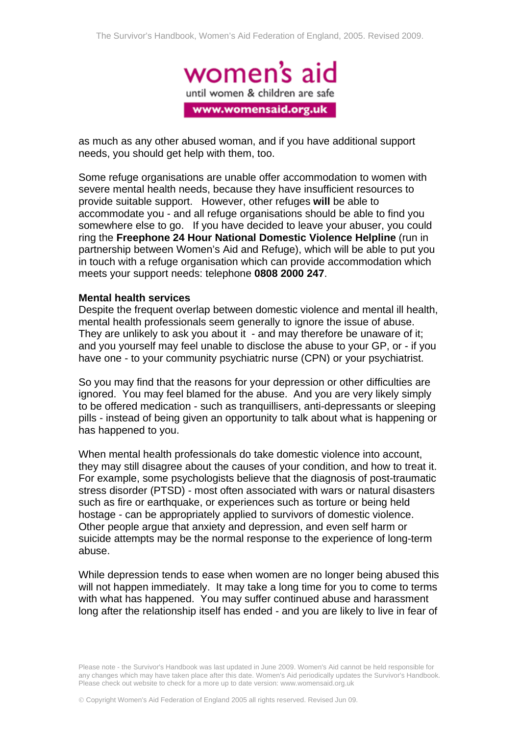as much as any other abused woman, and if you have additional support needs, you should get help with them, too.

Some refuge organisations are unable offer accommodation to women with severe mental health needs, because they have insufficient resources to provide suitable support. However, other refuges **will** be able to accommodate you - and all refuge organisations should be able to find you somewhere else to go. If you have decided to leave your abuser, you could ring the **Freephone 24 Hour National Domestic Violence Helpline** (run in partnership between Women's Aid and Refuge), which will be able to put you in touch with a refuge organisation which can provide accommodation which meets your support needs: telephone **0808 2000 247**.

**Mental health services**

Despite the frequent overlap between domestic violence and mental ill health, mental health professionals seem generally to ignore the issue of abuse. They are unlikely to ask you about it - and may therefore be unaware of it; and you yourself may feel unable to disclose the abuse to your GP, or - if you have one - to your community psychiatric nurse (CPN) or your psychiatrist.

So you may find that the reasons for your depression or other difficulties are ignored. You may feel blamed for the abuse. And you are very likely simply to be offered medication - such as tranquillisers, anti-depressants or sleeping pills - instead of being given an opportunity to talk about what is happening or has happened to you.

When mental health professionals do take domestic violence into account, they may still disagree about the causes of your condition, and how to treat it. For example, some psychologists believe that the diagnosis of post-traumatic stress disorder (PTSD) - most often associated with wars or natural disasters such as fire or earthquake, or experiences such as torture or being held hostage - can be appropriately applied to survivors of domestic violence. Other people argue that anxiety and depression, and even self harm or suicide attempts may be the normal response to the experience of long-term abuse.

While depression tends to ease when women are no longer being abused this will not happen immediately. It may take a long time for you to come to terms with what has happened. You may suffer continued abuse and harassment long after the relationship itself has ended - and you are likely to live in fear of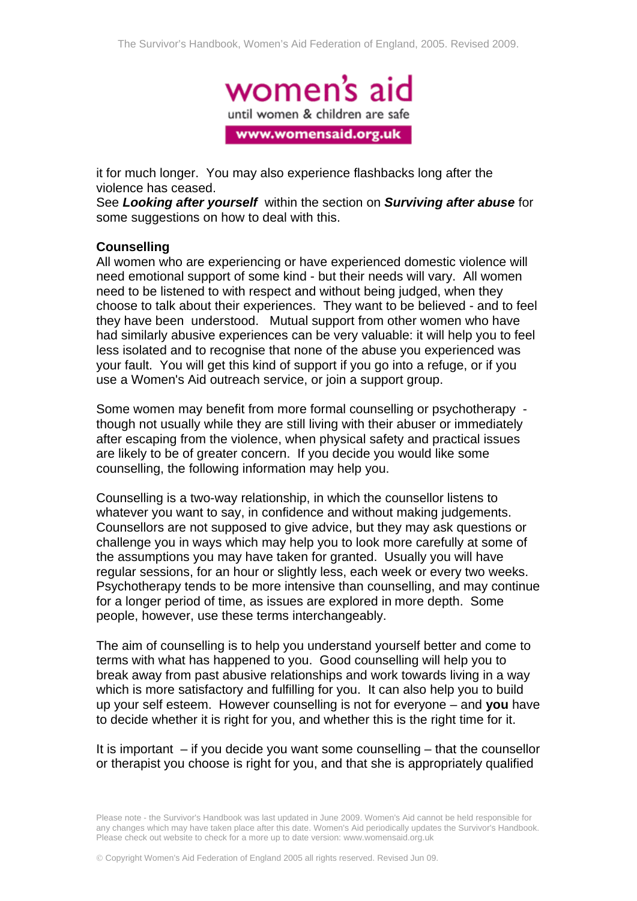it for much longer. You may also experience flashbacks long after the violence has ceased.
See ***Looking after yourself*** within the section on ***Surviving after abuse*** for some suggestions on how to deal with this.

**Counselling**

All women who are experiencing or have experienced domestic violence will need emotional support of some kind - but their needs will vary. All women need to be listened to with respect and without being judged, when they choose to talk about their experiences. They want to be believed - and to feel they have been understood. Mutual support from other women who have had similarly abusive experiences can be very valuable: it will help you to feel less isolated and to recognise that none of the abuse you experienced was your fault. You will get this kind of support if you go into a refuge, or if you use a Women's Aid outreach service, or join a support group.

Some women may benefit from more formal counselling or psychotherapy - though not usually while they are still living with their abuser or immediately after escaping from the violence, when physical safety and practical issues are likely to be of greater concern. If you decide you would like some counselling, the following information may help you.

Counselling is a two-way relationship, in which the counsellor listens to whatever you want to say, in confidence and without making judgements. Counsellors are not supposed to give advice, but they may ask questions or challenge you in ways which may help you to look more carefully at some of the assumptions you may have taken for granted. Usually you will have regular sessions, for an hour or slightly less, each week or every two weeks. Psychotherapy tends to be more intensive than counselling, and may continue for a longer period of time, as issues are explored in more depth. Some people, however, use these terms interchangeably.

The aim of counselling is to help you understand yourself better and come to terms with what has happened to you. Good counselling will help you to break away from past abusive relationships and work towards living in a way which is more satisfactory and fulfilling for you. It can also help you to build up your self esteem. However counselling is not for everyone – and **you** have to decide whether it is right for you, and whether this is the right time for it.

It is important – if you decide you want some counselling – that the counsellor or therapist you choose is right for you, and that she is appropriately qualified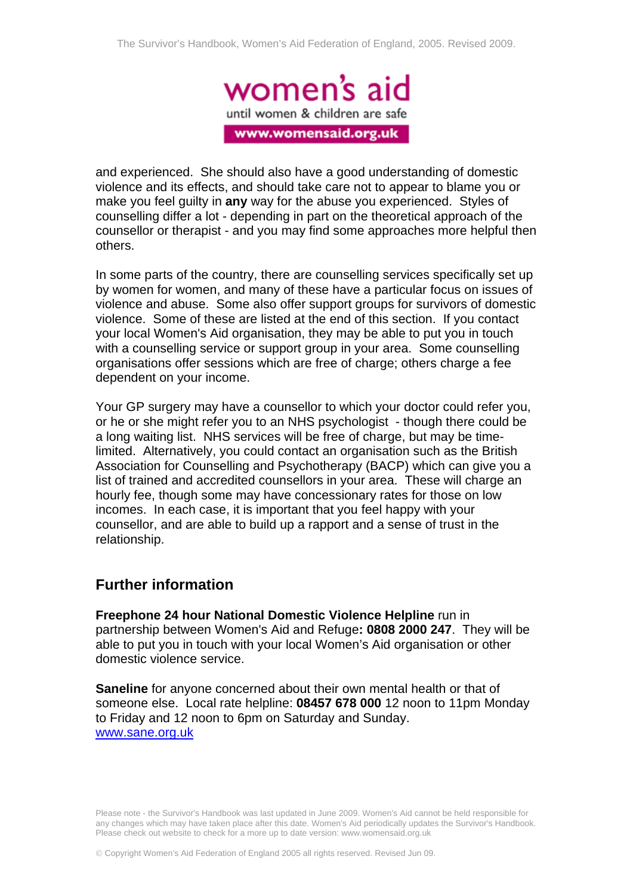and experienced. She should also have a good understanding of domestic violence and its effects, and should take care not to appear to blame you or make you feel guilty in **any** way for the abuse you experienced. Styles of counselling differ a lot - depending in part on the theoretical approach of the counsellor or therapist - and you may find some approaches more helpful then others.

In some parts of the country, there are counselling services specifically set up by women for women, and many of these have a particular focus on issues of violence and abuse. Some also offer support groups for survivors of domestic violence. Some of these are listed at the end of this section. If you contact your local Women's Aid organisation, they may be able to put you in touch with a counselling service or support group in your area. Some counselling organisations offer sessions which are free of charge; others charge a fee dependent on your income.

Your GP surgery may have a counsellor to which your doctor could refer you, or he or she might refer you to an NHS psychologist - though there could be a long waiting list. NHS services will be free of charge, but may be time-limited. Alternatively, you could contact an organisation such as the British Association for Counselling and Psychotherapy (BACP) which can give you a list of trained and accredited counsellors in your area. These will charge an hourly fee, though some may have concessionary rates for those on low incomes. In each case, it is important that you feel happy with your counsellor, and are able to build up a rapport and a sense of trust in the relationship.

## Further information

**Freephone 24 hour National Domestic Violence Helpline** run in partnership between Women's Aid and Refuge**: 0808 2000 247**. They will be able to put you in touch with your local Women's Aid organisation or other domestic violence service.

**Saneline** for anyone concerned about their own mental health or that of someone else. Local rate helpline: **08457 678 000** 12 noon to 11pm Monday to Friday and 12 noon to 6pm on Saturday and Sunday.
www.sane.org.uk

Please note - the Survivor's Handbook was last updated in June 2009. Women's Aid cannot be held responsible for any changes which may have taken place after this date. Women's Aid periodically updates the Survivor's Handbook. Please check out website to check for a more up to date version: www.womensaid.org.uk

© Copyright Women's Aid Federation of England 2005 all rights reserved. Revised Jun 09.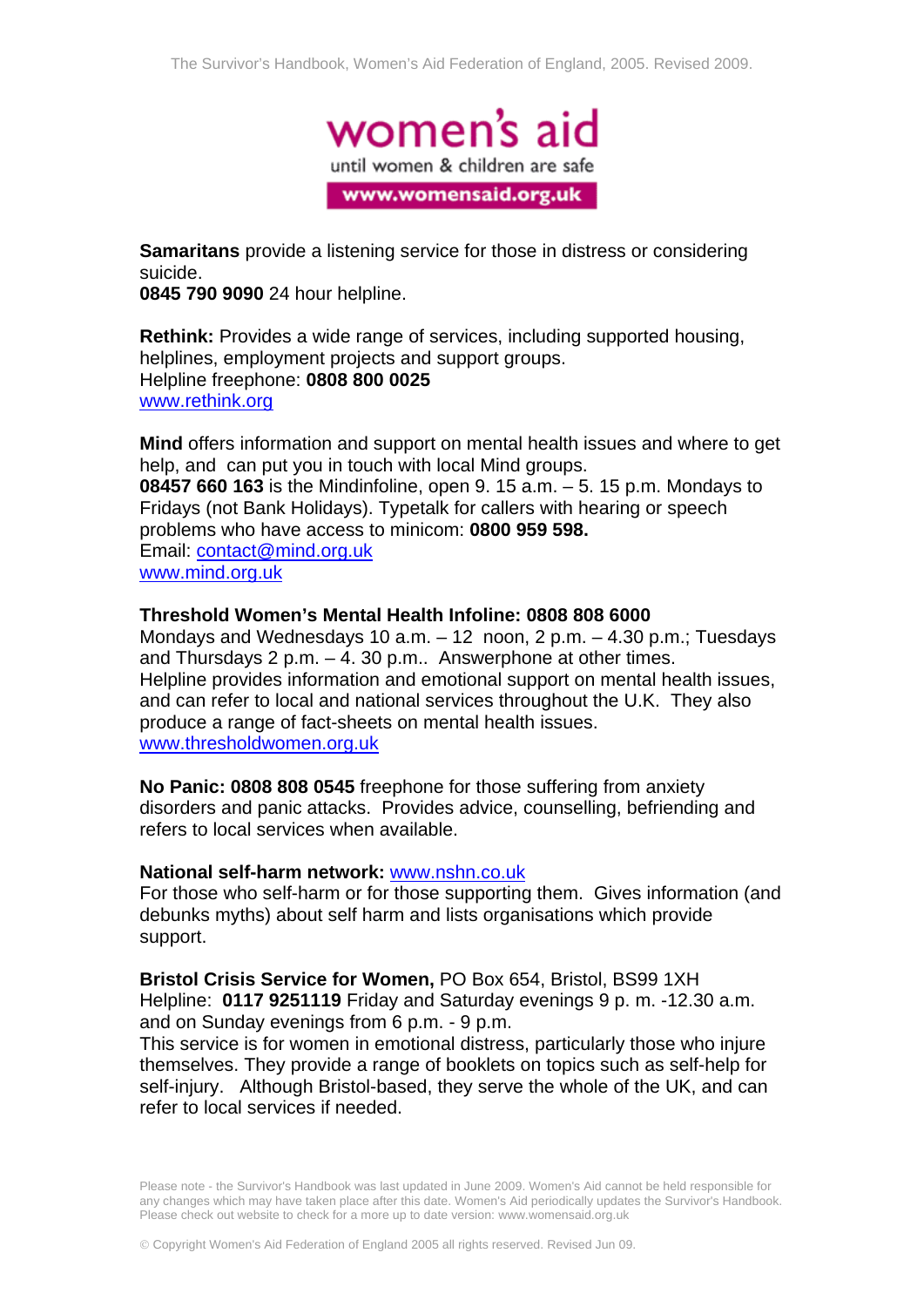**Samaritans** provide a listening service for those in distress or considering suicide.
**0845 790 9090** 24 hour helpline.

**Rethink:** Provides a wide range of services, including supported housing, helplines, employment projects and support groups.
Helpline freephone: **0808 800 0025**
www.rethink.org

**Mind** offers information and support on mental health issues and where to get help, and can put you in touch with local Mind groups.
**08457 660 163** is the Mindinfoline, open 9. 15 a.m. – 5. 15 p.m. Mondays to Fridays (not Bank Holidays). Typetalk for callers with hearing or speech problems who have access to minicom: **0800 959 598.**
Email: contact@mind.org.uk
www.mind.org.uk

**Threshold Women's Mental Health Infoline: 0808 808 6000**
Mondays and Wednesdays 10 a.m. – 12 noon, 2 p.m. – 4.30 p.m.; Tuesdays and Thursdays 2 p.m. – 4. 30 p.m.. Answerphone at other times.
Helpline provides information and emotional support on mental health issues, and can refer to local and national services throughout the U.K. They also produce a range of fact-sheets on mental health issues.
www.thresholdwomen.org.uk

**No Panic: 0808 808 0545** freephone for those suffering from anxiety disorders and panic attacks. Provides advice, counselling, befriending and refers to local services when available.

**National self-harm network:** www.nshn.co.uk
For those who self-harm or for those supporting them. Gives information (and debunks myths) about self harm and lists organisations which provide support.

**Bristol Crisis Service for Women,** PO Box 654, Bristol, BS99 1XH
Helpline: **0117 9251119** Friday and Saturday evenings 9 p. m. -12.30 a.m. and on Sunday evenings from 6 p.m. - 9 p.m.
This service is for women in emotional distress, particularly those who injure themselves. They provide a range of booklets on topics such as self-help for self-injury. Although Bristol-based, they serve the whole of the UK, and can refer to local services if needed.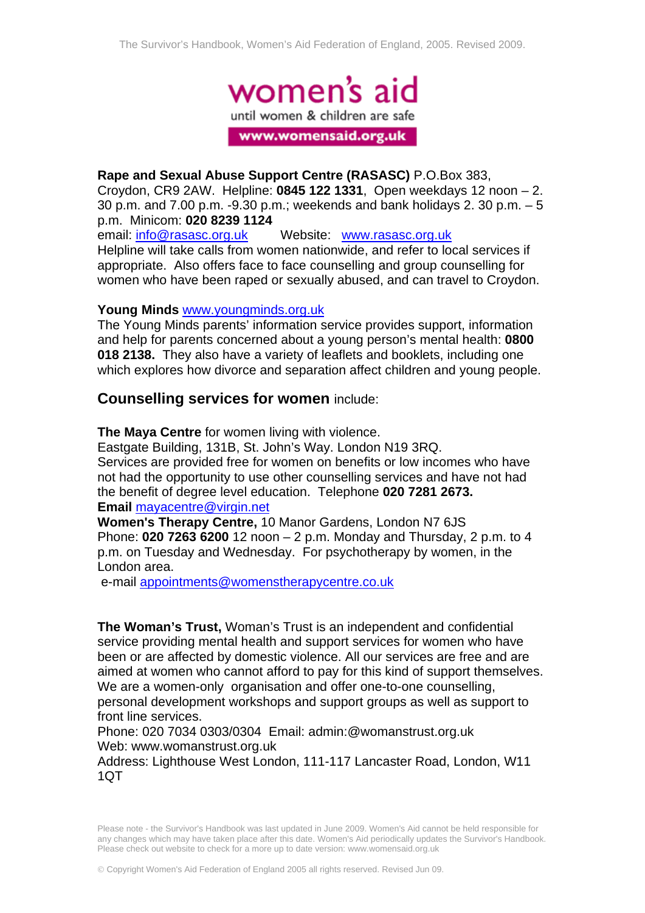**Rape and Sexual Abuse Support Centre (RASASC)** P.O.Box 383, Croydon, CR9 2AW. Helpline: **0845 122 1331**, Open weekdays 12 noon – 2. 30 p.m. and 7.00 p.m. -9.30 p.m.; weekends and bank holidays 2. 30 p.m. – 5 p.m. Minicom: **020 8239 1124**
email: info@rasasc.org.uk Website: www.rasasc.org.uk
Helpline will take calls from women nationwide, and refer to local services if appropriate. Also offers face to face counselling and group counselling for women who have been raped or sexually abused, and can travel to Croydon.

**Young Minds** www.youngminds.org.uk
The Young Minds parents' information service provides support, information and help for parents concerned about a young person's mental health: **0800 018 2138.** They also have a variety of leaflets and booklets, including one which explores how divorce and separation affect children and young people.

## **Counselling services for women** include:

**The Maya Centre** for women living with violence.
Eastgate Building, 131B, St. John's Way. London N19 3RQ.
Services are provided free for women on benefits or low incomes who have not had the opportunity to use other counselling services and have not had the benefit of degree level education. Telephone **020 7281 2673.**
**Email** mayacentre@virgin.net

**Women's Therapy Centre,** 10 Manor Gardens, London N7 6JS
Phone: **020 7263 6200** 12 noon – 2 p.m. Monday and Thursday, 2 p.m. to 4 p.m. on Tuesday and Wednesday. For psychotherapy by women, in the London area.
e-mail appointments@womenstherapycentre.co.uk

**The Woman's Trust,** Woman's Trust is an independent and confidential service providing mental health and support services for women who have been or are affected by domestic violence. All our services are free and are aimed at women who cannot afford to pay for this kind of support themselves. We are a women-only organisation and offer one-to-one counselling, personal development workshops and support groups as well as support to front line services.
Phone: 020 7034 0303/0304 Email: admin:@womanstrust.org.uk
Web: www.womanstrust.org.uk
Address: Lighthouse West London, 111-117 Lancaster Road, London, W11 1QT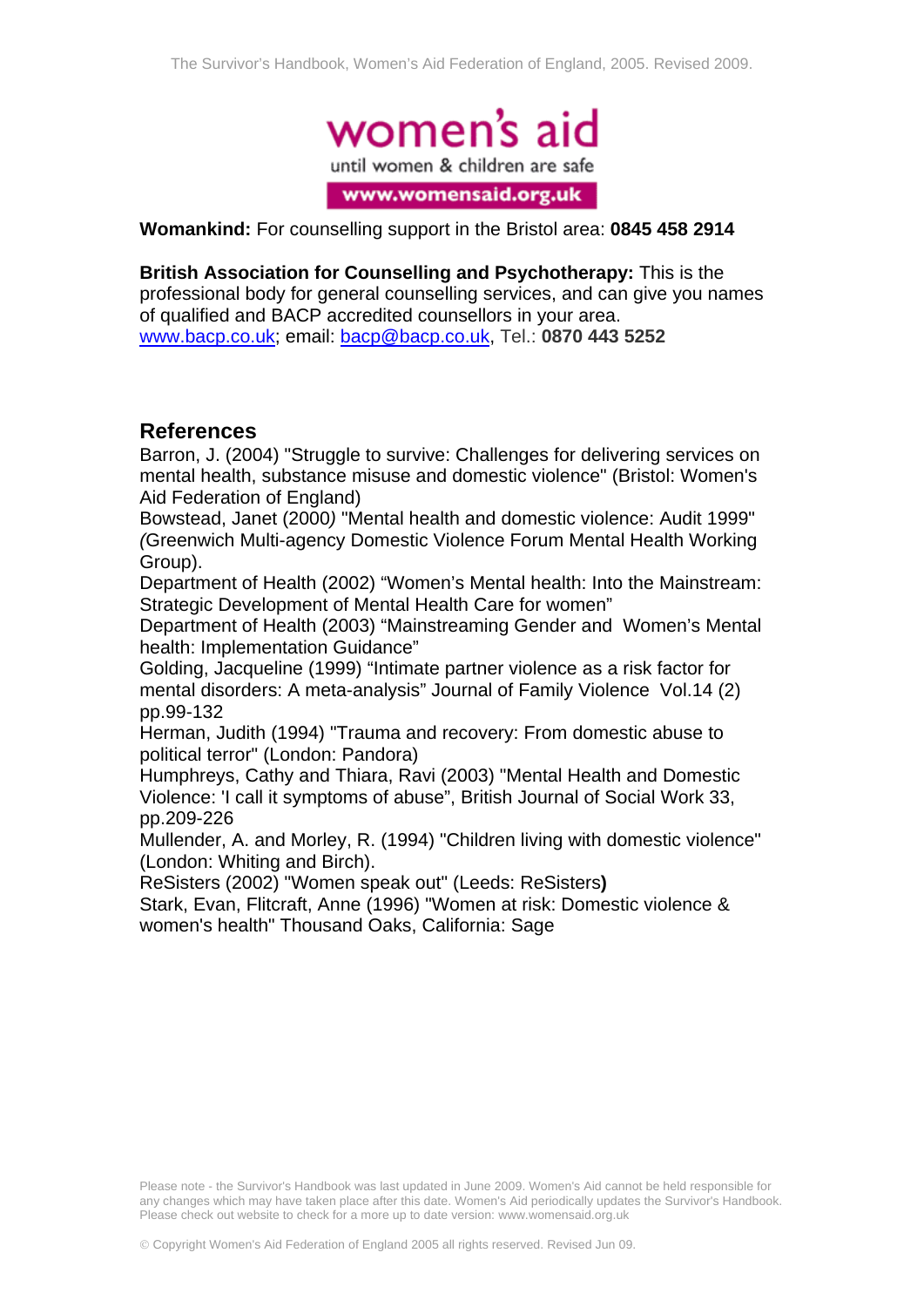**Womankind:** For counselling support in the Bristol area: **0845 458 2914**

**British Association for Counselling and Psychotherapy:** This is the professional body for general counselling services, and can give you names of qualified and BACP accredited counsellors in your area.
www.bacp.co.uk; email: bacp@bacp.co.uk, Tel.: **0870 443 5252**

## References

Barron, J. (2004) "Struggle to survive: Challenges for delivering services on mental health, substance misuse and domestic violence" (Bristol: Women's Aid Federation of England)

Bowstead, Janet (2000) "Mental health and domestic violence: Audit 1999" (Greenwich Multi-agency Domestic Violence Forum Mental Health Working Group).

Department of Health (2002) "Women's Mental health: Into the Mainstream: Strategic Development of Mental Health Care for women"

Department of Health (2003) "Mainstreaming Gender and Women's Mental health: Implementation Guidance"

Golding, Jacqueline (1999) "Intimate partner violence as a risk factor for mental disorders: A meta-analysis" Journal of Family Violence Vol.14 (2) pp.99-132

Herman, Judith (1994) "Trauma and recovery: From domestic abuse to political terror" (London: Pandora)

Humphreys, Cathy and Thiara, Ravi (2003) "Mental Health and Domestic Violence: 'I call it symptoms of abuse", British Journal of Social Work 33, pp.209-226

Mullender, A. and Morley, R. (1994) "Children living with domestic violence" (London: Whiting and Birch).

ReSisters (2002) "Women speak out" (Leeds: ReSisters**)**

Stark, Evan, Flitcraft, Anne (1996) "Women at risk: Domestic violence & women's health" Thousand Oaks, California: Sage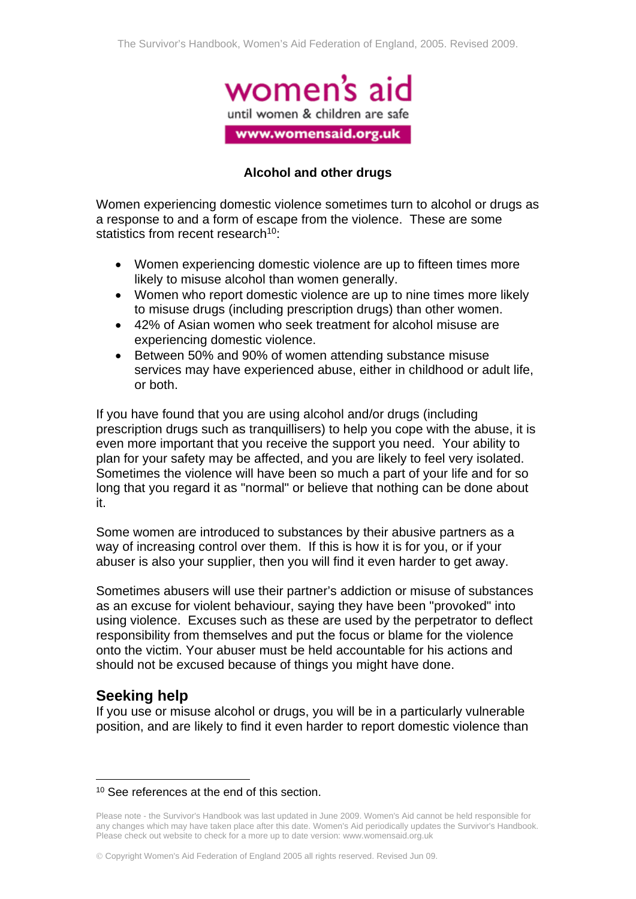## Alcohol and other drugs

Women experiencing domestic violence sometimes turn to alcohol or drugs as a response to and a form of escape from the violence. These are some statistics from recent research[10]:

- Women experiencing domestic violence are up to fifteen times more likely to misuse alcohol than women generally.
- Women who report domestic violence are up to nine times more likely to misuse drugs (including prescription drugs) than other women.
- 42% of Asian women who seek treatment for alcohol misuse are experiencing domestic violence.
- Between 50% and 90% of women attending substance misuse services may have experienced abuse, either in childhood or adult life, or both.

If you have found that you are using alcohol and/or drugs (including prescription drugs such as tranquillisers) to help you cope with the abuse, it is even more important that you receive the support you need. Your ability to plan for your safety may be affected, and you are likely to feel very isolated. Sometimes the violence will have been so much a part of your life and for so long that you regard it as "normal" or believe that nothing can be done about it.

Some women are introduced to substances by their abusive partners as a way of increasing control over them. If this is how it is for you, or if your abuser is also your supplier, then you will find it even harder to get away.

Sometimes abusers will use their partner's addiction or misuse of substances as an excuse for violent behaviour, saying they have been "provoked" into using violence. Excuses such as these are used by the perpetrator to deflect responsibility from themselves and put the focus or blame for the violence onto the victim. Your abuser must be held accountable for his actions and should not be excused because of things you might have done.

## Seeking help

If you use or misuse alcohol or drugs, you will be in a particularly vulnerable position, and are likely to find it even harder to report domestic violence than

[10] See references at the end of this section.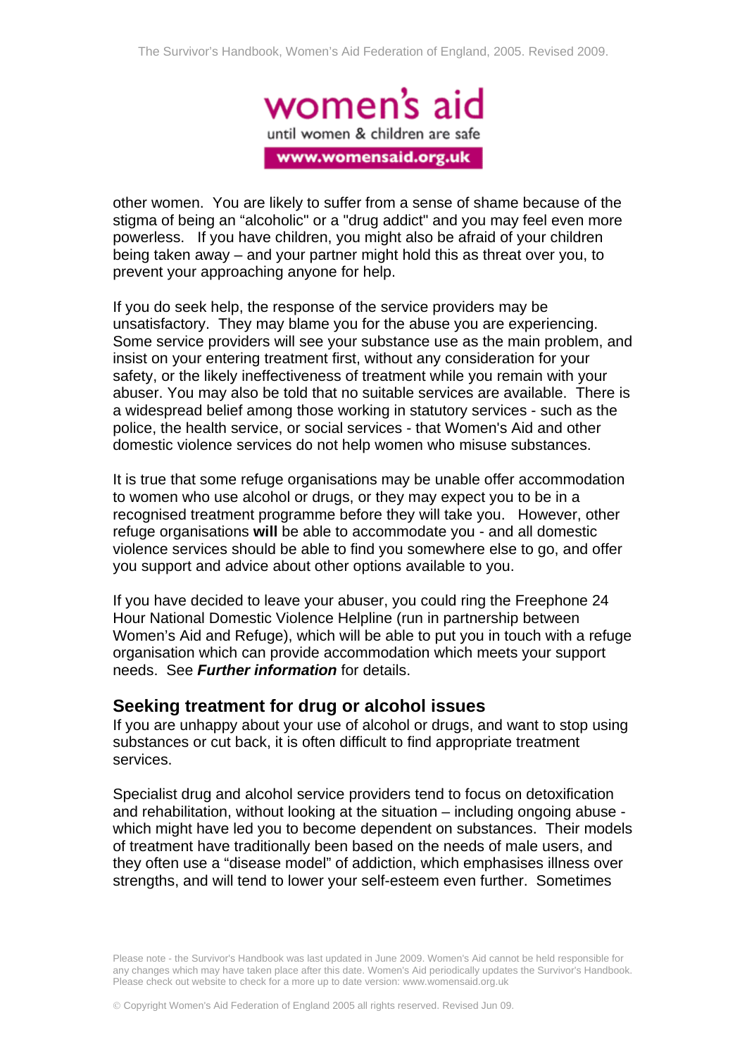other women. You are likely to suffer from a sense of shame because of the stigma of being an "alcoholic" or a "drug addict" and you may feel even more powerless. If you have children, you might also be afraid of your children being taken away – and your partner might hold this as threat over you, to prevent your approaching anyone for help.

If you do seek help, the response of the service providers may be unsatisfactory. They may blame you for the abuse you are experiencing. Some service providers will see your substance use as the main problem, and insist on your entering treatment first, without any consideration for your safety, or the likely ineffectiveness of treatment while you remain with your abuser. You may also be told that no suitable services are available. There is a widespread belief among those working in statutory services - such as the police, the health service, or social services - that Women's Aid and other domestic violence services do not help women who misuse substances.

It is true that some refuge organisations may be unable offer accommodation to women who use alcohol or drugs, or they may expect you to be in a recognised treatment programme before they will take you. However, other refuge organisations **will** be able to accommodate you - and all domestic violence services should be able to find you somewhere else to go, and offer you support and advice about other options available to you.

If you have decided to leave your abuser, you could ring the Freephone 24 Hour National Domestic Violence Helpline (run in partnership between Women's Aid and Refuge), which will be able to put you in touch with a refuge organisation which can provide accommodation which meets your support needs. See ***Further information*** for details.

## Seeking treatment for drug or alcohol issues

If you are unhappy about your use of alcohol or drugs, and want to stop using substances or cut back, it is often difficult to find appropriate treatment services.

Specialist drug and alcohol service providers tend to focus on detoxification and rehabilitation, without looking at the situation – including ongoing abuse - which might have led you to become dependent on substances. Their models of treatment have traditionally been based on the needs of male users, and they often use a "disease model" of addiction, which emphasises illness over strengths, and will tend to lower your self-esteem even further. Sometimes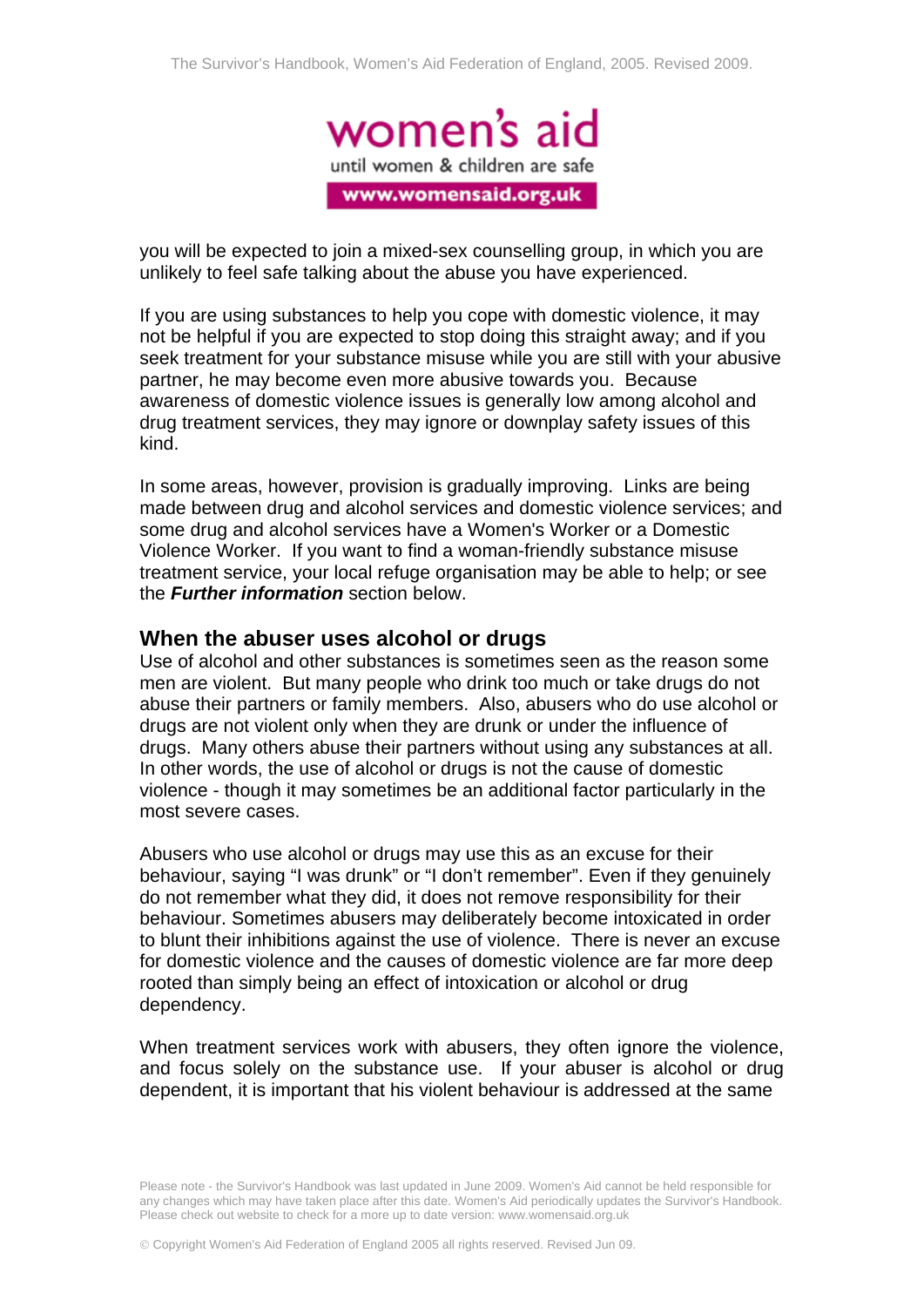you will be expected to join a mixed-sex counselling group, in which you are unlikely to feel safe talking about the abuse you have experienced.

If you are using substances to help you cope with domestic violence, it may not be helpful if you are expected to stop doing this straight away; and if you seek treatment for your substance misuse while you are still with your abusive partner, he may become even more abusive towards you. Because awareness of domestic violence issues is generally low among alcohol and drug treatment services, they may ignore or downplay safety issues of this kind.

In some areas, however, provision is gradually improving. Links are being made between drug and alcohol services and domestic violence services; and some drug and alcohol services have a Women's Worker or a Domestic Violence Worker. If you want to find a woman-friendly substance misuse treatment service, your local refuge organisation may be able to help; or see the ***Further information*** section below.

## When the abuser uses alcohol or drugs

Use of alcohol and other substances is sometimes seen as the reason some men are violent. But many people who drink too much or take drugs do not abuse their partners or family members. Also, abusers who do use alcohol or drugs are not violent only when they are drunk or under the influence of drugs. Many others abuse their partners without using any substances at all. In other words, the use of alcohol or drugs is not the cause of domestic violence - though it may sometimes be an additional factor particularly in the most severe cases.

Abusers who use alcohol or drugs may use this as an excuse for their behaviour, saying “I was drunk” or “I don’t remember”. Even if they genuinely do not remember what they did, it does not remove responsibility for their behaviour. Sometimes abusers may deliberately become intoxicated in order to blunt their inhibitions against the use of violence. There is never an excuse for domestic violence and the causes of domestic violence are far more deep rooted than simply being an effect of intoxication or alcohol or drug dependency.

When treatment services work with abusers, they often ignore the violence, and focus solely on the substance use. If your abuser is alcohol or drug dependent, it is important that his violent behaviour is addressed at the same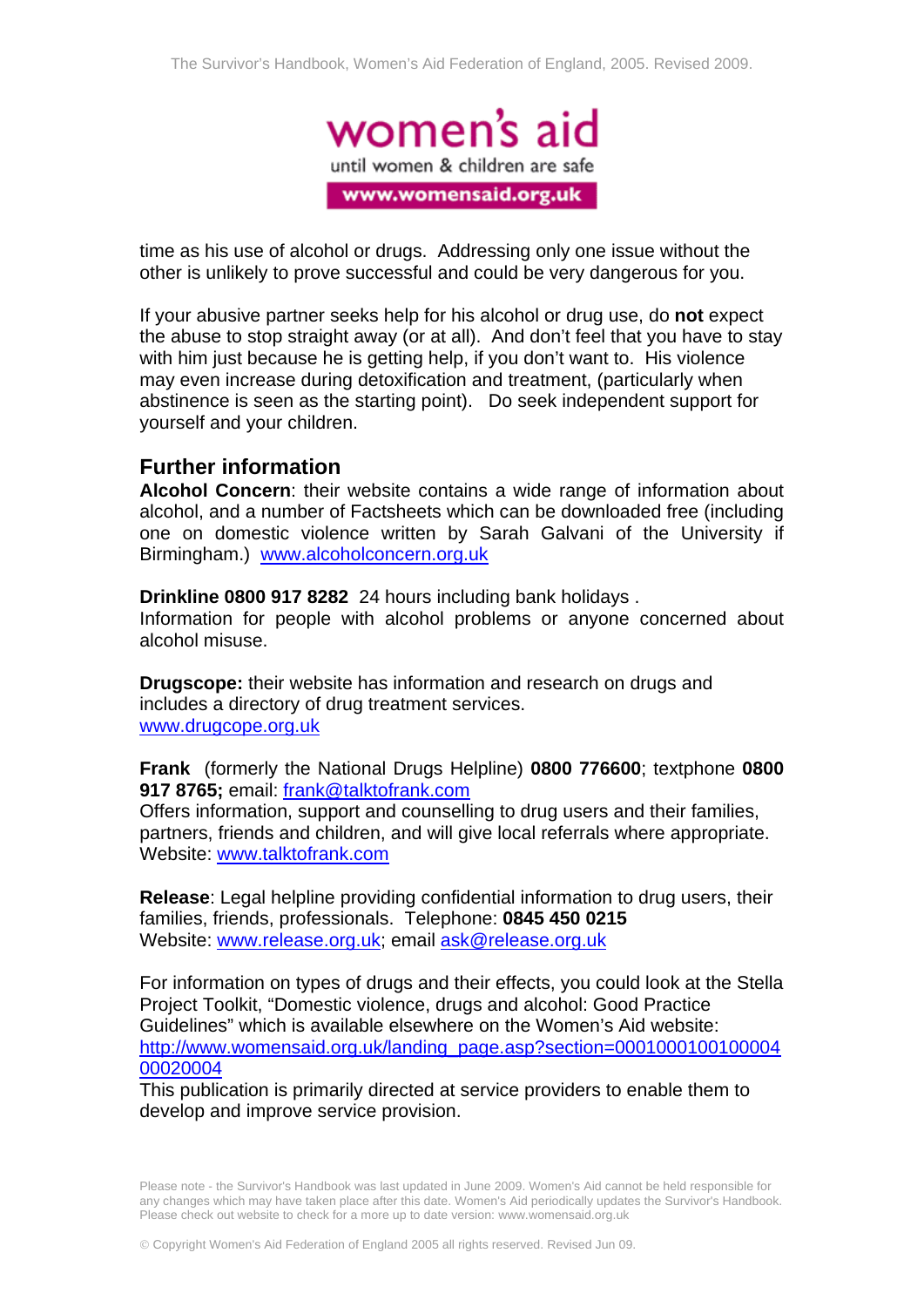time as his use of alcohol or drugs. Addressing only one issue without the other is unlikely to prove successful and could be very dangerous for you.

If your abusive partner seeks help for his alcohol or drug use, do **not** expect the abuse to stop straight away (or at all). And don't feel that you have to stay with him just because he is getting help, if you don't want to. His violence may even increase during detoxification and treatment, (particularly when abstinence is seen as the starting point). Do seek independent support for yourself and your children.

## Further information

**Alcohol Concern**: their website contains a wide range of information about alcohol, and a number of Factsheets which can be downloaded free (including one on domestic violence written by Sarah Galvani of the University if Birmingham.) www.alcoholconcern.org.uk

**Drinkline 0800 917 8282** 24 hours including bank holidays .
Information for people with alcohol problems or anyone concerned about alcohol misuse.

**Drugscope:** their website has information and research on drugs and includes a directory of drug treatment services.
www.drugcope.org.uk

**Frank** (formerly the National Drugs Helpline) **0800 776600**; textphone **0800 917 8765;** email: frank@talktofrank.com
Offers information, support and counselling to drug users and their families, partners, friends and children, and will give local referrals where appropriate.
Website: www.talktofrank.com

**Release**: Legal helpline providing confidential information to drug users, their families, friends, professionals. Telephone: **0845 450 0215**
Website: www.release.org.uk; email ask@release.org.uk

For information on types of drugs and their effects, you could look at the Stella Project Toolkit, "Domestic violence, drugs and alcohol: Good Practice Guidelines" which is available elsewhere on the Women's Aid website: http://www.womensaid.org.uk/landing_page.asp?section=000100010010000400020004
This publication is primarily directed at service providers to enable them to develop and improve service provision.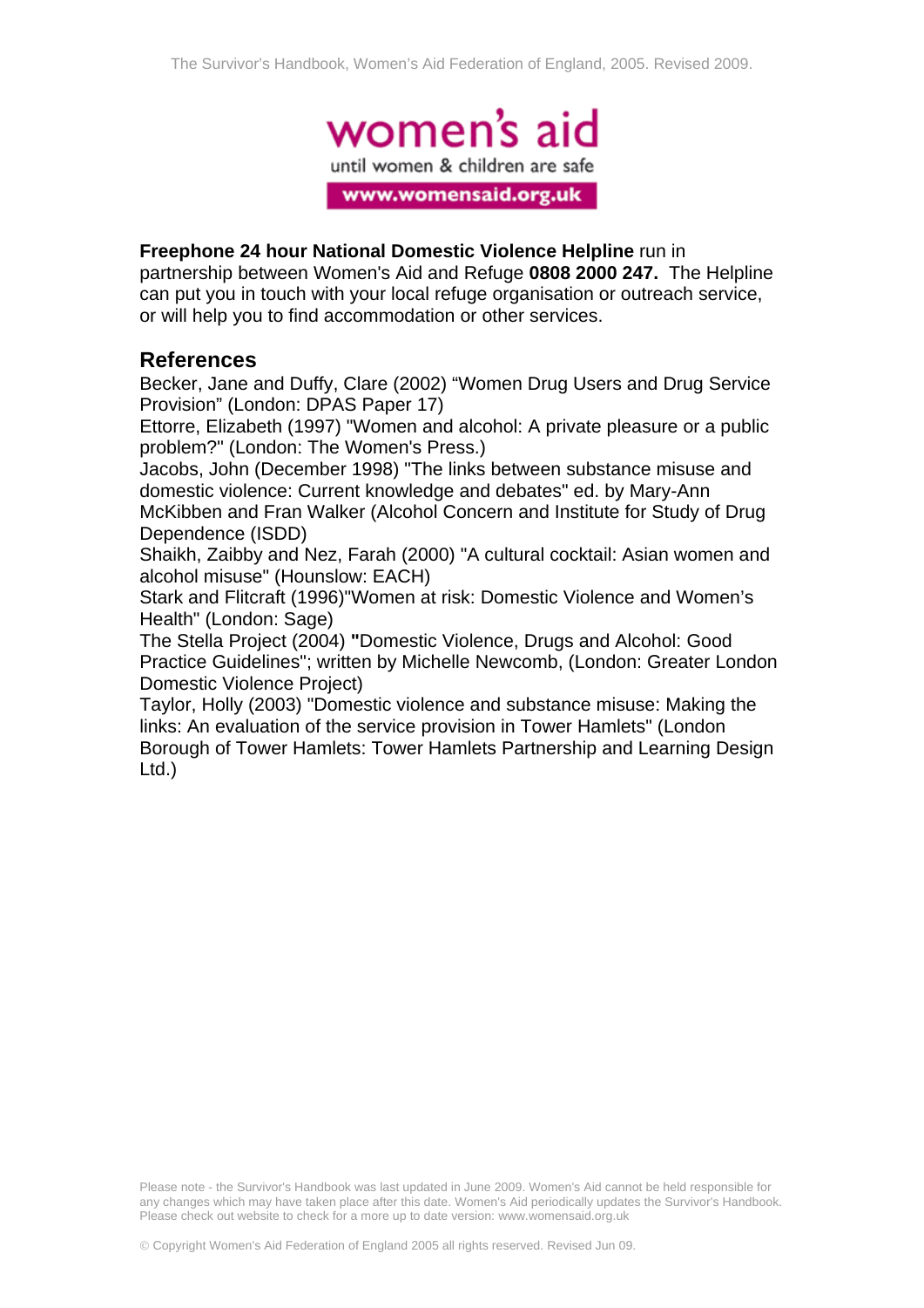women's aid

until women & children are safe

www.womensaid.org.uk

**Freephone 24 hour National Domestic Violence Helpline** run in partnership between Women's Aid and Refuge **0808 2000 247.** The Helpline can put you in touch with your local refuge organisation or outreach service, or will help you to find accommodation or other services.

## References

Becker, Jane and Duffy, Clare (2002) "Women Drug Users and Drug Service Provision" (London: DPAS Paper 17)

Ettorre, Elizabeth (1997) "Women and alcohol: A private pleasure or a public problem?" (London: The Women's Press.)

Jacobs, John (December 1998) "The links between substance misuse and domestic violence: Current knowledge and debates" ed. by Mary-Ann McKibben and Fran Walker (Alcohol Concern and Institute for Study of Drug Dependence (ISDD)

Shaikh, Zaibby and Nez, Farah (2000) "A cultural cocktail: Asian women and alcohol misuse" (Hounslow: EACH)

Stark and Flitcraft (1996)"Women at risk: Domestic Violence and Women's Health" (London: Sage)

The Stella Project (2004) **"**Domestic Violence, Drugs and Alcohol: Good Practice Guidelines"; written by Michelle Newcomb, (London: Greater London Domestic Violence Project)

Taylor, Holly (2003) "Domestic violence and substance misuse: Making the links: An evaluation of the service provision in Tower Hamlets" (London Borough of Tower Hamlets: Tower Hamlets Partnership and Learning Design Ltd.)

Please note - the Survivor's Handbook was last updated in June 2009. Women's Aid cannot be held responsible for any changes which may have taken place after this date. Women's Aid periodically updates the Survivor's Handbook. Please check out website to check for a more up to date version: www.womensaid.org.uk

© Copyright Women's Aid Federation of England 2005 all rights reserved. Revised Jun 09.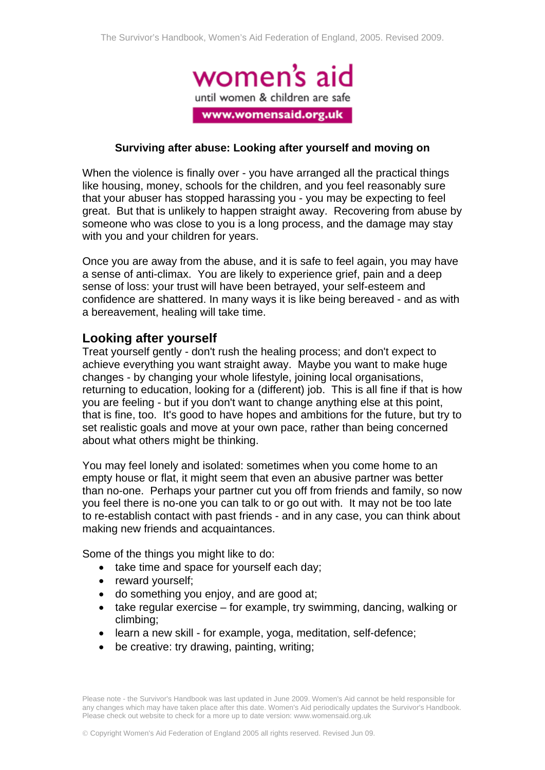# Surviving after abuse: Looking after yourself and moving on

When the violence is finally over - you have arranged all the practical things like housing, money, schools for the children, and you feel reasonably sure that your abuser has stopped harassing you - you may be expecting to feel great. But that is unlikely to happen straight away. Recovering from abuse by someone who was close to you is a long process, and the damage may stay with you and your children for years.

Once you are away from the abuse, and it is safe to feel again, you may have a sense of anti-climax. You are likely to experience grief, pain and a deep sense of loss: your trust will have been betrayed, your self-esteem and confidence are shattered. In many ways it is like being bereaved - and as with a bereavement, healing will take time.

## Looking after yourself

Treat yourself gently - don't rush the healing process; and don't expect to achieve everything you want straight away. Maybe you want to make huge changes - by changing your whole lifestyle, joining local organisations, returning to education, looking for a (different) job. This is all fine if that is how you are feeling - but if you don't want to change anything else at this point, that is fine, too. It's good to have hopes and ambitions for the future, but try to set realistic goals and move at your own pace, rather than being concerned about what others might be thinking.

You may feel lonely and isolated: sometimes when you come home to an empty house or flat, it might seem that even an abusive partner was better than no-one. Perhaps your partner cut you off from friends and family, so now you feel there is no-one you can talk to or go out with. It may not be too late to re-establish contact with past friends - and in any case, you can think about making new friends and acquaintances.

Some of the things you might like to do:

- take time and space for yourself each day;
- reward yourself;
- do something you enjoy, and are good at;
- take regular exercise – for example, try swimming, dancing, walking or climbing;
- learn a new skill - for example, yoga, meditation, self-defence;
- be creative: try drawing, painting, writing;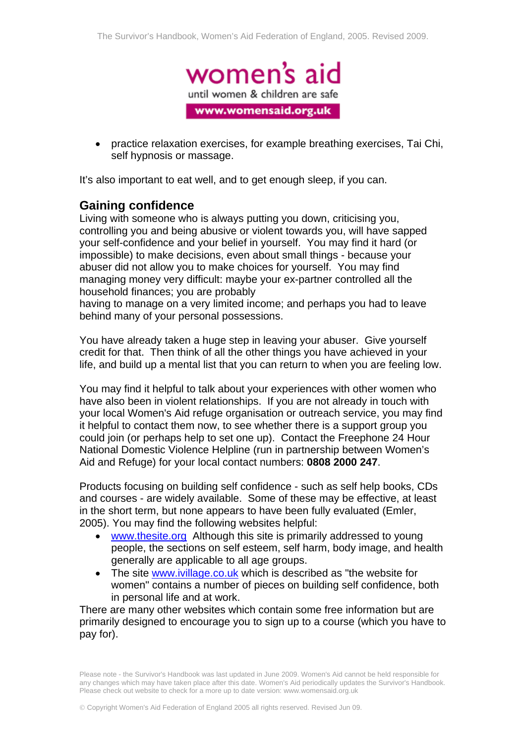- practice relaxation exercises, for example breathing exercises, Tai Chi, self hypnosis or massage.

It's also important to eat well, and to get enough sleep, if you can.

## Gaining confidence

Living with someone who is always putting you down, criticising you, controlling you and being abusive or violent towards you, will have sapped your self-confidence and your belief in yourself. You may find it hard (or impossible) to make decisions, even about small things - because your abuser did not allow you to make choices for yourself. You may find managing money very difficult: maybe your ex-partner controlled all the household finances; you are probably having to manage on a very limited income; and perhaps you had to leave behind many of your personal possessions.

You have already taken a huge step in leaving your abuser. Give yourself credit for that. Then think of all the other things you have achieved in your life, and build up a mental list that you can return to when you are feeling low.

You may find it helpful to talk about your experiences with other women who have also been in violent relationships. If you are not already in touch with your local Women's Aid refuge organisation or outreach service, you may find it helpful to contact them now, to see whether there is a support group you could join (or perhaps help to set one up). Contact the Freephone 24 Hour National Domestic Violence Helpline (run in partnership between Women's Aid and Refuge) for your local contact numbers: **0808 2000 247**.

Products focusing on building self confidence - such as self help books, CDs and courses - are widely available. Some of these may be effective, at least in the short term, but none appears to have been fully evaluated (Emler, 2005). You may find the following websites helpful:

- [www.thesite.org](http://www.thesite.org) Although this site is primarily addressed to young people, the sections on self esteem, self harm, body image, and health generally are applicable to all age groups.
- The site [www.ivillage.co.uk](http://www.ivillage.co.uk) which is described as "the website for women" contains a number of pieces on building self confidence, both in personal life and at work.

There are many other websites which contain some free information but are primarily designed to encourage you to sign up to a course (which you have to pay for).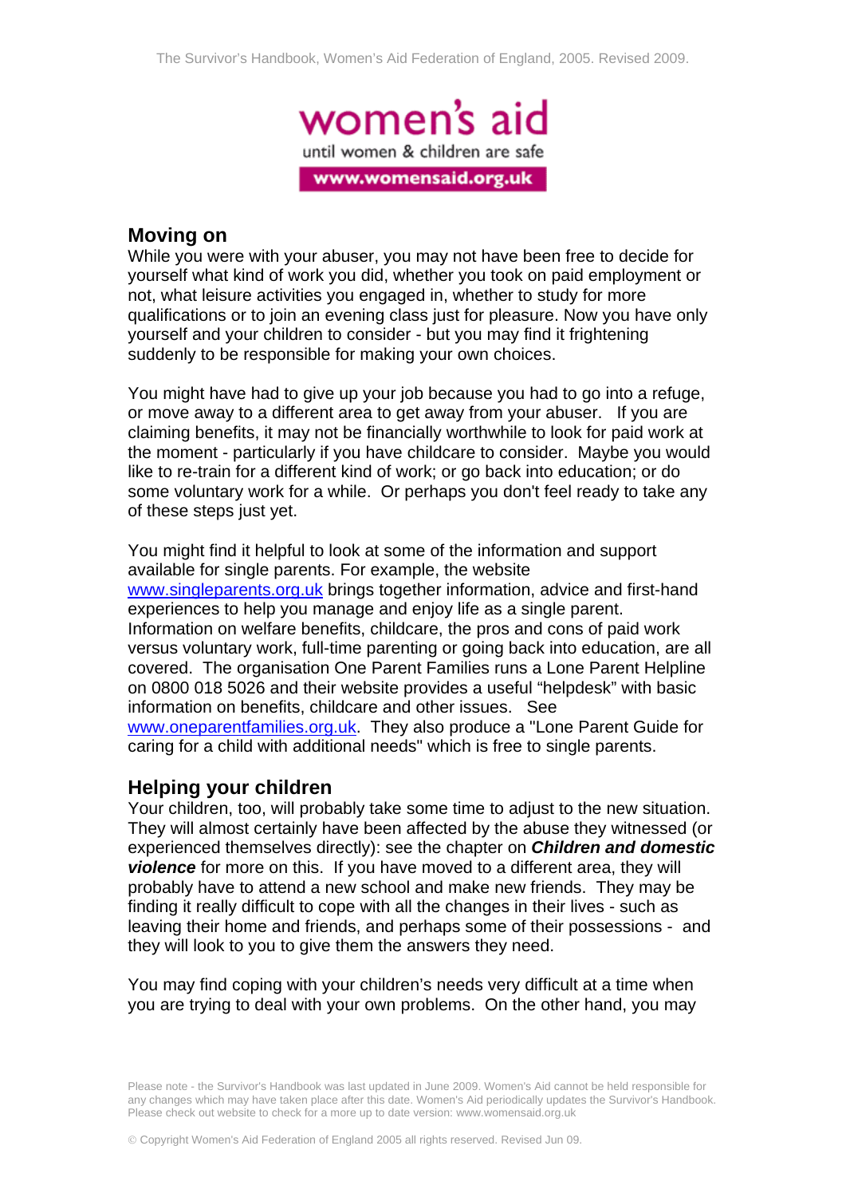## Moving on

While you were with your abuser, you may not have been free to decide for yourself what kind of work you did, whether you took on paid employment or not, what leisure activities you engaged in, whether to study for more qualifications or to join an evening class just for pleasure. Now you have only yourself and your children to consider - but you may find it frightening suddenly to be responsible for making your own choices.

You might have had to give up your job because you had to go into a refuge, or move away to a different area to get away from your abuser. If you are claiming benefits, it may not be financially worthwhile to look for paid work at the moment - particularly if you have childcare to consider. Maybe you would like to re-train for a different kind of work; or go back into education; or do some voluntary work for a while. Or perhaps you don't feel ready to take any of these steps just yet.

You might find it helpful to look at some of the information and support available for single parents. For example, the website www.singleparents.org.uk brings together information, advice and first-hand experiences to help you manage and enjoy life as a single parent. Information on welfare benefits, childcare, the pros and cons of paid work versus voluntary work, full-time parenting or going back into education, are all covered. The organisation One Parent Families runs a Lone Parent Helpline on 0800 018 5026 and their website provides a useful "helpdesk" with basic information on benefits, childcare and other issues. See www.oneparentfamilies.org.uk. They also produce a "Lone Parent Guide for caring for a child with additional needs" which is free to single parents.

## Helping your children

Your children, too, will probably take some time to adjust to the new situation. They will almost certainly have been affected by the abuse they witnessed (or experienced themselves directly): see the chapter on ***Children and domestic violence*** for more on this. If you have moved to a different area, they will probably have to attend a new school and make new friends. They may be finding it really difficult to cope with all the changes in their lives - such as leaving their home and friends, and perhaps some of their possessions - and they will look to you to give them the answers they need.

You may find coping with your children's needs very difficult at a time when you are trying to deal with your own problems. On the other hand, you may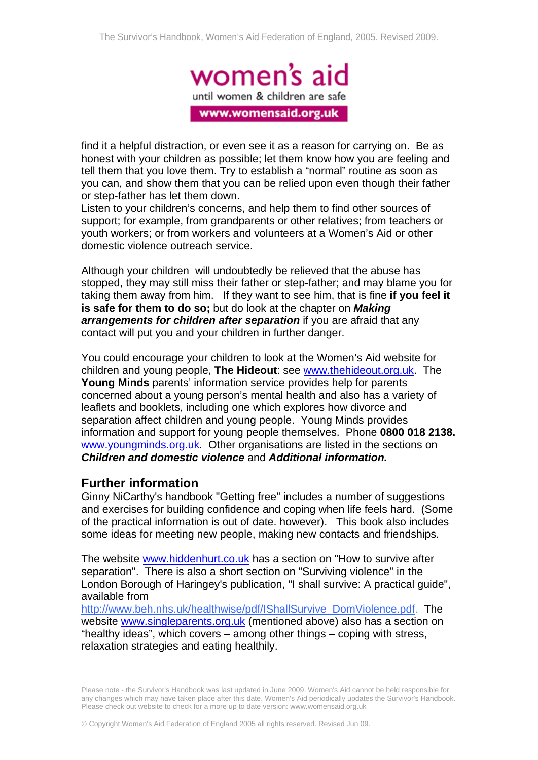find it a helpful distraction, or even see it as a reason for carrying on. Be as honest with your children as possible; let them know how you are feeling and tell them that you love them. Try to establish a "normal" routine as soon as you can, and show them that you can be relied upon even though their father or step-father has let them down.

Listen to your children's concerns, and help them to find other sources of support; for example, from grandparents or other relatives; from teachers or youth workers; or from workers and volunteers at a Women's Aid or other domestic violence outreach service.

Although your children will undoubtedly be relieved that the abuse has stopped, they may still miss their father or step-father; and may blame you for taking them away from him. If they want to see him, that is fine **if you feel it is safe for them to do so;** but do look at the chapter on ***Making arrangements for children after separation*** if you are afraid that any contact will put you and your children in further danger.

You could encourage your children to look at the Women's Aid website for children and young people, **The Hideout**: see www.thehideout.org.uk. The **Young Minds** parents' information service provides help for parents concerned about a young person's mental health and also has a variety of leaflets and booklets, including one which explores how divorce and separation affect children and young people. Young Minds provides information and support for young people themselves. Phone **0800 018 2138.** www.youngminds.org.uk. Other organisations are listed in the sections on ***Children and domestic violence*** and ***Additional information.***

## Further information

Ginny NiCarthy's handbook "Getting free" includes a number of suggestions and exercises for building confidence and coping when life feels hard. (Some of the practical information is out of date. however). This book also includes some ideas for meeting new people, making new contacts and friendships.

The website www.hiddenhurt.co.uk has a section on "How to survive after separation". There is also a short section on "Surviving violence" in the London Borough of Haringey's publication, "I shall survive: A practical guide", available from http://www.beh.nhs.uk/healthwise/pdf/IShallSurvive_DomViolence.pdf. The website www.singleparents.org.uk (mentioned above) also has a section on "healthy ideas", which covers – among other things – coping with stress, relaxation strategies and eating healthily.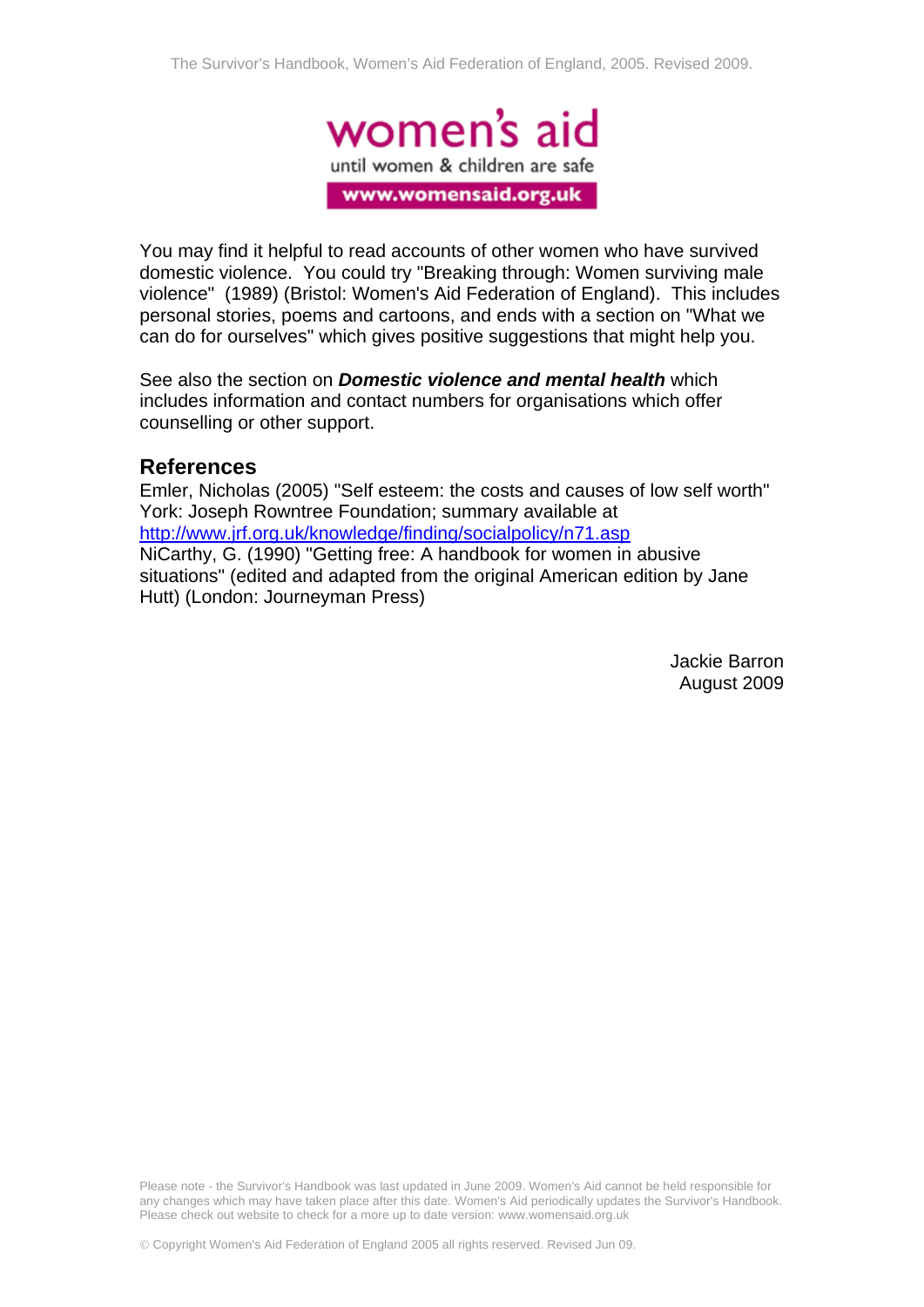You may find it helpful to read accounts of other women who have survived domestic violence. You could try "Breaking through: Women surviving male violence" (1989) (Bristol: Women's Aid Federation of England). This includes personal stories, poems and cartoons, and ends with a section on "What we can do for ourselves" which gives positive suggestions that might help you.

See also the section on ***Domestic violence and mental health*** which includes information and contact numbers for organisations which offer counselling or other support.

## References

Emler, Nicholas (2005) "Self esteem: the costs and causes of low self worth" York: Joseph Rowntree Foundation; summary available at http://www.jrf.org.uk/knowledge/finding/socialpolicy/n71.asp
NiCarthy, G. (1990) "Getting free: A handbook for women in abusive situations" (edited and adapted from the original American edition by Jane Hutt) (London: Journeyman Press)

Jackie Barron
August 2009

Please note - the Survivor's Handbook was last updated in June 2009. Women's Aid cannot be held responsible for any changes which may have taken place after this date. Women's Aid periodically updates the Survivor's Handbook. Please check out website to check for a more up to date version: www.womensaid.org.uk